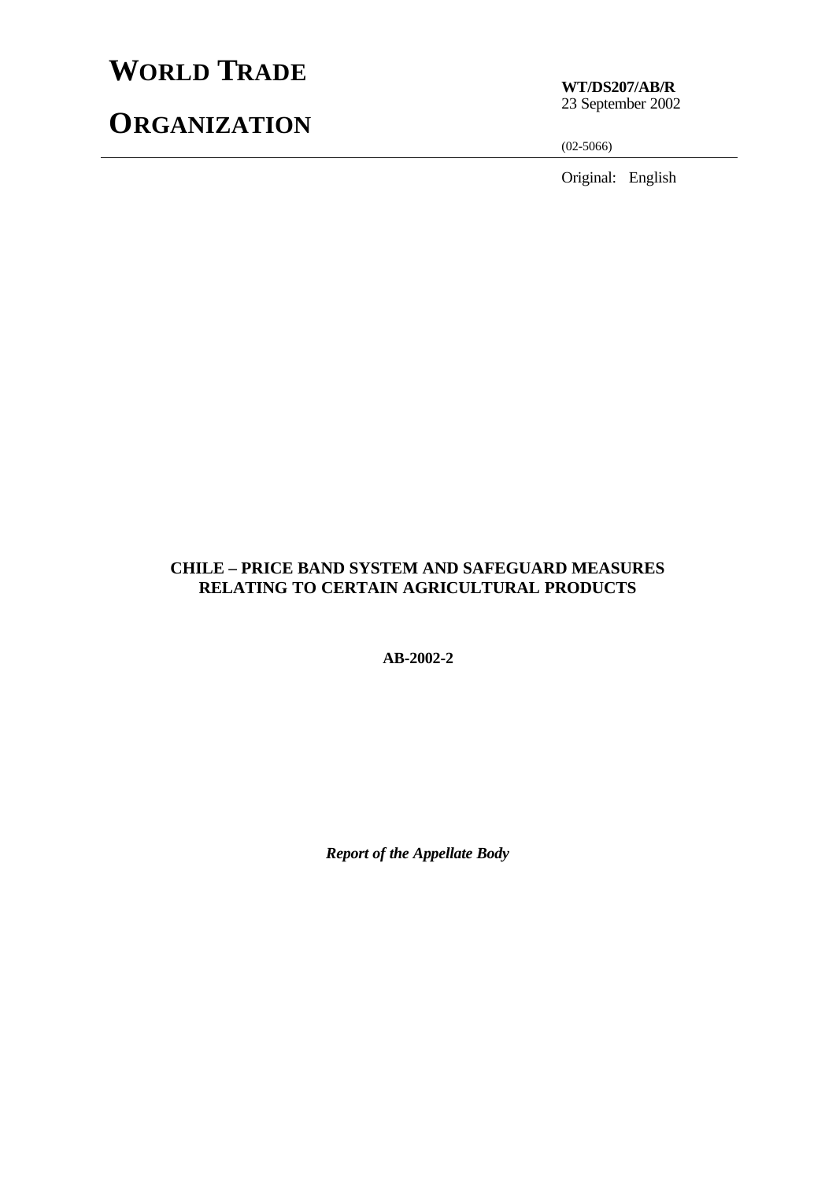# WORLD TRADE ORGANIZATION

**WT/DS207/AB/R**
23 September 2002

(02-5066)

Original: English

**CHILE – PRICE BAND SYSTEM AND SAFEGUARD MEASURES RELATING TO CERTAIN AGRICULTURAL PRODUCTS**

**AB-2002-2**

***Report of the Appellate Body***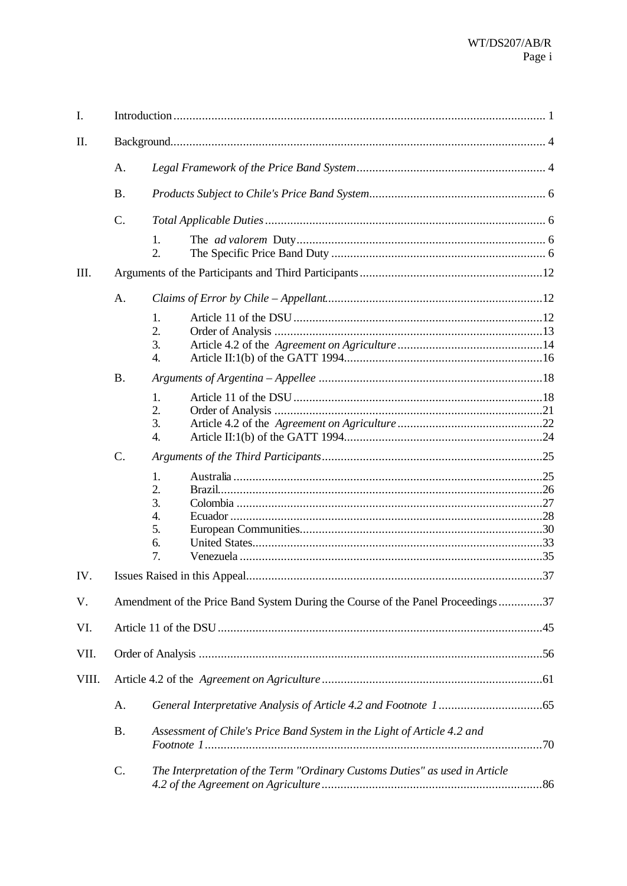| | | | | |
|---|---|---|---|---|
| I. | Introduction | | | 1 |
| II. | Background | | | 4 |
| | A. | *Legal Framework of the Price Band System* | | 4 |
| | B. | *Products Subject to Chile's Price Band System* | | 6 |
| | C. | *Total Applicable Duties* | | 6 |
| | | 1. | The *ad valorem* Duty | 6 |
| | | 2. | The Specific Price Band Duty | 6 |
| III. | Arguments of the Participants and Third Participants | | | 12 |
| | A. | *Claims of Error by Chile – Appellant* | | 12 |
| | | 1. | Article 11 of the DSU | 12 |
| | | 2. | Order of Analysis | 13 |
| | | 3. | Article 4.2 of the *Agreement on Agriculture* | 14 |
| | | 4. | Article II:1(b) of the GATT 1994 | 16 |
| | B. | *Arguments of Argentina – Appellee* | | 18 |
| | | 1. | Article 11 of the DSU | 18 |
| | | 2. | Order of Analysis | 21 |
| | | 3. | Article 4.2 of the *Agreement on Agriculture* | 22 |
| | | 4. | Article II:1(b) of the GATT 1994 | 24 |
| | C. | *Arguments of the Third Participants* | | 25 |
| | | 1. | Australia | 25 |
| | | 2. | Brazil | 26 |
| | | 3. | Colombia | 27 |
| | | 4. | Ecuador | 28 |
| | | 5. | European Communities | 30 |
| | | 6. | United States | 33 |
| | | 7. | Venezuela | 35 |
| IV. | Issues Raised in this Appeal | | | 37 |
| V. | Amendment of the Price Band System During the Course of the Panel Proceedings | | | 37 |
| VI. | Article 11 of the DSU | | | 45 |
| VII. | Order of Analysis | | | 56 |
| VIII. | Article 4.2 of the *Agreement on Agriculture* | | | 61 |
| | A. | *General Interpretative Analysis of Article 4.2 and Footnote 1* | | 65 |
| | B. | *Assessment of Chile's Price Band System in the Light of Article 4.2 and Footnote 1* | | 70 |
| | C. | *The Interpretation of the Term "Ordinary Customs Duties" as used in Article 4.2 of the Agreement on Agriculture* | | 86 |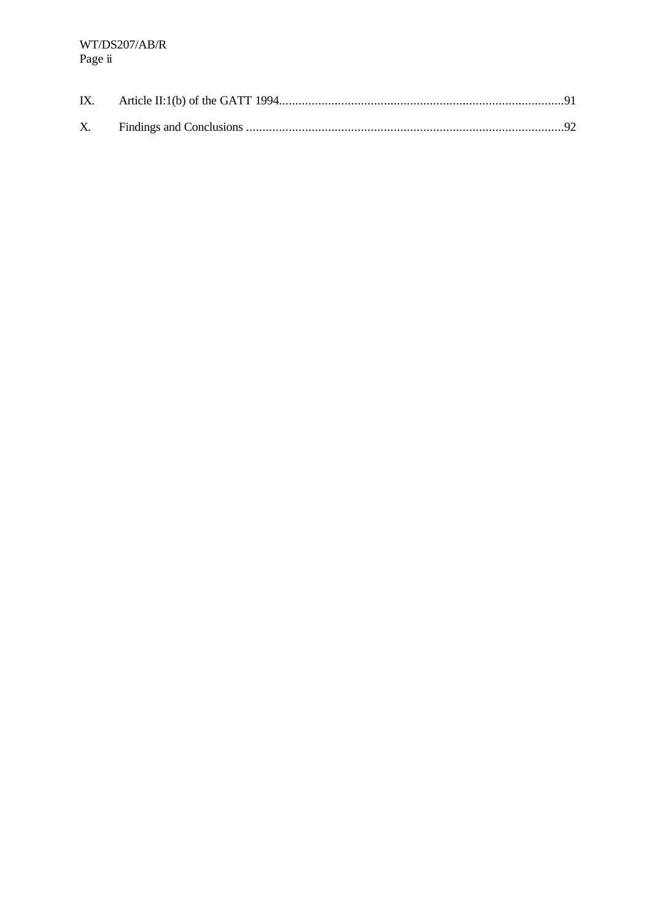IX. Article II:1(b) of the GATT 1994.......................................................................................91

X. Findings and Conclusions .................................................................................................92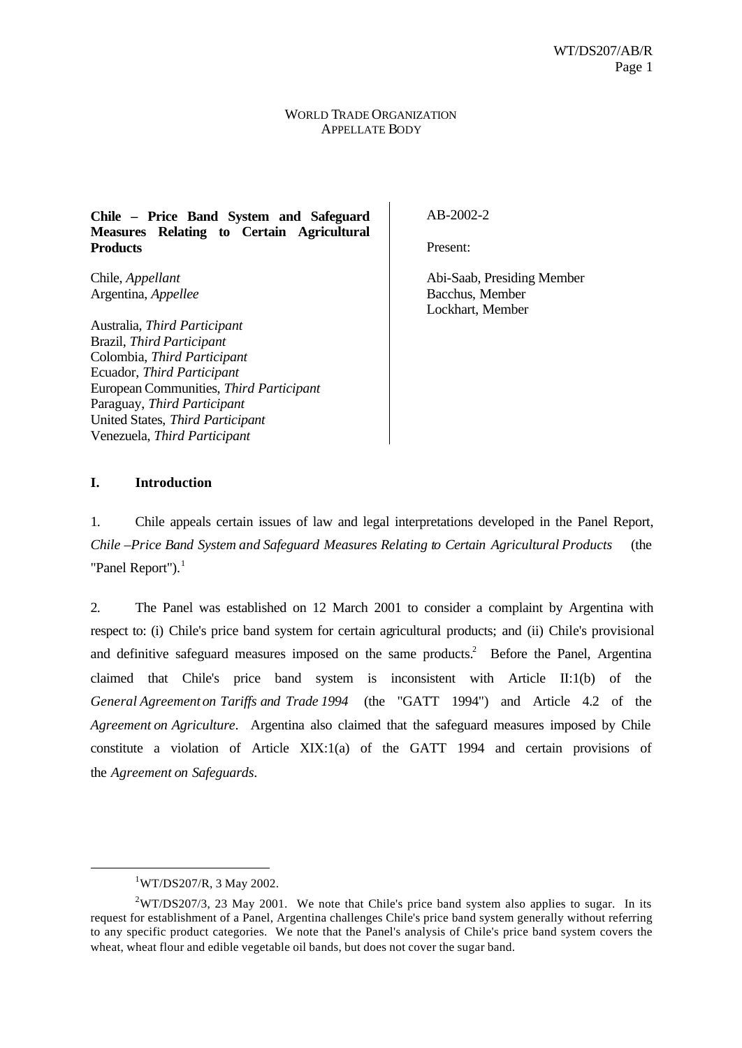WORLD TRADE ORGANIZATION
APPELLATE BODY

**Chile – Price Band System and Safeguard Measures Relating to Certain Agricultural Products**

Chile, *Appellant*
Argentina, *Appellee*

Australia, *Third Participant*
Brazil, *Third Participant*
Colombia, *Third Participant*
Ecuador, *Third Participant*
European Communities, *Third Participant*
Paraguay, *Third Participant*
United States, *Third Participant*
Venezuela, *Third Participant*

AB-2002-2

Present:

Abi-Saab, Presiding Member
Bacchus, Member
Lockhart, Member

## I. Introduction

1. Chile appeals certain issues of law and legal interpretations developed in the Panel Report, *Chile –Price Band System and Safeguard Measures Relating to Certain Agricultural Products* (the "Panel Report").[1]

2. The Panel was established on 12 March 2001 to consider a complaint by Argentina with respect to: (i) Chile's price band system for certain agricultural products; and (ii) Chile's provisional and definitive safeguard measures imposed on the same products.[2] Before the Panel, Argentina claimed that Chile's price band system is inconsistent with Article II:1(b) of the *General Agreement on Tariffs and Trade 1994* (the "GATT 1994") and Article 4.2 of the *Agreement on Agriculture*. Argentina also claimed that the safeguard measures imposed by Chile constitute a violation of Article XIX:1(a) of the GATT 1994 and certain provisions of the *Agreement on Safeguards*.

---

[1] WT/DS207/R, 3 May 2002.

[2] WT/DS207/3, 23 May 2001. We note that Chile's price band system also applies to sugar. In its request for establishment of a Panel, Argentina challenges Chile's price band system generally without referring to any specific product categories. We note that the Panel's analysis of Chile's price band system covers the wheat, wheat flour and edible vegetable oil bands, but does not cover the sugar band.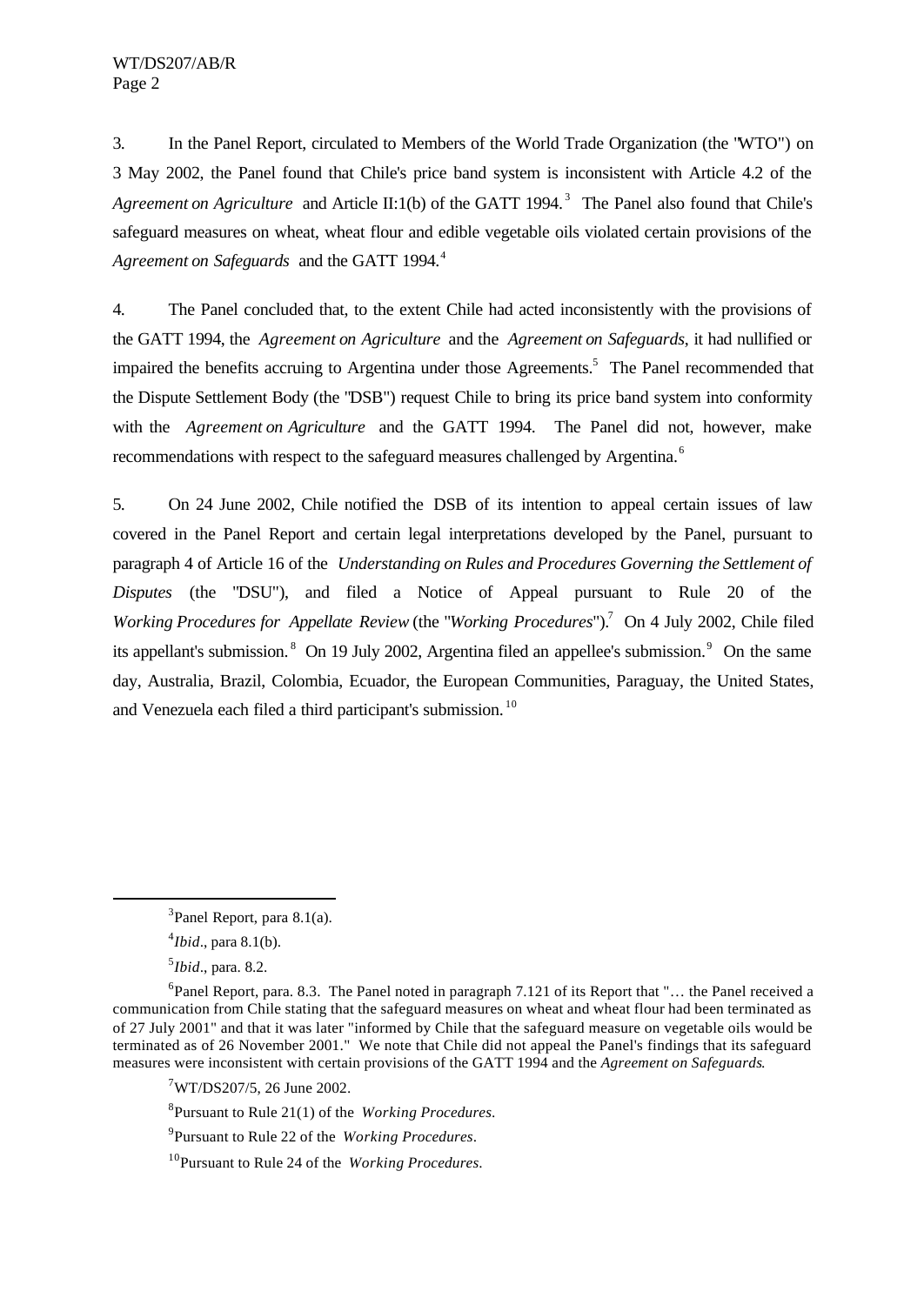3. In the Panel Report, circulated to Members of the World Trade Organization (the "WTO") on 3 May 2002, the Panel found that Chile's price band system is inconsistent with Article 4.2 of the *Agreement on Agriculture* and Article II:1(b) of the GATT 1994.[3] The Panel also found that Chile's safeguard measures on wheat, wheat flour and edible vegetable oils violated certain provisions of the *Agreement on Safeguards* and the GATT 1994.[4]

4. The Panel concluded that, to the extent Chile had acted inconsistently with the provisions of the GATT 1994, the *Agreement on Agriculture* and the *Agreement on Safeguards*, it had nullified or impaired the benefits accruing to Argentina under those Agreements.[5] The Panel recommended that the Dispute Settlement Body (the "DSB") request Chile to bring its price band system into conformity with the *Agreement on Agriculture* and the GATT 1994. The Panel did not, however, make recommendations with respect to the safeguard measures challenged by Argentina.[6]

5. On 24 June 2002, Chile notified the DSB of its intention to appeal certain issues of law covered in the Panel Report and certain legal interpretations developed by the Panel, pursuant to paragraph 4 of Article 16 of the *Understanding on Rules and Procedures Governing the Settlement of Disputes* (the "DSU"), and filed a Notice of Appeal pursuant to Rule 20 of the *Working Procedures for Appellate Review* (the "*Working Procedures*").[7] On 4 July 2002, Chile filed its appellant's submission.[8] On 19 July 2002, Argentina filed an appellee's submission.[9] On the same day, Australia, Brazil, Colombia, Ecuador, the European Communities, Paraguay, the United States, and Venezuela each filed a third participant's submission.[10]

---

[3] Panel Report, para 8.1(a).

[4] *Ibid*., para 8.1(b).

[5] *Ibid*., para. 8.2.

[6] Panel Report, para. 8.3. The Panel noted in paragraph 7.121 of its Report that "… the Panel received a communication from Chile stating that the safeguard measures on wheat and wheat flour had been terminated as of 27 July 2001" and that it was later "informed by Chile that the safeguard measure on vegetable oils would be terminated as of 26 November 2001." We note that Chile did not appeal the Panel's findings that its safeguard measures were inconsistent with certain provisions of the GATT 1994 and the *Agreement on Safeguards*.

[7] WT/DS207/5, 26 June 2002.

[8] Pursuant to Rule 21(1) of the *Working Procedures*.

[9] Pursuant to Rule 22 of the *Working Procedures*.

[10] Pursuant to Rule 24 of the *Working Procedures*.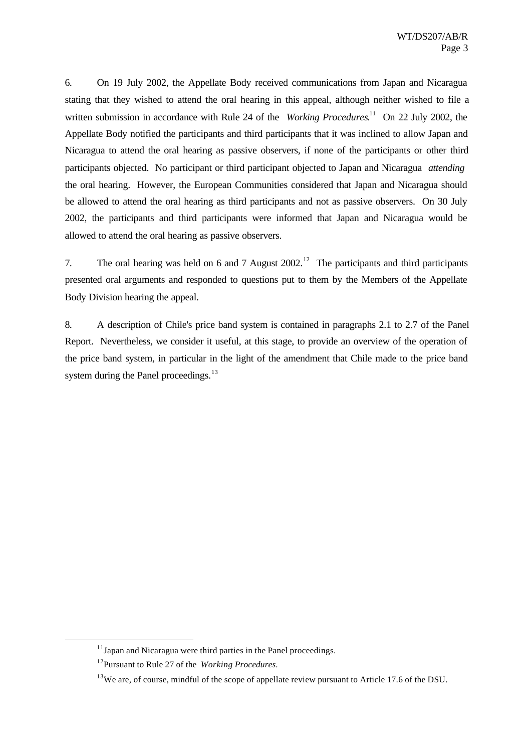6. On 19 July 2002, the Appellate Body received communications from Japan and Nicaragua stating that they wished to attend the oral hearing in this appeal, although neither wished to file a written submission in accordance with Rule 24 of the *Working Procedures*.[11] On 22 July 2002, the Appellate Body notified the participants and third participants that it was inclined to allow Japan and Nicaragua to attend the oral hearing as passive observers, if none of the participants or other third participants objected. No participant or third participant objected to Japan and Nicaragua *attending* the oral hearing. However, the European Communities considered that Japan and Nicaragua should be allowed to attend the oral hearing as third participants and not as passive observers. On 30 July 2002, the participants and third participants were informed that Japan and Nicaragua would be allowed to attend the oral hearing as passive observers.

7. The oral hearing was held on 6 and 7 August 2002.[12] The participants and third participants presented oral arguments and responded to questions put to them by the Members of the Appellate Body Division hearing the appeal.

8. A description of Chile's price band system is contained in paragraphs 2.1 to 2.7 of the Panel Report. Nevertheless, we consider it useful, at this stage, to provide an overview of the operation of the price band system, in particular in the light of the amendment that Chile made to the price band system during the Panel proceedings.[13]

---

[11] Japan and Nicaragua were third parties in the Panel proceedings.

[12] Pursuant to Rule 27 of the *Working Procedures*.

[13] We are, of course, mindful of the scope of appellate review pursuant to Article 17.6 of the DSU.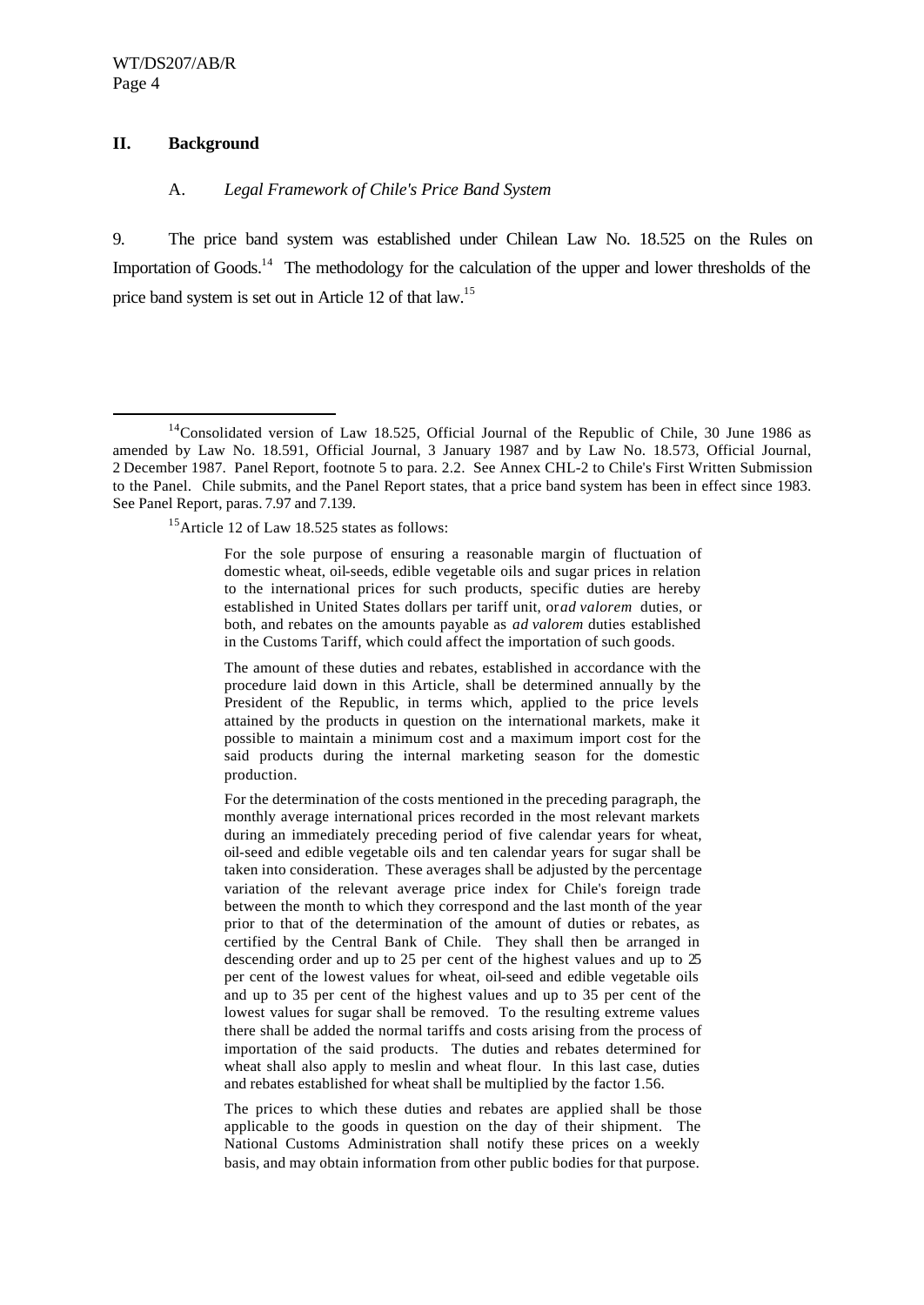## II. Background

### A. *Legal Framework of Chile's Price Band System*

9. The price band system was established under Chilean Law No. 18.525 on the Rules on Importation of Goods.[14] The methodology for the calculation of the upper and lower thresholds of the price band system is set out in Article 12 of that law.[15]

---

[14] Consolidated version of Law 18.525, Official Journal of the Republic of Chile, 30 June 1986 as amended by Law No. 18.591, Official Journal, 3 January 1987 and by Law No. 18.573, Official Journal, 2 December 1987. Panel Report, footnote 5 to para. 2.2. See Annex CHL-2 to Chile's First Written Submission to the Panel. Chile submits, and the Panel Report states, that a price band system has been in effect since 1983. See Panel Report, paras. 7.97 and 7.139.

[15] Article 12 of Law 18.525 states as follows:

> For the sole purpose of ensuring a reasonable margin of fluctuation of domestic wheat, oil-seeds, edible vegetable oils and sugar prices in relation to the international prices for such products, specific duties are hereby established in United States dollars per tariff unit, or *ad valorem* duties, or both, and rebates on the amounts payable as *ad valorem* duties established in the Customs Tariff, which could affect the importation of such goods.
>
> The amount of these duties and rebates, established in accordance with the procedure laid down in this Article, shall be determined annually by the President of the Republic, in terms which, applied to the price levels attained by the products in question on the international markets, make it possible to maintain a minimum cost and a maximum import cost for the said products during the internal marketing season for the domestic production.
>
> For the determination of the costs mentioned in the preceding paragraph, the monthly average international prices recorded in the most relevant markets during an immediately preceding period of five calendar years for wheat, oil-seed and edible vegetable oils and ten calendar years for sugar shall be taken into consideration. These averages shall be adjusted by the percentage variation of the relevant average price index for Chile's foreign trade between the month to which they correspond and the last month of the year prior to that of the determination of the amount of duties or rebates, as certified by the Central Bank of Chile. They shall then be arranged in descending order and up to 25 per cent of the highest values and up to 25 per cent of the lowest values for wheat, oil-seed and edible vegetable oils and up to 35 per cent of the highest values and up to 35 per cent of the lowest values for sugar shall be removed. To the resulting extreme values there shall be added the normal tariffs and costs arising from the process of importation of the said products. The duties and rebates determined for wheat shall also apply to meslin and wheat flour. In this last case, duties and rebates established for wheat shall be multiplied by the factor 1.56.
>
> The prices to which these duties and rebates are applied shall be those applicable to the goods in question on the day of their shipment. The National Customs Administration shall notify these prices on a weekly basis, and may obtain information from other public bodies for that purpose.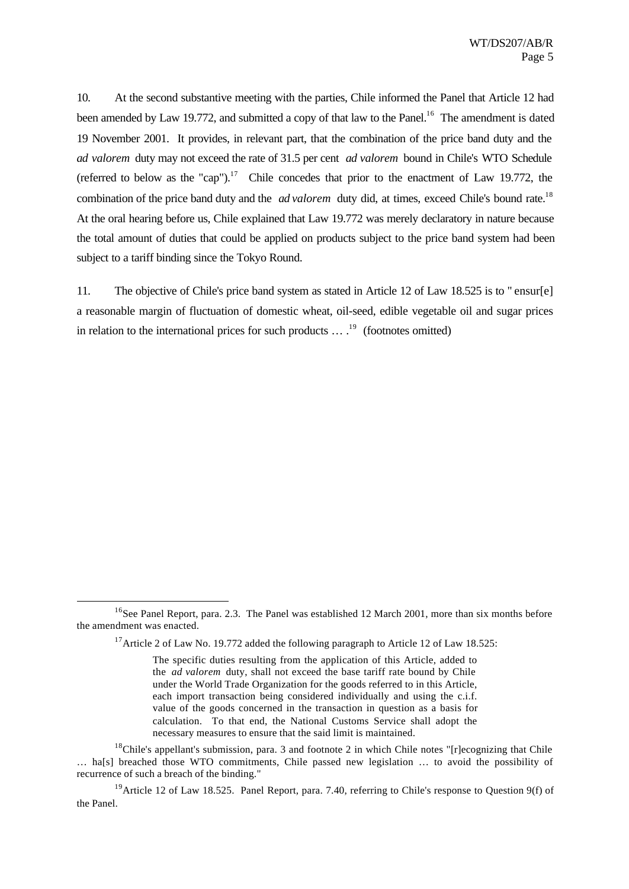10. At the second substantive meeting with the parties, Chile informed the Panel that Article 12 had been amended by Law 19.772, and submitted a copy of that law to the Panel.[16] The amendment is dated 19 November 2001. It provides, in relevant part, that the combination of the price band duty and the *ad valorem* duty may not exceed the rate of 31.5 per cent *ad valorem* bound in Chile's WTO Schedule (referred to below as the "cap").[17] Chile concedes that prior to the enactment of Law 19.772, the combination of the price band duty and the *ad valorem* duty did, at times, exceed Chile's bound rate.[18] At the oral hearing before us, Chile explained that Law 19.772 was merely declaratory in nature because the total amount of duties that could be applied on products subject to the price band system had been subject to a tariff binding since the Tokyo Round.

11. The objective of Chile's price band system as stated in Article 12 of Law 18.525 is to "ensur[e] a reasonable margin of fluctuation of domestic wheat, oil-seed, edible vegetable oil and sugar prices in relation to the international prices for such products … .[19] (footnotes omitted)

---

[16] See Panel Report, para. 2.3. The Panel was established 12 March 2001, more than six months before the amendment was enacted.

[17] Article 2 of Law No. 19.772 added the following paragraph to Article 12 of Law 18.525:

> The specific duties resulting from the application of this Article, added to the *ad valorem* duty, shall not exceed the base tariff rate bound by Chile under the World Trade Organization for the goods referred to in this Article, each import transaction being considered individually and using the c.i.f. value of the goods concerned in the transaction in question as a basis for calculation. To that end, the National Customs Service shall adopt the necessary measures to ensure that the said limit is maintained.

[18] Chile's appellant's submission, para. 3 and footnote 2 in which Chile notes "[r]ecognizing that Chile … ha[s] breached those WTO commitments, Chile passed new legislation … to avoid the possibility of recurrence of such a breach of the binding."

[19] Article 12 of Law 18.525. Panel Report, para. 7.40, referring to Chile's response to Question 9(f) of the Panel.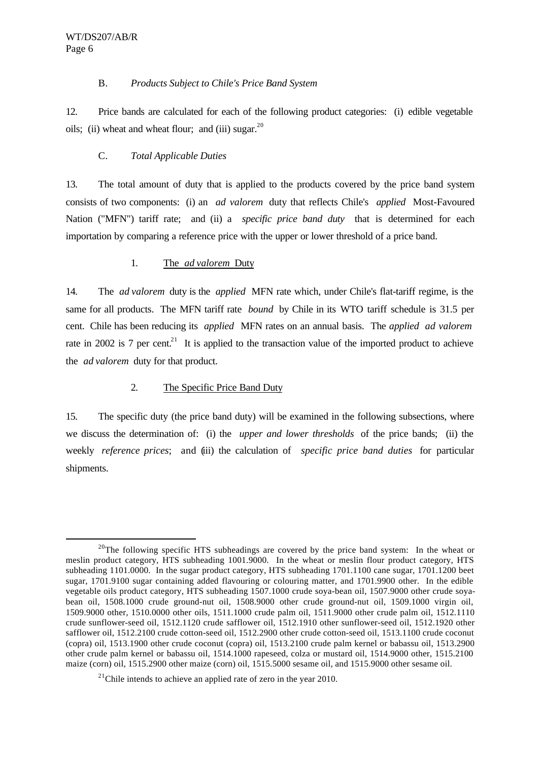### B. *Products Subject to Chile's Price Band System*

12. Price bands are calculated for each of the following product categories: (i) edible vegetable oils; (ii) wheat and wheat flour; and (iii) sugar.[20]

### C. *Total Applicable Duties*

13. The total amount of duty that is applied to the products covered by the price band system consists of two components: (i) an *ad valorem* duty that reflects Chile's *applied* Most-Favoured Nation ("MFN") tariff rate; and (ii) a *specific price band duty* that is determined for each importation by comparing a reference price with the upper or lower threshold of a price band.

#### 1. The *ad valorem* Duty

14. The *ad valorem* duty is the *applied* MFN rate which, under Chile's flat-tariff regime, is the same for all products. The MFN tariff rate *bound* by Chile in its WTO tariff schedule is 31.5 per cent. Chile has been reducing its *applied* MFN rates on an annual basis. The *applied ad valorem* rate in 2002 is 7 per cent.[21] It is applied to the transaction value of the imported product to achieve the *ad valorem* duty for that product.

#### 2. The Specific Price Band Duty

15. The specific duty (the price band duty) will be examined in the following subsections, where we discuss the determination of: (i) the *upper and lower thresholds* of the price bands; (ii) the weekly *reference prices*; and (iii) the calculation of *specific price band duties* for particular shipments.

---

[20] The following specific HTS subheadings are covered by the price band system: In the wheat or meslin product category, HTS subheading 1001.9000. In the wheat or meslin flour product category, HTS subheading 1101.0000. In the sugar product category, HTS subheading 1701.1100 cane sugar, 1701.1200 beet sugar, 1701.9100 sugar containing added flavouring or colouring matter, and 1701.9900 other. In the edible vegetable oils product category, HTS subheading 1507.1000 crude soya-bean oil, 1507.9000 other crude soya-bean oil, 1508.1000 crude ground-nut oil, 1508.9000 other crude ground-nut oil, 1509.1000 virgin oil, 1509.9000 other, 1510.0000 other oils, 1511.1000 crude palm oil, 1511.9000 other crude palm oil, 1512.1110 crude sunflower-seed oil, 1512.1120 crude safflower oil, 1512.1910 other sunflower-seed oil, 1512.1920 other safflower oil, 1512.2100 crude cotton-seed oil, 1512.2900 other crude cotton-seed oil, 1513.1100 crude coconut (copra) oil, 1513.1900 other crude coconut (copra) oil, 1513.2100 crude palm kernel or babassu oil, 1513.2900 other crude palm kernel or babassu oil, 1514.1000 rapeseed, colza or mustard oil, 1514.9000 other, 1515.2100 maize (corn) oil, 1515.2900 other maize (corn) oil, 1515.5000 sesame oil, and 1515.9000 other sesame oil.

[21] Chile intends to achieve an applied rate of zero in the year 2010.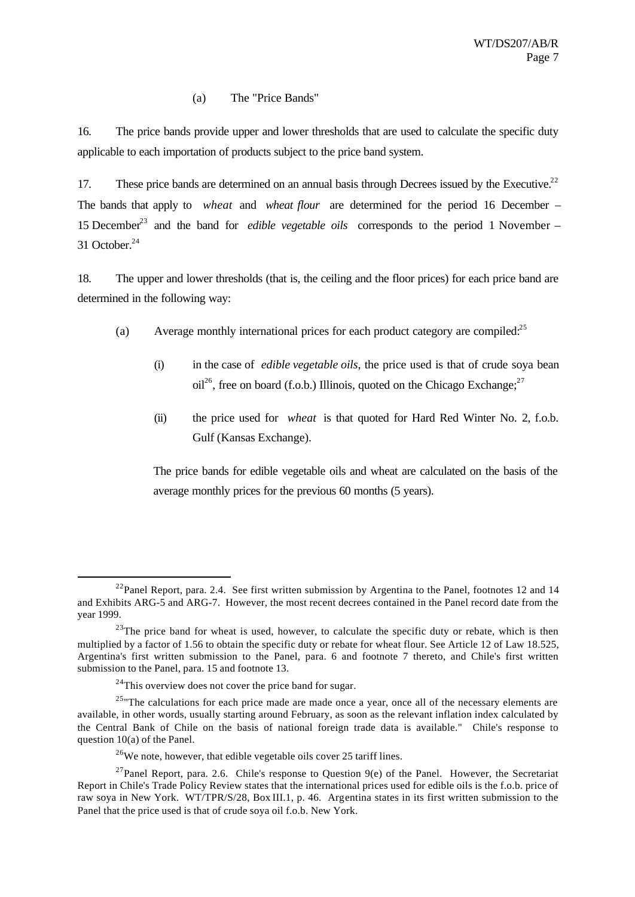(a) The "Price Bands"

16. The price bands provide upper and lower thresholds that are used to calculate the specific duty applicable to each importation of products subject to the price band system.

17. These price bands are determined on an annual basis through Decrees issued by the Executive.[22] The bands that apply to *wheat* and *wheat flour* are determined for the period 16 December – 15 December[23] and the band for *edible vegetable oils* corresponds to the period 1 November – 31 October.[24]

18. The upper and lower thresholds (that is, the ceiling and the floor prices) for each price band are determined in the following way:

(a) Average monthly international prices for each product category are compiled:[25]

(i) in the case of *edible vegetable oils*, the price used is that of crude soya bean oil[26], free on board (f.o.b.) Illinois, quoted on the Chicago Exchange;[27]

(ii) the price used for *wheat* is that quoted for Hard Red Winter No. 2, f.o.b. Gulf (Kansas Exchange).

The price bands for edible vegetable oils and wheat are calculated on the basis of the average monthly prices for the previous 60 months (5 years).

---

[22] Panel Report, para. 2.4. See first written submission by Argentina to the Panel, footnotes 12 and 14 and Exhibits ARG-5 and ARG-7. However, the most recent decrees contained in the Panel record date from the year 1999.

[23] The price band for wheat is used, however, to calculate the specific duty or rebate, which is then multiplied by a factor of 1.56 to obtain the specific duty or rebate for wheat flour. See Article 12 of Law 18.525, Argentina's first written submission to the Panel, para. 6 and footnote 7 thereto, and Chile's first written submission to the Panel, para. 15 and footnote 13.

[24] This overview does not cover the price band for sugar.

[25] "The calculations for each price made are made once a year, once all of the necessary elements are available, in other words, usually starting around February, as soon as the relevant inflation index calculated by the Central Bank of Chile on the basis of national foreign trade data is available." Chile's response to question 10(a) of the Panel.

[26] We note, however, that edible vegetable oils cover 25 tariff lines.

[27] Panel Report, para. 2.6. Chile's response to Question 9(e) of the Panel. However, the Secretariat Report in Chile's Trade Policy Review states that the international prices used for edible oils is the f.o.b. price of raw soya in New York. WT/TPR/S/28, Box III.1, p. 46. Argentina states in its first written submission to the Panel that the price used is that of crude soya oil f.o.b. New York.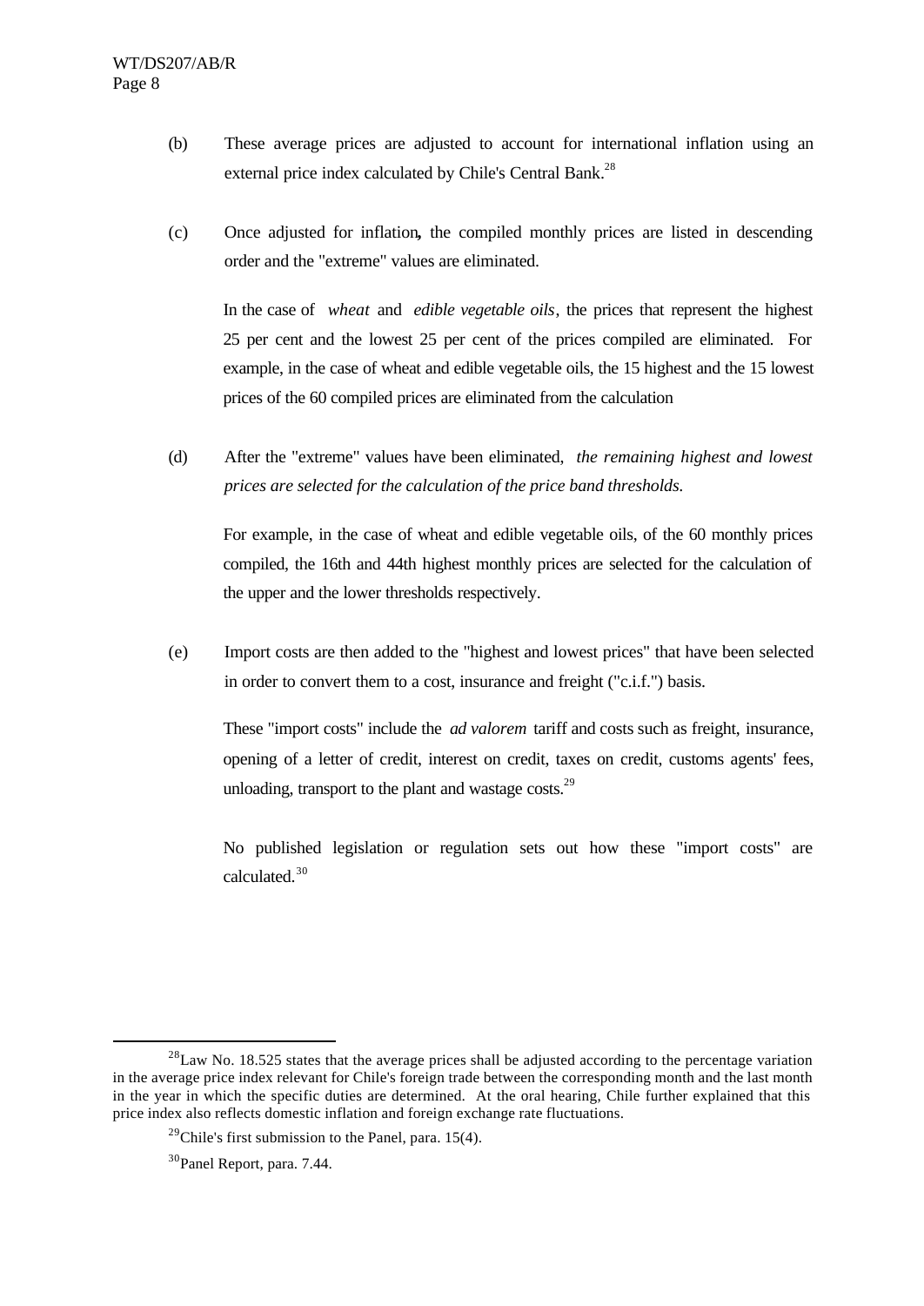(b) These average prices are adjusted to account for international inflation using an external price index calculated by Chile's Central Bank.[28]

(c) Once adjusted for inflation**,** the compiled monthly prices are listed in descending order and the "extreme" values are eliminated.

In the case of *wheat* and *edible vegetable oils*, the prices that represent the highest 25 per cent and the lowest 25 per cent of the prices compiled are eliminated. For example, in the case of wheat and edible vegetable oils, the 15 highest and the 15 lowest prices of the 60 compiled prices are eliminated from the calculation

(d) After the "extreme" values have been eliminated, *the remaining highest and lowest prices are selected for the calculation of the price band thresholds.*

For example, in the case of wheat and edible vegetable oils, of the 60 monthly prices compiled, the 16th and 44th highest monthly prices are selected for the calculation of the upper and the lower thresholds respectively.

(e) Import costs are then added to the "highest and lowest prices" that have been selected in order to convert them to a cost, insurance and freight ("c.i.f.") basis.

These "import costs" include the *ad valorem* tariff and costs such as freight, insurance, opening of a letter of credit, interest on credit, taxes on credit, customs agents' fees, unloading, transport to the plant and wastage costs.[29]

No published legislation or regulation sets out how these "import costs" are calculated.[30]

---

[28]Law No. 18.525 states that the average prices shall be adjusted according to the percentage variation in the average price index relevant for Chile's foreign trade between the corresponding month and the last month in the year in which the specific duties are determined. At the oral hearing, Chile further explained that this price index also reflects domestic inflation and foreign exchange rate fluctuations.

[29]Chile's first submission to the Panel, para. 15(4).

[30]Panel Report, para. 7.44.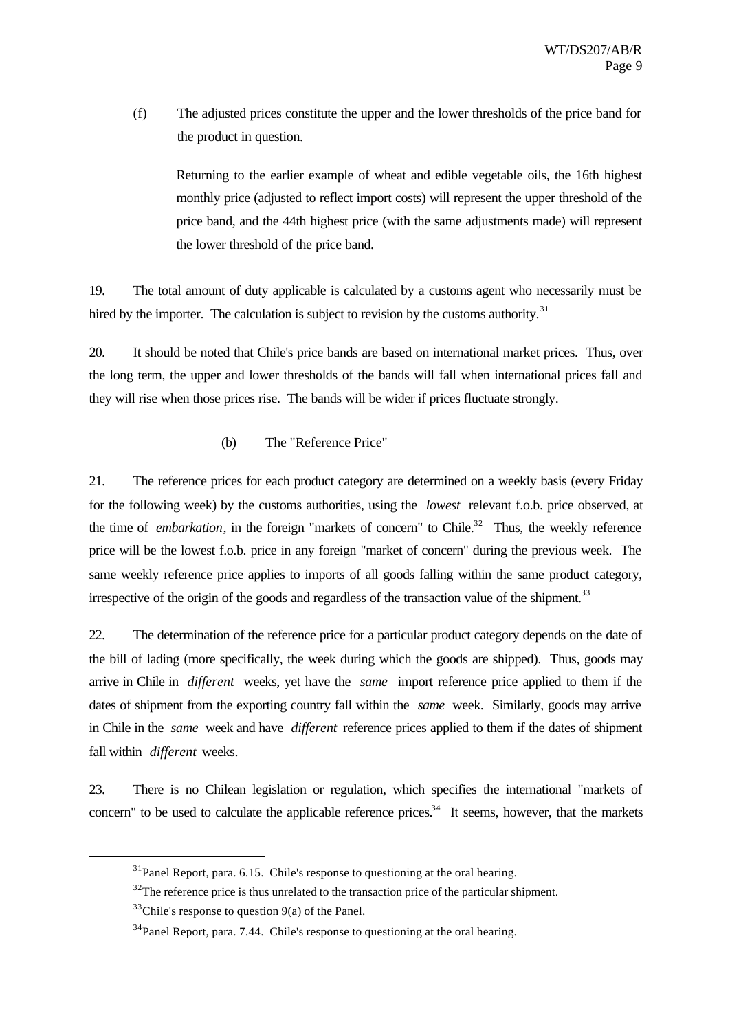(f) The adjusted prices constitute the upper and the lower thresholds of the price band for the product in question.

Returning to the earlier example of wheat and edible vegetable oils, the 16th highest monthly price (adjusted to reflect import costs) will represent the upper threshold of the price band, and the 44th highest price (with the same adjustments made) will represent the lower threshold of the price band.

19. The total amount of duty applicable is calculated by a customs agent who necessarily must be hired by the importer. The calculation is subject to revision by the customs authority.[31]

20. It should be noted that Chile's price bands are based on international market prices. Thus, over the long term, the upper and lower thresholds of the bands will fall when international prices fall and they will rise when those prices rise. The bands will be wider if prices fluctuate strongly.

(b) The "Reference Price"

21. The reference prices for each product category are determined on a weekly basis (every Friday for the following week) by the customs authorities, using the *lowest* relevant f.o.b. price observed, at the time of *embarkation*, in the foreign "markets of concern" to Chile.[32] Thus, the weekly reference price will be the lowest f.o.b. price in any foreign "market of concern" during the previous week. The same weekly reference price applies to imports of all goods falling within the same product category, irrespective of the origin of the goods and regardless of the transaction value of the shipment.[33]

22. The determination of the reference price for a particular product category depends on the date of the bill of lading (more specifically, the week during which the goods are shipped). Thus, goods may arrive in Chile in *different* weeks, yet have the *same* import reference price applied to them if the dates of shipment from the exporting country fall within the *same* week. Similarly, goods may arrive in Chile in the *same* week and have *different* reference prices applied to them if the dates of shipment fall within *different* weeks.

23. There is no Chilean legislation or regulation, which specifies the international "markets of concern" to be used to calculate the applicable reference prices.[34] It seems, however, that the markets

---

[31] Panel Report, para. 6.15. Chile's response to questioning at the oral hearing.

[32] The reference price is thus unrelated to the transaction price of the particular shipment.

[33] Chile's response to question 9(a) of the Panel.

[34] Panel Report, para. 7.44. Chile's response to questioning at the oral hearing.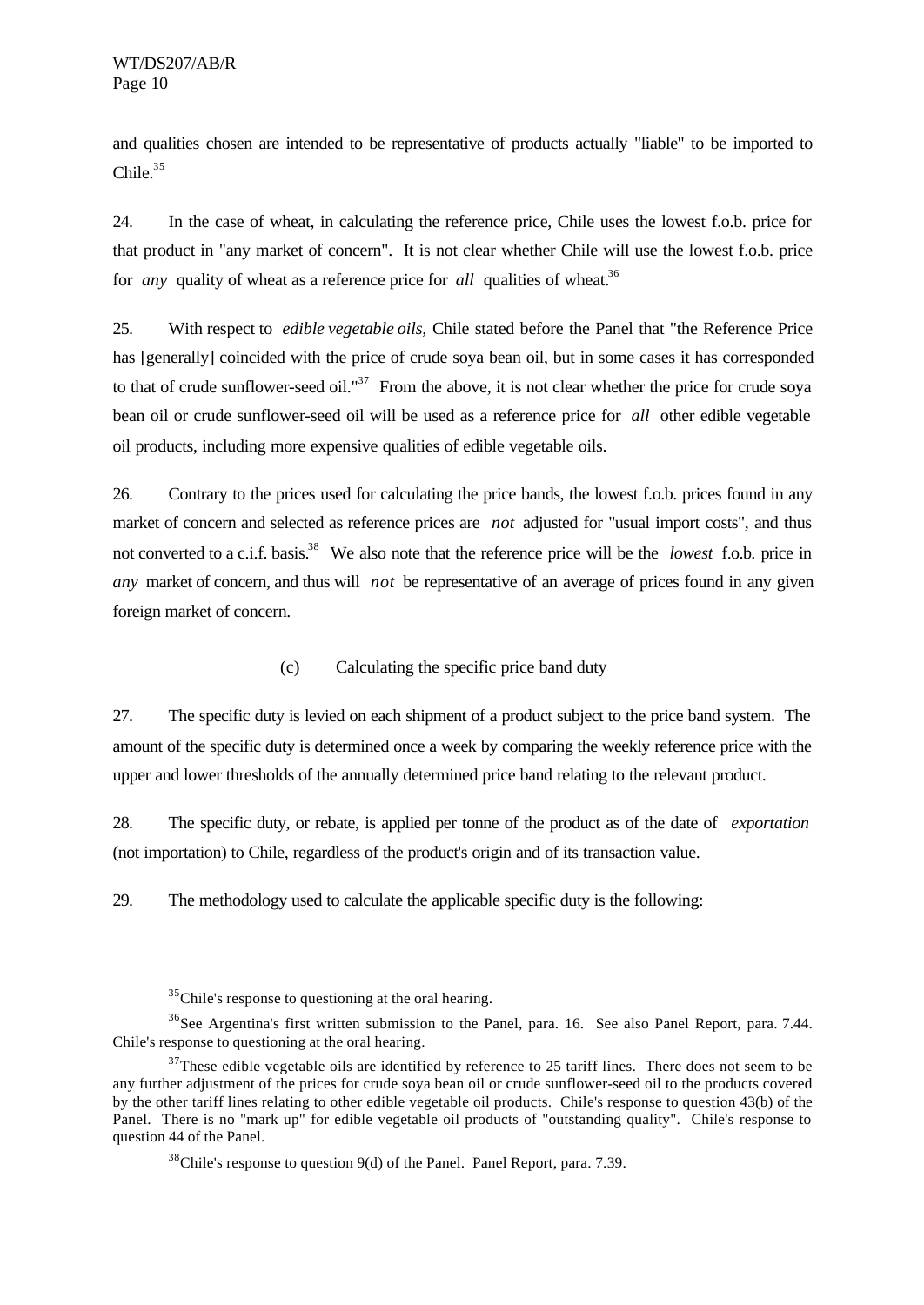and qualities chosen are intended to be representative of products actually "liable" to be imported to Chile.[35]

24. In the case of wheat, in calculating the reference price, Chile uses the lowest f.o.b. price for that product in "any market of concern". It is not clear whether Chile will use the lowest f.o.b. price for *any* quality of wheat as a reference price for *all* qualities of wheat.[36]

25. With respect to *edible vegetable oils,* Chile stated before the Panel that "the Reference Price has [generally] coincided with the price of crude soya bean oil, but in some cases it has corresponded to that of crude sunflower-seed oil."[37] From the above, it is not clear whether the price for crude soya bean oil or crude sunflower-seed oil will be used as a reference price for *all* other edible vegetable oil products, including more expensive qualities of edible vegetable oils.

26. Contrary to the prices used for calculating the price bands, the lowest f.o.b. prices found in any market of concern and selected as reference prices are *not* adjusted for "usual import costs", and thus not converted to a c.i.f. basis.[38] We also note that the reference price will be the *lowest* f.o.b. price in *any* market of concern, and thus will *not* be representative of an average of prices found in any given foreign market of concern.

(c) Calculating the specific price band duty

27. The specific duty is levied on each shipment of a product subject to the price band system. The amount of the specific duty is determined once a week by comparing the weekly reference price with the upper and lower thresholds of the annually determined price band relating to the relevant product.

28. The specific duty, or rebate, is applied per tonne of the product as of the date of *exportation* (not importation) to Chile, regardless of the product's origin and of its transaction value.

29. The methodology used to calculate the applicable specific duty is the following:

---

[35] Chile's response to questioning at the oral hearing.

[36] See Argentina's first written submission to the Panel, para. 16. See also Panel Report, para. 7.44. Chile's response to questioning at the oral hearing.

[37] These edible vegetable oils are identified by reference to 25 tariff lines. There does not seem to be any further adjustment of the prices for crude soya bean oil or crude sunflower-seed oil to the products covered by the other tariff lines relating to other edible vegetable oil products. Chile's response to question 43(b) of the Panel. There is no "mark up" for edible vegetable oil products of "outstanding quality". Chile's response to question 44 of the Panel.

[38] Chile's response to question 9(d) of the Panel. Panel Report, para. 7.39.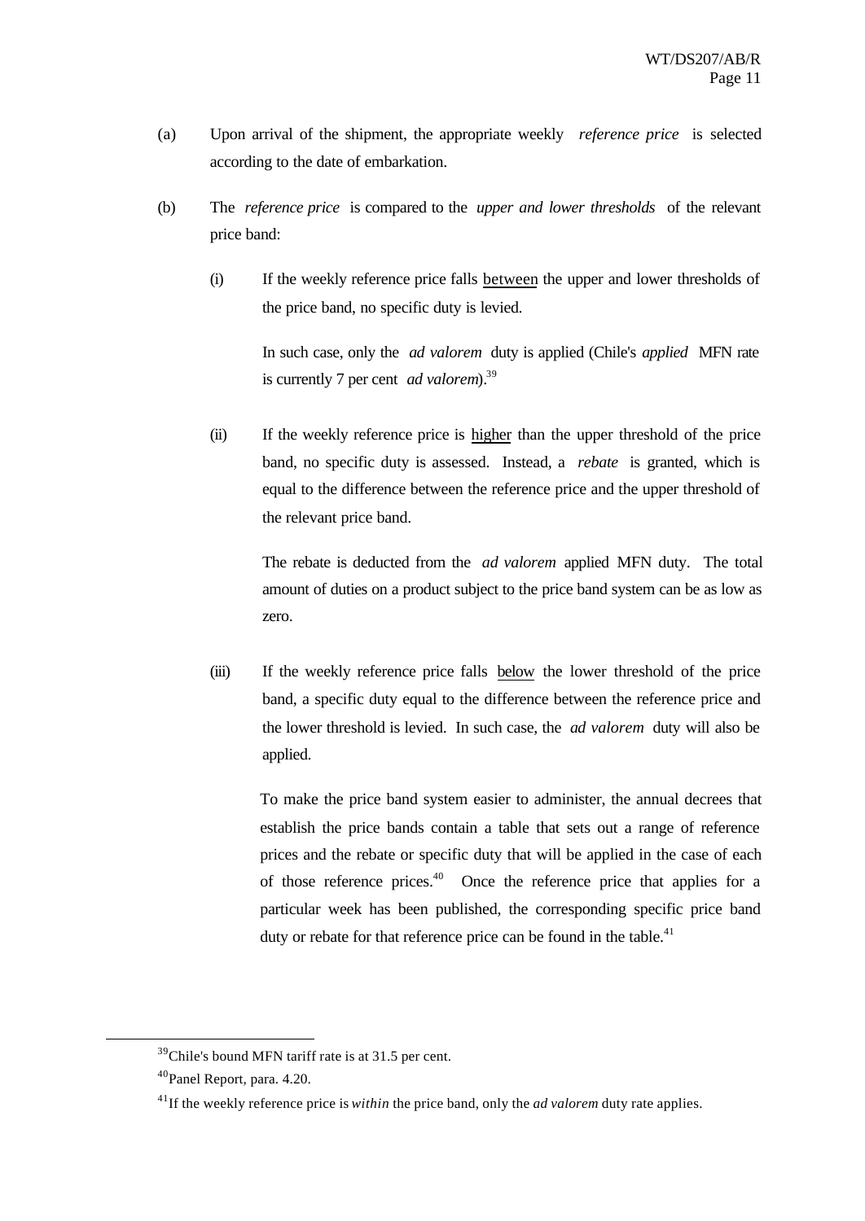(a) Upon arrival of the shipment, the appropriate weekly *reference price* is selected according to the date of embarkation.

(b) The *reference price* is compared to the *upper and lower thresholds* of the relevant price band:

  (i) If the weekly reference price falls <u>between</u> the upper and lower thresholds of the price band, no specific duty is levied.

  In such case, only the *ad valorem* duty is applied (Chile's *applied* MFN rate is currently 7 per cent *ad valorem*).[39]

  (ii) If the weekly reference price is <u>higher</u> than the upper threshold of the price band, no specific duty is assessed. Instead, a *rebate* is granted, which is equal to the difference between the reference price and the upper threshold of the relevant price band.

  The rebate is deducted from the *ad valorem* applied MFN duty. The total amount of duties on a product subject to the price band system can be as low as zero.

  (iii) If the weekly reference price falls <u>below</u> the lower threshold of the price band, a specific duty equal to the difference between the reference price and the lower threshold is levied. In such case, the *ad valorem* duty will also be applied.

  To make the price band system easier to administer, the annual decrees that establish the price bands contain a table that sets out a range of reference prices and the rebate or specific duty that will be applied in the case of each of those reference prices.[40] Once the reference price that applies for a particular week has been published, the corresponding specific price band duty or rebate for that reference price can be found in the table.[41]

---

[39] Chile's bound MFN tariff rate is at 31.5 per cent.

[40] Panel Report, para. 4.20.

[41] If the weekly reference price is *within* the price band, only the *ad valorem* duty rate applies.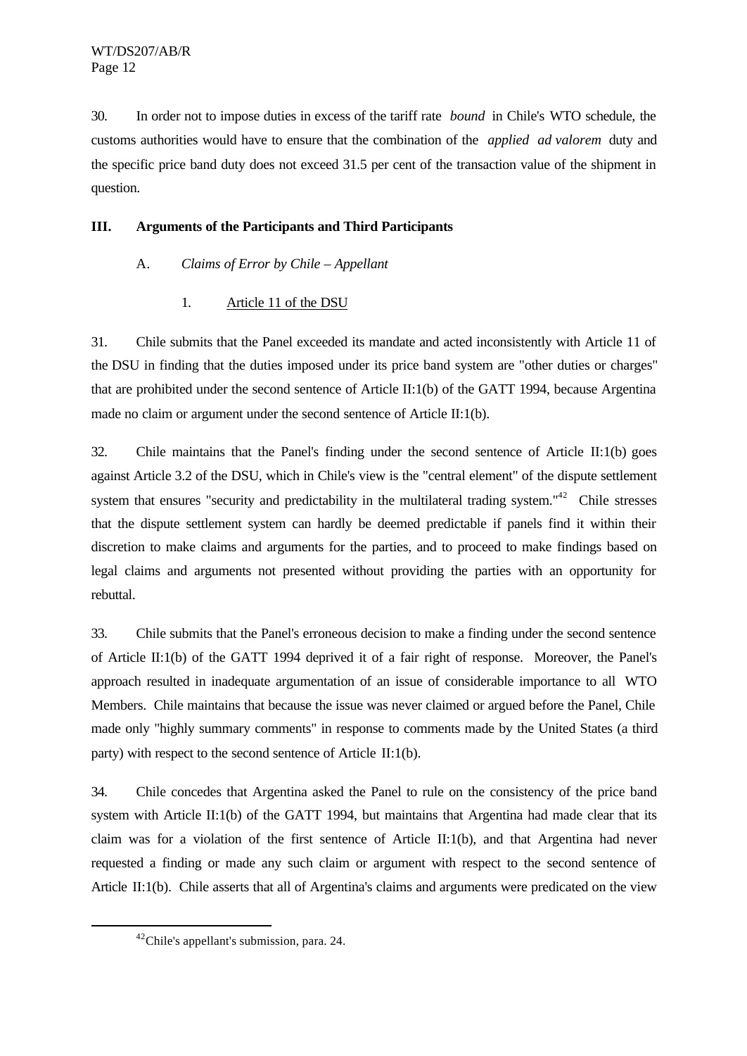30. In order not to impose duties in excess of the tariff rate *bound* in Chile's WTO schedule, the customs authorities would have to ensure that the combination of the *applied ad valorem* duty and the specific price band duty does not exceed 31.5 per cent of the transaction value of the shipment in question.

## III. Arguments of the Participants and Third Participants

### A. *Claims of Error by Chile – Appellant*

#### 1. Article 11 of the DSU

31. Chile submits that the Panel exceeded its mandate and acted inconsistently with Article 11 of the DSU in finding that the duties imposed under its price band system are "other duties or charges" that are prohibited under the second sentence of Article II:1(b) of the GATT 1994, because Argentina made no claim or argument under the second sentence of Article II:1(b).

32. Chile maintains that the Panel's finding under the second sentence of Article II:1(b) goes against Article 3.2 of the DSU, which in Chile's view is the "central element" of the dispute settlement system that ensures "security and predictability in the multilateral trading system."[42] Chile stresses that the dispute settlement system can hardly be deemed predictable if panels find it within their discretion to make claims and arguments for the parties, and to proceed to make findings based on legal claims and arguments not presented without providing the parties with an opportunity for rebuttal.

33. Chile submits that the Panel's erroneous decision to make a finding under the second sentence of Article II:1(b) of the GATT 1994 deprived it of a fair right of response. Moreover, the Panel's approach resulted in inadequate argumentation of an issue of considerable importance to all WTO Members. Chile maintains that because the issue was never claimed or argued before the Panel, Chile made only "highly summary comments" in response to comments made by the United States (a third party) with respect to the second sentence of Article II:1(b).

34. Chile concedes that Argentina asked the Panel to rule on the consistency of the price band system with Article II:1(b) of the GATT 1994, but maintains that Argentina had made clear that its claim was for a violation of the first sentence of Article II:1(b), and that Argentina had never requested a finding or made any such claim or argument with respect to the second sentence of Article II:1(b). Chile asserts that all of Argentina's claims and arguments were predicated on the view

---

[42] Chile's appellant's submission, para. 24.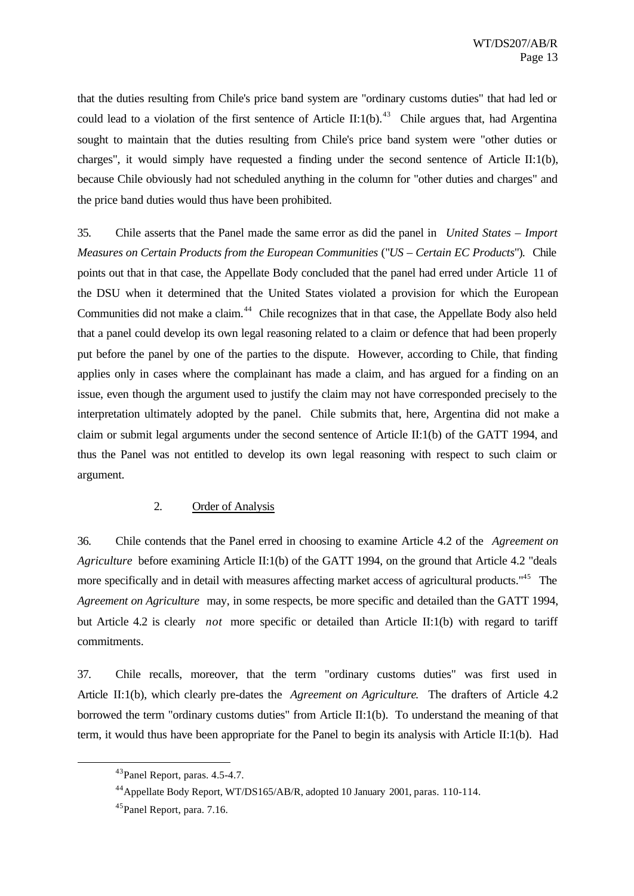that the duties resulting from Chile's price band system are "ordinary customs duties" that had led or could lead to a violation of the first sentence of Article II:1(b).[43] Chile argues that, had Argentina sought to maintain that the duties resulting from Chile's price band system were "other duties or charges", it would simply have requested a finding under the second sentence of Article II:1(b), because Chile obviously had not scheduled anything in the column for "other duties and charges" and the price band duties would thus have been prohibited.

35. Chile asserts that the Panel made the same error as did the panel in *United States – Import Measures on Certain Products from the European Communities* ("*US – Certain EC Products*"). Chile points out that in that case, the Appellate Body concluded that the panel had erred under Article 11 of the DSU when it determined that the United States violated a provision for which the European Communities did not make a claim.[44] Chile recognizes that in that case, the Appellate Body also held that a panel could develop its own legal reasoning related to a claim or defence that had been properly put before the panel by one of the parties to the dispute. However, according to Chile, that finding applies only in cases where the complainant has made a claim, and has argued for a finding on an issue, even though the argument used to justify the claim may not have corresponded precisely to the interpretation ultimately adopted by the panel. Chile submits that, here, Argentina did not make a claim or submit legal arguments under the second sentence of Article II:1(b) of the GATT 1994, and thus the Panel was not entitled to develop its own legal reasoning with respect to such claim or argument.

### 2. Order of Analysis

36. Chile contends that the Panel erred in choosing to examine Article 4.2 of the *Agreement on Agriculture* before examining Article II:1(b) of the GATT 1994, on the ground that Article 4.2 "deals more specifically and in detail with measures affecting market access of agricultural products."[45] The *Agreement on Agriculture* may, in some respects, be more specific and detailed than the GATT 1994, but Article 4.2 is clearly *not* more specific or detailed than Article II:1(b) with regard to tariff commitments.

37. Chile recalls, moreover, that the term "ordinary customs duties" was first used in Article II:1(b), which clearly pre-dates the *Agreement on Agriculture*. The drafters of Article 4.2 borrowed the term "ordinary customs duties" from Article II:1(b). To understand the meaning of that term, it would thus have been appropriate for the Panel to begin its analysis with Article II:1(b). Had

---

[43] Panel Report, paras. 4.5-4.7.

[44] Appellate Body Report, WT/DS165/AB/R, adopted 10 January 2001, paras. 110-114.

[45] Panel Report, para. 7.16.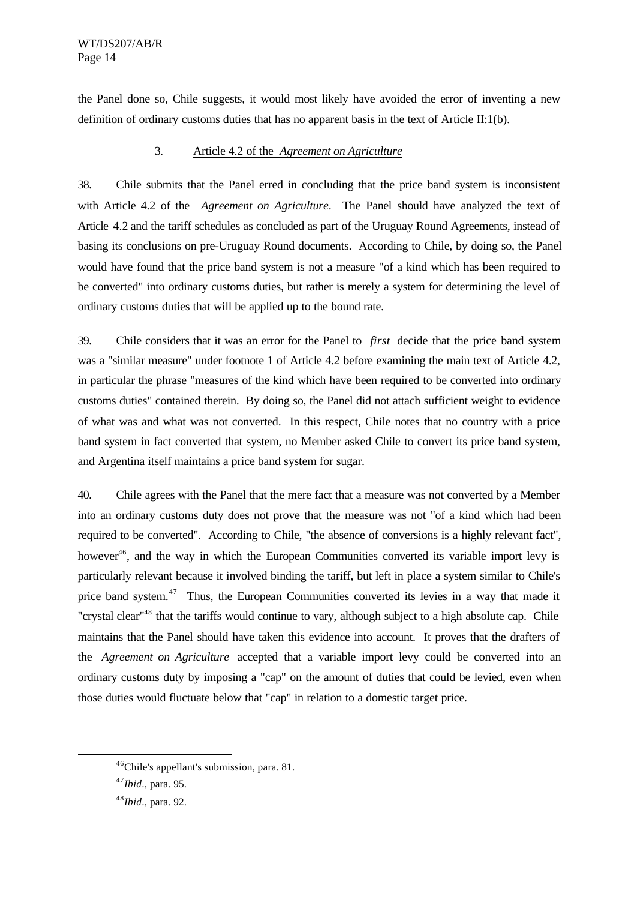the Panel done so, Chile suggests, it would most likely have avoided the error of inventing a new definition of ordinary customs duties that has no apparent basis in the text of Article II:1(b).

### 3. Article 4.2 of the *Agreement on Agriculture*

38. Chile submits that the Panel erred in concluding that the price band system is inconsistent with Article 4.2 of the *Agreement on Agriculture*. The Panel should have analyzed the text of Article 4.2 and the tariff schedules as concluded as part of the Uruguay Round Agreements, instead of basing its conclusions on pre-Uruguay Round documents. According to Chile, by doing so, the Panel would have found that the price band system is not a measure "of a kind which has been required to be converted" into ordinary customs duties, but rather is merely a system for determining the level of ordinary customs duties that will be applied up to the bound rate.

39. Chile considers that it was an error for the Panel to *first* decide that the price band system was a "similar measure" under footnote 1 of Article 4.2 before examining the main text of Article 4.2, in particular the phrase "measures of the kind which have been required to be converted into ordinary customs duties" contained therein. By doing so, the Panel did not attach sufficient weight to evidence of what was and what was not converted. In this respect, Chile notes that no country with a price band system in fact converted that system, no Member asked Chile to convert its price band system, and Argentina itself maintains a price band system for sugar.

40. Chile agrees with the Panel that the mere fact that a measure was not converted by a Member into an ordinary customs duty does not prove that the measure was not "of a kind which had been required to be converted". According to Chile, "the absence of conversions is a highly relevant fact", however[46], and the way in which the European Communities converted its variable import levy is particularly relevant because it involved binding the tariff, but left in place a system similar to Chile's price band system.[47] Thus, the European Communities converted its levies in a way that made it "crystal clear"[48] that the tariffs would continue to vary, although subject to a high absolute cap. Chile maintains that the Panel should have taken this evidence into account. It proves that the drafters of the *Agreement on Agriculture* accepted that a variable import levy could be converted into an ordinary customs duty by imposing a "cap" on the amount of duties that could be levied, even when those duties would fluctuate below that "cap" in relation to a domestic target price.

---

[46]Chile's appellant's submission, para. 81.

[47]*Ibid*., para. 95.

[48]*Ibid*., para. 92.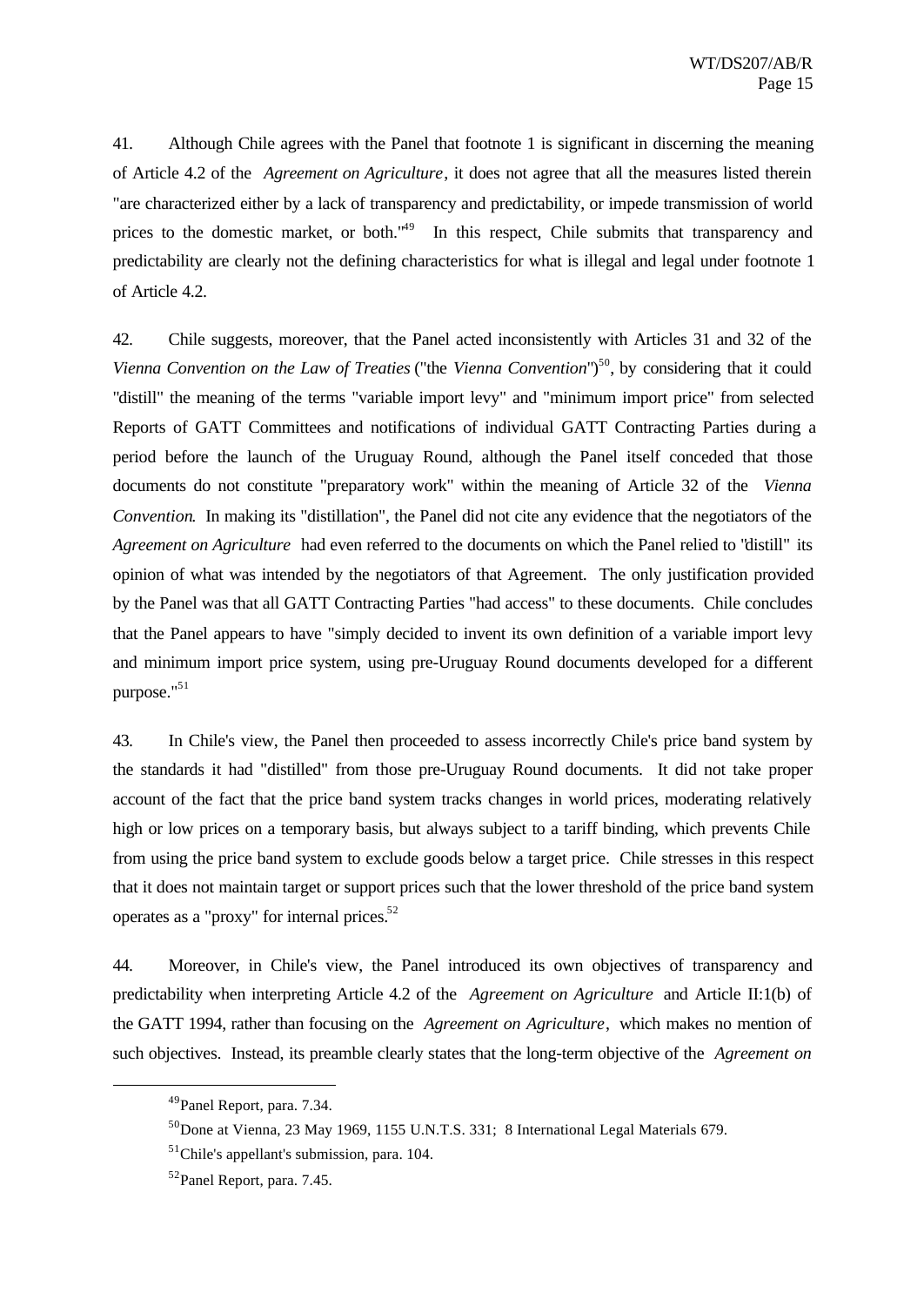41. Although Chile agrees with the Panel that footnote 1 is significant in discerning the meaning of Article 4.2 of the *Agreement on Agriculture*, it does not agree that all the measures listed therein "are characterized either by a lack of transparency and predictability, or impede transmission of world prices to the domestic market, or both."[49] In this respect, Chile submits that transparency and predictability are clearly not the defining characteristics for what is illegal and legal under footnote 1 of Article 4.2.

42. Chile suggests, moreover, that the Panel acted inconsistently with Articles 31 and 32 of the *Vienna Convention on the Law of Treaties* ("the *Vienna Convention*")[50], by considering that it could "distill" the meaning of the terms "variable import levy" and "minimum import price" from selected Reports of GATT Committees and notifications of individual GATT Contracting Parties during a period before the launch of the Uruguay Round, although the Panel itself conceded that those documents do not constitute "preparatory work" within the meaning of Article 32 of the *Vienna Convention*. In making its "distillation", the Panel did not cite any evidence that the negotiators of the *Agreement on Agriculture* had even referred to the documents on which the Panel relied to "distill" its opinion of what was intended by the negotiators of that Agreement. The only justification provided by the Panel was that all GATT Contracting Parties "had access" to these documents. Chile concludes that the Panel appears to have "simply decided to invent its own definition of a variable import levy and minimum import price system, using pre-Uruguay Round documents developed for a different purpose."[51]

43. In Chile's view, the Panel then proceeded to assess incorrectly Chile's price band system by the standards it had "distilled" from those pre-Uruguay Round documents. It did not take proper account of the fact that the price band system tracks changes in world prices, moderating relatively high or low prices on a temporary basis, but always subject to a tariff binding, which prevents Chile from using the price band system to exclude goods below a target price. Chile stresses in this respect that it does not maintain target or support prices such that the lower threshold of the price band system operates as a "proxy" for internal prices.[52]

44. Moreover, in Chile's view, the Panel introduced its own objectives of transparency and predictability when interpreting Article 4.2 of the *Agreement on Agriculture* and Article II:1(b) of the GATT 1994, rather than focusing on the *Agreement on Agriculture*, which makes no mention of such objectives. Instead, its preamble clearly states that the long-term objective of the *Agreement on*

---

[49] Panel Report, para. 7.34.

[50] Done at Vienna, 23 May 1969, 1155 U.N.T.S. 331; 8 International Legal Materials 679.

[51] Chile's appellant's submission, para. 104.

[52] Panel Report, para. 7.45.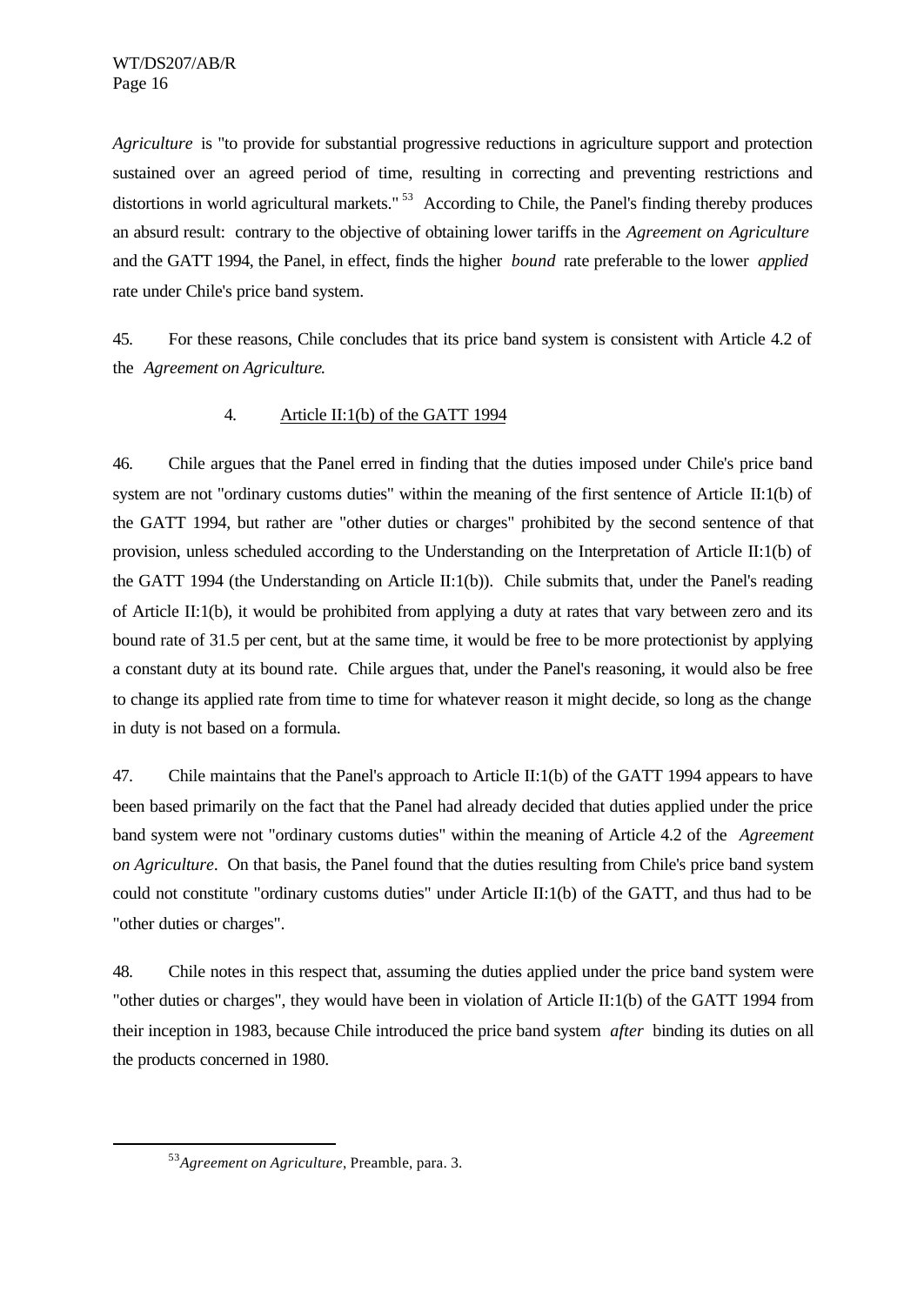*Agriculture* is "to provide for substantial progressive reductions in agriculture support and protection sustained over an agreed period of time, resulting in correcting and preventing restrictions and distortions in world agricultural markets."[53] According to Chile, the Panel's finding thereby produces an absurd result: contrary to the objective of obtaining lower tariffs in the *Agreement on Agriculture* and the GATT 1994, the Panel, in effect, finds the higher *bound* rate preferable to the lower *applied* rate under Chile's price band system.

45. For these reasons, Chile concludes that its price band system is consistent with Article 4.2 of the *Agreement on Agriculture*.

4. Article II:1(b) of the GATT 1994

46. Chile argues that the Panel erred in finding that the duties imposed under Chile's price band system are not "ordinary customs duties" within the meaning of the first sentence of Article II:1(b) of the GATT 1994, but rather are "other duties or charges" prohibited by the second sentence of that provision, unless scheduled according to the Understanding on the Interpretation of Article II:1(b) of the GATT 1994 (the Understanding on Article II:1(b)). Chile submits that, under the Panel's reading of Article II:1(b), it would be prohibited from applying a duty at rates that vary between zero and its bound rate of 31.5 per cent, but at the same time, it would be free to be more protectionist by applying a constant duty at its bound rate. Chile argues that, under the Panel's reasoning, it would also be free to change its applied rate from time to time for whatever reason it might decide, so long as the change in duty is not based on a formula.

47. Chile maintains that the Panel's approach to Article II:1(b) of the GATT 1994 appears to have been based primarily on the fact that the Panel had already decided that duties applied under the price band system were not "ordinary customs duties" within the meaning of Article 4.2 of the *Agreement on Agriculture*. On that basis, the Panel found that the duties resulting from Chile's price band system could not constitute "ordinary customs duties" under Article II:1(b) of the GATT, and thus had to be "other duties or charges".

48. Chile notes in this respect that, assuming the duties applied under the price band system were "other duties or charges", they would have been in violation of Article II:1(b) of the GATT 1994 from their inception in 1983, because Chile introduced the price band system *after* binding its duties on all the products concerned in 1980.

[53] *Agreement on Agriculture*, Preamble, para. 3.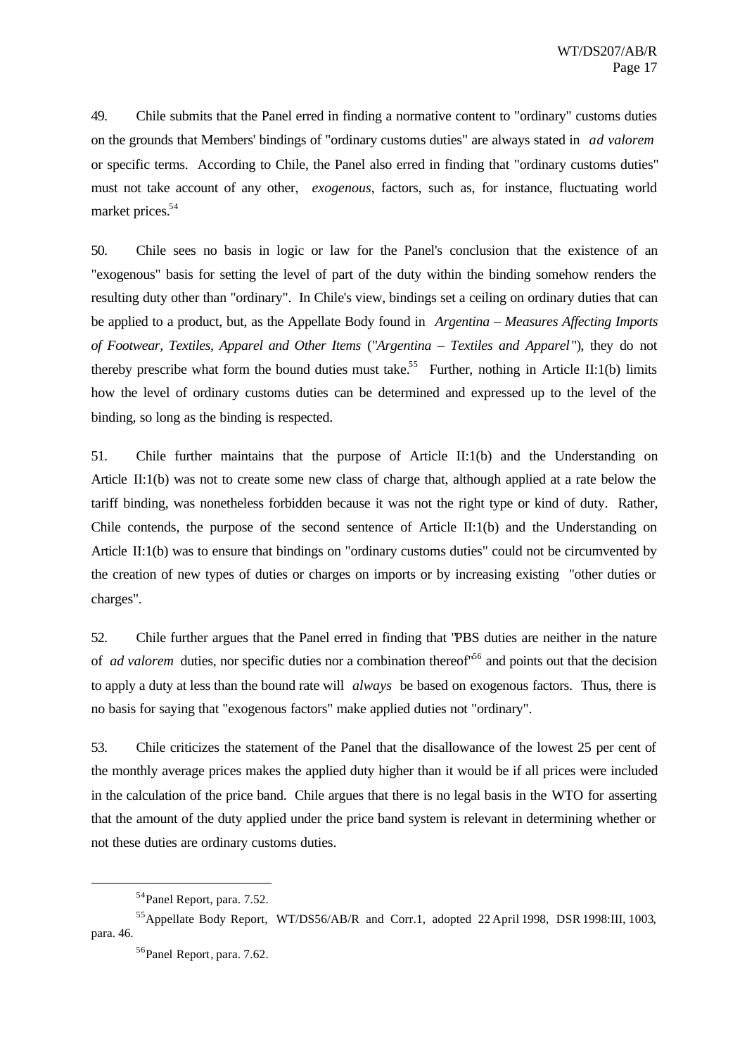49. Chile submits that the Panel erred in finding a normative content to "ordinary" customs duties on the grounds that Members' bindings of "ordinary customs duties" are always stated in *ad valorem* or specific terms. According to Chile, the Panel also erred in finding that "ordinary customs duties" must not take account of any other, *exogenous*, factors, such as, for instance, fluctuating world market prices.[54]

50. Chile sees no basis in logic or law for the Panel's conclusion that the existence of an "exogenous" basis for setting the level of part of the duty within the binding somehow renders the resulting duty other than "ordinary". In Chile's view, bindings set a ceiling on ordinary duties that can be applied to a product, but, as the Appellate Body found in *Argentina – Measures Affecting Imports of Footwear, Textiles, Apparel and Other Items* ("*Argentina – Textiles and Apparel*"), they do not thereby prescribe what form the bound duties must take.[55] Further, nothing in Article II:1(b) limits how the level of ordinary customs duties can be determined and expressed up to the level of the binding, so long as the binding is respected.

51. Chile further maintains that the purpose of Article II:1(b) and the Understanding on Article II:1(b) was not to create some new class of charge that, although applied at a rate below the tariff binding, was nonetheless forbidden because it was not the right type or kind of duty. Rather, Chile contends, the purpose of the second sentence of Article II:1(b) and the Understanding on Article II:1(b) was to ensure that bindings on "ordinary customs duties" could not be circumvented by the creation of new types of duties or charges on imports or by increasing existing "other duties or charges".

52. Chile further argues that the Panel erred in finding that "PBS duties are neither in the nature of *ad valorem* duties, nor specific duties nor a combination thereof"[56] and points out that the decision to apply a duty at less than the bound rate will *always* be based on exogenous factors. Thus, there is no basis for saying that "exogenous factors" make applied duties not "ordinary".

53. Chile criticizes the statement of the Panel that the disallowance of the lowest 25 per cent of the monthly average prices makes the applied duty higher than it would be if all prices were included in the calculation of the price band. Chile argues that there is no legal basis in the WTO for asserting that the amount of the duty applied under the price band system is relevant in determining whether or not these duties are ordinary customs duties.

---

[54] Panel Report, para. 7.52.

[55] Appellate Body Report, WT/DS56/AB/R and Corr.1, adopted 22 April 1998, DSR 1998:III, 1003, para. 46.

[56] Panel Report, para. 7.62.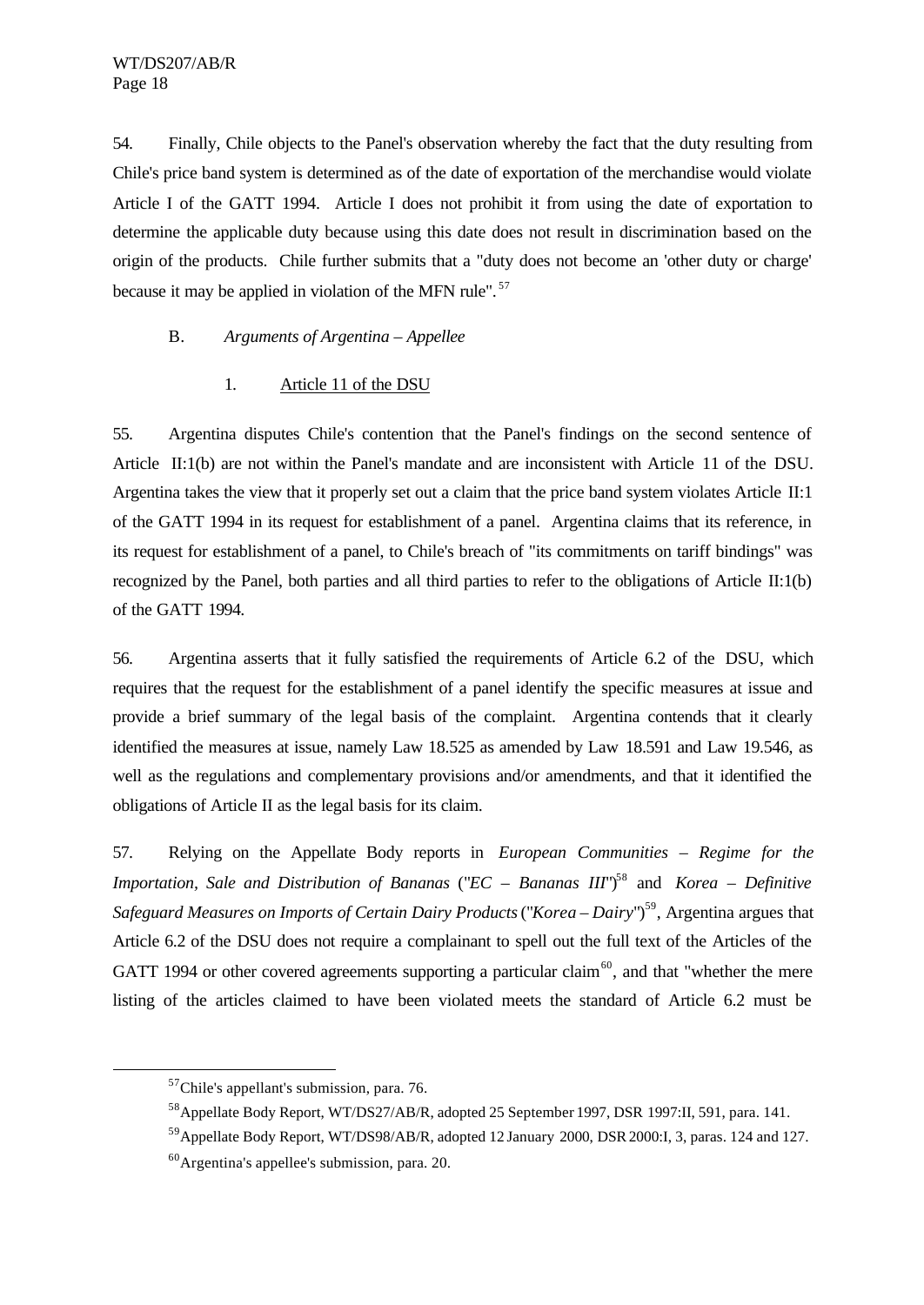54. Finally, Chile objects to the Panel's observation whereby the fact that the duty resulting from Chile's price band system is determined as of the date of exportation of the merchandise would violate Article I of the GATT 1994. Article I does not prohibit it from using the date of exportation to determine the applicable duty because using this date does not result in discrimination based on the origin of the products. Chile further submits that a "duty does not become an 'other duty or charge' because it may be applied in violation of the MFN rule".[57]

### B. *Arguments of Argentina – Appellee*

#### 1. Article 11 of the DSU

55. Argentina disputes Chile's contention that the Panel's findings on the second sentence of Article II:1(b) are not within the Panel's mandate and are inconsistent with Article 11 of the DSU. Argentina takes the view that it properly set out a claim that the price band system violates Article II:1 of the GATT 1994 in its request for establishment of a panel. Argentina claims that its reference, in its request for establishment of a panel, to Chile's breach of "its commitments on tariff bindings" was recognized by the Panel, both parties and all third parties to refer to the obligations of Article II:1(b) of the GATT 1994.

56. Argentina asserts that it fully satisfied the requirements of Article 6.2 of the DSU, which requires that the request for the establishment of a panel identify the specific measures at issue and provide a brief summary of the legal basis of the complaint. Argentina contends that it clearly identified the measures at issue, namely Law 18.525 as amended by Law 18.591 and Law 19.546, as well as the regulations and complementary provisions and/or amendments, and that it identified the obligations of Article II as the legal basis for its claim.

57. Relying on the Appellate Body reports in *European Communities – Regime for the Importation, Sale and Distribution of Bananas* ("*EC – Bananas III*")[58] and *Korea – Definitive Safeguard Measures on Imports of Certain Dairy Products* ("*Korea – Dairy*")[59], Argentina argues that Article 6.2 of the DSU does not require a complainant to spell out the full text of the Articles of the GATT 1994 or other covered agreements supporting a particular claim[60], and that "whether the mere listing of the articles claimed to have been violated meets the standard of Article 6.2 must be

---

[57] Chile's appellant's submission, para. 76.

[58] Appellate Body Report, WT/DS27/AB/R, adopted 25 September 1997, DSR 1997:II, 591, para. 141.

[59] Appellate Body Report, WT/DS98/AB/R, adopted 12 January 2000, DSR 2000:I, 3, paras. 124 and 127.

[60] Argentina's appellee's submission, para. 20.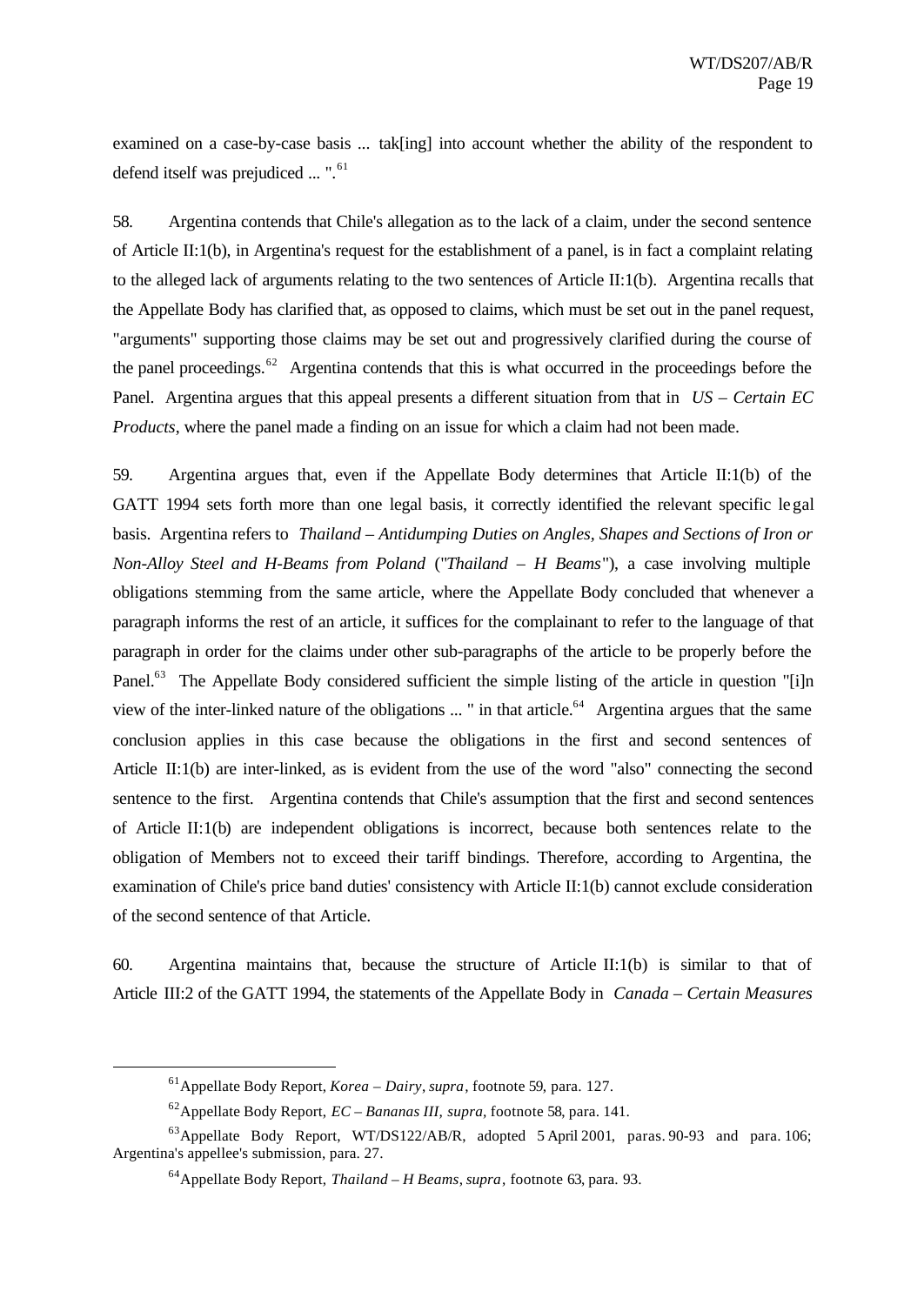examined on a case-by-case basis ... tak[ing] into account whether the ability of the respondent to defend itself was prejudiced ... ".[61]

58. Argentina contends that Chile's allegation as to the lack of a claim, under the second sentence of Article II:1(b), in Argentina's request for the establishment of a panel, is in fact a complaint relating to the alleged lack of arguments relating to the two sentences of Article II:1(b). Argentina recalls that the Appellate Body has clarified that, as opposed to claims, which must be set out in the panel request, "arguments" supporting those claims may be set out and progressively clarified during the course of the panel proceedings.[62] Argentina contends that this is what occurred in the proceedings before the Panel. Argentina argues that this appeal presents a different situation from that in *US – Certain EC Products*, where the panel made a finding on an issue for which a claim had not been made.

59. Argentina argues that, even if the Appellate Body determines that Article II:1(b) of the GATT 1994 sets forth more than one legal basis, it correctly identified the relevant specific legal basis. Argentina refers to *Thailand – Antidumping Duties on Angles, Shapes and Sections of Iron or Non-Alloy Steel and H-Beams from Poland* ("*Thailand – H Beams*"), a case involving multiple obligations stemming from the same article, where the Appellate Body concluded that whenever a paragraph informs the rest of an article, it suffices for the complainant to refer to the language of that paragraph in order for the claims under other sub-paragraphs of the article to be properly before the Panel.[63] The Appellate Body considered sufficient the simple listing of the article in question "[i]n view of the inter-linked nature of the obligations ... " in that article.[64] Argentina argues that the same conclusion applies in this case because the obligations in the first and second sentences of Article II:1(b) are inter-linked, as is evident from the use of the word "also" connecting the second sentence to the first. Argentina contends that Chile's assumption that the first and second sentences of Article II:1(b) are independent obligations is incorrect, because both sentences relate to the obligation of Members not to exceed their tariff bindings. Therefore, according to Argentina, the examination of Chile's price band duties' consistency with Article II:1(b) cannot exclude consideration of the second sentence of that Article.

60. Argentina maintains that, because the structure of Article II:1(b) is similar to that of Article III:2 of the GATT 1994, the statements of the Appellate Body in *Canada – Certain Measures*

---

[61] Appellate Body Report, *Korea – Dairy*, *supra*, footnote 59, para. 127.

[62] Appellate Body Report, *EC – Bananas III*, *supra*, footnote 58, para. 141.

[63] Appellate Body Report, WT/DS122/AB/R, adopted 5 April 2001, paras. 90-93 and para. 106; Argentina's appellee's submission, para. 27.

[64] Appellate Body Report, *Thailand – H Beams*, *supra*, footnote 63, para. 93.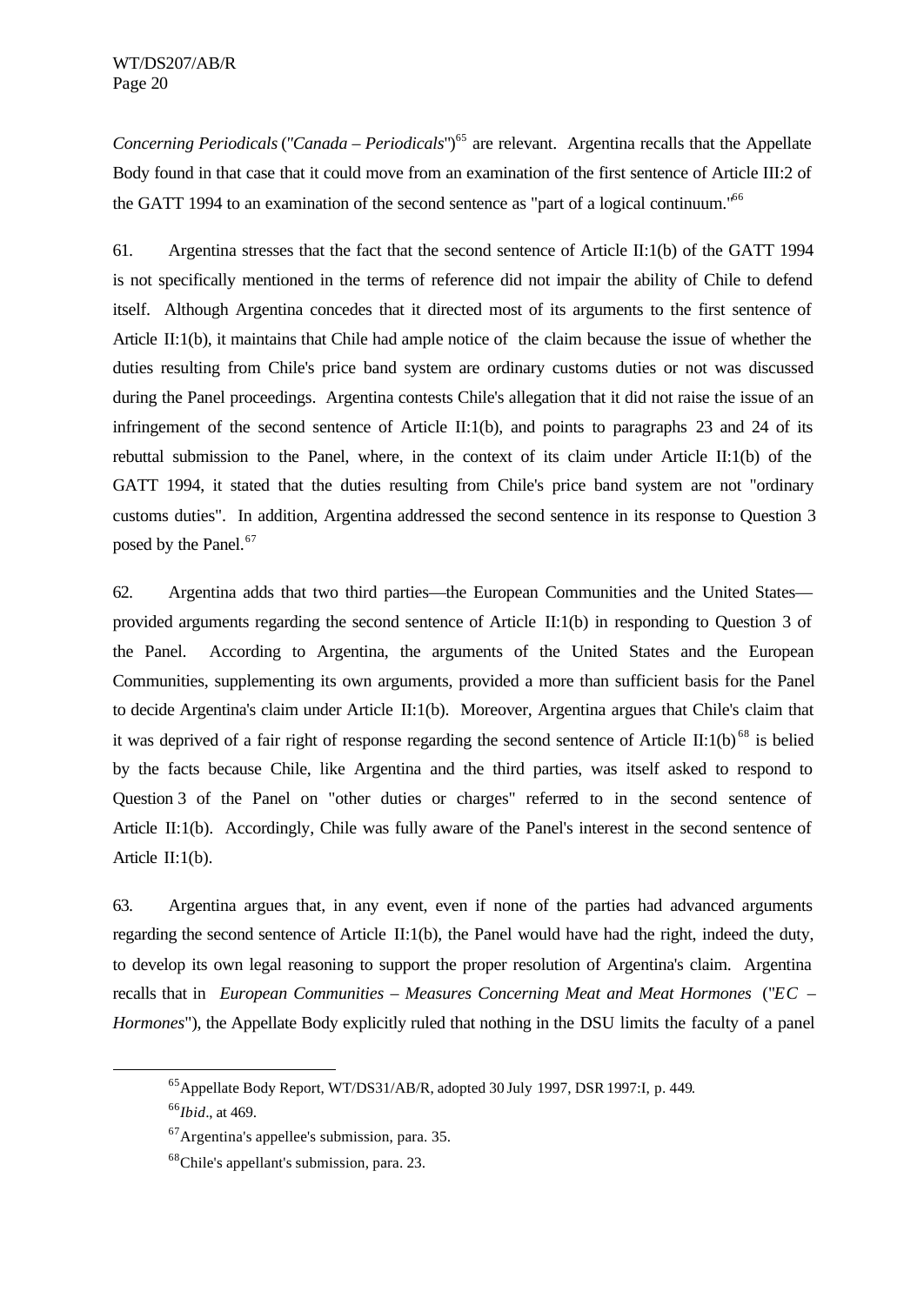*Concerning Periodicals* ("*Canada – Periodicals*")[65] are relevant. Argentina recalls that the Appellate Body found in that case that it could move from an examination of the first sentence of Article III:2 of the GATT 1994 to an examination of the second sentence as "part of a logical continuum."[66]

61. Argentina stresses that the fact that the second sentence of Article II:1(b) of the GATT 1994 is not specifically mentioned in the terms of reference did not impair the ability of Chile to defend itself. Although Argentina concedes that it directed most of its arguments to the first sentence of Article II:1(b), it maintains that Chile had ample notice of the claim because the issue of whether the duties resulting from Chile's price band system are ordinary customs duties or not was discussed during the Panel proceedings. Argentina contests Chile's allegation that it did not raise the issue of an infringement of the second sentence of Article II:1(b), and points to paragraphs 23 and 24 of its rebuttal submission to the Panel, where, in the context of its claim under Article II:1(b) of the GATT 1994, it stated that the duties resulting from Chile's price band system are not "ordinary customs duties". In addition, Argentina addressed the second sentence in its response to Question 3 posed by the Panel.[67]

62. Argentina adds that two third parties—the European Communities and the United States—provided arguments regarding the second sentence of Article II:1(b) in responding to Question 3 of the Panel. According to Argentina, the arguments of the United States and the European Communities, supplementing its own arguments, provided a more than sufficient basis for the Panel to decide Argentina's claim under Article II:1(b). Moreover, Argentina argues that Chile's claim that it was deprived of a fair right of response regarding the second sentence of Article II:1(b)[68] is belied by the facts because Chile, like Argentina and the third parties, was itself asked to respond to Question 3 of the Panel on "other duties or charges" referred to in the second sentence of Article II:1(b). Accordingly, Chile was fully aware of the Panel's interest in the second sentence of Article II:1(b).

63. Argentina argues that, in any event, even if none of the parties had advanced arguments regarding the second sentence of Article II:1(b), the Panel would have had the right, indeed the duty, to develop its own legal reasoning to support the proper resolution of Argentina's claim. Argentina recalls that in *European Communities – Measures Concerning Meat and Meat Hormones* ("*EC – Hormones*"), the Appellate Body explicitly ruled that nothing in the DSU limits the faculty of a panel

---

[65] Appellate Body Report, WT/DS31/AB/R, adopted 30 July 1997, DSR 1997:I, p. 449.

[66] *Ibid*., at 469.

[67] Argentina's appellee's submission, para. 35.

[68] Chile's appellant's submission, para. 23.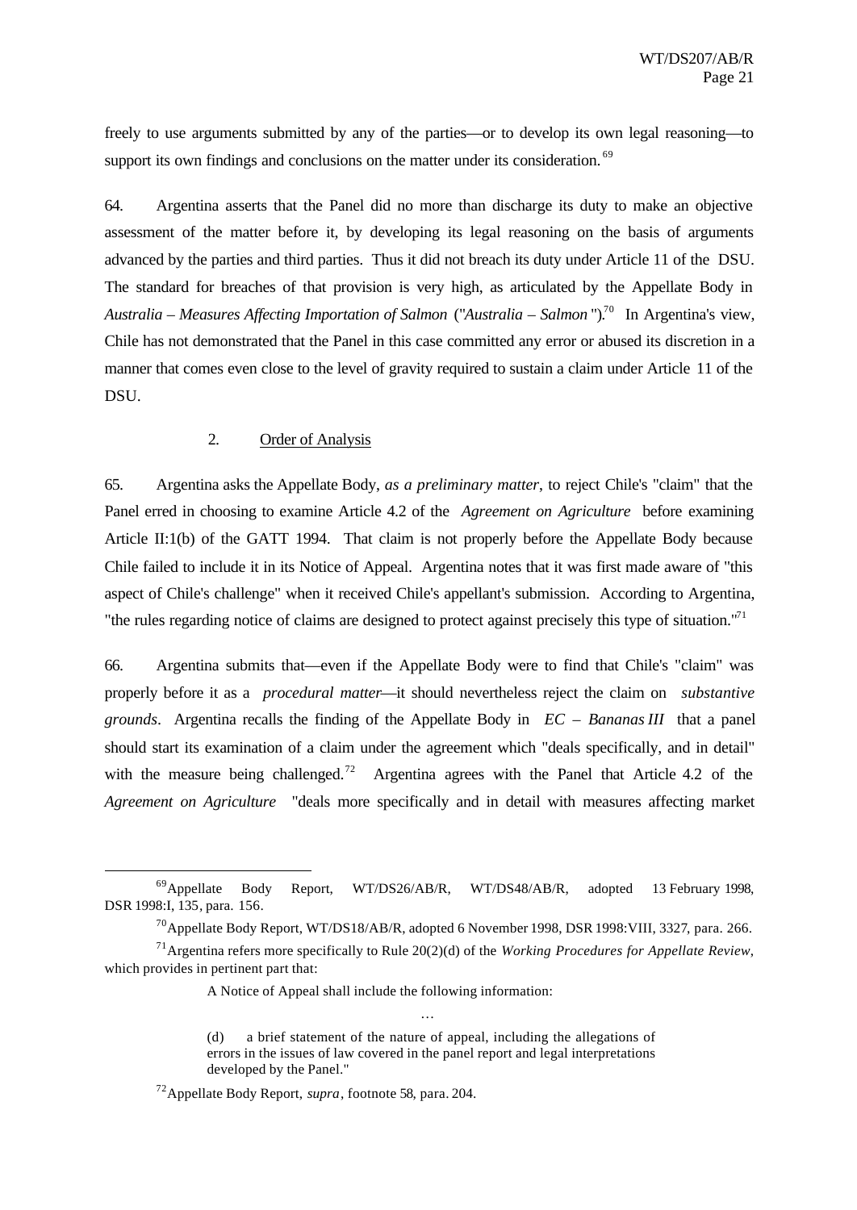freely to use arguments submitted by any of the parties—or to develop its own legal reasoning—to support its own findings and conclusions on the matter under its consideration.[69]

64. Argentina asserts that the Panel did no more than discharge its duty to make an objective assessment of the matter before it, by developing its legal reasoning on the basis of arguments advanced by the parties and third parties. Thus it did not breach its duty under Article 11 of the DSU. The standard for breaches of that provision is very high, as articulated by the Appellate Body in *Australia – Measures Affecting Importation of Salmon* ("*Australia – Salmon*").[70] In Argentina's view, Chile has not demonstrated that the Panel in this case committed any error or abused its discretion in a manner that comes even close to the level of gravity required to sustain a claim under Article 11 of the DSU.

2. Order of Analysis

65. Argentina asks the Appellate Body, *as a preliminary matter*, to reject Chile's "claim" that the Panel erred in choosing to examine Article 4.2 of the *Agreement on Agriculture* before examining Article II:1(b) of the GATT 1994. That claim is not properly before the Appellate Body because Chile failed to include it in its Notice of Appeal. Argentina notes that it was first made aware of "this aspect of Chile's challenge" when it received Chile's appellant's submission. According to Argentina, "the rules regarding notice of claims are designed to protect against precisely this type of situation."[71]

66. Argentina submits that—even if the Appellate Body were to find that Chile's "claim" was properly before it as a *procedural matter*—it should nevertheless reject the claim on *substantive grounds*. Argentina recalls the finding of the Appellate Body in *EC – Bananas III* that a panel should start its examination of a claim under the agreement which "deals specifically, and in detail" with the measure being challenged.[72] Argentina agrees with the Panel that Article 4.2 of the *Agreement on Agriculture* "deals more specifically and in detail with measures affecting market

---

[69] Appellate Body Report, WT/DS26/AB/R, WT/DS48/AB/R, adopted 13 February 1998, DSR 1998:I, 135, para. 156.

[70] Appellate Body Report, WT/DS18/AB/R, adopted 6 November 1998, DSR 1998:VIII, 3327, para. 266.

[71] Argentina refers more specifically to Rule 20(2)(d) of the *Working Procedures for Appellate Review*, which provides in pertinent part that:

> A Notice of Appeal shall include the following information:
>
> …
>
> (d) a brief statement of the nature of appeal, including the allegations of errors in the issues of law covered in the panel report and legal interpretations developed by the Panel."

[72] Appellate Body Report, *supra*, footnote 58, para. 204.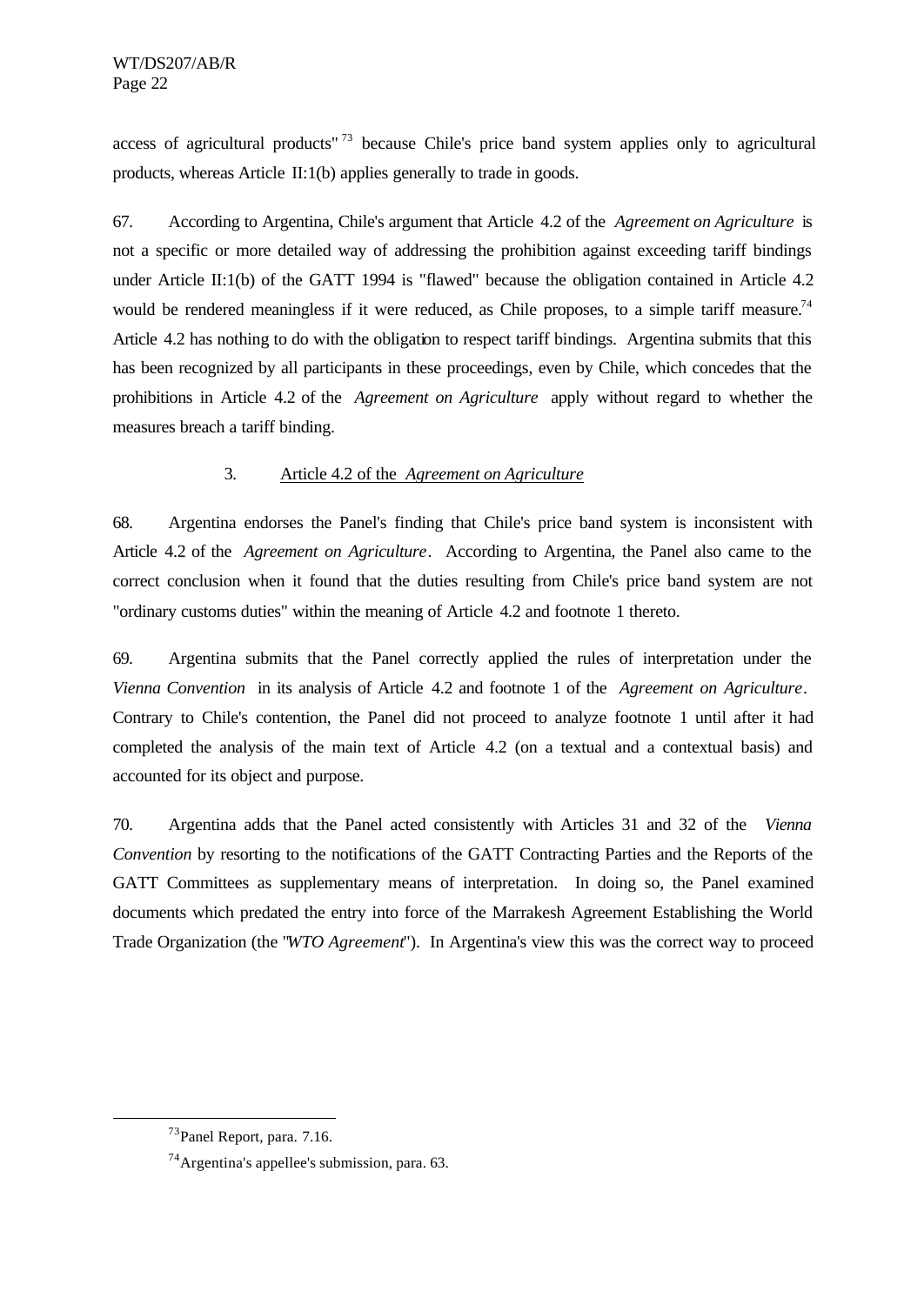access of agricultural products"[73] because Chile's price band system applies only to agricultural products, whereas Article II:1(b) applies generally to trade in goods.

67. According to Argentina, Chile's argument that Article 4.2 of the *Agreement on Agriculture* is not a specific or more detailed way of addressing the prohibition against exceeding tariff bindings under Article II:1(b) of the GATT 1994 is "flawed" because the obligation contained in Article 4.2 would be rendered meaningless if it were reduced, as Chile proposes, to a simple tariff measure.[74] Article 4.2 has nothing to do with the obligation to respect tariff bindings. Argentina submits that this has been recognized by all participants in these proceedings, even by Chile, which concedes that the prohibitions in Article 4.2 of the *Agreement on Agriculture* apply without regard to whether the measures breach a tariff binding.

### 3. Article 4.2 of the *Agreement on Agriculture*

68. Argentina endorses the Panel's finding that Chile's price band system is inconsistent with Article 4.2 of the *Agreement on Agriculture*. According to Argentina, the Panel also came to the correct conclusion when it found that the duties resulting from Chile's price band system are not "ordinary customs duties" within the meaning of Article 4.2 and footnote 1 thereto.

69. Argentina submits that the Panel correctly applied the rules of interpretation under the *Vienna Convention* in its analysis of Article 4.2 and footnote 1 of the *Agreement on Agriculture*. Contrary to Chile's contention, the Panel did not proceed to analyze footnote 1 until after it had completed the analysis of the main text of Article 4.2 (on a textual and a contextual basis) and accounted for its object and purpose.

70. Argentina adds that the Panel acted consistently with Articles 31 and 32 of the *Vienna Convention* by resorting to the notifications of the GATT Contracting Parties and the Reports of the GATT Committees as supplementary means of interpretation. In doing so, the Panel examined documents which predated the entry into force of the Marrakesh Agreement Establishing the World Trade Organization (the "*WTO Agreement*"). In Argentina's view this was the correct way to proceed

---

[73] Panel Report, para. 7.16.

[74] Argentina's appellee's submission, para. 63.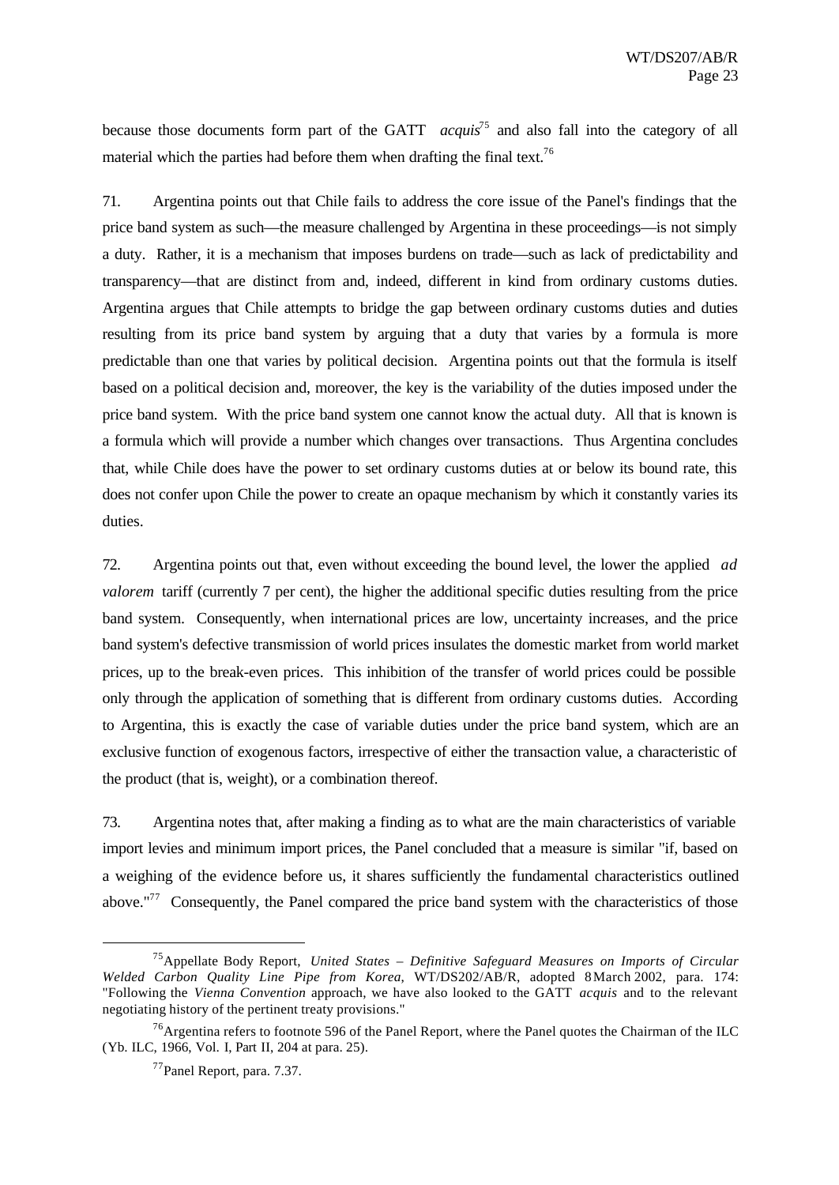because those documents form part of the GATT *acquis*[75] and also fall into the category of all material which the parties had before them when drafting the final text.[76]

71. Argentina points out that Chile fails to address the core issue of the Panel's findings that the price band system as such—the measure challenged by Argentina in these proceedings—is not simply a duty. Rather, it is a mechanism that imposes burdens on trade—such as lack of predictability and transparency—that are distinct from and, indeed, different in kind from ordinary customs duties. Argentina argues that Chile attempts to bridge the gap between ordinary customs duties and duties resulting from its price band system by arguing that a duty that varies by a formula is more predictable than one that varies by political decision. Argentina points out that the formula is itself based on a political decision and, moreover, the key is the variability of the duties imposed under the price band system. With the price band system one cannot know the actual duty. All that is known is a formula which will provide a number which changes over transactions. Thus Argentina concludes that, while Chile does have the power to set ordinary customs duties at or below its bound rate, this does not confer upon Chile the power to create an opaque mechanism by which it constantly varies its duties.

72. Argentina points out that, even without exceeding the bound level, the lower the applied *ad valorem* tariff (currently 7 per cent), the higher the additional specific duties resulting from the price band system. Consequently, when international prices are low, uncertainty increases, and the price band system's defective transmission of world prices insulates the domestic market from world market prices, up to the break-even prices. This inhibition of the transfer of world prices could be possible only through the application of something that is different from ordinary customs duties. According to Argentina, this is exactly the case of variable duties under the price band system, which are an exclusive function of exogenous factors, irrespective of either the transaction value, a characteristic of the product (that is, weight), or a combination thereof.

73. Argentina notes that, after making a finding as to what are the main characteristics of variable import levies and minimum import prices, the Panel concluded that a measure is similar "if, based on a weighing of the evidence before us, it shares sufficiently the fundamental characteristics outlined above."[77] Consequently, the Panel compared the price band system with the characteristics of those

---

[75] Appellate Body Report, *United States – Definitive Safeguard Measures on Imports of Circular Welded Carbon Quality Line Pipe from Korea*, WT/DS202/AB/R, adopted 8 March 2002, para. 174: "Following the *Vienna Convention* approach, we have also looked to the GATT *acquis* and to the relevant negotiating history of the pertinent treaty provisions."

[76] Argentina refers to footnote 596 of the Panel Report, where the Panel quotes the Chairman of the ILC (Yb. ILC, 1966, Vol. I, Part II, 204 at para. 25).

[77] Panel Report, para. 7.37.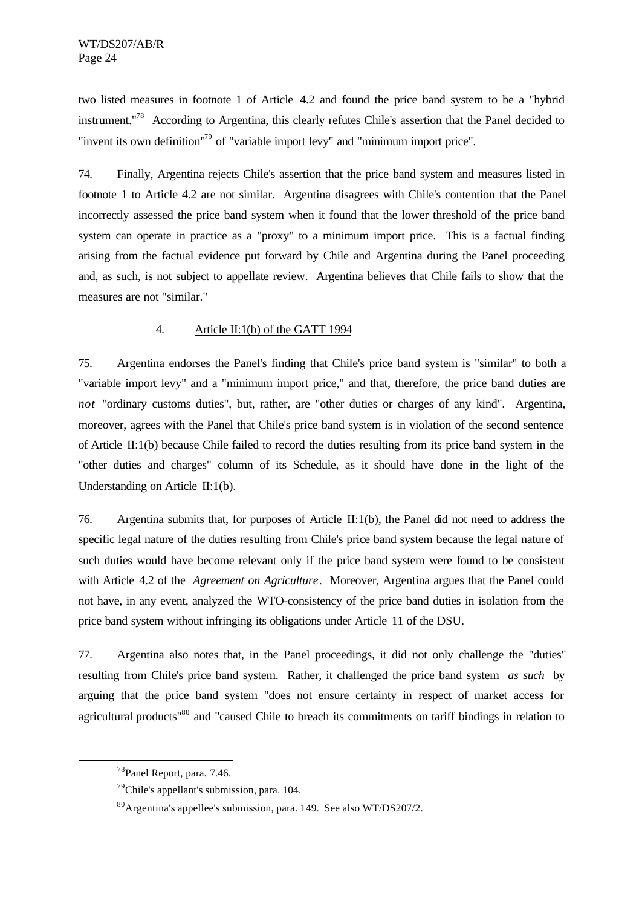two listed measures in footnote 1 of Article 4.2 and found the price band system to be a "hybrid instrument."[78] According to Argentina, this clearly refutes Chile's assertion that the Panel decided to "invent its own definition"[79] of "variable import levy" and "minimum import price".

74. Finally, Argentina rejects Chile's assertion that the price band system and measures listed in footnote 1 to Article 4.2 are not similar. Argentina disagrees with Chile's contention that the Panel incorrectly assessed the price band system when it found that the lower threshold of the price band system can operate in practice as a "proxy" to a minimum import price. This is a factual finding arising from the factual evidence put forward by Chile and Argentina during the Panel proceeding and, as such, is not subject to appellate review. Argentina believes that Chile fails to show that the measures are not "similar."

### 4. Article II:1(b) of the GATT 1994

75. Argentina endorses the Panel's finding that Chile's price band system is "similar" to both a "variable import levy" and a "minimum import price," and that, therefore, the price band duties are *not* "ordinary customs duties", but, rather, are "other duties or charges of any kind". Argentina, moreover, agrees with the Panel that Chile's price band system is in violation of the second sentence of Article II:1(b) because Chile failed to record the duties resulting from its price band system in the "other duties and charges" column of its Schedule, as it should have done in the light of the Understanding on Article II:1(b).

76. Argentina submits that, for purposes of Article II:1(b), the Panel did not need to address the specific legal nature of the duties resulting from Chile's price band system because the legal nature of such duties would have become relevant only if the price band system were found to be consistent with Article 4.2 of the *Agreement on Agriculture*. Moreover, Argentina argues that the Panel could not have, in any event, analyzed the WTO-consistency of the price band duties in isolation from the price band system without infringing its obligations under Article 11 of the DSU.

77. Argentina also notes that, in the Panel proceedings, it did not only challenge the "duties" resulting from Chile's price band system. Rather, it challenged the price band system *as such* by arguing that the price band system "does not ensure certainty in respect of market access for agricultural products"[80] and "caused Chile to breach its commitments on tariff bindings in relation to

---

[78] Panel Report, para. 7.46.

[79] Chile's appellant's submission, para. 104.

[80] Argentina's appellee's submission, para. 149. See also WT/DS207/2.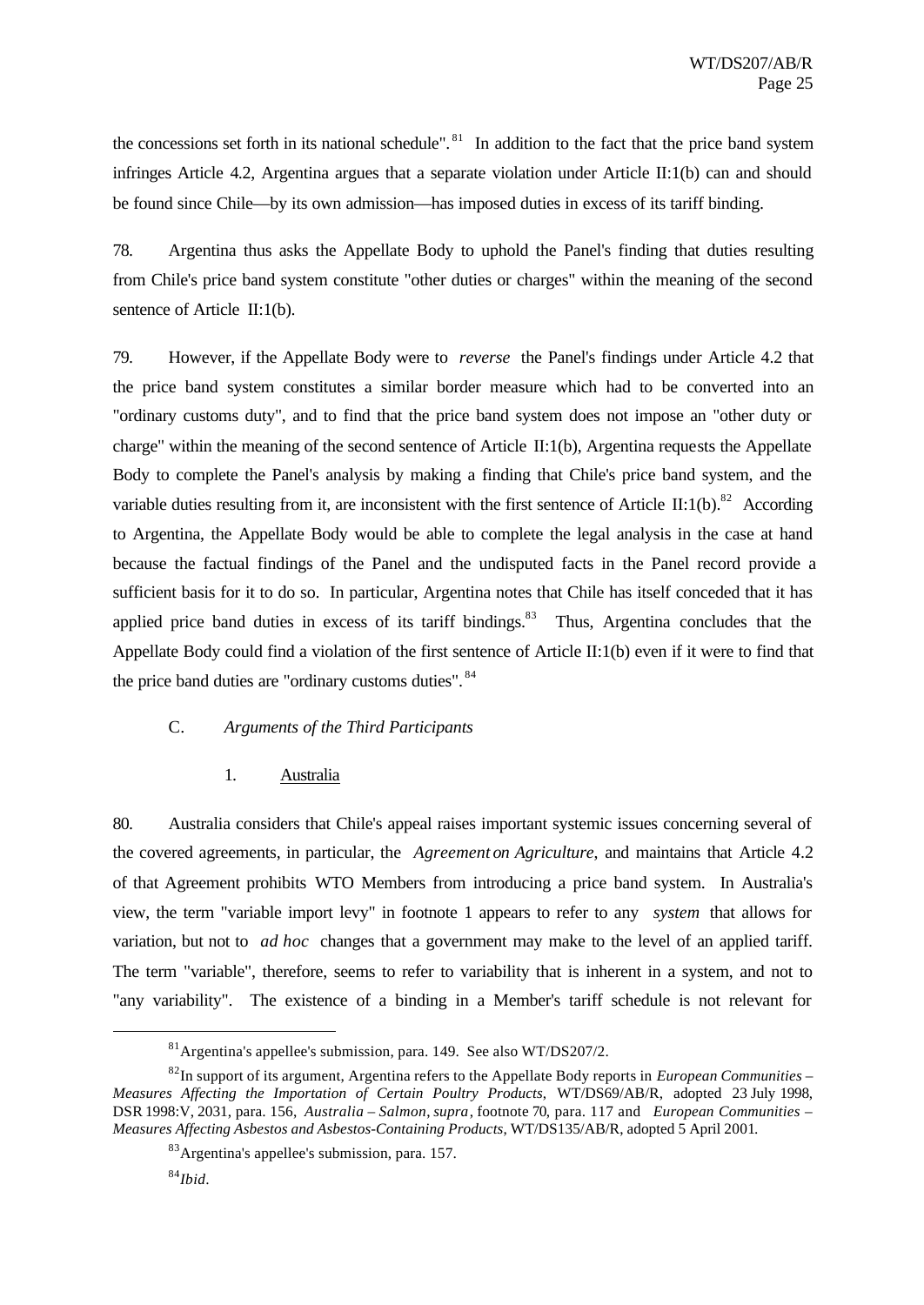the concessions set forth in its national schedule".[81] In addition to the fact that the price band system infringes Article 4.2, Argentina argues that a separate violation under Article II:1(b) can and should be found since Chile—by its own admission—has imposed duties in excess of its tariff binding.

78. Argentina thus asks the Appellate Body to uphold the Panel's finding that duties resulting from Chile's price band system constitute "other duties or charges" within the meaning of the second sentence of Article II:1(b).

79. However, if the Appellate Body were to *reverse* the Panel's findings under Article 4.2 that the price band system constitutes a similar border measure which had to be converted into an "ordinary customs duty", and to find that the price band system does not impose an "other duty or charge" within the meaning of the second sentence of Article II:1(b), Argentina requests the Appellate Body to complete the Panel's analysis by making a finding that Chile's price band system, and the variable duties resulting from it, are inconsistent with the first sentence of Article II:1(b).[82] According to Argentina, the Appellate Body would be able to complete the legal analysis in the case at hand because the factual findings of the Panel and the undisputed facts in the Panel record provide a sufficient basis for it to do so. In particular, Argentina notes that Chile has itself conceded that it has applied price band duties in excess of its tariff bindings.[83] Thus, Argentina concludes that the Appellate Body could find a violation of the first sentence of Article II:1(b) even if it were to find that the price band duties are "ordinary customs duties".[84]

### C. *Arguments of the Third Participants*

#### 1. Australia

80. Australia considers that Chile's appeal raises important systemic issues concerning several of the covered agreements, in particular, the *Agreement on Agriculture*, and maintains that Article 4.2 of that Agreement prohibits WTO Members from introducing a price band system. In Australia's view, the term "variable import levy" in footnote 1 appears to refer to any *system* that allows for variation, but not to *ad hoc* changes that a government may make to the level of an applied tariff. The term "variable", therefore, seems to refer to variability that is inherent in a system, and not to "any variability". The existence of a binding in a Member's tariff schedule is not relevant for

---

[81] Argentina's appellee's submission, para. 149. See also WT/DS207/2.

[82] In support of its argument, Argentina refers to the Appellate Body reports in *European Communities – Measures Affecting the Importation of Certain Poultry Products*, WT/DS69/AB/R, adopted 23 July 1998, DSR 1998:V, 2031, para. 156, *Australia – Salmon*, *supra*, footnote 70, para. 117 and *European Communities – Measures Affecting Asbestos and Asbestos-Containing Products*, WT/DS135/AB/R, adopted 5 April 2001.

[83] Argentina's appellee's submission, para. 157.

[84] *Ibid*.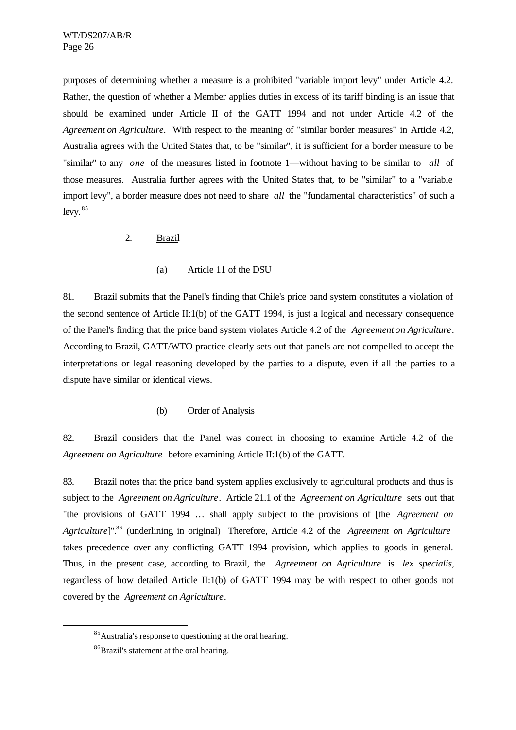purposes of determining whether a measure is a prohibited "variable import levy" under Article 4.2. Rather, the question of whether a Member applies duties in excess of its tariff binding is an issue that should be examined under Article II of the GATT 1994 and not under Article 4.2 of the *Agreement on Agriculture*. With respect to the meaning of "similar border measures" in Article 4.2, Australia agrees with the United States that, to be "similar", it is sufficient for a border measure to be "similar" to any *one* of the measures listed in footnote 1—without having to be similar to *all* of those measures. Australia further agrees with the United States that, to be "similar" to a "variable import levy", a border measure does not need to share *all* the "fundamental characteristics" of such a levy.[85]

### 2. Brazil

#### (a) Article 11 of the DSU

81. Brazil submits that the Panel's finding that Chile's price band system constitutes a violation of the second sentence of Article II:1(b) of the GATT 1994, is just a logical and necessary consequence of the Panel's finding that the price band system violates Article 4.2 of the *Agreement on Agriculture*. According to Brazil, GATT/WTO practice clearly sets out that panels are not compelled to accept the interpretations or legal reasoning developed by the parties to a dispute, even if all the parties to a dispute have similar or identical views.

#### (b) Order of Analysis

82. Brazil considers that the Panel was correct in choosing to examine Article 4.2 of the *Agreement on Agriculture* before examining Article II:1(b) of the GATT.

83. Brazil notes that the price band system applies exclusively to agricultural products and thus is subject to the *Agreement on Agriculture*. Article 21.1 of the *Agreement on Agriculture* sets out that "the provisions of GATT 1994 … shall apply subject to the provisions of [the *Agreement on Agriculture*]".[86] (underlining in original) Therefore, Article 4.2 of the *Agreement on Agriculture* takes precedence over any conflicting GATT 1994 provision, which applies to goods in general. Thus, in the present case, according to Brazil, the *Agreement on Agriculture* is *lex specialis*, regardless of how detailed Article II:1(b) of GATT 1994 may be with respect to other goods not covered by the *Agreement on Agriculture*.

---

[85] Australia's response to questioning at the oral hearing.

[86] Brazil's statement at the oral hearing.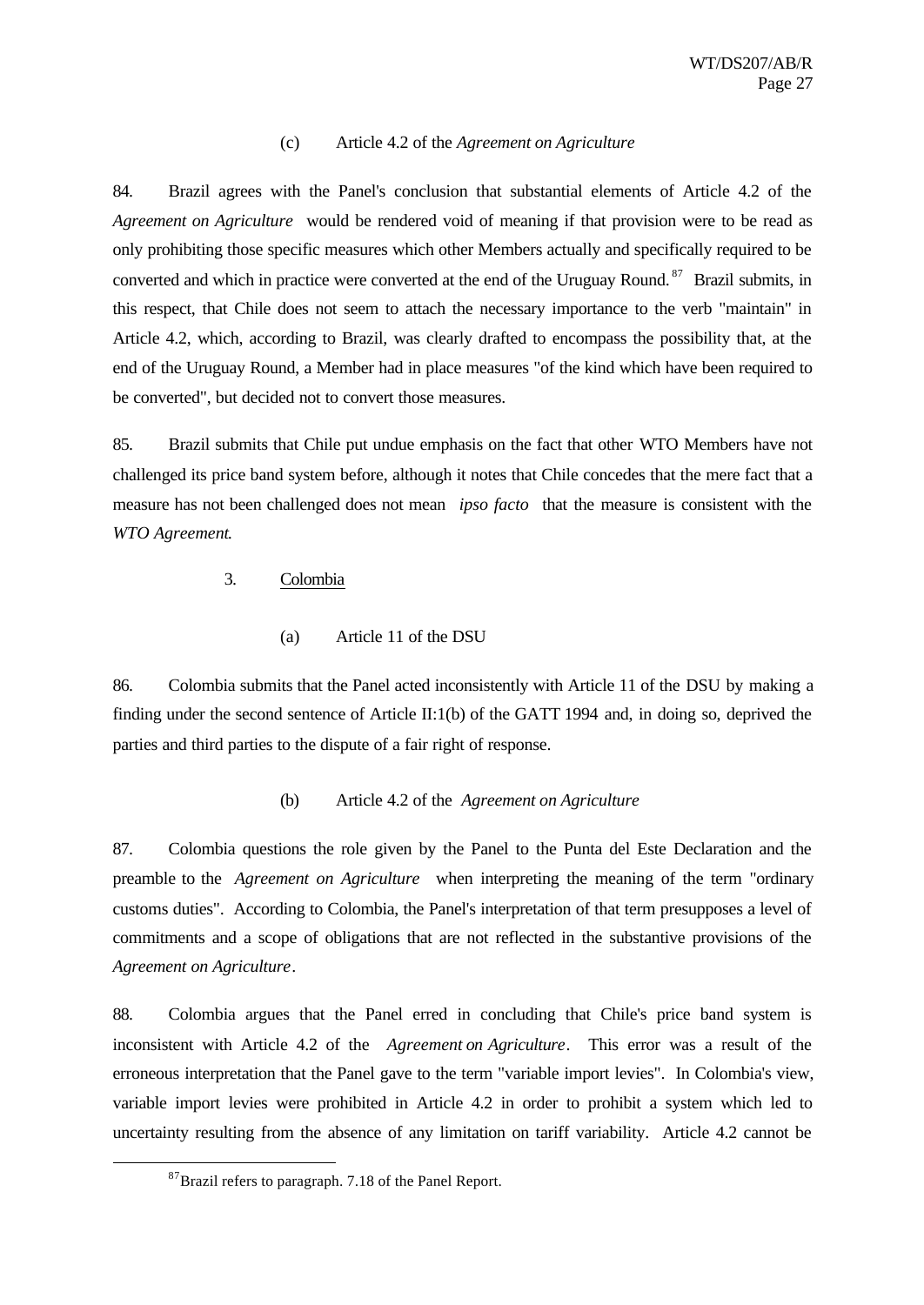(c) Article 4.2 of the *Agreement on Agriculture*

84. Brazil agrees with the Panel's conclusion that substantial elements of Article 4.2 of the *Agreement on Agriculture* would be rendered void of meaning if that provision were to be read as only prohibiting those specific measures which other Members actually and specifically required to be converted and which in practice were converted at the end of the Uruguay Round.[87] Brazil submits, in this respect, that Chile does not seem to attach the necessary importance to the verb "maintain" in Article 4.2, which, according to Brazil, was clearly drafted to encompass the possibility that, at the end of the Uruguay Round, a Member had in place measures "of the kind which have been required to be converted", but decided not to convert those measures.

85. Brazil submits that Chile put undue emphasis on the fact that other WTO Members have not challenged its price band system before, although it notes that Chile concedes that the mere fact that a measure has not been challenged does not mean *ipso facto* that the measure is consistent with the *WTO Agreement*.

3. Colombia

(a) Article 11 of the DSU

86. Colombia submits that the Panel acted inconsistently with Article 11 of the DSU by making a finding under the second sentence of Article II:1(b) of the GATT 1994 and, in doing so, deprived the parties and third parties to the dispute of a fair right of response.

(b) Article 4.2 of the *Agreement on Agriculture*

87. Colombia questions the role given by the Panel to the Punta del Este Declaration and the preamble to the *Agreement on Agriculture* when interpreting the meaning of the term "ordinary customs duties". According to Colombia, the Panel's interpretation of that term presupposes a level of commitments and a scope of obligations that are not reflected in the substantive provisions of the *Agreement on Agriculture*.

88. Colombia argues that the Panel erred in concluding that Chile's price band system is inconsistent with Article 4.2 of the *Agreement on Agriculture*. This error was a result of the erroneous interpretation that the Panel gave to the term "variable import levies". In Colombia's view, variable import levies were prohibited in Article 4.2 in order to prohibit a system which led to uncertainty resulting from the absence of any limitation on tariff variability. Article 4.2 cannot be

[87] Brazil refers to paragraph. 7.18 of the Panel Report.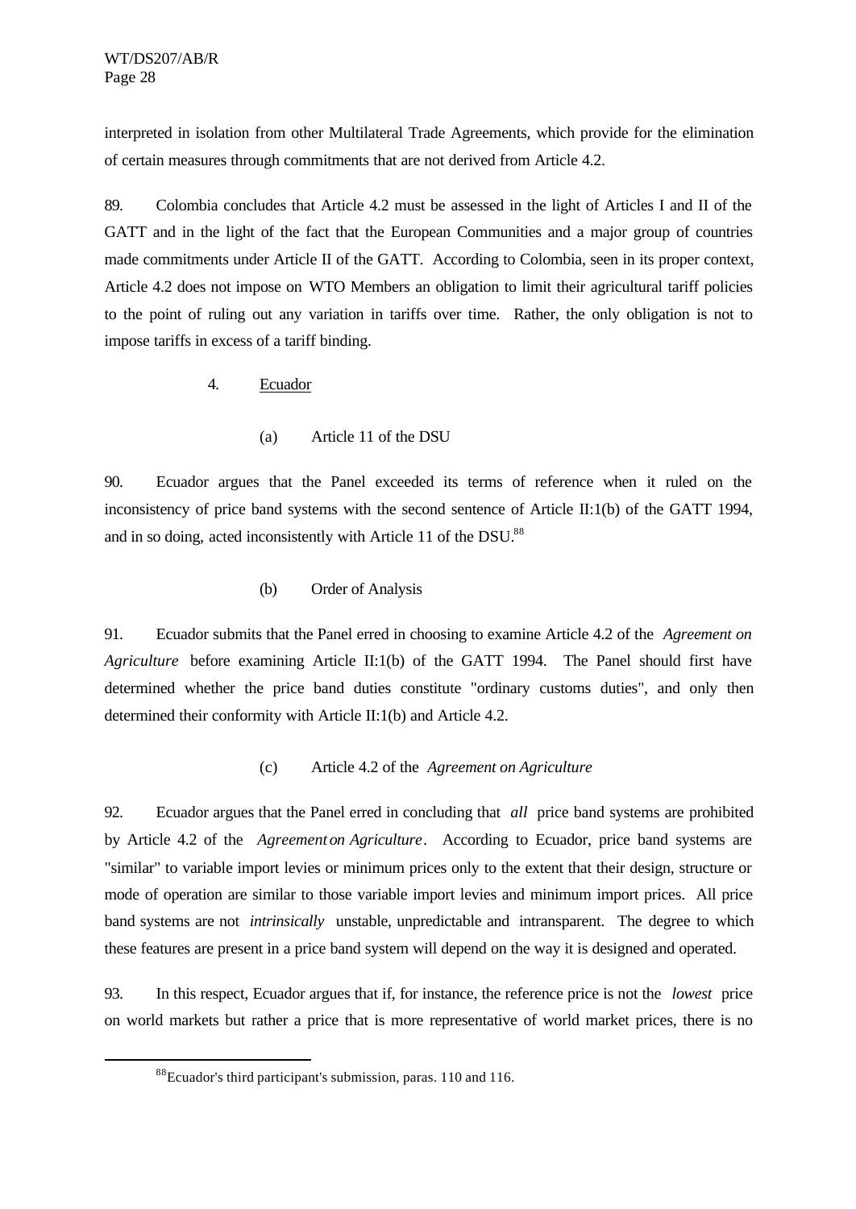interpreted in isolation from other Multilateral Trade Agreements, which provide for the elimination of certain measures through commitments that are not derived from Article 4.2.

89. Colombia concludes that Article 4.2 must be assessed in the light of Articles I and II of the GATT and in the light of the fact that the European Communities and a major group of countries made commitments under Article II of the GATT. According to Colombia, seen in its proper context, Article 4.2 does not impose on WTO Members an obligation to limit their agricultural tariff policies to the point of ruling out any variation in tariffs over time. Rather, the only obligation is not to impose tariffs in excess of a tariff binding.

#### 4. Ecuador

##### (a) Article 11 of the DSU

90. Ecuador argues that the Panel exceeded its terms of reference when it ruled on the inconsistency of price band systems with the second sentence of Article II:1(b) of the GATT 1994, and in so doing, acted inconsistently with Article 11 of the DSU.[88]

##### (b) Order of Analysis

91. Ecuador submits that the Panel erred in choosing to examine Article 4.2 of the *Agreement on Agriculture* before examining Article II:1(b) of the GATT 1994. The Panel should first have determined whether the price band duties constitute "ordinary customs duties", and only then determined their conformity with Article II:1(b) and Article 4.2.

##### (c) Article 4.2 of the *Agreement on Agriculture*

92. Ecuador argues that the Panel erred in concluding that *all* price band systems are prohibited by Article 4.2 of the *Agreement on Agriculture*. According to Ecuador, price band systems are "similar" to variable import levies or minimum prices only to the extent that their design, structure or mode of operation are similar to those variable import levies and minimum import prices. All price band systems are not *intrinsically* unstable, unpredictable and intransparent. The degree to which these features are present in a price band system will depend on the way it is designed and operated.

93. In this respect, Ecuador argues that if, for instance, the reference price is not the *lowest* price on world markets but rather a price that is more representative of world market prices, there is no

[88] Ecuador's third participant's submission, paras. 110 and 116.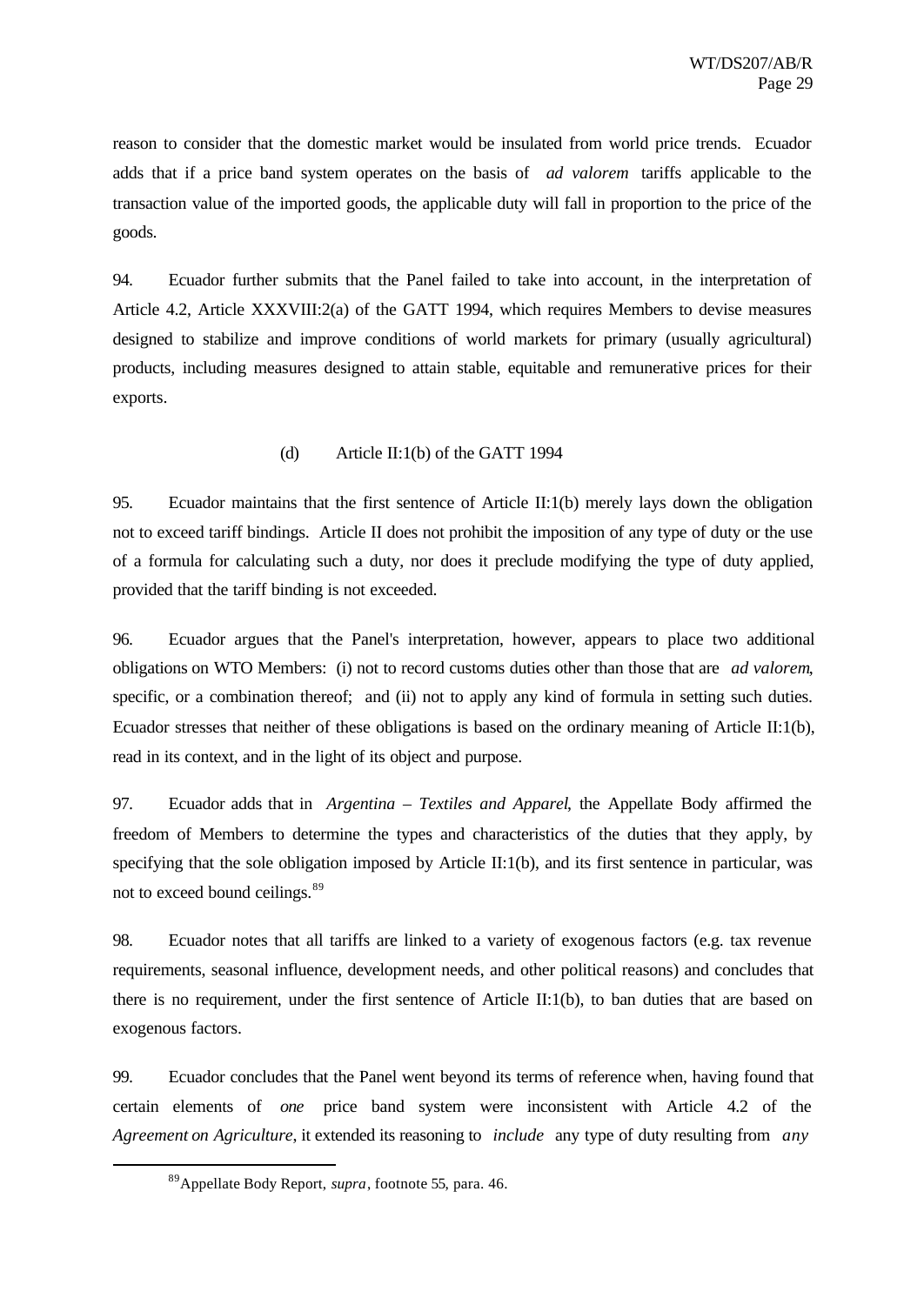reason to consider that the domestic market would be insulated from world price trends. Ecuador adds that if a price band system operates on the basis of *ad valorem* tariffs applicable to the transaction value of the imported goods, the applicable duty will fall in proportion to the price of the goods.

94. Ecuador further submits that the Panel failed to take into account, in the interpretation of Article 4.2, Article XXXVIII:2(a) of the GATT 1994, which requires Members to devise measures designed to stabilize and improve conditions of world markets for primary (usually agricultural) products, including measures designed to attain stable, equitable and remunerative prices for their exports.

#### (d) Article II:1(b) of the GATT 1994

95. Ecuador maintains that the first sentence of Article II:1(b) merely lays down the obligation not to exceed tariff bindings. Article II does not prohibit the imposition of any type of duty or the use of a formula for calculating such a duty, nor does it preclude modifying the type of duty applied, provided that the tariff binding is not exceeded.

96. Ecuador argues that the Panel's interpretation, however, appears to place two additional obligations on WTO Members: (i) not to record customs duties other than those that are *ad valorem*, specific, or a combination thereof; and (ii) not to apply any kind of formula in setting such duties. Ecuador stresses that neither of these obligations is based on the ordinary meaning of Article II:1(b), read in its context, and in the light of its object and purpose.

97. Ecuador adds that in *Argentina – Textiles and Apparel*, the Appellate Body affirmed the freedom of Members to determine the types and characteristics of the duties that they apply, by specifying that the sole obligation imposed by Article II:1(b), and its first sentence in particular, was not to exceed bound ceilings.[89]

98. Ecuador notes that all tariffs are linked to a variety of exogenous factors (e.g. tax revenue requirements, seasonal influence, development needs, and other political reasons) and concludes that there is no requirement, under the first sentence of Article II:1(b), to ban duties that are based on exogenous factors.

99. Ecuador concludes that the Panel went beyond its terms of reference when, having found that certain elements of *one* price band system were inconsistent with Article 4.2 of the *Agreement on Agriculture*, it extended its reasoning to *include* any type of duty resulting from *any*

[89] Appellate Body Report, *supra*, footnote 55, para. 46.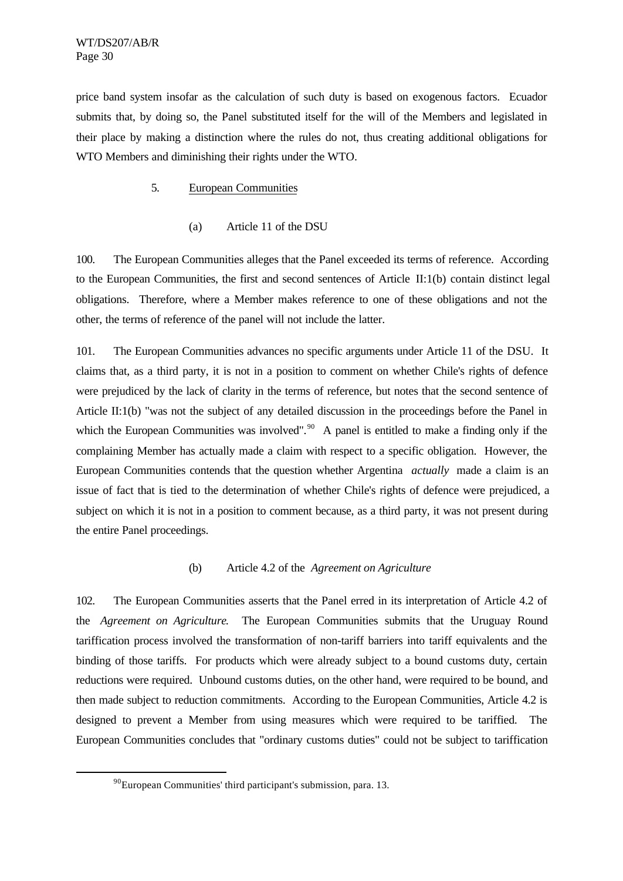price band system insofar as the calculation of such duty is based on exogenous factors. Ecuador submits that, by doing so, the Panel substituted itself for the will of the Members and legislated in their place by making a distinction where the rules do not, thus creating additional obligations for WTO Members and diminishing their rights under the WTO.

### 5. European Communities

#### (a) Article 11 of the DSU

100. The European Communities alleges that the Panel exceeded its terms of reference. According to the European Communities, the first and second sentences of Article II:1(b) contain distinct legal obligations. Therefore, where a Member makes reference to one of these obligations and not the other, the terms of reference of the panel will not include the latter.

101. The European Communities advances no specific arguments under Article 11 of the DSU. It claims that, as a third party, it is not in a position to comment on whether Chile's rights of defence were prejudiced by the lack of clarity in the terms of reference, but notes that the second sentence of Article II:1(b) "was not the subject of any detailed discussion in the proceedings before the Panel in which the European Communities was involved".[90] A panel is entitled to make a finding only if the complaining Member has actually made a claim with respect to a specific obligation. However, the European Communities contends that the question whether Argentina *actually* made a claim is an issue of fact that is tied to the determination of whether Chile's rights of defence were prejudiced, a subject on which it is not in a position to comment because, as a third party, it was not present during the entire Panel proceedings.

#### (b) Article 4.2 of the *Agreement on Agriculture*

102. The European Communities asserts that the Panel erred in its interpretation of Article 4.2 of the *Agreement on Agriculture*. The European Communities submits that the Uruguay Round tariffication process involved the transformation of non-tariff barriers into tariff equivalents and the binding of those tariffs. For products which were already subject to a bound customs duty, certain reductions were required. Unbound customs duties, on the other hand, were required to be bound, and then made subject to reduction commitments. According to the European Communities, Article 4.2 is designed to prevent a Member from using measures which were required to be tariffied. The European Communities concludes that "ordinary customs duties" could not be subject to tariffication

---

[90] European Communities' third participant's submission, para. 13.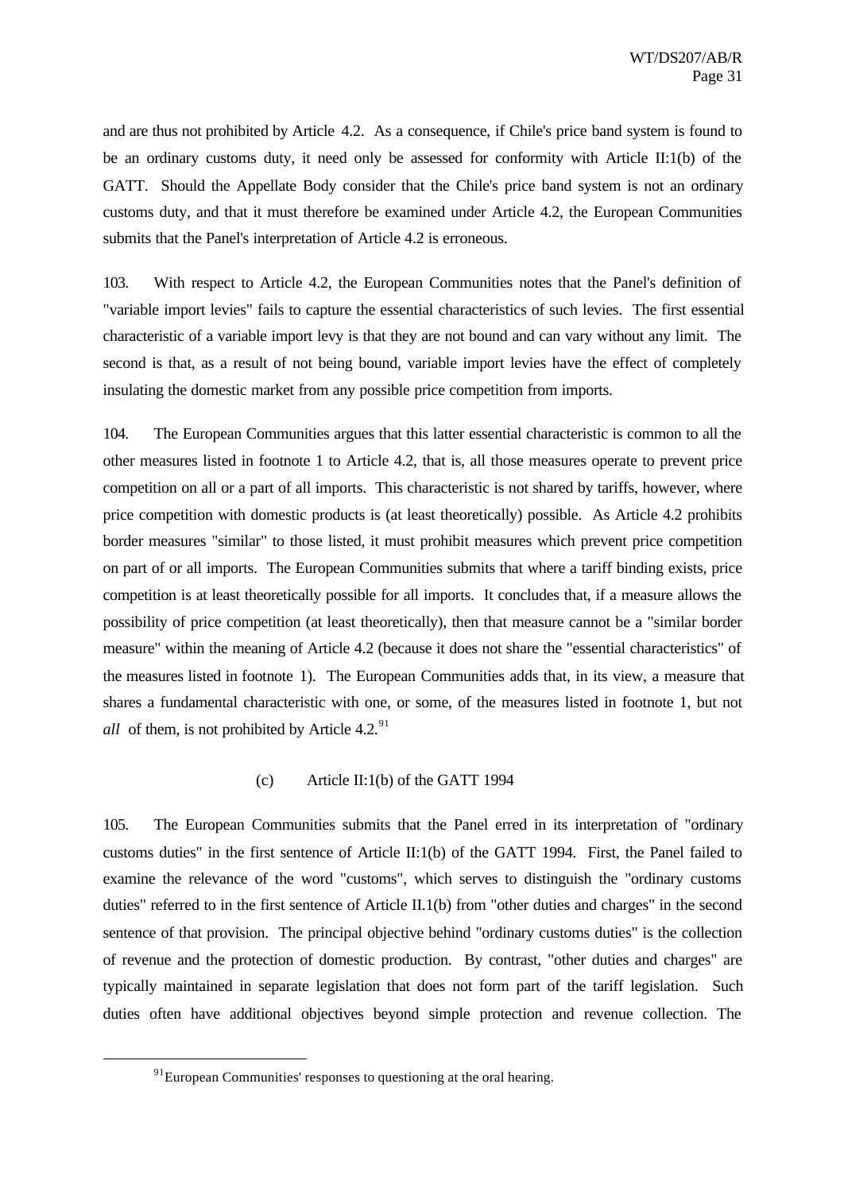and are thus not prohibited by Article 4.2. As a consequence, if Chile's price band system is found to be an ordinary customs duty, it need only be assessed for conformity with Article II:1(b) of the GATT. Should the Appellate Body consider that the Chile's price band system is not an ordinary customs duty, and that it must therefore be examined under Article 4.2, the European Communities submits that the Panel's interpretation of Article 4.2 is erroneous.

103. With respect to Article 4.2, the European Communities notes that the Panel's definition of "variable import levies" fails to capture the essential characteristics of such levies. The first essential characteristic of a variable import levy is that they are not bound and can vary without any limit. The second is that, as a result of not being bound, variable import levies have the effect of completely insulating the domestic market from any possible price competition from imports.

104. The European Communities argues that this latter essential characteristic is common to all the other measures listed in footnote 1 to Article 4.2, that is, all those measures operate to prevent price competition on all or a part of all imports. This characteristic is not shared by tariffs, however, where price competition with domestic products is (at least theoretically) possible. As Article 4.2 prohibits border measures "similar" to those listed, it must prohibit measures which prevent price competition on part of or all imports. The European Communities submits that where a tariff binding exists, price competition is at least theoretically possible for all imports. It concludes that, if a measure allows the possibility of price competition (at least theoretically), then that measure cannot be a "similar border measure" within the meaning of Article 4.2 (because it does not share the "essential characteristics" of the measures listed in footnote 1). The European Communities adds that, in its view, a measure that shares a fundamental characteristic with one, or some, of the measures listed in footnote 1, but not *all* of them, is not prohibited by Article 4.2.[91]

(c) Article II:1(b) of the GATT 1994

105. The European Communities submits that the Panel erred in its interpretation of "ordinary customs duties" in the first sentence of Article II:1(b) of the GATT 1994. First, the Panel failed to examine the relevance of the word "customs", which serves to distinguish the "ordinary customs duties" referred to in the first sentence of Article II.1(b) from "other duties and charges" in the second sentence of that provision. The principal objective behind "ordinary customs duties" is the collection of revenue and the protection of domestic production. By contrast, "other duties and charges" are typically maintained in separate legislation that does not form part of the tariff legislation. Such duties often have additional objectives beyond simple protection and revenue collection. The

[91] European Communities' responses to questioning at the oral hearing.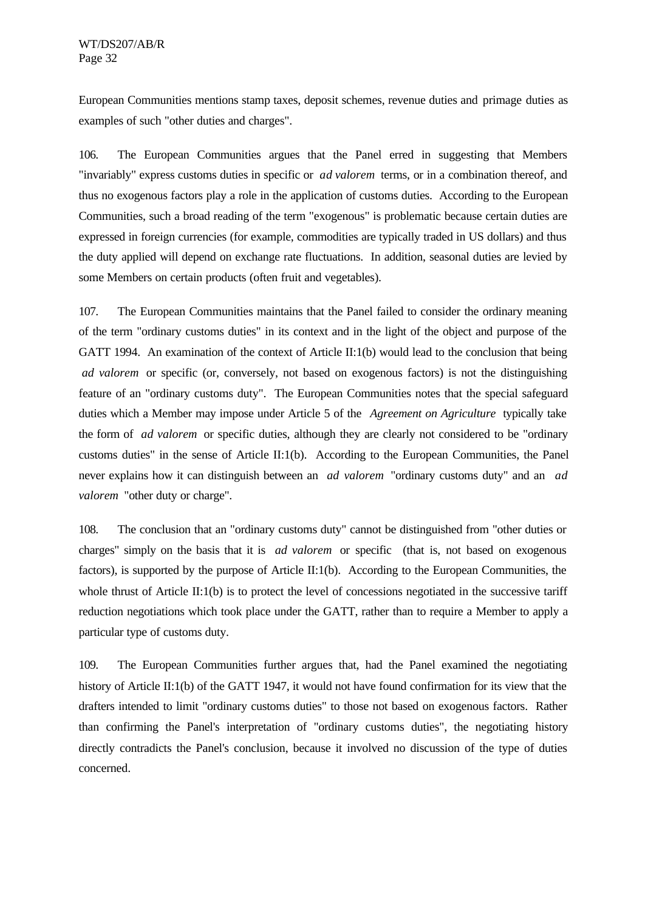European Communities mentions stamp taxes, deposit schemes, revenue duties and primage duties as examples of such "other duties and charges".

106. The European Communities argues that the Panel erred in suggesting that Members "invariably" express customs duties in specific or *ad valorem* terms, or in a combination thereof, and thus no exogenous factors play a role in the application of customs duties. According to the European Communities, such a broad reading of the term "exogenous" is problematic because certain duties are expressed in foreign currencies (for example, commodities are typically traded in US dollars) and thus the duty applied will depend on exchange rate fluctuations. In addition, seasonal duties are levied by some Members on certain products (often fruit and vegetables).

107. The European Communities maintains that the Panel failed to consider the ordinary meaning of the term "ordinary customs duties" in its context and in the light of the object and purpose of the GATT 1994. An examination of the context of Article II:1(b) would lead to the conclusion that being *ad valorem* or specific (or, conversely, not based on exogenous factors) is not the distinguishing feature of an "ordinary customs duty". The European Communities notes that the special safeguard duties which a Member may impose under Article 5 of the *Agreement on Agriculture* typically take the form of *ad valorem* or specific duties, although they are clearly not considered to be "ordinary customs duties" in the sense of Article II:1(b). According to the European Communities, the Panel never explains how it can distinguish between an *ad valorem* "ordinary customs duty" and an *ad valorem* "other duty or charge".

108. The conclusion that an "ordinary customs duty" cannot be distinguished from "other duties or charges" simply on the basis that it is *ad valorem* or specific (that is, not based on exogenous factors), is supported by the purpose of Article II:1(b). According to the European Communities, the whole thrust of Article II:1(b) is to protect the level of concessions negotiated in the successive tariff reduction negotiations which took place under the GATT, rather than to require a Member to apply a particular type of customs duty.

109. The European Communities further argues that, had the Panel examined the negotiating history of Article II:1(b) of the GATT 1947, it would not have found confirmation for its view that the drafters intended to limit "ordinary customs duties" to those not based on exogenous factors. Rather than confirming the Panel's interpretation of "ordinary customs duties", the negotiating history directly contradicts the Panel's conclusion, because it involved no discussion of the type of duties concerned.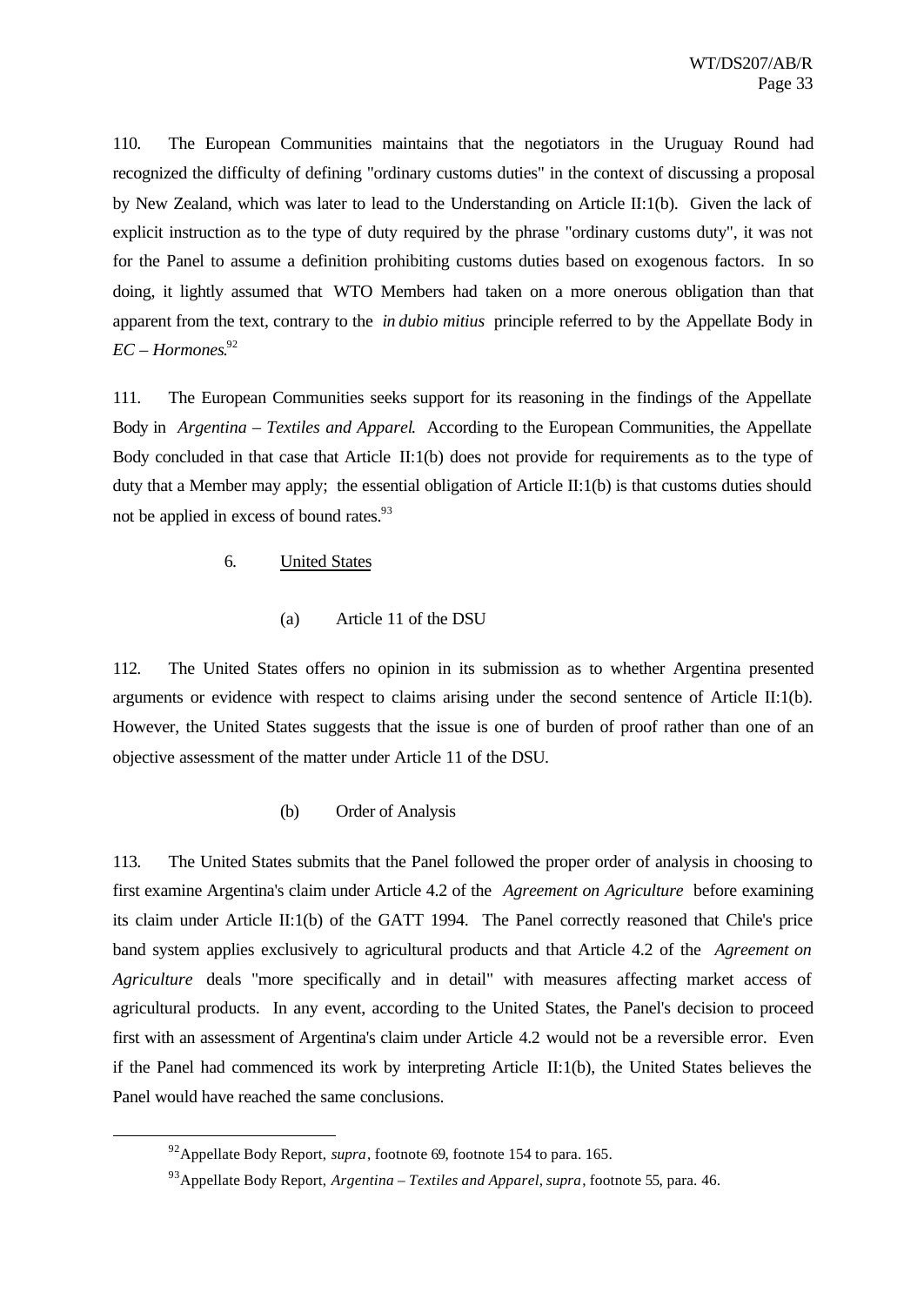110. The European Communities maintains that the negotiators in the Uruguay Round had recognized the difficulty of defining "ordinary customs duties" in the context of discussing a proposal by New Zealand, which was later to lead to the Understanding on Article II:1(b). Given the lack of explicit instruction as to the type of duty required by the phrase "ordinary customs duty", it was not for the Panel to assume a definition prohibiting customs duties based on exogenous factors. In so doing, it lightly assumed that WTO Members had taken on a more onerous obligation than that apparent from the text, contrary to the *in dubio mitius* principle referred to by the Appellate Body in *EC – Hormones*.[92]

111. The European Communities seeks support for its reasoning in the findings of the Appellate Body in *Argentina – Textiles and Apparel*. According to the European Communities, the Appellate Body concluded in that case that Article II:1(b) does not provide for requirements as to the type of duty that a Member may apply; the essential obligation of Article II:1(b) is that customs duties should not be applied in excess of bound rates.[93]

### 6. United States

#### (a) Article 11 of the DSU

112. The United States offers no opinion in its submission as to whether Argentina presented arguments or evidence with respect to claims arising under the second sentence of Article II:1(b). However, the United States suggests that the issue is one of burden of proof rather than one of an objective assessment of the matter under Article 11 of the DSU.

#### (b) Order of Analysis

113. The United States submits that the Panel followed the proper order of analysis in choosing to first examine Argentina's claim under Article 4.2 of the *Agreement on Agriculture* before examining its claim under Article II:1(b) of the GATT 1994. The Panel correctly reasoned that Chile's price band system applies exclusively to agricultural products and that Article 4.2 of the *Agreement on Agriculture* deals "more specifically and in detail" with measures affecting market access of agricultural products. In any event, according to the United States, the Panel's decision to proceed first with an assessment of Argentina's claim under Article 4.2 would not be a reversible error. Even if the Panel had commenced its work by interpreting Article II:1(b), the United States believes the Panel would have reached the same conclusions.

---

[92] Appellate Body Report, *supra*, footnote 69, footnote 154 to para. 165.

[93] Appellate Body Report, *Argentina – Textiles and Apparel*, *supra*, footnote 55, para. 46.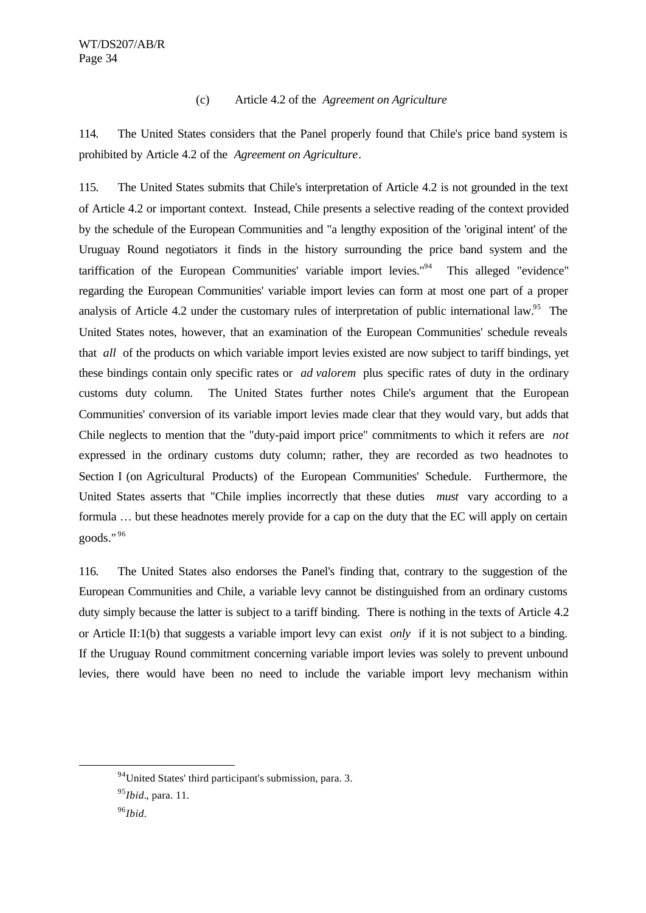### (c) Article 4.2 of the *Agreement on Agriculture*

114. The United States considers that the Panel properly found that Chile's price band system is prohibited by Article 4.2 of the *Agreement on Agriculture*.

115. The United States submits that Chile's interpretation of Article 4.2 is not grounded in the text of Article 4.2 or important context. Instead, Chile presents a selective reading of the context provided by the schedule of the European Communities and "a lengthy exposition of the 'original intent' of the Uruguay Round negotiators it finds in the history surrounding the price band system and the tariffication of the European Communities' variable import levies."[94] This alleged "evidence" regarding the European Communities' variable import levies can form at most one part of a proper analysis of Article 4.2 under the customary rules of interpretation of public international law.[95] The United States notes, however, that an examination of the European Communities' schedule reveals that *all* of the products on which variable import levies existed are now subject to tariff bindings, yet these bindings contain only specific rates or *ad valorem* plus specific rates of duty in the ordinary customs duty column. The United States further notes Chile's argument that the European Communities' conversion of its variable import levies made clear that they would vary, but adds that Chile neglects to mention that the "duty-paid import price" commitments to which it refers are *not* expressed in the ordinary customs duty column; rather, they are recorded as two headnotes to Section I (on Agricultural Products) of the European Communities' Schedule. Furthermore, the United States asserts that "Chile implies incorrectly that these duties *must* vary according to a formula … but these headnotes merely provide for a cap on the duty that the EC will apply on certain goods."[96]

116. The United States also endorses the Panel's finding that, contrary to the suggestion of the European Communities and Chile, a variable levy cannot be distinguished from an ordinary customs duty simply because the latter is subject to a tariff binding. There is nothing in the texts of Article 4.2 or Article II:1(b) that suggests a variable import levy can exist *only* if it is not subject to a binding. If the Uruguay Round commitment concerning variable import levies was solely to prevent unbound levies, there would have been no need to include the variable import levy mechanism within

---

[94] United States' third participant's submission, para. 3.

[95] *Ibid*., para. 11.

[96] *Ibid*.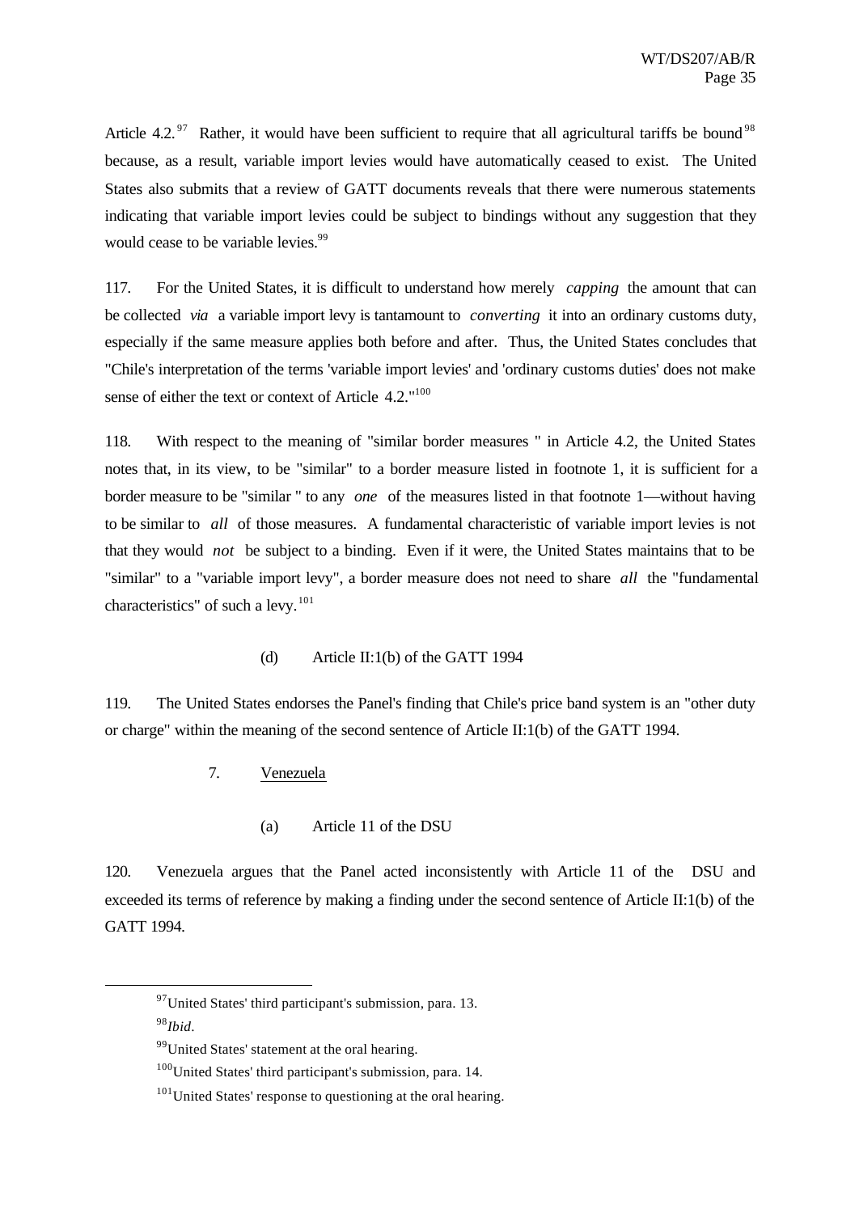Article 4.2.[97] Rather, it would have been sufficient to require that all agricultural tariffs be bound[98] because, as a result, variable import levies would have automatically ceased to exist. The United States also submits that a review of GATT documents reveals that there were numerous statements indicating that variable import levies could be subject to bindings without any suggestion that they would cease to be variable levies.[99]

117. For the United States, it is difficult to understand how merely *capping* the amount that can be collected *via* a variable import levy is tantamount to *converting* it into an ordinary customs duty, especially if the same measure applies both before and after. Thus, the United States concludes that "Chile's interpretation of the terms 'variable import levies' and 'ordinary customs duties' does not make sense of either the text or context of Article 4.2."[100]

118. With respect to the meaning of "similar border measures " in Article 4.2, the United States notes that, in its view, to be "similar" to a border measure listed in footnote 1, it is sufficient for a border measure to be "similar " to any *one* of the measures listed in that footnote 1—without having to be similar to *all* of those measures. A fundamental characteristic of variable import levies is not that they would *not* be subject to a binding. Even if it were, the United States maintains that to be "similar" to a "variable import levy", a border measure does not need to share *all* the "fundamental characteristics" of such a levy.[101]

(d) Article II:1(b) of the GATT 1994

119. The United States endorses the Panel's finding that Chile's price band system is an "other duty or charge" within the meaning of the second sentence of Article II:1(b) of the GATT 1994.

7. Venezuela

(a) Article 11 of the DSU

120. Venezuela argues that the Panel acted inconsistently with Article 11 of the DSU and exceeded its terms of reference by making a finding under the second sentence of Article II:1(b) of the GATT 1994.

---

[97] United States' third participant's submission, para. 13.

[98] *Ibid*.

[99] United States' statement at the oral hearing.

[100] United States' third participant's submission, para. 14.

[101] United States' response to questioning at the oral hearing.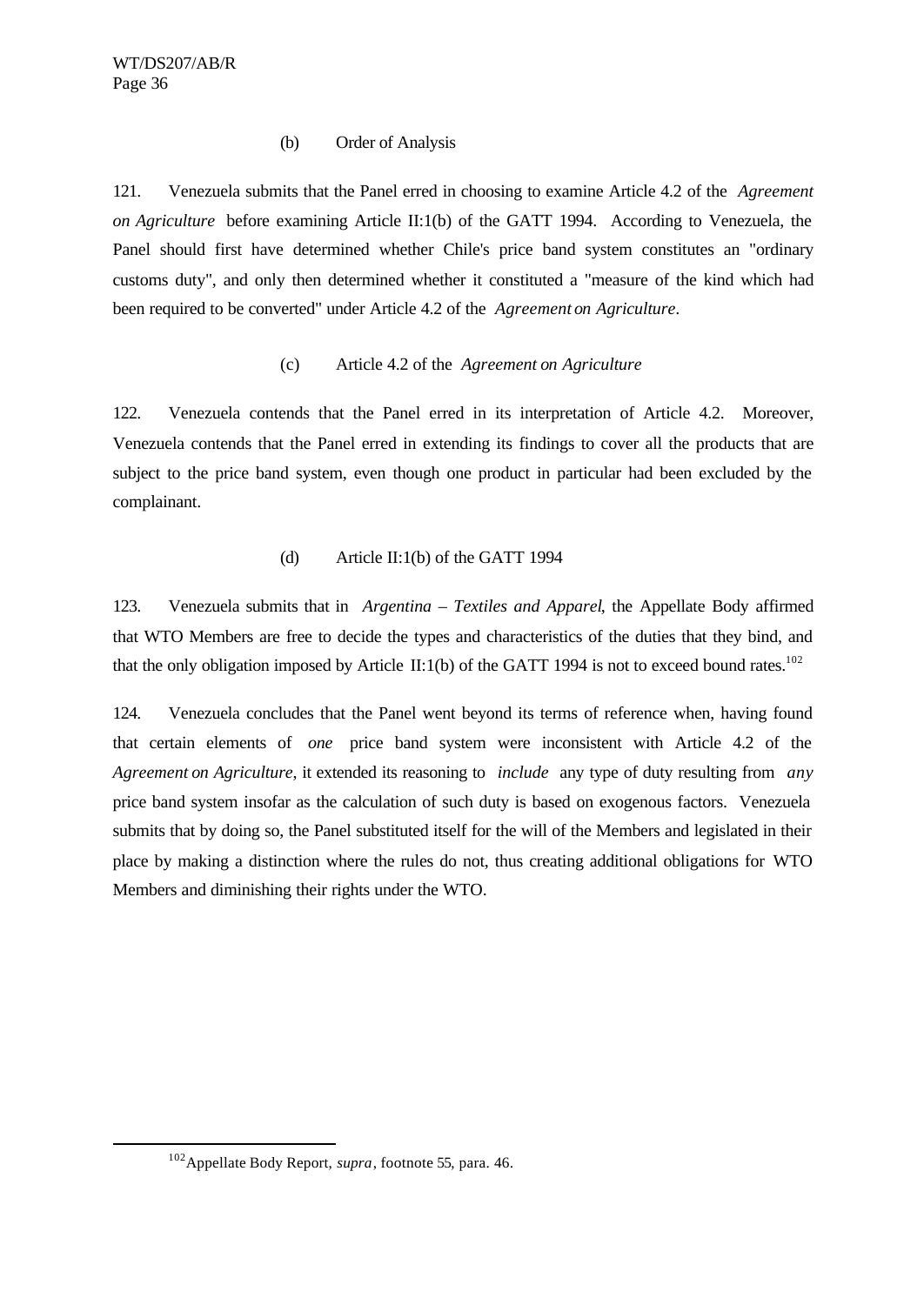(b) Order of Analysis

121. Venezuela submits that the Panel erred in choosing to examine Article 4.2 of the *Agreement on Agriculture* before examining Article II:1(b) of the GATT 1994. According to Venezuela, the Panel should first have determined whether Chile's price band system constitutes an "ordinary customs duty", and only then determined whether it constituted a "measure of the kind which had been required to be converted" under Article 4.2 of the *Agreement on Agriculture*.

(c) Article 4.2 of the *Agreement on Agriculture*

122. Venezuela contends that the Panel erred in its interpretation of Article 4.2. Moreover, Venezuela contends that the Panel erred in extending its findings to cover all the products that are subject to the price band system, even though one product in particular had been excluded by the complainant.

(d) Article II:1(b) of the GATT 1994

123. Venezuela submits that in *Argentina – Textiles and Apparel*, the Appellate Body affirmed that WTO Members are free to decide the types and characteristics of the duties that they bind, and that the only obligation imposed by Article II:1(b) of the GATT 1994 is not to exceed bound rates.[102]

124. Venezuela concludes that the Panel went beyond its terms of reference when, having found that certain elements of *one* price band system were inconsistent with Article 4.2 of the *Agreement on Agriculture*, it extended its reasoning to *include* any type of duty resulting from *any* price band system insofar as the calculation of such duty is based on exogenous factors. Venezuela submits that by doing so, the Panel substituted itself for the will of the Members and legislated in their place by making a distinction where the rules do not, thus creating additional obligations for WTO Members and diminishing their rights under the WTO.

---

[102] Appellate Body Report, *supra*, footnote 55, para. 46.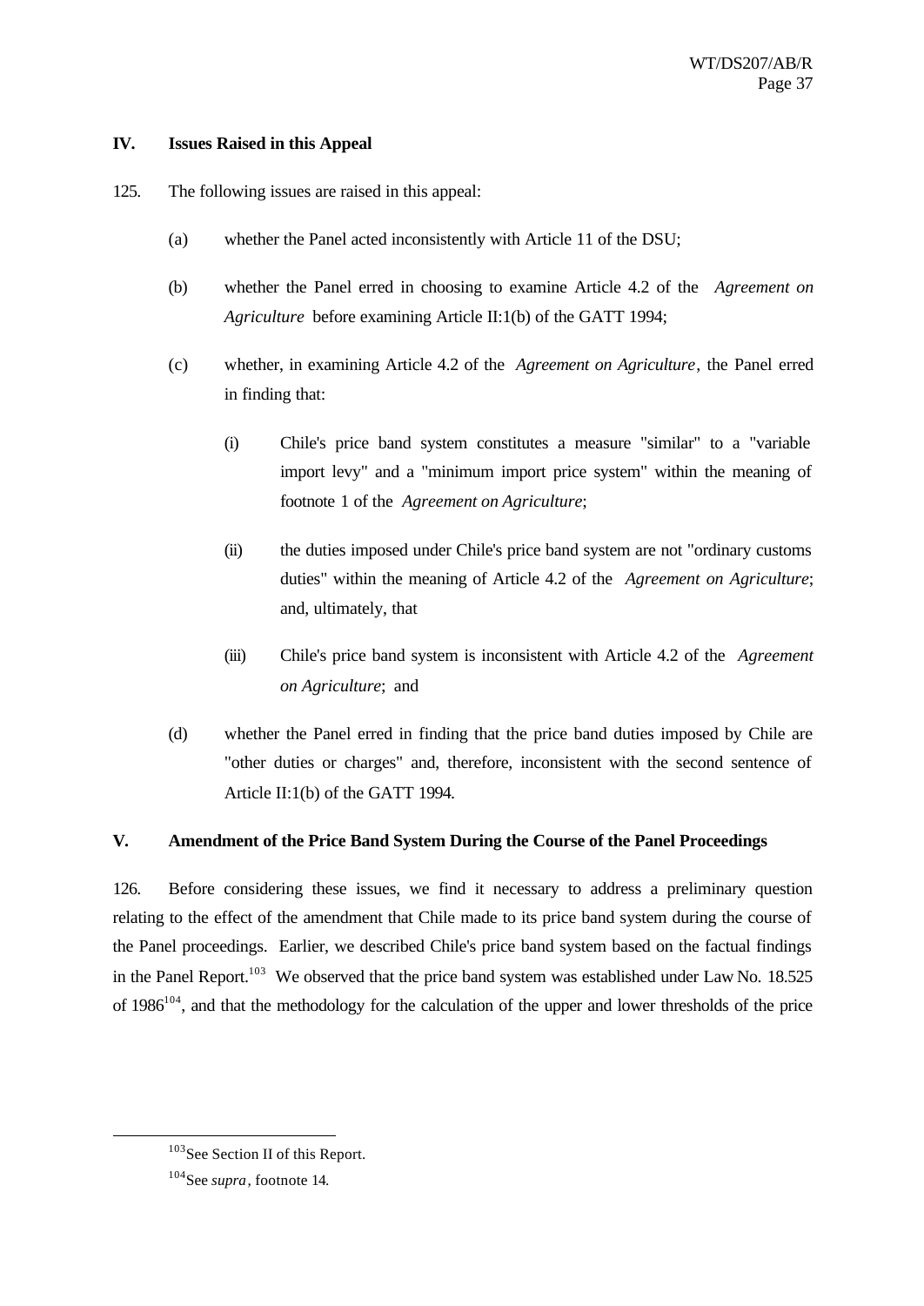## IV. Issues Raised in this Appeal

125. The following issues are raised in this appeal:

(a) whether the Panel acted inconsistently with Article 11 of the DSU;

(b) whether the Panel erred in choosing to examine Article 4.2 of the *Agreement on Agriculture* before examining Article II:1(b) of the GATT 1994;

(c) whether, in examining Article 4.2 of the *Agreement on Agriculture*, the Panel erred in finding that:

(i) Chile's price band system constitutes a measure "similar" to a "variable import levy" and a "minimum import price system" within the meaning of footnote 1 of the *Agreement on Agriculture*;

(ii) the duties imposed under Chile's price band system are not "ordinary customs duties" within the meaning of Article 4.2 of the *Agreement on Agriculture*; and, ultimately, that

(iii) Chile's price band system is inconsistent with Article 4.2 of the *Agreement on Agriculture*; and

(d) whether the Panel erred in finding that the price band duties imposed by Chile are "other duties or charges" and, therefore, inconsistent with the second sentence of Article II:1(b) of the GATT 1994.

## V. Amendment of the Price Band System During the Course of the Panel Proceedings

126. Before considering these issues, we find it necessary to address a preliminary question relating to the effect of the amendment that Chile made to its price band system during the course of the Panel proceedings. Earlier, we described Chile's price band system based on the factual findings in the Panel Report.[103] We observed that the price band system was established under Law No. 18.525 of 1986[104], and that the methodology for the calculation of the upper and lower thresholds of the price

---

[103] See Section II of this Report.

[104] See *supra*, footnote 14.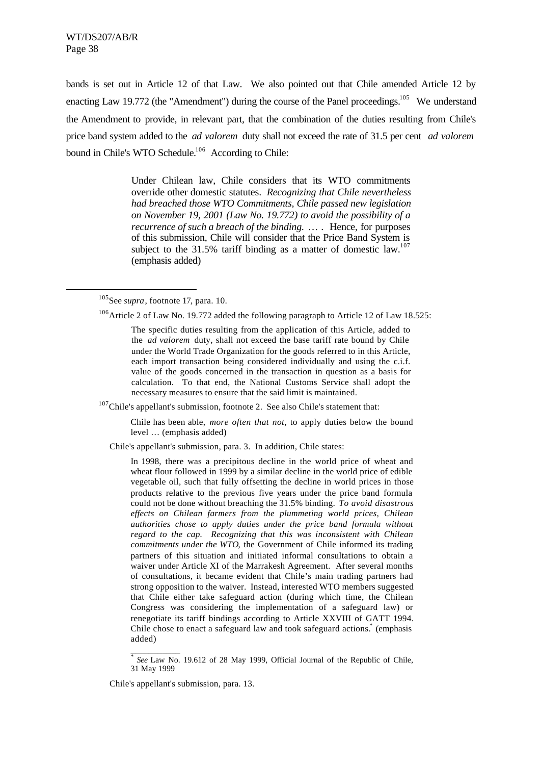bands is set out in Article 12 of that Law. We also pointed out that Chile amended Article 12 by enacting Law 19.772 (the "Amendment") during the course of the Panel proceedings.[105] We understand the Amendment to provide, in relevant part, that the combination of the duties resulting from Chile's price band system added to the *ad valorem* duty shall not exceed the rate of 31.5 per cent *ad valorem* bound in Chile's WTO Schedule.[106] According to Chile:

> Under Chilean law, Chile considers that its WTO commitments override other domestic statutes. *Recognizing that Chile nevertheless had breached those WTO Commitments, Chile passed new legislation on November 19, 2001 (Law No. 19.772) to avoid the possibility of a recurrence of such a breach of the binding.* … . Hence, for purposes of this submission, Chile will consider that the Price Band System is subject to the 31.5% tariff binding as a matter of domestic law.[107] (emphasis added)

---

[105] See *supra*, footnote 17, para. 10.

[106] Article 2 of Law No. 19.772 added the following paragraph to Article 12 of Law 18.525:

> The specific duties resulting from the application of this Article, added to the *ad valorem* duty, shall not exceed the base tariff rate bound by Chile under the World Trade Organization for the goods referred to in this Article, each import transaction being considered individually and using the c.i.f. value of the goods concerned in the transaction in question as a basis for calculation. To that end, the National Customs Service shall adopt the necessary measures to ensure that the said limit is maintained.

[107] Chile's appellant's submission, footnote 2. See also Chile's statement that:

> Chile has been able, *more often that not*, to apply duties below the bound level … (emphasis added)

Chile's appellant's submission, para. 3. In addition, Chile states:

> In 1998, there was a precipitous decline in the world price of wheat and wheat flour followed in 1999 by a similar decline in the world price of edible vegetable oil, such that fully offsetting the decline in world prices in those products relative to the previous five years under the price band formula could not be done without breaching the 31.5% binding. *To avoid disastrous effects on Chilean farmers from the plummeting world prices, Chilean authorities chose to apply duties under the price band formula without regard to the cap. Recognizing that this was inconsistent with Chilean commitments under the WTO*, the Government of Chile informed its trading partners of this situation and initiated informal consultations to obtain a waiver under Article XI of the Marrakesh Agreement. After several months of consultations, it became evident that Chile's main trading partners had strong opposition to the waiver. Instead, interested WTO members suggested that Chile either take safeguard action (during which time, the Chilean Congress was considering the implementation of a safeguard law) or renegotiate its tariff bindings according to Article XXVIII of GATT 1994. Chile chose to enact a safeguard law and took safeguard actions.[*] (emphasis added)
>
> ---
>
> [*] *See* Law No. 19.612 of 28 May 1999, Official Journal of the Republic of Chile, 31 May 1999

Chile's appellant's submission, para. 13.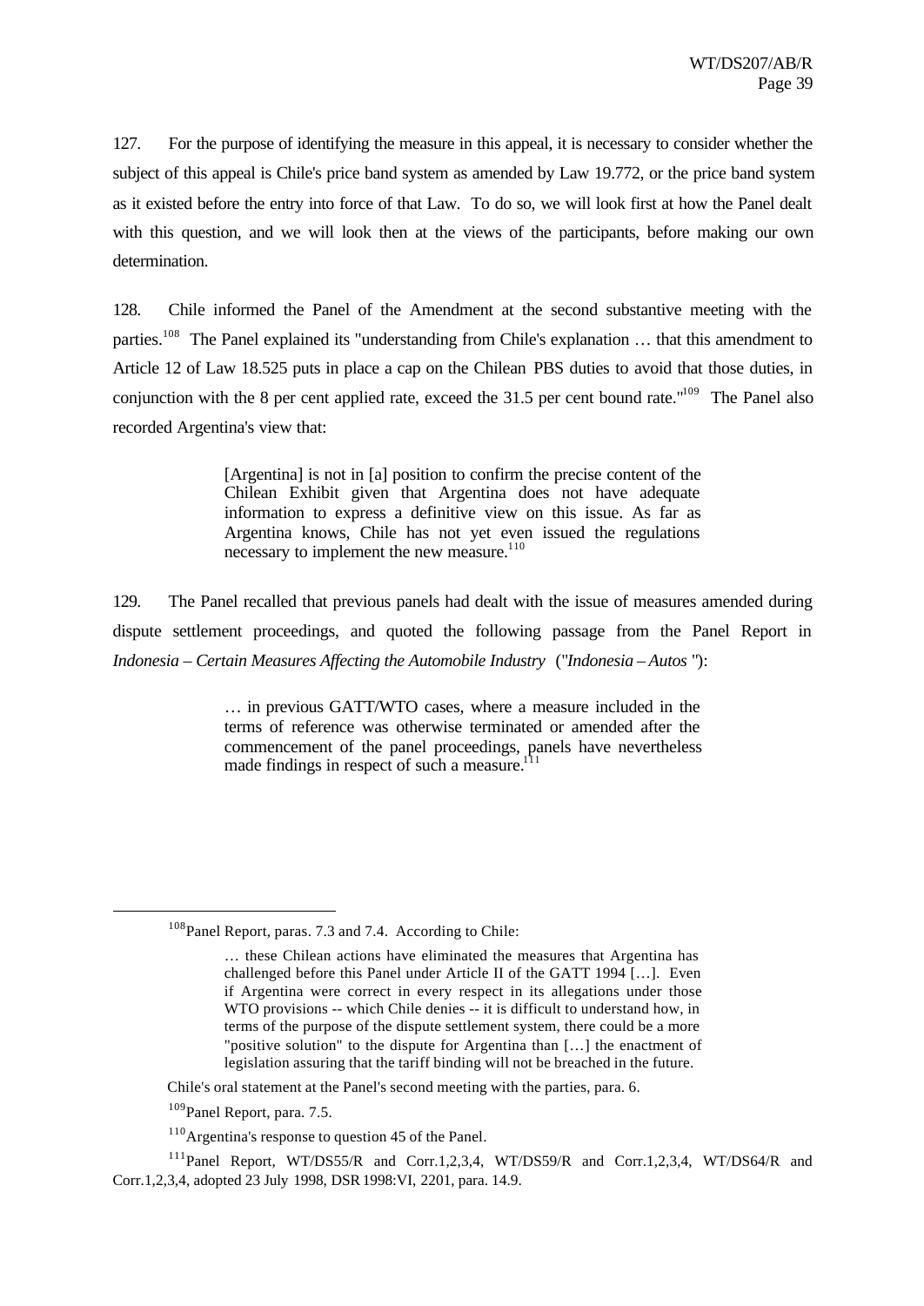127. For the purpose of identifying the measure in this appeal, it is necessary to consider whether the subject of this appeal is Chile's price band system as amended by Law 19.772, or the price band system as it existed before the entry into force of that Law. To do so, we will look first at how the Panel dealt with this question, and we will look then at the views of the participants, before making our own determination.

128. Chile informed the Panel of the Amendment at the second substantive meeting with the parties.[108] The Panel explained its "understanding from Chile's explanation … that this amendment to Article 12 of Law 18.525 puts in place a cap on the Chilean PBS duties to avoid that those duties, in conjunction with the 8 per cent applied rate, exceed the 31.5 per cent bound rate."[109] The Panel also recorded Argentina's view that:

> [Argentina] is not in [a] position to confirm the precise content of the Chilean Exhibit given that Argentina does not have adequate information to express a definitive view on this issue. As far as Argentina knows, Chile has not yet even issued the regulations necessary to implement the new measure.[110]

129. The Panel recalled that previous panels had dealt with the issue of measures amended during dispute settlement proceedings, and quoted the following passage from the Panel Report in *Indonesia – Certain Measures Affecting the Automobile Industry* ("*Indonesia – Autos*"):

> … in previous GATT/WTO cases, where a measure included in the terms of reference was otherwise terminated or amended after the commencement of the panel proceedings, panels have nevertheless made findings in respect of such a measure.[111]

---

[108] Panel Report, paras. 7.3 and 7.4. According to Chile:

> … these Chilean actions have eliminated the measures that Argentina has challenged before this Panel under Article II of the GATT 1994 […]. Even if Argentina were correct in every respect in its allegations under those WTO provisions -- which Chile denies -- it is difficult to understand how, in terms of the purpose of the dispute settlement system, there could be a more "positive solution" to the dispute for Argentina than […] the enactment of legislation assuring that the tariff binding will not be breached in the future.

Chile's oral statement at the Panel's second meeting with the parties, para. 6.

[109] Panel Report, para. 7.5.

[110] Argentina's response to question 45 of the Panel.

[111] Panel Report, WT/DS55/R and Corr.1,2,3,4, WT/DS59/R and Corr.1,2,3,4, WT/DS64/R and Corr.1,2,3,4, adopted 23 July 1998, DSR 1998:VI, 2201, para. 14.9.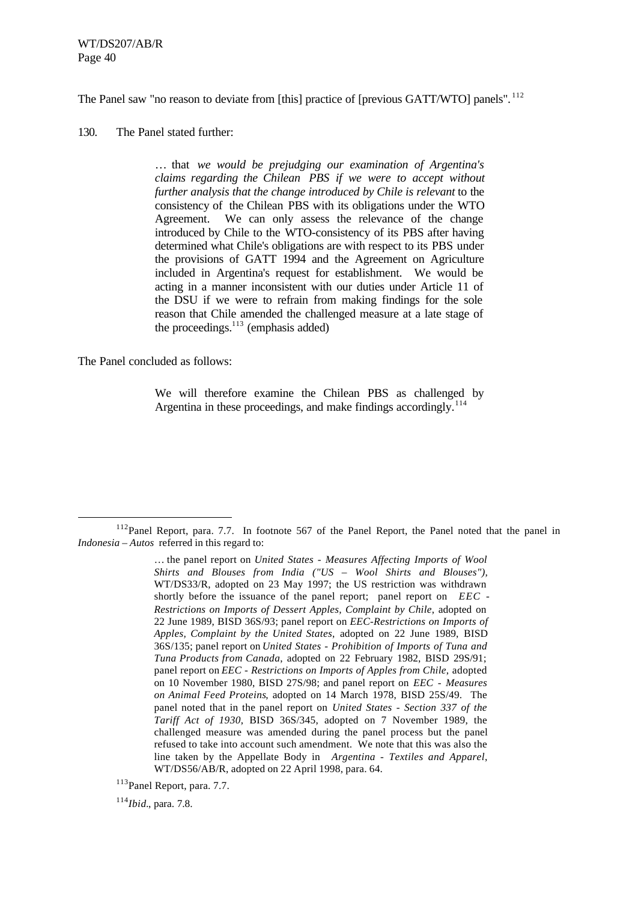The Panel saw "no reason to deviate from [this] practice of [previous GATT/WTO] panels".[112]

130. The Panel stated further:

> … that *we would be prejudging our examination of Argentina's claims regarding the Chilean PBS if we were to accept without further analysis that the change introduced by Chile is relevant* to the consistency of the Chilean PBS with its obligations under the WTO Agreement. We can only assess the relevance of the change introduced by Chile to the WTO-consistency of its PBS after having determined what Chile's obligations are with respect to its PBS under the provisions of GATT 1994 and the Agreement on Agriculture included in Argentina's request for establishment. We would be acting in a manner inconsistent with our duties under Article 11 of the DSU if we were to refrain from making findings for the sole reason that Chile amended the challenged measure at a late stage of the proceedings.[113] (emphasis added)

The Panel concluded as follows:

> We will therefore examine the Chilean PBS as challenged by Argentina in these proceedings, and make findings accordingly.[114]

---

[112] Panel Report, para. 7.7. In footnote 567 of the Panel Report, the Panel noted that the panel in *Indonesia – Autos* referred in this regard to:

> … the panel report on *United States - Measures Affecting Imports of Wool Shirts and Blouses from India ("US – Wool Shirts and Blouses")*, WT/DS33/R, adopted on 23 May 1997; the US restriction was withdrawn shortly before the issuance of the panel report; panel report on *EEC - Restrictions on Imports of Dessert Apples, Complaint by Chile*, adopted on 22 June 1989, BISD 36S/93; panel report on *EEC-Restrictions on Imports of Apples, Complaint by the United States*, adopted on 22 June 1989, BISD 36S/135; panel report on *United States - Prohibition of Imports of Tuna and Tuna Products from Canada*, adopted on 22 February 1982, BISD 29S/91; panel report on *EEC - Restrictions on Imports of Apples from Chile*, adopted on 10 November 1980, BISD 27S/98; and panel report on *EEC - Measures on Animal Feed Proteins*, adopted on 14 March 1978, BISD 25S/49. The panel noted that in the panel report on *United States - Section 337 of the Tariff Act of 1930*, BISD 36S/345, adopted on 7 November 1989, the challenged measure was amended during the panel process but the panel refused to take into account such amendment. We note that this was also the line taken by the Appellate Body in *Argentina - Textiles and Apparel*, WT/DS56/AB/R, adopted on 22 April 1998, para. 64.

[113] Panel Report, para. 7.7.

[114] *Ibid.*, para. 7.8.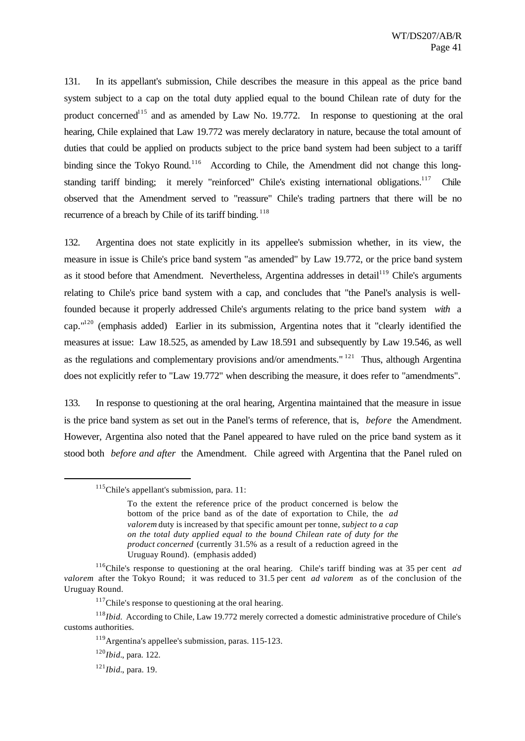131. In its appellant's submission, Chile describes the measure in this appeal as the price band system subject to a cap on the total duty applied equal to the bound Chilean rate of duty for the product concerned[115] and as amended by Law No. 19.772. In response to questioning at the oral hearing, Chile explained that Law 19.772 was merely declaratory in nature, because the total amount of duties that could be applied on products subject to the price band system had been subject to a tariff binding since the Tokyo Round.[116] According to Chile, the Amendment did not change this long-standing tariff binding; it merely "reinforced" Chile's existing international obligations.[117] Chile observed that the Amendment served to "reassure" Chile's trading partners that there will be no recurrence of a breach by Chile of its tariff binding.[118]

132. Argentina does not state explicitly in its appellee's submission whether, in its view, the measure in issue is Chile's price band system "as amended" by Law 19.772, or the price band system as it stood before that Amendment. Nevertheless, Argentina addresses in detail[119] Chile's arguments relating to Chile's price band system with a cap, and concludes that "the Panel's analysis is well-founded because it properly addressed Chile's arguments relating to the price band system *with* a cap."[120] (emphasis added) Earlier in its submission, Argentina notes that it "clearly identified the measures at issue: Law 18.525, as amended by Law 18.591 and subsequently by Law 19.546, as well as the regulations and complementary provisions and/or amendments."[121] Thus, although Argentina does not explicitly refer to "Law 19.772" when describing the measure, it does refer to "amendments".

133. In response to questioning at the oral hearing, Argentina maintained that the measure in issue is the price band system as set out in the Panel's terms of reference, that is, *before* the Amendment. However, Argentina also noted that the Panel appeared to have ruled on the price band system as it stood both *before and after* the Amendment. Chile agreed with Argentina that the Panel ruled on

---

[115] Chile's appellant's submission, para. 11:

> To the extent the reference price of the product concerned is below the bottom of the price band as of the date of exportation to Chile, the *ad valorem* duty is increased by that specific amount per tonne, *subject to a cap on the total duty applied equal to the bound Chilean rate of duty for the product concerned* (currently 31.5% as a result of a reduction agreed in the Uruguay Round). (emphasis added)

[116] Chile's response to questioning at the oral hearing. Chile's tariff binding was at 35 per cent *ad valorem* after the Tokyo Round; it was reduced to 31.5 per cent *ad valorem* as of the conclusion of the Uruguay Round.

[117] Chile's response to questioning at the oral hearing.

[118] *Ibid.* According to Chile, Law 19.772 merely corrected a domestic administrative procedure of Chile's customs authorities.

[119] Argentina's appellee's submission, paras. 115-123.

[120] *Ibid.*, para. 122.

[121] *Ibid.*, para. 19.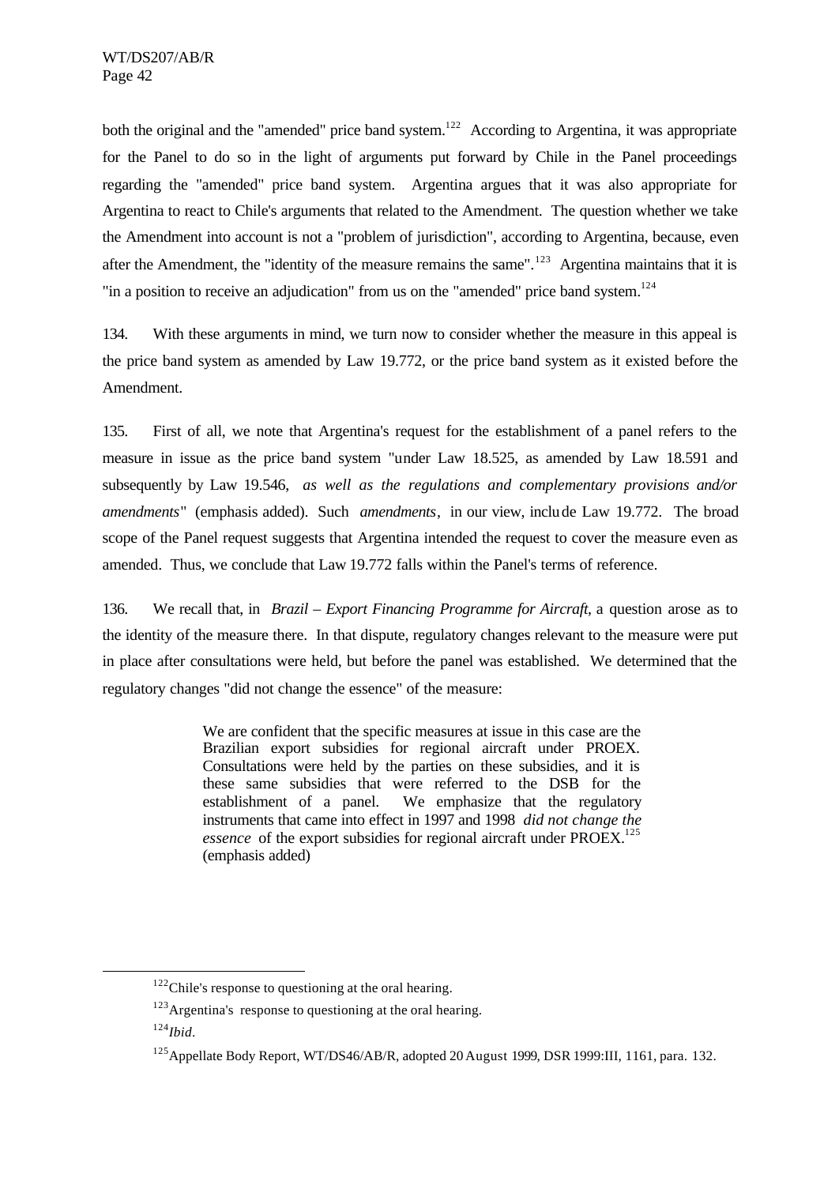both the original and the "amended" price band system.[122] According to Argentina, it was appropriate for the Panel to do so in the light of arguments put forward by Chile in the Panel proceedings regarding the "amended" price band system. Argentina argues that it was also appropriate for Argentina to react to Chile's arguments that related to the Amendment. The question whether we take the Amendment into account is not a "problem of jurisdiction", according to Argentina, because, even after the Amendment, the "identity of the measure remains the same".[123] Argentina maintains that it is "in a position to receive an adjudication" from us on the "amended" price band system.[124]

134. With these arguments in mind, we turn now to consider whether the measure in this appeal is the price band system as amended by Law 19.772, or the price band system as it existed before the Amendment.

135. First of all, we note that Argentina's request for the establishment of a panel refers to the measure in issue as the price band system "under Law 18.525, as amended by Law 18.591 and subsequently by Law 19.546, *as well as the regulations and complementary provisions and/or amendments*" (emphasis added). Such *amendments*, in our view, include Law 19.772. The broad scope of the Panel request suggests that Argentina intended the request to cover the measure even as amended. Thus, we conclude that Law 19.772 falls within the Panel's terms of reference.

136. We recall that, in *Brazil – Export Financing Programme for Aircraft*, a question arose as to the identity of the measure there. In that dispute, regulatory changes relevant to the measure were put in place after consultations were held, but before the panel was established. We determined that the regulatory changes "did not change the essence" of the measure:

> We are confident that the specific measures at issue in this case are the Brazilian export subsidies for regional aircraft under PROEX. Consultations were held by the parties on these subsidies, and it is these same subsidies that were referred to the DSB for the establishment of a panel. We emphasize that the regulatory instruments that came into effect in 1997 and 1998 *did not change the essence* of the export subsidies for regional aircraft under PROEX.[125] (emphasis added)

---

[122] Chile's response to questioning at the oral hearing.

[123] Argentina's response to questioning at the oral hearing.

[124] *Ibid.*

[125] Appellate Body Report, WT/DS46/AB/R, adopted 20 August 1999, DSR 1999:III, 1161, para. 132.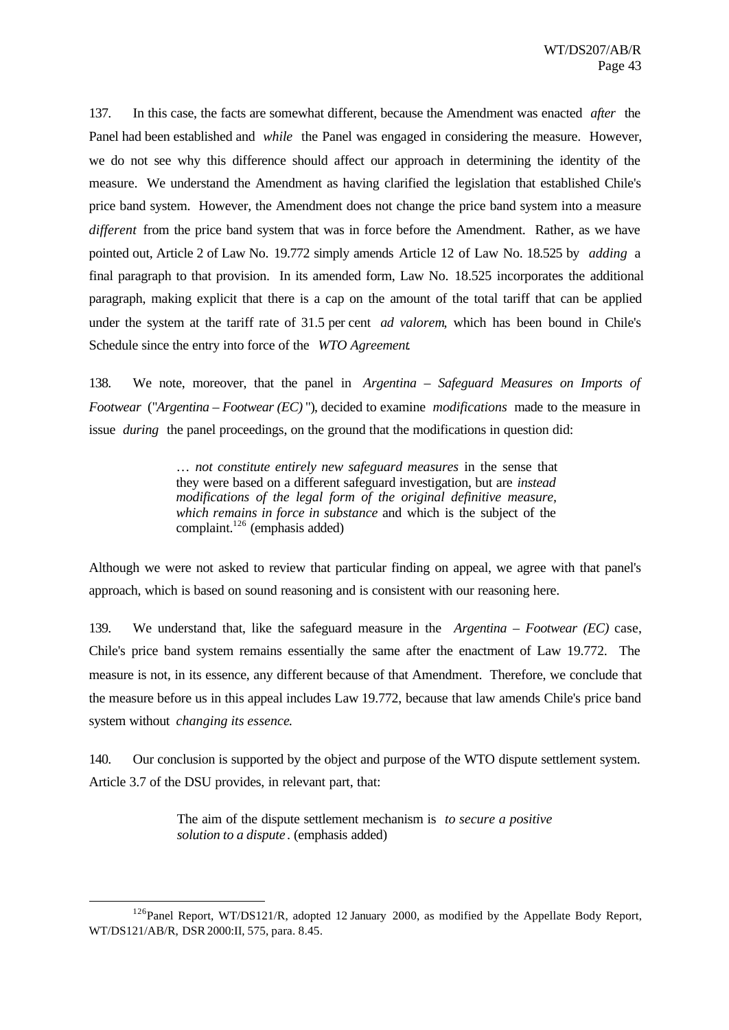137. In this case, the facts are somewhat different, because the Amendment was enacted *after* the Panel had been established and *while* the Panel was engaged in considering the measure. However, we do not see why this difference should affect our approach in determining the identity of the measure. We understand the Amendment as having clarified the legislation that established Chile's price band system. However, the Amendment does not change the price band system into a measure *different* from the price band system that was in force before the Amendment. Rather, as we have pointed out, Article 2 of Law No. 19.772 simply amends Article 12 of Law No. 18.525 by *adding* a final paragraph to that provision. In its amended form, Law No. 18.525 incorporates the additional paragraph, making explicit that there is a cap on the amount of the total tariff that can be applied under the system at the tariff rate of 31.5 per cent *ad valorem*, which has been bound in Chile's Schedule since the entry into force of the *WTO Agreement*.

138. We note, moreover, that the panel in *Argentina – Safeguard Measures on Imports of Footwear* ("*Argentina – Footwear (EC)*"), decided to examine *modifications* made to the measure in issue *during* the panel proceedings, on the ground that the modifications in question did:

> … *not constitute entirely new safeguard measures* in the sense that they were based on a different safeguard investigation, but are *instead modifications of the legal form of the original definitive measure, which remains in force in substance* and which is the subject of the complaint.[126] (emphasis added)

Although we were not asked to review that particular finding on appeal, we agree with that panel's approach, which is based on sound reasoning and is consistent with our reasoning here.

139. We understand that, like the safeguard measure in the *Argentina – Footwear (EC)* case, Chile's price band system remains essentially the same after the enactment of Law 19.772. The measure is not, in its essence, any different because of that Amendment. Therefore, we conclude that the measure before us in this appeal includes Law 19.772, because that law amends Chile's price band system without *changing its essence*.

140. Our conclusion is supported by the object and purpose of the WTO dispute settlement system. Article 3.7 of the DSU provides, in relevant part, that:

> The aim of the dispute settlement mechanism is *to secure a positive solution to a dispute*. (emphasis added)

---

[126] Panel Report, WT/DS121/R, adopted 12 January 2000, as modified by the Appellate Body Report, WT/DS121/AB/R, DSR 2000:II, 575, para. 8.45.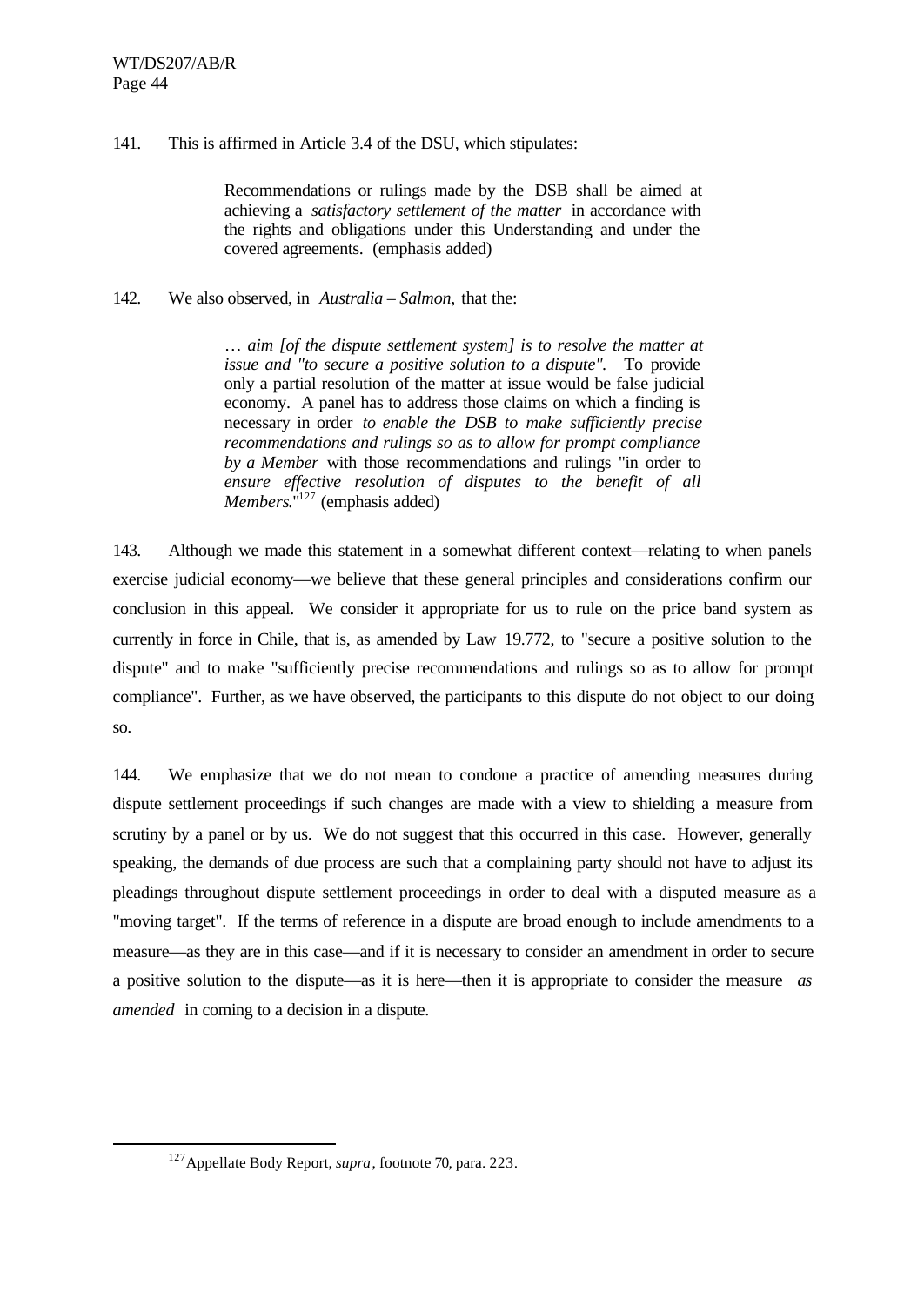141. This is affirmed in Article 3.4 of the DSU, which stipulates:

> Recommendations or rulings made by the DSB shall be aimed at achieving a *satisfactory settlement of the matter* in accordance with the rights and obligations under this Understanding and under the covered agreements. (emphasis added)

142. We also observed, in *Australia – Salmon*, that the:

> … *aim [of the dispute settlement system] is to resolve the matter at issue and "to secure a positive solution to a dispute"*. To provide only a partial resolution of the matter at issue would be false judicial economy. A panel has to address those claims on which a finding is necessary in order *to enable the DSB to make sufficiently precise recommendations and rulings so as to allow for prompt compliance by a Member* with those recommendations and rulings "in order to *ensure effective resolution of disputes to the benefit of all Members*."[127] (emphasis added)

143. Although we made this statement in a somewhat different context—relating to when panels exercise judicial economy—we believe that these general principles and considerations confirm our conclusion in this appeal. We consider it appropriate for us to rule on the price band system as currently in force in Chile, that is, as amended by Law 19.772, to "secure a positive solution to the dispute" and to make "sufficiently precise recommendations and rulings so as to allow for prompt compliance". Further, as we have observed, the participants to this dispute do not object to our doing so.

144. We emphasize that we do not mean to condone a practice of amending measures during dispute settlement proceedings if such changes are made with a view to shielding a measure from scrutiny by a panel or by us. We do not suggest that this occurred in this case. However, generally speaking, the demands of due process are such that a complaining party should not have to adjust its pleadings throughout dispute settlement proceedings in order to deal with a disputed measure as a "moving target". If the terms of reference in a dispute are broad enough to include amendments to a measure—as they are in this case—and if it is necessary to consider an amendment in order to secure a positive solution to the dispute—as it is here—then it is appropriate to consider the measure *as amended* in coming to a decision in a dispute.

---

[127] Appellate Body Report, *supra*, footnote 70, para. 223.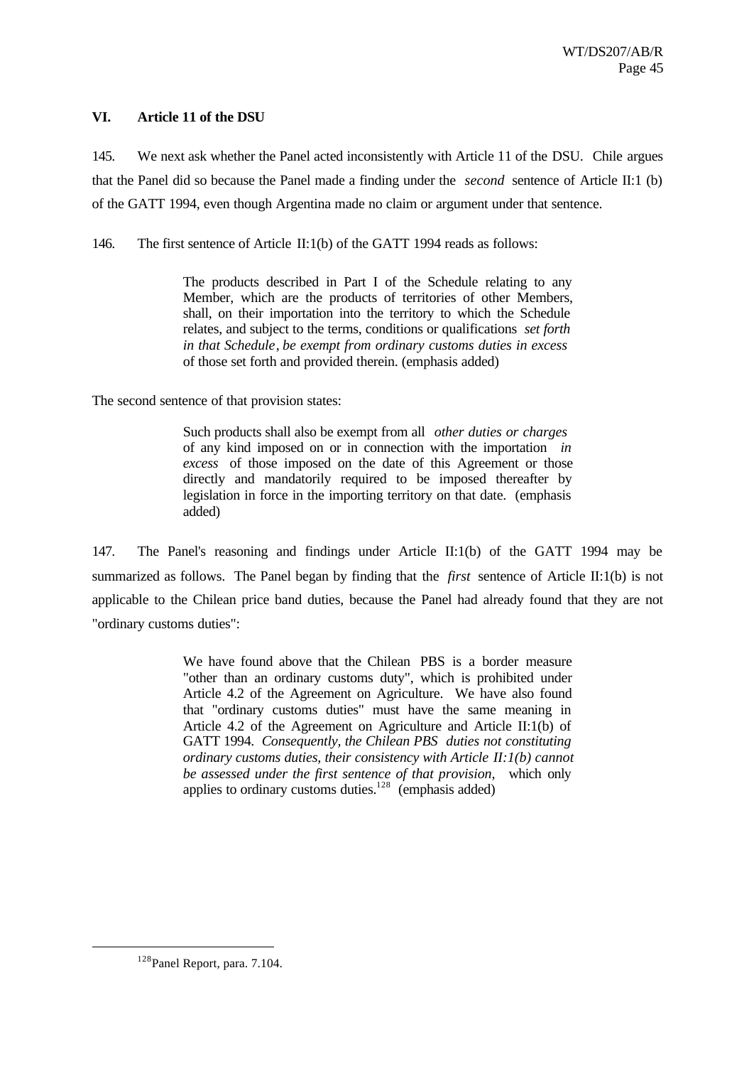## VI. Article 11 of the DSU

145. We next ask whether the Panel acted inconsistently with Article 11 of the DSU. Chile argues that the Panel did so because the Panel made a finding under the *second* sentence of Article II:1 (b) of the GATT 1994, even though Argentina made no claim or argument under that sentence.

146. The first sentence of Article II:1(b) of the GATT 1994 reads as follows:

> The products described in Part I of the Schedule relating to any Member, which are the products of territories of other Members, shall, on their importation into the territory to which the Schedule relates, and subject to the terms, conditions or qualifications *set forth in that Schedule*, *be exempt from ordinary customs duties in excess* of those set forth and provided therein. (emphasis added)

The second sentence of that provision states:

> Such products shall also be exempt from all *other duties or charges* of any kind imposed on or in connection with the importation *in excess* of those imposed on the date of this Agreement or those directly and mandatorily required to be imposed thereafter by legislation in force in the importing territory on that date. (emphasis added)

147. The Panel's reasoning and findings under Article II:1(b) of the GATT 1994 may be summarized as follows. The Panel began by finding that the *first* sentence of Article II:1(b) is not applicable to the Chilean price band duties, because the Panel had already found that they are not "ordinary customs duties":

> We have found above that the Chilean PBS is a border measure "other than an ordinary customs duty", which is prohibited under Article 4.2 of the Agreement on Agriculture. We have also found that "ordinary customs duties" must have the same meaning in Article 4.2 of the Agreement on Agriculture and Article II:1(b) of GATT 1994. *Consequently, the Chilean PBS duties not constituting ordinary customs duties, their consistency with Article II:1(b) cannot be assessed under the first sentence of that provision,* which only applies to ordinary customs duties.[128] (emphasis added)

[128] Panel Report, para. 7.104.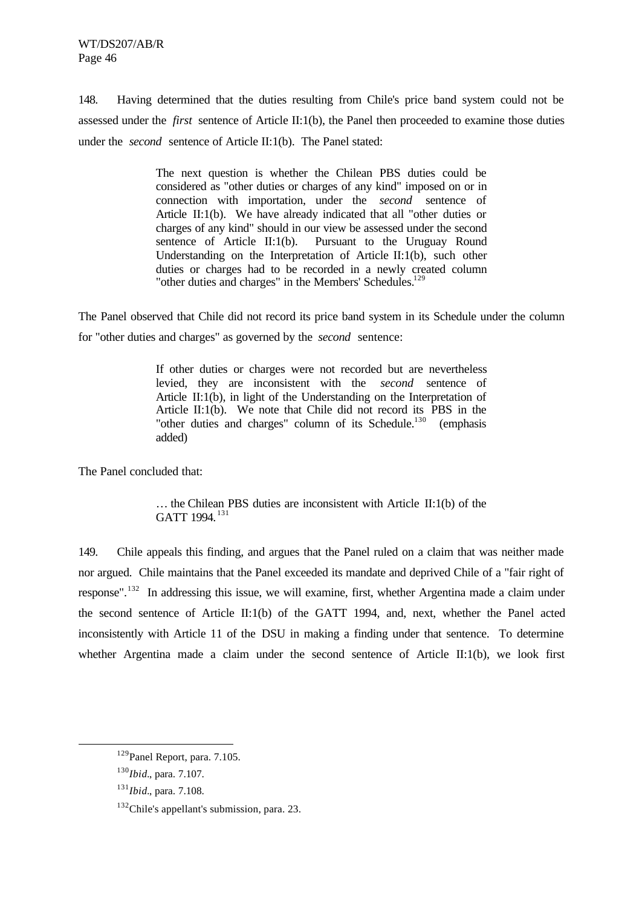148. Having determined that the duties resulting from Chile's price band system could not be assessed under the *first* sentence of Article II:1(b), the Panel then proceeded to examine those duties under the *second* sentence of Article II:1(b). The Panel stated:

> The next question is whether the Chilean PBS duties could be considered as "other duties or charges of any kind" imposed on or in connection with importation, under the *second* sentence of Article II:1(b). We have already indicated that all "other duties or charges of any kind" should in our view be assessed under the second sentence of Article II:1(b). Pursuant to the Uruguay Round Understanding on the Interpretation of Article II:1(b), such other duties or charges had to be recorded in a newly created column "other duties and charges" in the Members' Schedules.[129]

The Panel observed that Chile did not record its price band system in its Schedule under the column for "other duties and charges" as governed by the *second* sentence:

> If other duties or charges were not recorded but are nevertheless levied, they are inconsistent with the *second* sentence of Article II:1(b), in light of the Understanding on the Interpretation of Article II:1(b). We note that Chile did not record its PBS in the "other duties and charges" column of its Schedule.[130] (emphasis added)

The Panel concluded that:

> … the Chilean PBS duties are inconsistent with Article II:1(b) of the GATT 1994.[131]

149. Chile appeals this finding, and argues that the Panel ruled on a claim that was neither made nor argued. Chile maintains that the Panel exceeded its mandate and deprived Chile of a "fair right of response".[132] In addressing this issue, we will examine, first, whether Argentina made a claim under the second sentence of Article II:1(b) of the GATT 1994, and, next, whether the Panel acted inconsistently with Article 11 of the DSU in making a finding under that sentence. To determine whether Argentina made a claim under the second sentence of Article II:1(b), we look first

---

[129] Panel Report, para. 7.105.

[130] *Ibid*., para. 7.107.

[131] *Ibid*., para. 7.108.

[132] Chile's appellant's submission, para. 23.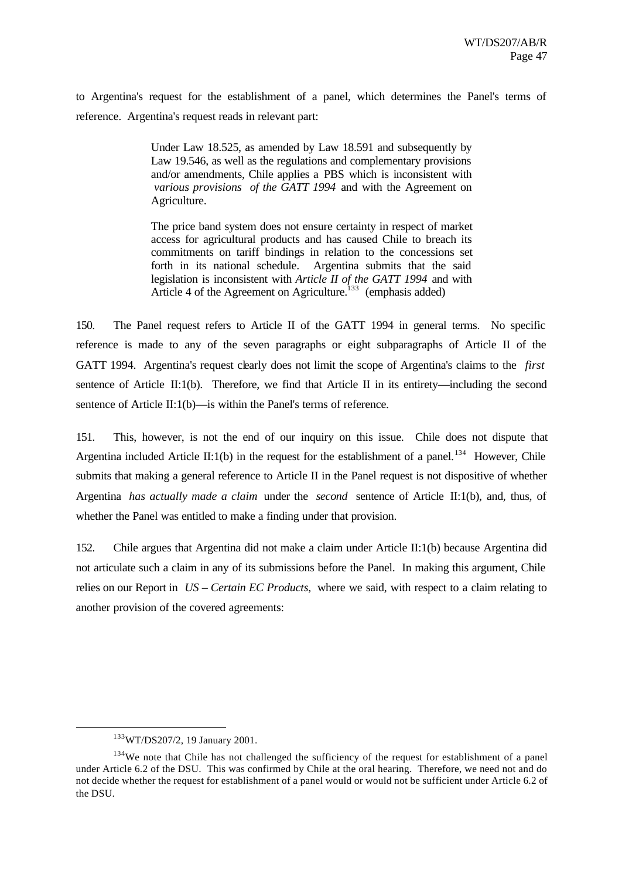to Argentina's request for the establishment of a panel, which determines the Panel's terms of reference. Argentina's request reads in relevant part:

> Under Law 18.525, as amended by Law 18.591 and subsequently by Law 19.546, as well as the regulations and complementary provisions and/or amendments, Chile applies a PBS which is inconsistent with *various provisions of the GATT 1994* and with the Agreement on Agriculture.
>
> The price band system does not ensure certainty in respect of market access for agricultural products and has caused Chile to breach its commitments on tariff bindings in relation to the concessions set forth in its national schedule. Argentina submits that the said legislation is inconsistent with *Article II of the GATT 1994* and with Article 4 of the Agreement on Agriculture.[133] (emphasis added)

150. The Panel request refers to Article II of the GATT 1994 in general terms. No specific reference is made to any of the seven paragraphs or eight subparagraphs of Article II of the GATT 1994. Argentina's request clearly does not limit the scope of Argentina's claims to the *first* sentence of Article II:1(b). Therefore, we find that Article II in its entirety—including the second sentence of Article II:1(b)—is within the Panel's terms of reference.

151. This, however, is not the end of our inquiry on this issue. Chile does not dispute that Argentina included Article II:1(b) in the request for the establishment of a panel.[134] However, Chile submits that making a general reference to Article II in the Panel request is not dispositive of whether Argentina *has actually made a claim* under the *second* sentence of Article II:1(b), and, thus, of whether the Panel was entitled to make a finding under that provision.

152. Chile argues that Argentina did not make a claim under Article II:1(b) because Argentina did not articulate such a claim in any of its submissions before the Panel. In making this argument, Chile relies on our Report in *US – Certain EC Products*, where we said, with respect to a claim relating to another provision of the covered agreements:

---

[133] WT/DS207/2, 19 January 2001.

[134] We note that Chile has not challenged the sufficiency of the request for establishment of a panel under Article 6.2 of the DSU. This was confirmed by Chile at the oral hearing. Therefore, we need not and do not decide whether the request for establishment of a panel would or would not be sufficient under Article 6.2 of the DSU.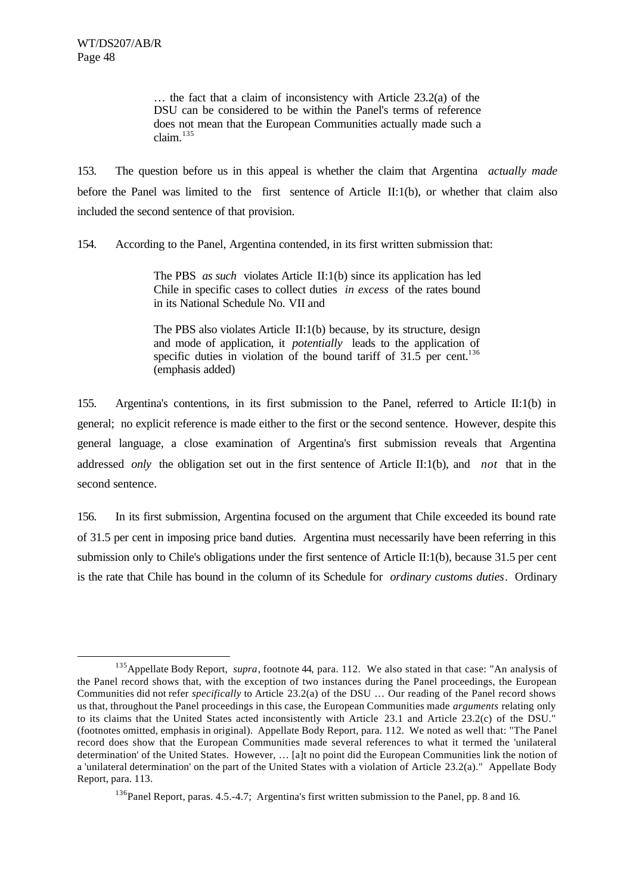> … the fact that a claim of inconsistency with Article 23.2(a) of the DSU can be considered to be within the Panel's terms of reference does not mean that the European Communities actually made such a claim.[135]

153. The question before us in this appeal is whether the claim that Argentina *actually made* before the Panel was limited to the first sentence of Article II:1(b), or whether that claim also included the second sentence of that provision.

154. According to the Panel, Argentina contended, in its first written submission that:

> The PBS *as such* violates Article II:1(b) since its application has led Chile in specific cases to collect duties *in excess* of the rates bound in its National Schedule No. VII and
>
> The PBS also violates Article II:1(b) because, by its structure, design and mode of application, it *potentially* leads to the application of specific duties in violation of the bound tariff of 31.5 per cent.[136] (emphasis added)

155. Argentina's contentions, in its first submission to the Panel, referred to Article II:1(b) in general; no explicit reference is made either to the first or the second sentence. However, despite this general language, a close examination of Argentina's first submission reveals that Argentina addressed *only* the obligation set out in the first sentence of Article II:1(b), and *not* that in the second sentence.

156. In its first submission, Argentina focused on the argument that Chile exceeded its bound rate of 31.5 per cent in imposing price band duties. Argentina must necessarily have been referring in this submission only to Chile's obligations under the first sentence of Article II:1(b), because 31.5 per cent is the rate that Chile has bound in the column of its Schedule for *ordinary customs duties*. Ordinary

---

[135] Appellate Body Report, *supra*, footnote 44, para. 112. We also stated in that case: "An analysis of the Panel record shows that, with the exception of two instances during the Panel proceedings, the European Communities did not refer *specifically* to Article 23.2(a) of the DSU … Our reading of the Panel record shows us that, throughout the Panel proceedings in this case, the European Communities made *arguments* relating only to its claims that the United States acted inconsistently with Article 23.1 and Article 23.2(c) of the DSU." (footnotes omitted, emphasis in original). Appellate Body Report, para. 112. We noted as well that: "The Panel record does show that the European Communities made several references to what it termed the 'unilateral determination' of the United States. However, … [a]t no point did the European Communities link the notion of a 'unilateral determination' on the part of the United States with a violation of Article 23.2(a)." Appellate Body Report, para. 113.

[136] Panel Report, paras. 4.5.-4.7; Argentina's first written submission to the Panel, pp. 8 and 16.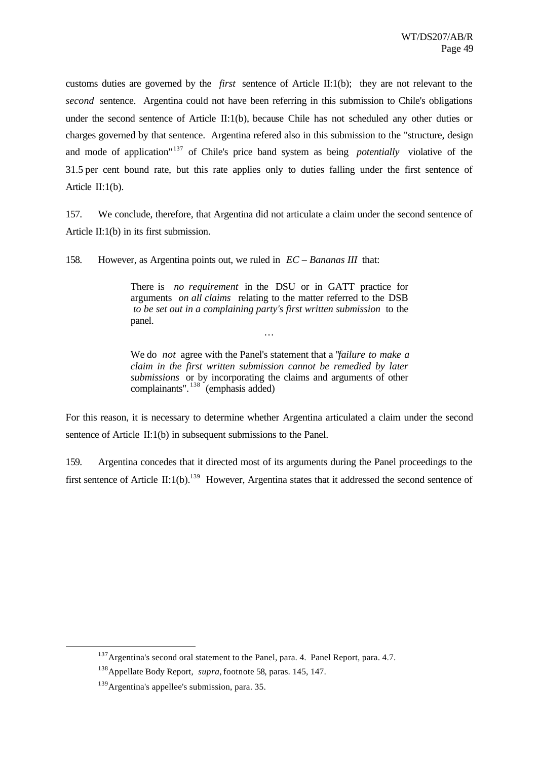customs duties are governed by the *first* sentence of Article II:1(b); they are not relevant to the *second* sentence. Argentina could not have been referring in this submission to Chile's obligations under the second sentence of Article II:1(b), because Chile has not scheduled any other duties or charges governed by that sentence. Argentina refered also in this submission to the "structure, design and mode of application"[137] of Chile's price band system as being *potentially* violative of the 31.5 per cent bound rate, but this rate applies only to duties falling under the first sentence of Article II:1(b).

157. We conclude, therefore, that Argentina did not articulate a claim under the second sentence of Article II:1(b) in its first submission.

158. However, as Argentina points out, we ruled in *EC – Bananas III* that:

> There is *no requirement* in the DSU or in GATT practice for arguments *on all claims* relating to the matter referred to the DSB *to be set out in a complaining party's first written submission* to the panel.
>
> …
>
> We do *not* agree with the Panel's statement that a "*failure to make a claim in the first written submission cannot be remedied by later submissions* or by incorporating the claims and arguments of other complainants".[138] (emphasis added)

For this reason, it is necessary to determine whether Argentina articulated a claim under the second sentence of Article II:1(b) in subsequent submissions to the Panel.

159. Argentina concedes that it directed most of its arguments during the Panel proceedings to the first sentence of Article II:1(b).[139] However, Argentina states that it addressed the second sentence of

---

[137] Argentina's second oral statement to the Panel, para. 4. Panel Report, para. 4.7.

[138] Appellate Body Report, *supra,* footnote 58, paras. 145, 147.

[139] Argentina's appellee's submission, para. 35.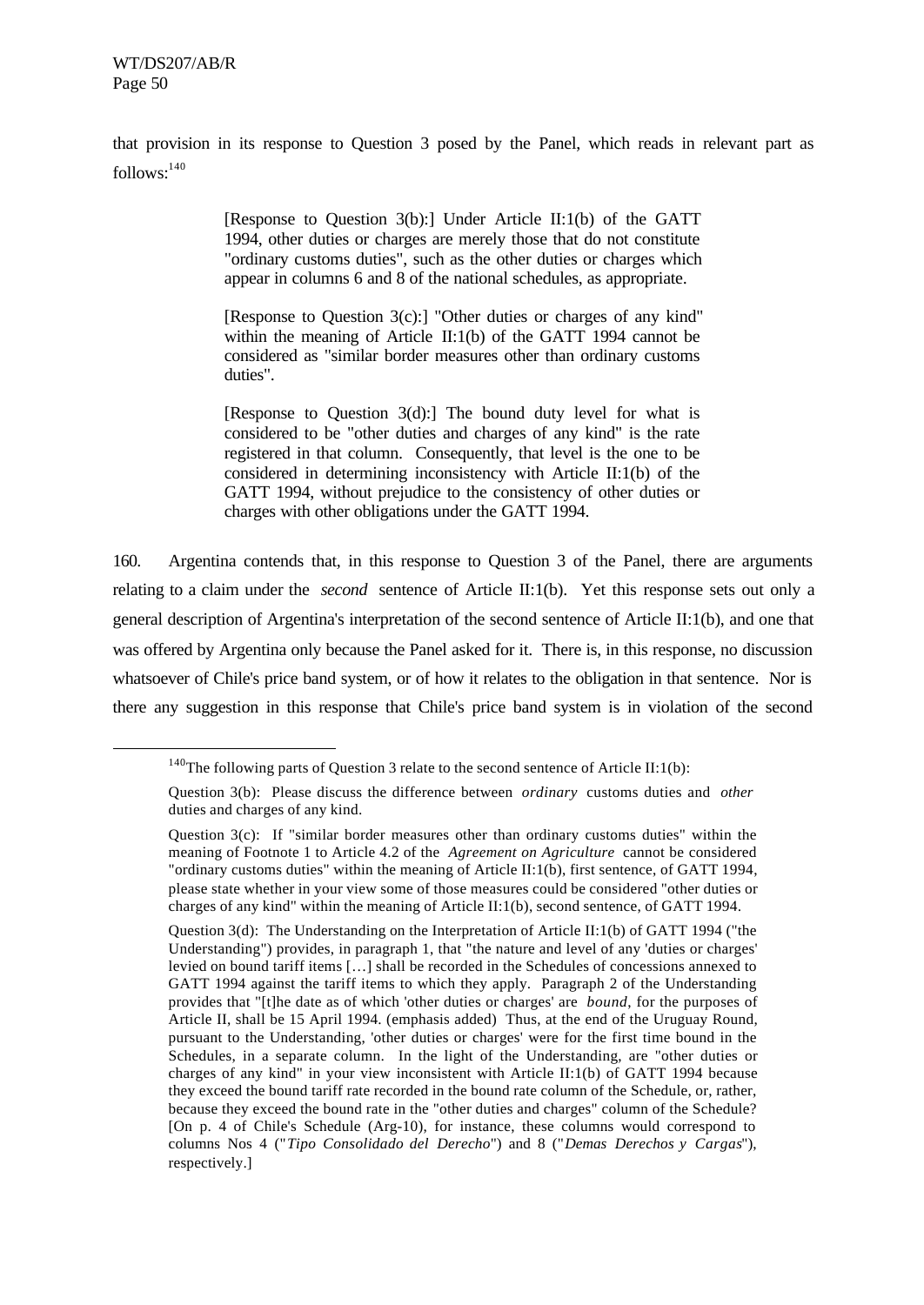that provision in its response to Question 3 posed by the Panel, which reads in relevant part as follows:[140]

> [Response to Question 3(b):] Under Article II:1(b) of the GATT 1994, other duties or charges are merely those that do not constitute "ordinary customs duties", such as the other duties or charges which appear in columns 6 and 8 of the national schedules, as appropriate.
>
> [Response to Question 3(c):] "Other duties or charges of any kind" within the meaning of Article II:1(b) of the GATT 1994 cannot be considered as "similar border measures other than ordinary customs duties".
>
> [Response to Question 3(d):] The bound duty level for what is considered to be "other duties and charges of any kind" is the rate registered in that column. Consequently, that level is the one to be considered in determining inconsistency with Article II:1(b) of the GATT 1994, without prejudice to the consistency of other duties or charges with other obligations under the GATT 1994.

160. Argentina contends that, in this response to Question 3 of the Panel, there are arguments relating to a claim under the *second* sentence of Article II:1(b). Yet this response sets out only a general description of Argentina's interpretation of the second sentence of Article II:1(b), and one that was offered by Argentina only because the Panel asked for it. There is, in this response, no discussion whatsoever of Chile's price band system, or of how it relates to the obligation in that sentence. Nor is there any suggestion in this response that Chile's price band system is in violation of the second

---

[140] The following parts of Question 3 relate to the second sentence of Article II:1(b):

Question 3(b): Please discuss the difference between *ordinary* customs duties and *other* duties and charges of any kind.

Question 3(c): If "similar border measures other than ordinary customs duties" within the meaning of Footnote 1 to Article 4.2 of the *Agreement on Agriculture* cannot be considered "ordinary customs duties" within the meaning of Article II:1(b), first sentence, of GATT 1994, please state whether in your view some of those measures could be considered "other duties or charges of any kind" within the meaning of Article II:1(b), second sentence, of GATT 1994.

Question 3(d): The Understanding on the Interpretation of Article II:1(b) of GATT 1994 ("the Understanding") provides, in paragraph 1, that "the nature and level of any 'duties or charges' levied on bound tariff items […] shall be recorded in the Schedules of concessions annexed to GATT 1994 against the tariff items to which they apply. Paragraph 2 of the Understanding provides that "[t]he date as of which 'other duties or charges' are *bound*, for the purposes of Article II, shall be 15 April 1994. (emphasis added) Thus, at the end of the Uruguay Round, pursuant to the Understanding, 'other duties or charges' were for the first time bound in the Schedules, in a separate column. In the light of the Understanding, are "other duties or charges of any kind" in your view inconsistent with Article II:1(b) of GATT 1994 because they exceed the bound tariff rate recorded in the bound rate column of the Schedule, or, rather, because they exceed the bound rate in the "other duties and charges" column of the Schedule? [On p. 4 of Chile's Schedule (Arg-10), for instance, these columns would correspond to columns Nos 4 ("*Tipo Consolidado del Derecho*") and 8 ("*Demas Derechos y Cargas*"), respectively.]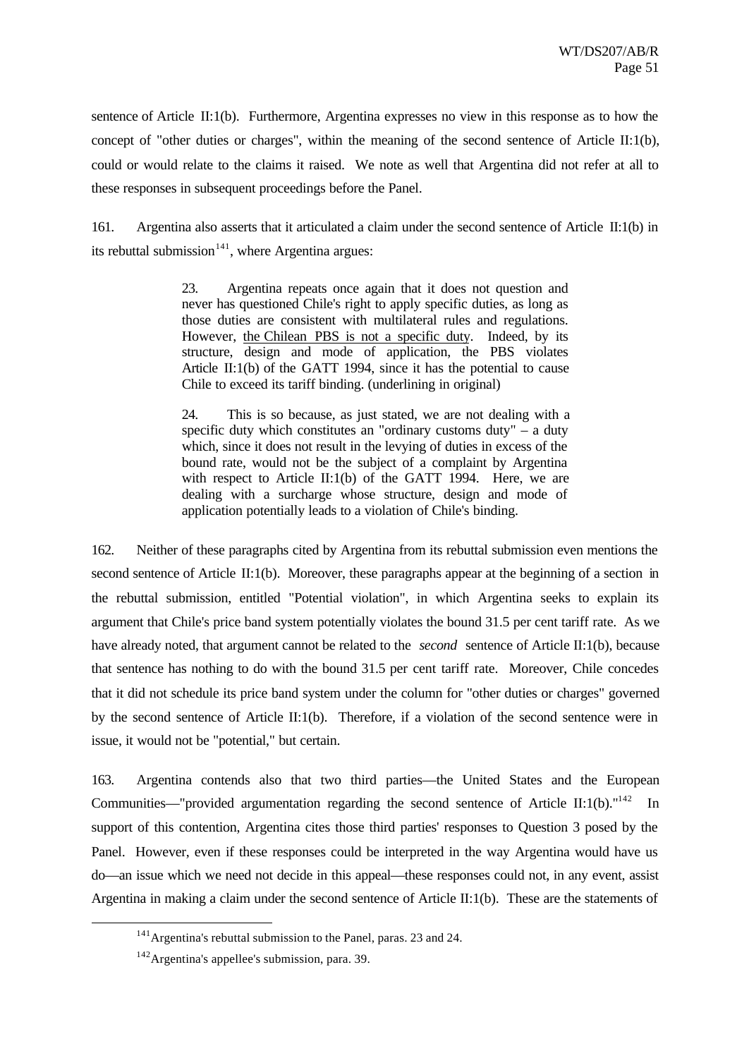sentence of Article II:1(b). Furthermore, Argentina expresses no view in this response as to how the concept of "other duties or charges", within the meaning of the second sentence of Article II:1(b), could or would relate to the claims it raised. We note as well that Argentina did not refer at all to these responses in subsequent proceedings before the Panel.

161. Argentina also asserts that it articulated a claim under the second sentence of Article II:1(b) in its rebuttal submission[141], where Argentina argues:

> 23. Argentina repeats once again that it does not question and never has questioned Chile's right to apply specific duties, as long as those duties are consistent with multilateral rules and regulations. However, <u>the Chilean PBS is not a specific duty</u>. Indeed, by its structure, design and mode of application, the PBS violates Article II:1(b) of the GATT 1994, since it has the potential to cause Chile to exceed its tariff binding. (underlining in original)
>
> 24. This is so because, as just stated, we are not dealing with a specific duty which constitutes an "ordinary customs duty" – a duty which, since it does not result in the levying of duties in excess of the bound rate, would not be the subject of a complaint by Argentina with respect to Article II:1(b) of the GATT 1994. Here, we are dealing with a surcharge whose structure, design and mode of application potentially leads to a violation of Chile's binding.

162. Neither of these paragraphs cited by Argentina from its rebuttal submission even mentions the second sentence of Article II:1(b). Moreover, these paragraphs appear at the beginning of a section in the rebuttal submission, entitled "Potential violation", in which Argentina seeks to explain its argument that Chile's price band system potentially violates the bound 31.5 per cent tariff rate. As we have already noted, that argument cannot be related to the *second* sentence of Article II:1(b), because that sentence has nothing to do with the bound 31.5 per cent tariff rate. Moreover, Chile concedes that it did not schedule its price band system under the column for "other duties or charges" governed by the second sentence of Article II:1(b). Therefore, if a violation of the second sentence were in issue, it would not be "potential," but certain.

163. Argentina contends also that two third parties—the United States and the European Communities—"provided argumentation regarding the second sentence of Article II:1(b)."[142] In support of this contention, Argentina cites those third parties' responses to Question 3 posed by the Panel. However, even if these responses could be interpreted in the way Argentina would have us do—an issue which we need not decide in this appeal—these responses could not, in any event, assist Argentina in making a claim under the second sentence of Article II:1(b). These are the statements of

---

[141] Argentina's rebuttal submission to the Panel, paras. 23 and 24.

[142] Argentina's appellee's submission, para. 39.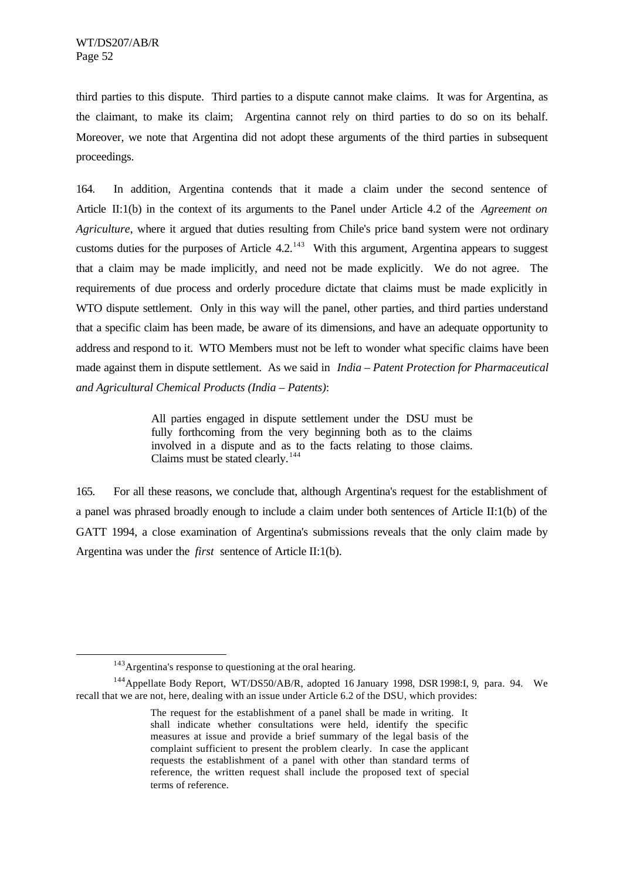third parties to this dispute. Third parties to a dispute cannot make claims. It was for Argentina, as the claimant, to make its claim; Argentina cannot rely on third parties to do so on its behalf. Moreover, we note that Argentina did not adopt these arguments of the third parties in subsequent proceedings.

164. In addition, Argentina contends that it made a claim under the second sentence of Article II:1(b) in the context of its arguments to the Panel under Article 4.2 of the *Agreement on Agriculture*, where it argued that duties resulting from Chile's price band system were not ordinary customs duties for the purposes of Article 4.2.[143] With this argument, Argentina appears to suggest that a claim may be made implicitly, and need not be made explicitly. We do not agree. The requirements of due process and orderly procedure dictate that claims must be made explicitly in WTO dispute settlement. Only in this way will the panel, other parties, and third parties understand that a specific claim has been made, be aware of its dimensions, and have an adequate opportunity to address and respond to it. WTO Members must not be left to wonder what specific claims have been made against them in dispute settlement. As we said in *India – Patent Protection for Pharmaceutical and Agricultural Chemical Products (India – Patents)*:

> All parties engaged in dispute settlement under the DSU must be fully forthcoming from the very beginning both as to the claims involved in a dispute and as to the facts relating to those claims. Claims must be stated clearly.[144]

165. For all these reasons, we conclude that, although Argentina's request for the establishment of a panel was phrased broadly enough to include a claim under both sentences of Article II:1(b) of the GATT 1994, a close examination of Argentina's submissions reveals that the only claim made by Argentina was under the *first* sentence of Article II:1(b).

---

[143] Argentina's response to questioning at the oral hearing.

[144] Appellate Body Report, WT/DS50/AB/R, adopted 16 January 1998, DSR 1998:I, 9, para. 94. We recall that we are not, here, dealing with an issue under Article 6.2 of the DSU, which provides:

> The request for the establishment of a panel shall be made in writing. It shall indicate whether consultations were held, identify the specific measures at issue and provide a brief summary of the legal basis of the complaint sufficient to present the problem clearly. In case the applicant requests the establishment of a panel with other than standard terms of reference, the written request shall include the proposed text of special terms of reference.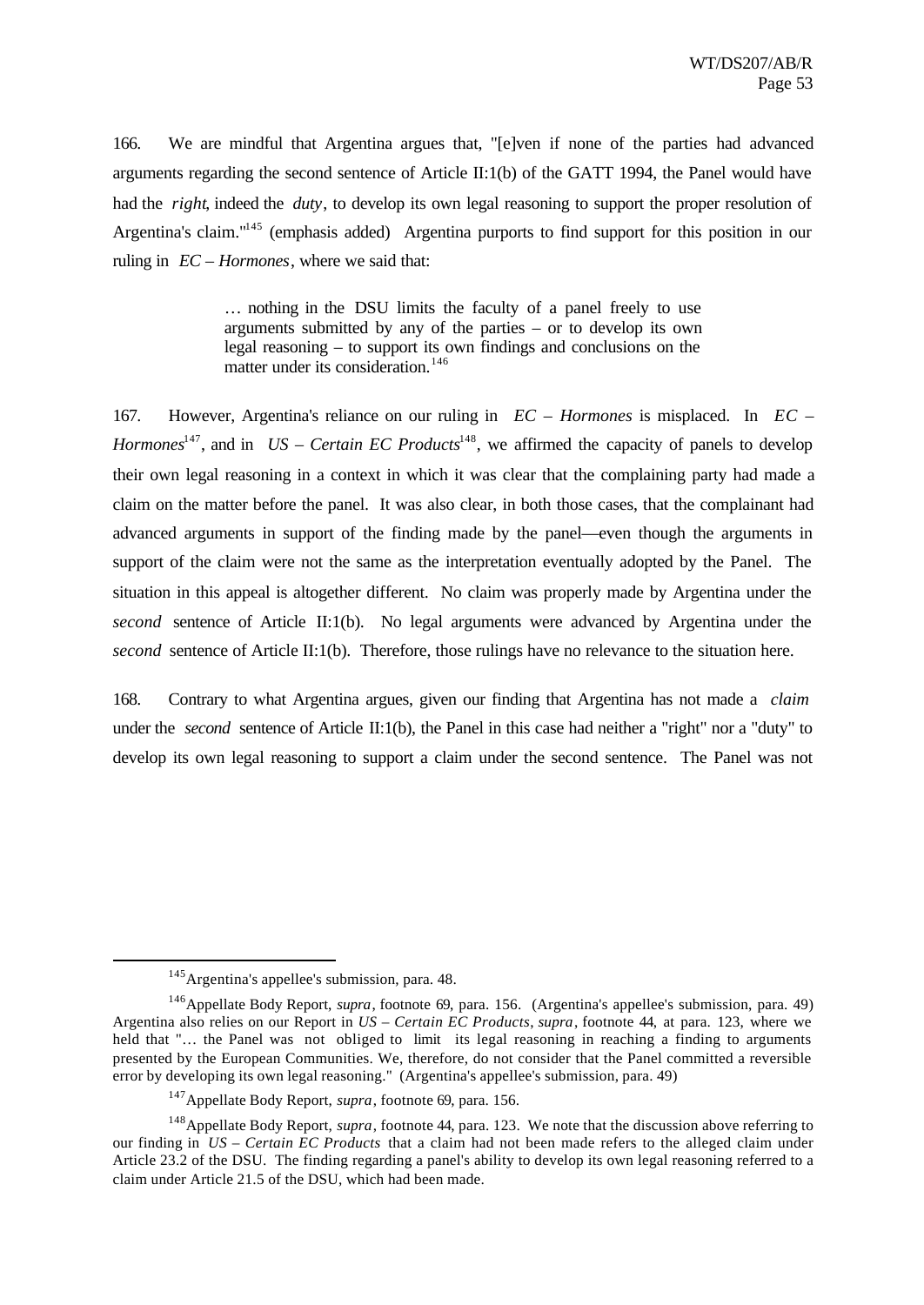166. We are mindful that Argentina argues that, "[e]ven if none of the parties had advanced arguments regarding the second sentence of Article II:1(b) of the GATT 1994, the Panel would have had the *right*, indeed the *duty*, to develop its own legal reasoning to support the proper resolution of Argentina's claim."[145] (emphasis added) Argentina purports to find support for this position in our ruling in *EC – Hormones*, where we said that:

> … nothing in the DSU limits the faculty of a panel freely to use arguments submitted by any of the parties – or to develop its own legal reasoning – to support its own findings and conclusions on the matter under its consideration.[146]

167. However, Argentina's reliance on our ruling in *EC – Hormones* is misplaced. In *EC – Hormones*[147], and in *US – Certain EC Products*[148], we affirmed the capacity of panels to develop their own legal reasoning in a context in which it was clear that the complaining party had made a claim on the matter before the panel. It was also clear, in both those cases, that the complainant had advanced arguments in support of the finding made by the panel—even though the arguments in support of the claim were not the same as the interpretation eventually adopted by the Panel. The situation in this appeal is altogether different. No claim was properly made by Argentina under the *second* sentence of Article II:1(b). No legal arguments were advanced by Argentina under the *second* sentence of Article II:1(b). Therefore, those rulings have no relevance to the situation here.

168. Contrary to what Argentina argues, given our finding that Argentina has not made a *claim* under the *second* sentence of Article II:1(b), the Panel in this case had neither a "right" nor a "duty" to develop its own legal reasoning to support a claim under the second sentence. The Panel was not

---

[145] Argentina's appellee's submission, para. 48.

[146] Appellate Body Report, *supra*, footnote 69, para. 156. (Argentina's appellee's submission, para. 49) Argentina also relies on our Report in *US – Certain EC Products*, *supra*, footnote 44, at para. 123, where we held that "… the Panel was not obliged to limit its legal reasoning in reaching a finding to arguments presented by the European Communities. We, therefore, do not consider that the Panel committed a reversible error by developing its own legal reasoning." (Argentina's appellee's submission, para. 49)

[147] Appellate Body Report, *supra*, footnote 69, para. 156.

[148] Appellate Body Report, *supra*, footnote 44, para. 123. We note that the discussion above referring to our finding in *US – Certain EC Products* that a claim had not been made refers to the alleged claim under Article 23.2 of the DSU. The finding regarding a panel's ability to develop its own legal reasoning referred to a claim under Article 21.5 of the DSU, which had been made.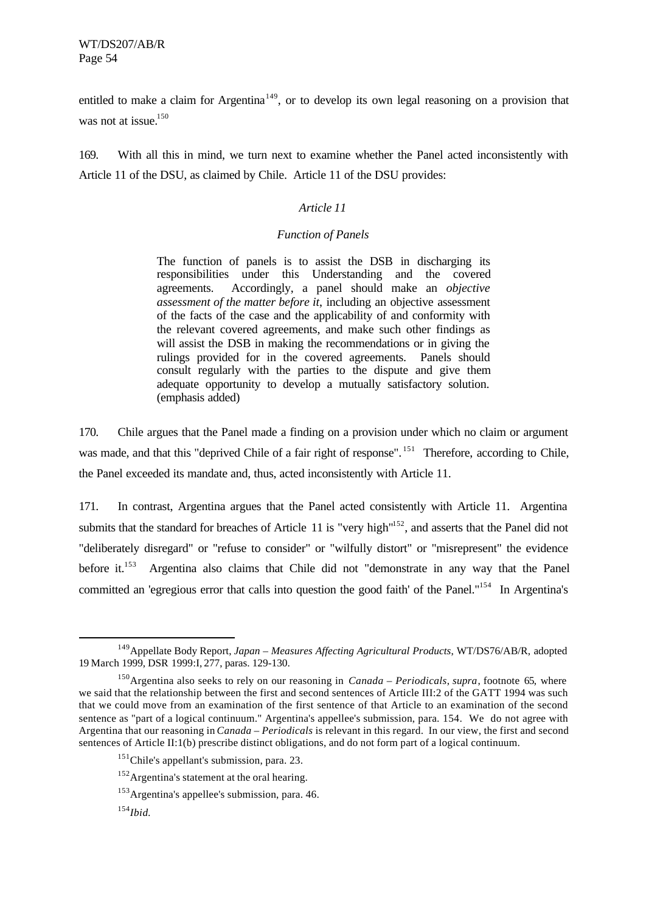entitled to make a claim for Argentina[149], or to develop its own legal reasoning on a provision that was not at issue.[150]

169. With all this in mind, we turn next to examine whether the Panel acted inconsistently with Article 11 of the DSU, as claimed by Chile. Article 11 of the DSU provides:

> *Article 11*
>
> *Function of Panels*
>
> The function of panels is to assist the DSB in discharging its responsibilities under this Understanding and the covered agreements. Accordingly, a panel should make an *objective assessment of the matter before it*, including an objective assessment of the facts of the case and the applicability of and conformity with the relevant covered agreements, and make such other findings as will assist the DSB in making the recommendations or in giving the rulings provided for in the covered agreements. Panels should consult regularly with the parties to the dispute and give them adequate opportunity to develop a mutually satisfactory solution. (emphasis added)

170. Chile argues that the Panel made a finding on a provision under which no claim or argument was made, and that this "deprived Chile of a fair right of response".[151] Therefore, according to Chile, the Panel exceeded its mandate and, thus, acted inconsistently with Article 11.

171. In contrast, Argentina argues that the Panel acted consistently with Article 11. Argentina submits that the standard for breaches of Article 11 is "very high"[152], and asserts that the Panel did not "deliberately disregard" or "refuse to consider" or "wilfully distort" or "misrepresent" the evidence before it.[153] Argentina also claims that Chile did not "demonstrate in any way that the Panel committed an 'egregious error that calls into question the good faith' of the Panel."[154] In Argentina's

---

[149] Appellate Body Report, *Japan – Measures Affecting Agricultural Products*, WT/DS76/AB/R, adopted 19 March 1999, DSR 1999:I, 277, paras. 129-130.

[150] Argentina also seeks to rely on our reasoning in *Canada – Periodicals*, *supra*, footnote 65, where we said that the relationship between the first and second sentences of Article III:2 of the GATT 1994 was such that we could move from an examination of the first sentence of that Article to an examination of the second sentence as "part of a logical continuum." Argentina's appellee's submission, para. 154. We do not agree with Argentina that our reasoning in *Canada – Periodicals* is relevant in this regard. In our view, the first and second sentences of Article II:1(b) prescribe distinct obligations, and do not form part of a logical continuum.

[151] Chile's appellant's submission, para. 23.

[152] Argentina's statement at the oral hearing.

[153] Argentina's appellee's submission, para. 46.

[154] *Ibid.*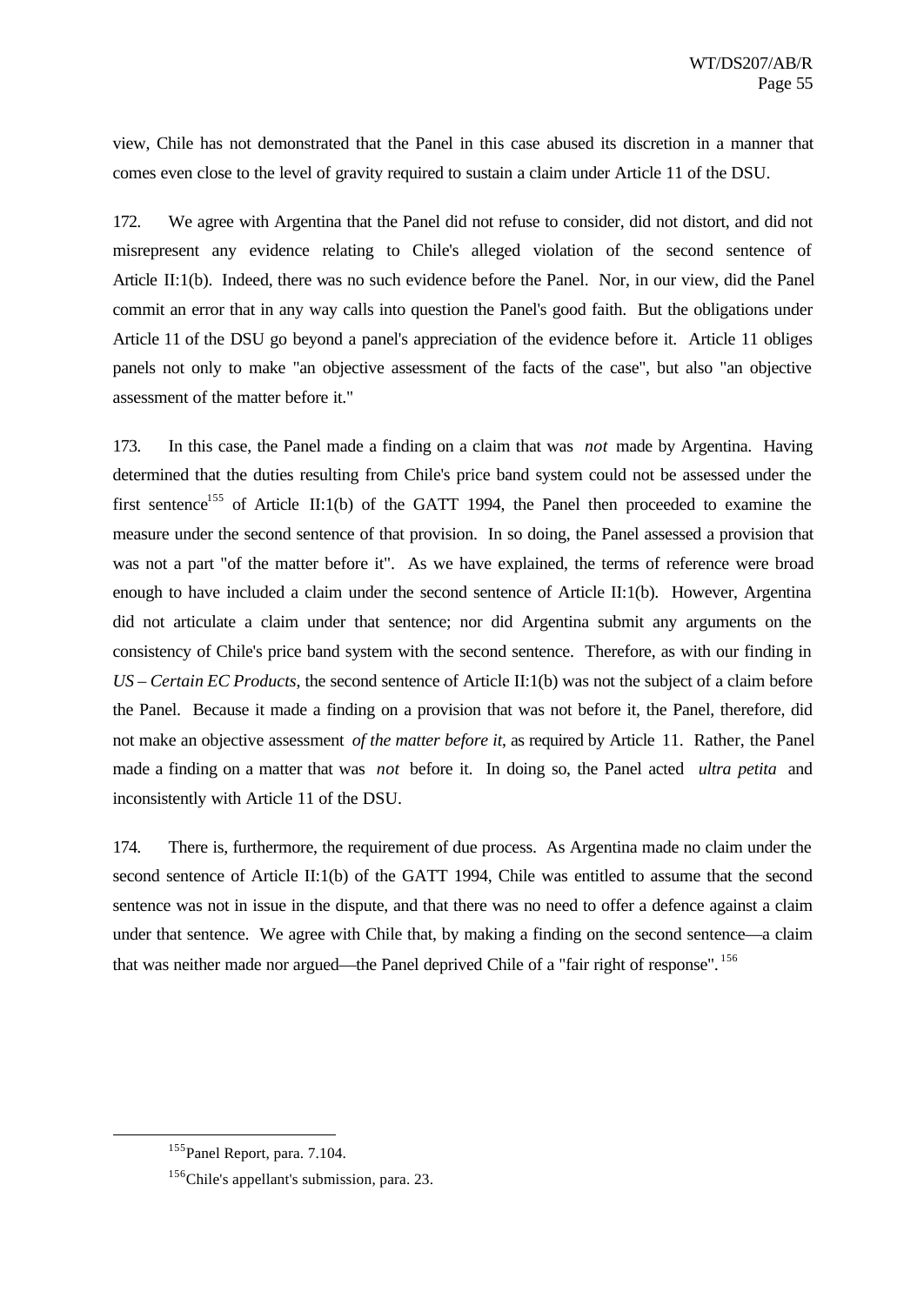view, Chile has not demonstrated that the Panel in this case abused its discretion in a manner that comes even close to the level of gravity required to sustain a claim under Article 11 of the DSU.

172. We agree with Argentina that the Panel did not refuse to consider, did not distort, and did not misrepresent any evidence relating to Chile's alleged violation of the second sentence of Article II:1(b). Indeed, there was no such evidence before the Panel. Nor, in our view, did the Panel commit an error that in any way calls into question the Panel's good faith. But the obligations under Article 11 of the DSU go beyond a panel's appreciation of the evidence before it. Article 11 obliges panels not only to make "an objective assessment of the facts of the case", but also "an objective assessment of the matter before it."

173. In this case, the Panel made a finding on a claim that was *not* made by Argentina. Having determined that the duties resulting from Chile's price band system could not be assessed under the first sentence[155] of Article II:1(b) of the GATT 1994, the Panel then proceeded to examine the measure under the second sentence of that provision. In so doing, the Panel assessed a provision that was not a part "of the matter before it". As we have explained, the terms of reference were broad enough to have included a claim under the second sentence of Article II:1(b). However, Argentina did not articulate a claim under that sentence; nor did Argentina submit any arguments on the consistency of Chile's price band system with the second sentence. Therefore, as with our finding in *US – Certain EC Products*, the second sentence of Article II:1(b) was not the subject of a claim before the Panel. Because it made a finding on a provision that was not before it, the Panel, therefore, did not make an objective assessment *of the matter before it*, as required by Article 11. Rather, the Panel made a finding on a matter that was *not* before it. In doing so, the Panel acted *ultra petita* and inconsistently with Article 11 of the DSU.

174. There is, furthermore, the requirement of due process. As Argentina made no claim under the second sentence of Article II:1(b) of the GATT 1994, Chile was entitled to assume that the second sentence was not in issue in the dispute, and that there was no need to offer a defence against a claim under that sentence. We agree with Chile that, by making a finding on the second sentence—a claim that was neither made nor argued—the Panel deprived Chile of a "fair right of response".[156]

---

[155] Panel Report, para. 7.104.

[156] Chile's appellant's submission, para. 23.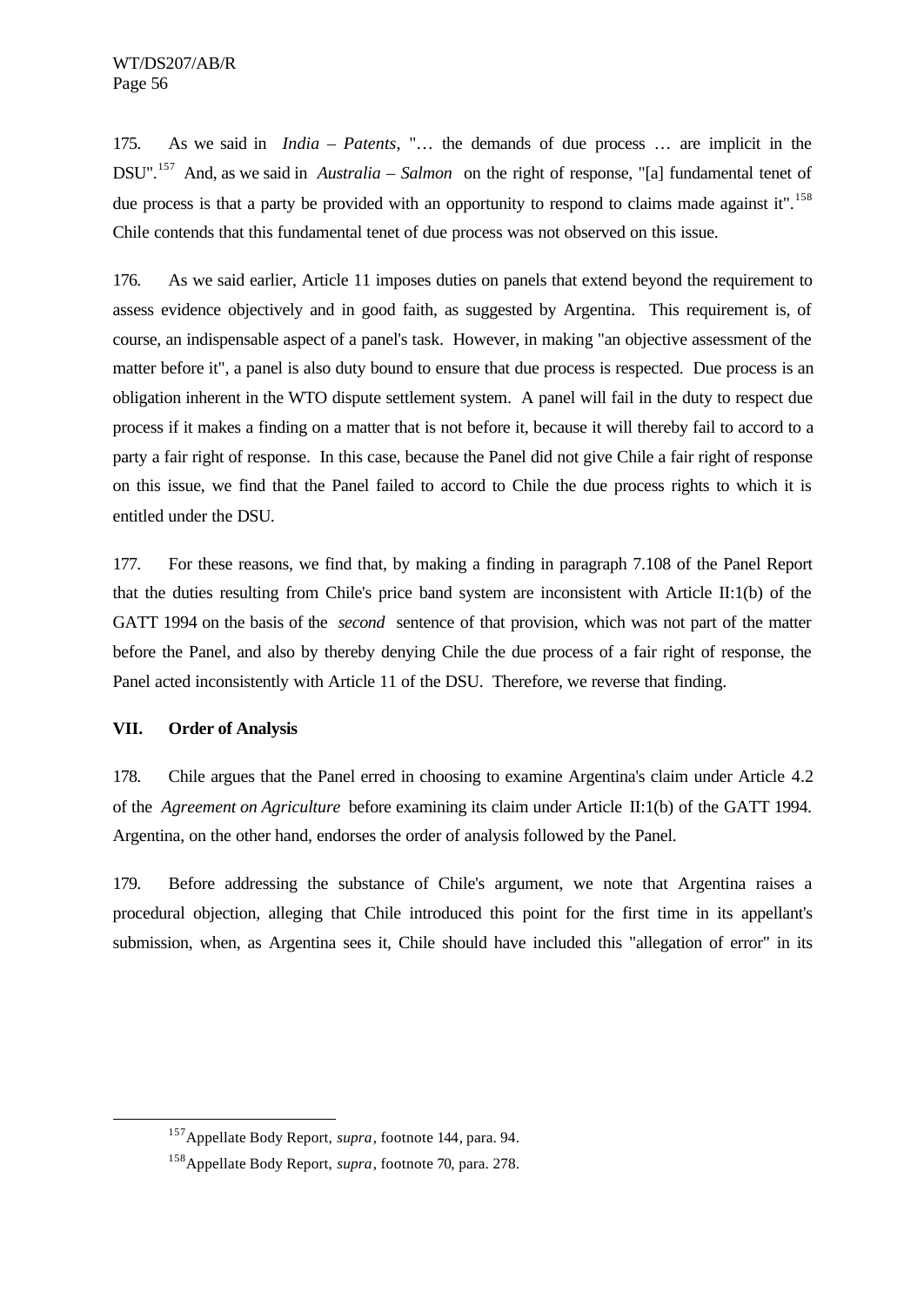175. As we said in *India – Patents*, "… the demands of due process … are implicit in the DSU".[157] And, as we said in *Australia – Salmon* on the right of response, "[a] fundamental tenet of due process is that a party be provided with an opportunity to respond to claims made against it".[158] Chile contends that this fundamental tenet of due process was not observed on this issue.

176. As we said earlier, Article 11 imposes duties on panels that extend beyond the requirement to assess evidence objectively and in good faith, as suggested by Argentina. This requirement is, of course, an indispensable aspect of a panel's task. However, in making "an objective assessment of the matter before it", a panel is also duty bound to ensure that due process is respected. Due process is an obligation inherent in the WTO dispute settlement system. A panel will fail in the duty to respect due process if it makes a finding on a matter that is not before it, because it will thereby fail to accord to a party a fair right of response. In this case, because the Panel did not give Chile a fair right of response on this issue, we find that the Panel failed to accord to Chile the due process rights to which it is entitled under the DSU.

177. For these reasons, we find that, by making a finding in paragraph 7.108 of the Panel Report that the duties resulting from Chile's price band system are inconsistent with Article II:1(b) of the GATT 1994 on the basis of the *second* sentence of that provision, which was not part of the matter before the Panel, and also by thereby denying Chile the due process of a fair right of response, the Panel acted inconsistently with Article 11 of the DSU. Therefore, we reverse that finding.

## VII. Order of Analysis

178. Chile argues that the Panel erred in choosing to examine Argentina's claim under Article 4.2 of the *Agreement on Agriculture* before examining its claim under Article II:1(b) of the GATT 1994. Argentina, on the other hand, endorses the order of analysis followed by the Panel.

179. Before addressing the substance of Chile's argument, we note that Argentina raises a procedural objection, alleging that Chile introduced this point for the first time in its appellant's submission, when, as Argentina sees it, Chile should have included this "allegation of error" in its

---

[157] Appellate Body Report, *supra*, footnote 144, para. 94.

[158] Appellate Body Report, *supra*, footnote 70, para. 278.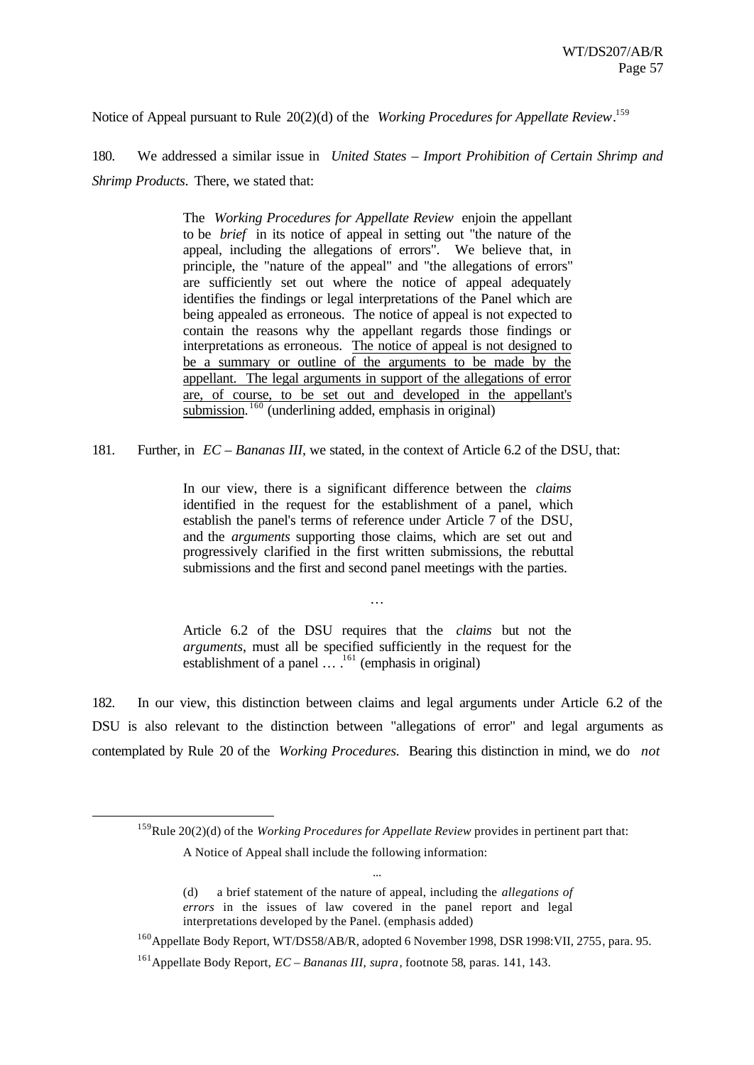Notice of Appeal pursuant to Rule 20(2)(d) of the *Working Procedures for Appellate Review*.[159]

180. We addressed a similar issue in *United States – Import Prohibition of Certain Shrimp and Shrimp Products*. There, we stated that:

> The *Working Procedures for Appellate Review* enjoin the appellant to be *brief* in its notice of appeal in setting out "the nature of the appeal, including the allegations of errors". We believe that, in principle, the "nature of the appeal" and "the allegations of errors" are sufficiently set out where the notice of appeal adequately identifies the findings or legal interpretations of the Panel which are being appealed as erroneous. The notice of appeal is not expected to contain the reasons why the appellant regards those findings or interpretations as erroneous. <u>The notice of appeal is not designed to be a summary or outline of the arguments to be made by the appellant. The legal arguments in support of the allegations of error are, of course, to be set out and developed in the appellant's submission</u>.[160] (underlining added, emphasis in original)

181. Further, in *EC – Bananas III*, we stated, in the context of Article 6.2 of the DSU, that:

> In our view, there is a significant difference between the *claims* identified in the request for the establishment of a panel, which establish the panel's terms of reference under Article 7 of the DSU, and the *arguments* supporting those claims, which are set out and progressively clarified in the first written submissions, the rebuttal submissions and the first and second panel meetings with the parties.
>
> …
>
> Article 6.2 of the DSU requires that the *claims* but not the *arguments*, must all be specified sufficiently in the request for the establishment of a panel … .[161] (emphasis in original)

182. In our view, this distinction between claims and legal arguments under Article 6.2 of the DSU is also relevant to the distinction between "allegations of error" and legal arguments as contemplated by Rule 20 of the *Working Procedures*. Bearing this distinction in mind, we do *not*

---

[159] Rule 20(2)(d) of the *Working Procedures for Appellate Review* provides in pertinent part that:

> A Notice of Appeal shall include the following information:
>
> ...
>
> (d) a brief statement of the nature of appeal, including the *allegations of errors* in the issues of law covered in the panel report and legal interpretations developed by the Panel. (emphasis added)

[160] Appellate Body Report, WT/DS58/AB/R, adopted 6 November 1998, DSR 1998:VII, 2755, para. 95.

[161] Appellate Body Report, *EC – Bananas III*, *supra*, footnote 58, paras. 141, 143.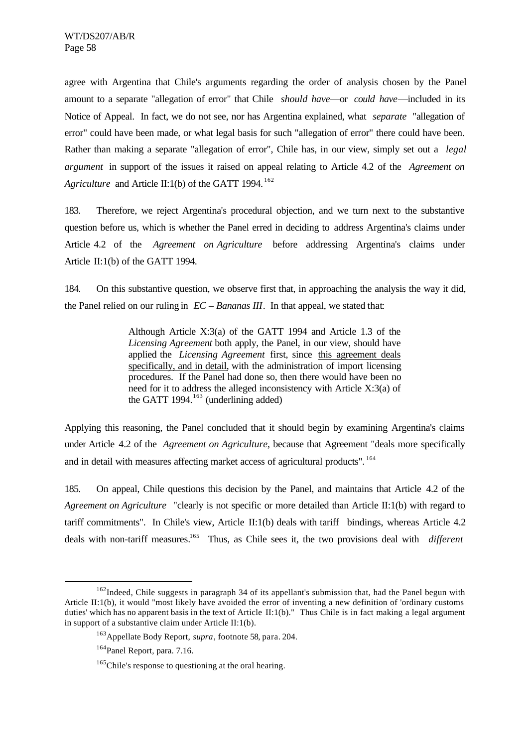agree with Argentina that Chile's arguments regarding the order of analysis chosen by the Panel amount to a separate "allegation of error" that Chile *should have*—or *could have*—included in its Notice of Appeal. In fact, we do not see, nor has Argentina explained, what *separate* "allegation of error" could have been made, or what legal basis for such "allegation of error" there could have been. Rather than making a separate "allegation of error", Chile has, in our view, simply set out a *legal argument* in support of the issues it raised on appeal relating to Article 4.2 of the *Agreement on Agriculture* and Article II:1(b) of the GATT 1994.[162]

183. Therefore, we reject Argentina's procedural objection, and we turn next to the substantive question before us, which is whether the Panel erred in deciding to address Argentina's claims under Article 4.2 of the *Agreement on Agriculture* before addressing Argentina's claims under Article II:1(b) of the GATT 1994.

184. On this substantive question, we observe first that, in approaching the analysis the way it did, the Panel relied on our ruling in *EC – Bananas III*. In that appeal, we stated that:

> Although Article X:3(a) of the GATT 1994 and Article 1.3 of the *Licensing Agreement* both apply, the Panel, in our view, should have applied the *Licensing Agreement* first, since <u>this agreement deals specifically, and in detail</u>, with the administration of import licensing procedures. If the Panel had done so, then there would have been no need for it to address the alleged inconsistency with Article X:3(a) of the GATT 1994.[163] (underlining added)

Applying this reasoning, the Panel concluded that it should begin by examining Argentina's claims under Article 4.2 of the *Agreement on Agriculture*, because that Agreement "deals more specifically and in detail with measures affecting market access of agricultural products".[164]

185. On appeal, Chile questions this decision by the Panel, and maintains that Article 4.2 of the *Agreement on Agriculture* "clearly is not specific or more detailed than Article II:1(b) with regard to tariff commitments". In Chile's view, Article II:1(b) deals with tariff bindings, whereas Article 4.2 deals with non-tariff measures.[165] Thus, as Chile sees it, the two provisions deal with *different*

---

[162] Indeed, Chile suggests in paragraph 34 of its appellant's submission that, had the Panel begun with Article II:1(b), it would "most likely have avoided the error of inventing a new definition of 'ordinary customs duties' which has no apparent basis in the text of Article II:1(b)." Thus Chile is in fact making a legal argument in support of a substantive claim under Article II:1(b).

[163] Appellate Body Report, *supra*, footnote 58, para. 204.

[164] Panel Report, para. 7.16.

[165] Chile's response to questioning at the oral hearing.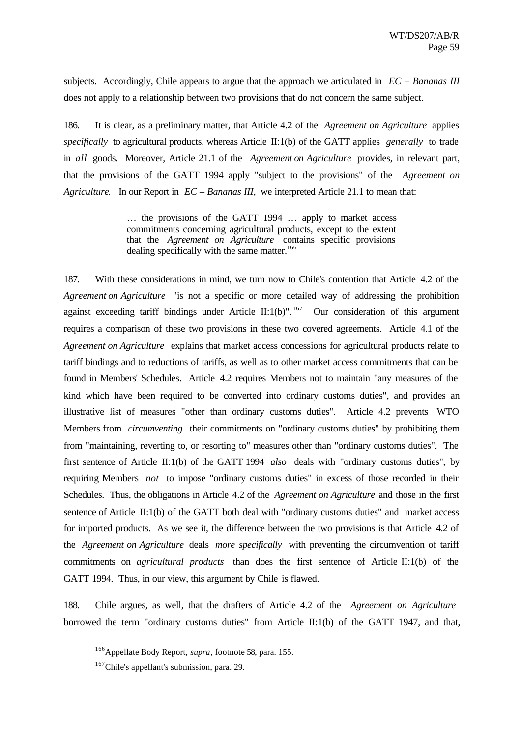subjects. Accordingly, Chile appears to argue that the approach we articulated in *EC – Bananas III* does not apply to a relationship between two provisions that do not concern the same subject.

186. It is clear, as a preliminary matter, that Article 4.2 of the *Agreement on Agriculture* applies *specifically* to agricultural products, whereas Article II:1(b) of the GATT applies *generally* to trade in *all* goods. Moreover, Article 21.1 of the *Agreement on Agriculture* provides, in relevant part, that the provisions of the GATT 1994 apply "subject to the provisions" of the *Agreement on Agriculture*. In our Report in *EC – Bananas III*, we interpreted Article 21.1 to mean that:

> … the provisions of the GATT 1994 … apply to market access commitments concerning agricultural products, except to the extent that the *Agreement on Agriculture* contains specific provisions dealing specifically with the same matter.[166]

187. With these considerations in mind, we turn now to Chile's contention that Article 4.2 of the *Agreement on Agriculture* "is not a specific or more detailed way of addressing the prohibition against exceeding tariff bindings under Article II:1(b)".[167] Our consideration of this argument requires a comparison of these two provisions in these two covered agreements. Article 4.1 of the *Agreement on Agriculture* explains that market access concessions for agricultural products relate to tariff bindings and to reductions of tariffs, as well as to other market access commitments that can be found in Members' Schedules. Article 4.2 requires Members not to maintain "any measures of the kind which have been required to be converted into ordinary customs duties", and provides an illustrative list of measures "other than ordinary customs duties". Article 4.2 prevents WTO Members from *circumventing* their commitments on "ordinary customs duties" by prohibiting them from "maintaining, reverting to, or resorting to" measures other than "ordinary customs duties". The first sentence of Article II:1(b) of the GATT 1994 *also* deals with "ordinary customs duties", by requiring Members *not* to impose "ordinary customs duties" in excess of those recorded in their Schedules. Thus, the obligations in Article 4.2 of the *Agreement on Agriculture* and those in the first sentence of Article II:1(b) of the GATT both deal with "ordinary customs duties" and market access for imported products. As we see it, the difference between the two provisions is that Article 4.2 of the *Agreement on Agriculture* deals *more specifically* with preventing the circumvention of tariff commitments on *agricultural products* than does the first sentence of Article II:1(b) of the GATT 1994. Thus, in our view, this argument by Chile is flawed.

188. Chile argues, as well, that the drafters of Article 4.2 of the *Agreement on Agriculture* borrowed the term "ordinary customs duties" from Article II:1(b) of the GATT 1947, and that,

---

[166] Appellate Body Report, *supra*, footnote 58, para. 155.

[167] Chile's appellant's submission, para. 29.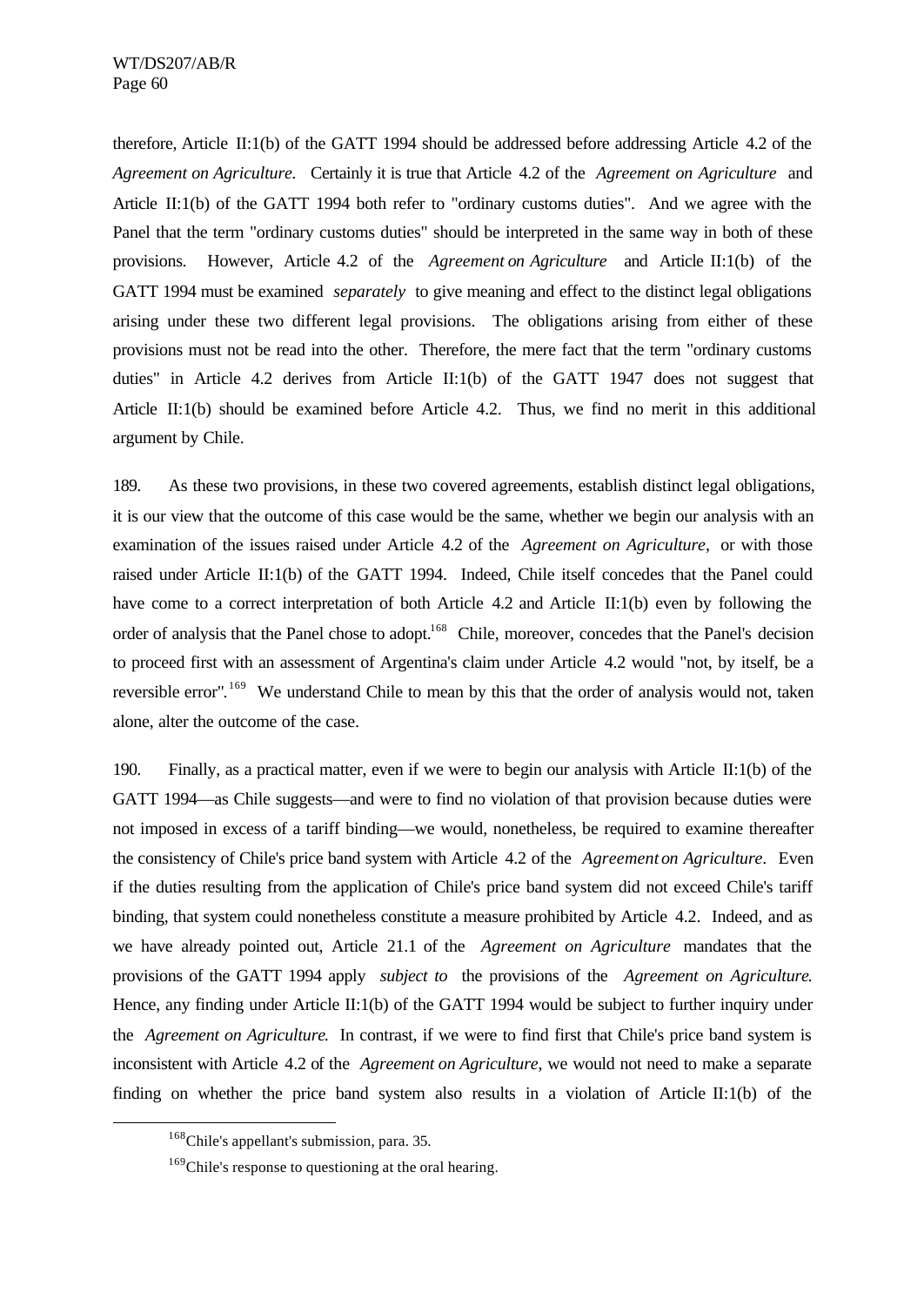therefore, Article II:1(b) of the GATT 1994 should be addressed before addressing Article 4.2 of the *Agreement on Agriculture*. Certainly it is true that Article 4.2 of the *Agreement on Agriculture* and Article II:1(b) of the GATT 1994 both refer to "ordinary customs duties". And we agree with the Panel that the term "ordinary customs duties" should be interpreted in the same way in both of these provisions. However, Article 4.2 of the *Agreement on Agriculture* and Article II:1(b) of the GATT 1994 must be examined *separately* to give meaning and effect to the distinct legal obligations arising under these two different legal provisions. The obligations arising from either of these provisions must not be read into the other. Therefore, the mere fact that the term "ordinary customs duties" in Article 4.2 derives from Article II:1(b) of the GATT 1947 does not suggest that Article II:1(b) should be examined before Article 4.2. Thus, we find no merit in this additional argument by Chile.

189. As these two provisions, in these two covered agreements, establish distinct legal obligations, it is our view that the outcome of this case would be the same, whether we begin our analysis with an examination of the issues raised under Article 4.2 of the *Agreement on Agriculture*, or with those raised under Article II:1(b) of the GATT 1994. Indeed, Chile itself concedes that the Panel could have come to a correct interpretation of both Article 4.2 and Article II:1(b) even by following the order of analysis that the Panel chose to adopt.[168] Chile, moreover, concedes that the Panel's decision to proceed first with an assessment of Argentina's claim under Article 4.2 would "not, by itself, be a reversible error".[169] We understand Chile to mean by this that the order of analysis would not, taken alone, alter the outcome of the case.

190. Finally, as a practical matter, even if we were to begin our analysis with Article II:1(b) of the GATT 1994—as Chile suggests—and were to find no violation of that provision because duties were not imposed in excess of a tariff binding—we would, nonetheless, be required to examine thereafter the consistency of Chile's price band system with Article 4.2 of the *Agreement on Agriculture*. Even if the duties resulting from the application of Chile's price band system did not exceed Chile's tariff binding, that system could nonetheless constitute a measure prohibited by Article 4.2. Indeed, and as we have already pointed out, Article 21.1 of the *Agreement on Agriculture* mandates that the provisions of the GATT 1994 apply *subject to* the provisions of the *Agreement on Agriculture*. Hence, any finding under Article II:1(b) of the GATT 1994 would be subject to further inquiry under the *Agreement on Agriculture*. In contrast, if we were to find first that Chile's price band system is inconsistent with Article 4.2 of the *Agreement on Agriculture*, we would not need to make a separate finding on whether the price band system also results in a violation of Article II:1(b) of the

[168] Chile's appellant's submission, para. 35.

[169] Chile's response to questioning at the oral hearing.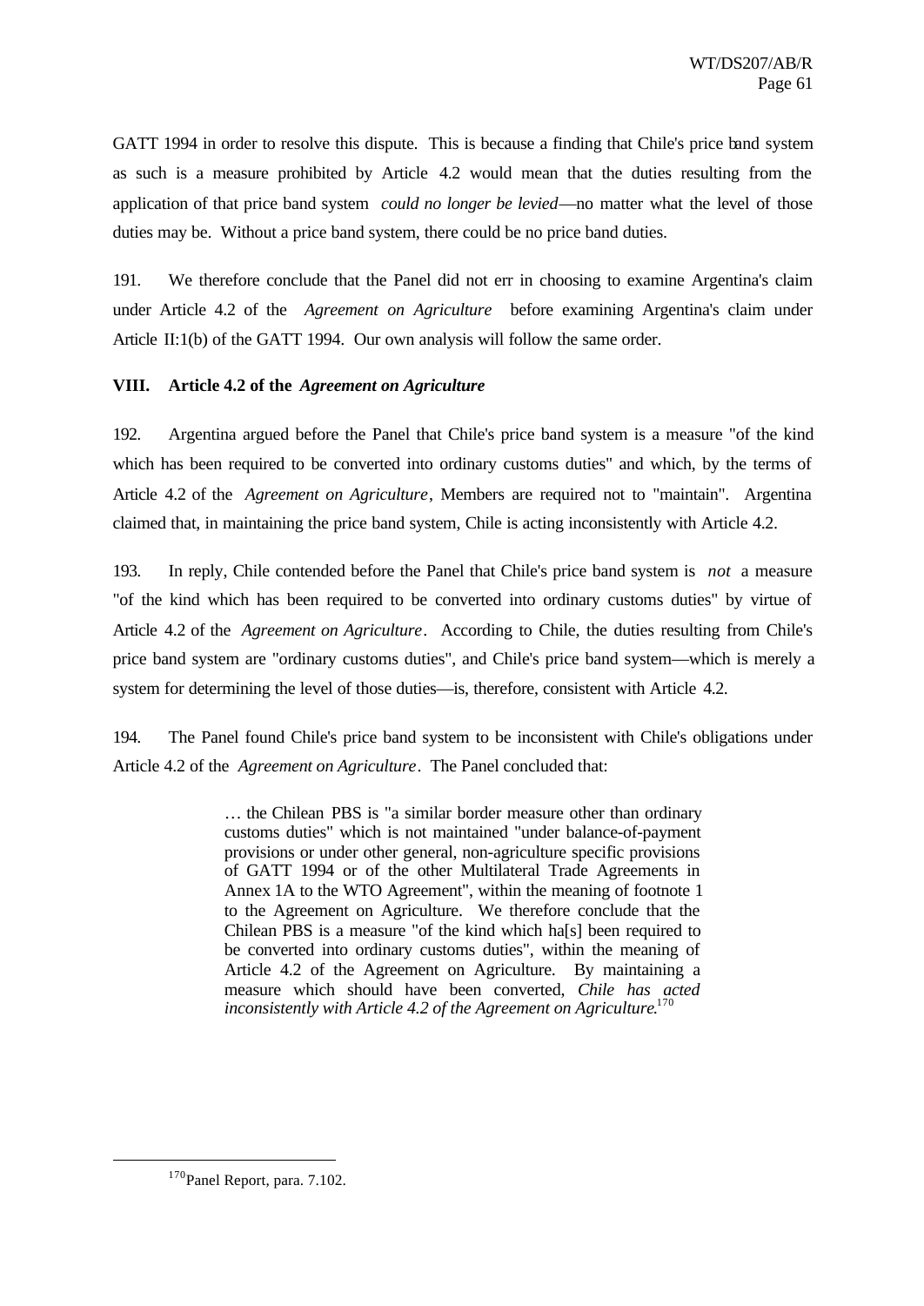GATT 1994 in order to resolve this dispute. This is because a finding that Chile's price band system as such is a measure prohibited by Article 4.2 would mean that the duties resulting from the application of that price band system *could no longer be levied*—no matter what the level of those duties may be. Without a price band system, there could be no price band duties.

191. We therefore conclude that the Panel did not err in choosing to examine Argentina's claim under Article 4.2 of the *Agreement on Agriculture* before examining Argentina's claim under Article II:1(b) of the GATT 1994. Our own analysis will follow the same order.

## VIII. Article 4.2 of the *Agreement on Agriculture*

192. Argentina argued before the Panel that Chile's price band system is a measure "of the kind which has been required to be converted into ordinary customs duties" and which, by the terms of Article 4.2 of the *Agreement on Agriculture*, Members are required not to "maintain". Argentina claimed that, in maintaining the price band system, Chile is acting inconsistently with Article 4.2.

193. In reply, Chile contended before the Panel that Chile's price band system is *not* a measure "of the kind which has been required to be converted into ordinary customs duties" by virtue of Article 4.2 of the *Agreement on Agriculture*. According to Chile, the duties resulting from Chile's price band system are "ordinary customs duties", and Chile's price band system—which is merely a system for determining the level of those duties—is, therefore, consistent with Article 4.2.

194. The Panel found Chile's price band system to be inconsistent with Chile's obligations under Article 4.2 of the *Agreement on Agriculture*. The Panel concluded that:

> … the Chilean PBS is "a similar border measure other than ordinary customs duties" which is not maintained "under balance-of-payment provisions or under other general, non-agriculture specific provisions of GATT 1994 or of the other Multilateral Trade Agreements in Annex 1A to the WTO Agreement", within the meaning of footnote 1 to the Agreement on Agriculture. We therefore conclude that the Chilean PBS is a measure "of the kind which ha[s] been required to be converted into ordinary customs duties", within the meaning of Article 4.2 of the Agreement on Agriculture. By maintaining a measure which should have been converted, *Chile has acted inconsistently with Article 4.2 of the Agreement on Agriculture*.[170]

[170] Panel Report, para. 7.102.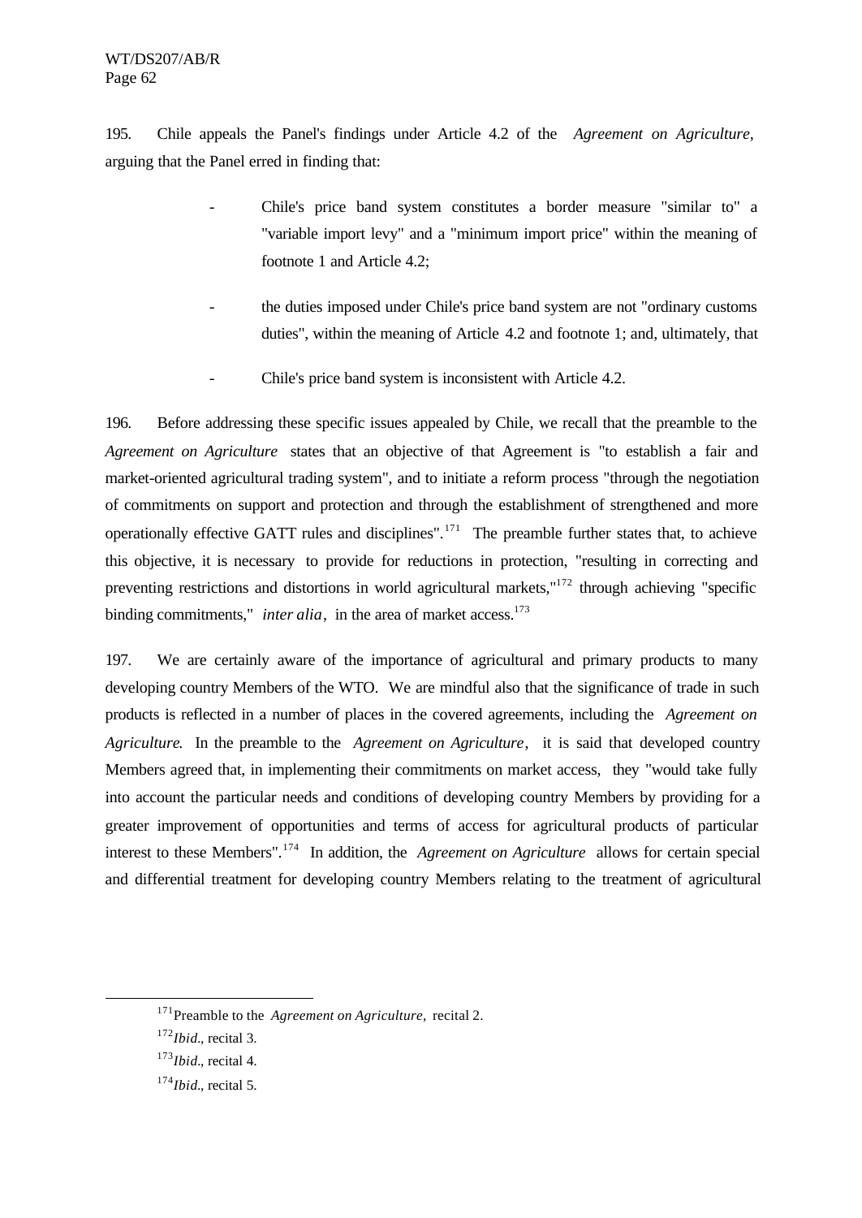195. Chile appeals the Panel's findings under Article 4.2 of the *Agreement on Agriculture*, arguing that the Panel erred in finding that:

- Chile's price band system constitutes a border measure "similar to" a "variable import levy" and a "minimum import price" within the meaning of footnote 1 and Article 4.2;

- the duties imposed under Chile's price band system are not "ordinary customs duties", within the meaning of Article 4.2 and footnote 1; and, ultimately, that

- Chile's price band system is inconsistent with Article 4.2.

196. Before addressing these specific issues appealed by Chile, we recall that the preamble to the *Agreement on Agriculture* states that an objective of that Agreement is "to establish a fair and market-oriented agricultural trading system", and to initiate a reform process "through the negotiation of commitments on support and protection and through the establishment of strengthened and more operationally effective GATT rules and disciplines".[171] The preamble further states that, to achieve this objective, it is necessary to provide for reductions in protection, "resulting in correcting and preventing restrictions and distortions in world agricultural markets,"[172] through achieving "specific binding commitments," *inter alia*, in the area of market access.[173]

197. We are certainly aware of the importance of agricultural and primary products to many developing country Members of the WTO. We are mindful also that the significance of trade in such products is reflected in a number of places in the covered agreements, including the *Agreement on Agriculture*. In the preamble to the *Agreement on Agriculture*, it is said that developed country Members agreed that, in implementing their commitments on market access, they "would take fully into account the particular needs and conditions of developing country Members by providing for a greater improvement of opportunities and terms of access for agricultural products of particular interest to these Members".[174] In addition, the *Agreement on Agriculture* allows for certain special and differential treatment for developing country Members relating to the treatment of agricultural

---

[171] Preamble to the *Agreement on Agriculture*, recital 2.

[172] *Ibid*., recital 3.

[173] *Ibid*., recital 4.

[174] *Ibid*., recital 5.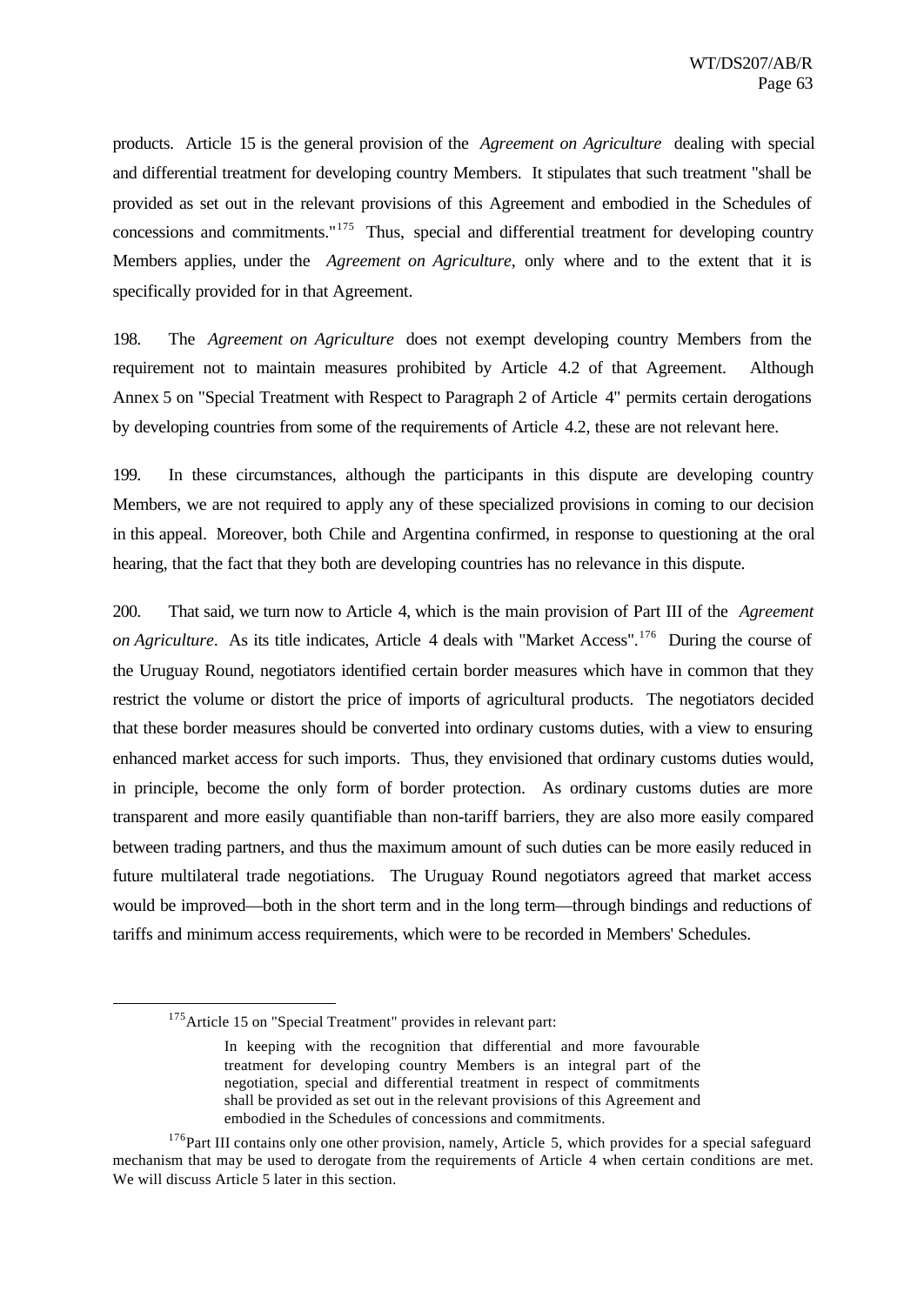products. Article 15 is the general provision of the *Agreement on Agriculture* dealing with special and differential treatment for developing country Members. It stipulates that such treatment "shall be provided as set out in the relevant provisions of this Agreement and embodied in the Schedules of concessions and commitments."[175] Thus, special and differential treatment for developing country Members applies, under the *Agreement on Agriculture*, only where and to the extent that it is specifically provided for in that Agreement.

198. The *Agreement on Agriculture* does not exempt developing country Members from the requirement not to maintain measures prohibited by Article 4.2 of that Agreement. Although Annex 5 on "Special Treatment with Respect to Paragraph 2 of Article 4" permits certain derogations by developing countries from some of the requirements of Article 4.2, these are not relevant here.

199. In these circumstances, although the participants in this dispute are developing country Members, we are not required to apply any of these specialized provisions in coming to our decision in this appeal. Moreover, both Chile and Argentina confirmed, in response to questioning at the oral hearing, that the fact that they both are developing countries has no relevance in this dispute.

200. That said, we turn now to Article 4, which is the main provision of Part III of the *Agreement on Agriculture*. As its title indicates, Article 4 deals with "Market Access".[176] During the course of the Uruguay Round, negotiators identified certain border measures which have in common that they restrict the volume or distort the price of imports of agricultural products. The negotiators decided that these border measures should be converted into ordinary customs duties, with a view to ensuring enhanced market access for such imports. Thus, they envisioned that ordinary customs duties would, in principle, become the only form of border protection. As ordinary customs duties are more transparent and more easily quantifiable than non-tariff barriers, they are also more easily compared between trading partners, and thus the maximum amount of such duties can be more easily reduced in future multilateral trade negotiations. The Uruguay Round negotiators agreed that market access would be improved—both in the short term and in the long term—through bindings and reductions of tariffs and minimum access requirements, which were to be recorded in Members' Schedules.

---

[175] Article 15 on "Special Treatment" provides in relevant part:

> In keeping with the recognition that differential and more favourable treatment for developing country Members is an integral part of the negotiation, special and differential treatment in respect of commitments shall be provided as set out in the relevant provisions of this Agreement and embodied in the Schedules of concessions and commitments.

[176] Part III contains only one other provision, namely, Article 5, which provides for a special safeguard mechanism that may be used to derogate from the requirements of Article 4 when certain conditions are met. We will discuss Article 5 later in this section.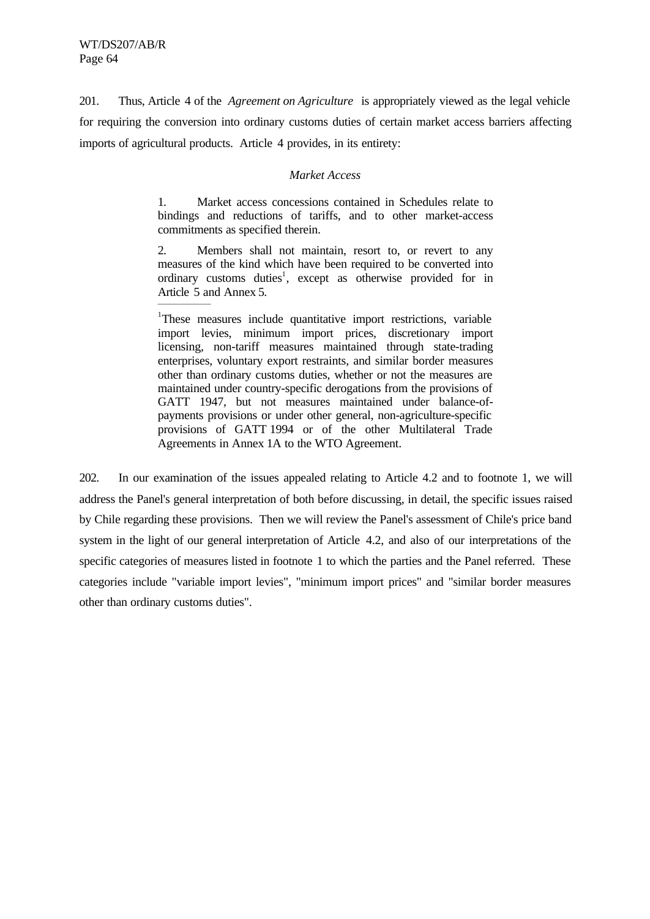201. Thus, Article 4 of the *Agreement on Agriculture* is appropriately viewed as the legal vehicle for requiring the conversion into ordinary customs duties of certain market access barriers affecting imports of agricultural products. Article 4 provides, in its entirety:

> *Market Access*
>
> 1. Market access concessions contained in Schedules relate to bindings and reductions of tariffs, and to other market-access commitments as specified therein.
>
> 2. Members shall not maintain, resort to, or revert to any measures of the kind which have been required to be converted into ordinary customs duties[1], except as otherwise provided for in Article 5 and Annex 5.
>
> ---
>
> [1]These measures include quantitative import restrictions, variable import levies, minimum import prices, discretionary import licensing, non-tariff measures maintained through state-trading enterprises, voluntary export restraints, and similar border measures other than ordinary customs duties, whether or not the measures are maintained under country-specific derogations from the provisions of GATT 1947, but not measures maintained under balance-of-payments provisions or under other general, non-agriculture-specific provisions of GATT 1994 or of the other Multilateral Trade Agreements in Annex 1A to the WTO Agreement.

202. In our examination of the issues appealed relating to Article 4.2 and to footnote 1, we will address the Panel's general interpretation of both before discussing, in detail, the specific issues raised by Chile regarding these provisions. Then we will review the Panel's assessment of Chile's price band system in the light of our general interpretation of Article 4.2, and also of our interpretations of the specific categories of measures listed in footnote 1 to which the parties and the Panel referred. These categories include "variable import levies", "minimum import prices" and "similar border measures other than ordinary customs duties".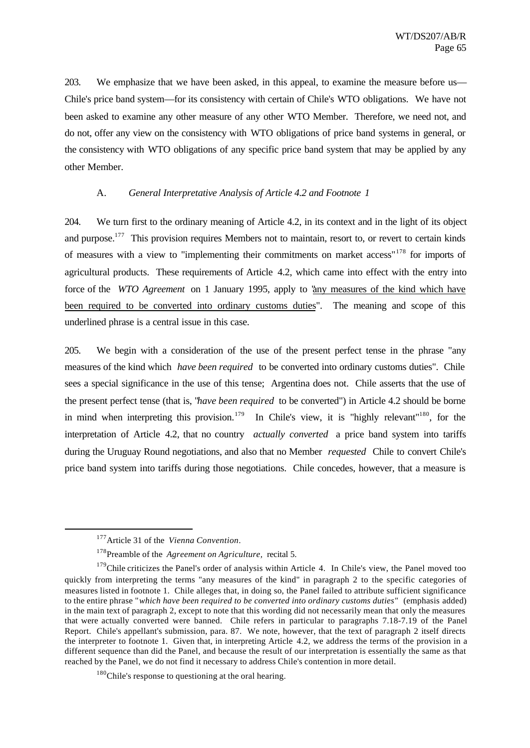203. We emphasize that we have been asked, in this appeal, to examine the measure before us—Chile's price band system—for its consistency with certain of Chile's WTO obligations. We have not been asked to examine any other measure of any other WTO Member. Therefore, we need not, and do not, offer any view on the consistency with WTO obligations of price band systems in general, or the consistency with WTO obligations of any specific price band system that may be applied by any other Member.

### A. *General Interpretative Analysis of Article 4.2 and Footnote 1*

204. We turn first to the ordinary meaning of Article 4.2, in its context and in the light of its object and purpose.[177] This provision requires Members not to maintain, resort to, or revert to certain kinds of measures with a view to "implementing their commitments on market access"[178] for imports of agricultural products. These requirements of Article 4.2, which came into effect with the entry into force of the *WTO Agreement* on 1 January 1995, apply to "<u>any measures of the kind which have been required to be converted into ordinary customs duties</u>". The meaning and scope of this underlined phrase is a central issue in this case.

205. We begin with a consideration of the use of the present perfect tense in the phrase "any measures of the kind which *have been required* to be converted into ordinary customs duties". Chile sees a special significance in the use of this tense; Argentina does not. Chile asserts that the use of the present perfect tense (that is, "*have been required* to be converted") in Article 4.2 should be borne in mind when interpreting this provision.[179] In Chile's view, it is "highly relevant"[180], for the interpretation of Article 4.2, that no country *actually converted* a price band system into tariffs during the Uruguay Round negotiations, and also that no Member *requested* Chile to convert Chile's price band system into tariffs during those negotiations. Chile concedes, however, that a measure is

---

[177] Article 31 of the *Vienna Convention*.

[178] Preamble of the *Agreement on Agriculture*, recital 5.

[179] Chile criticizes the Panel's order of analysis within Article 4. In Chile's view, the Panel moved too quickly from interpreting the terms "any measures of the kind" in paragraph 2 to the specific categories of measures listed in footnote 1. Chile alleges that, in doing so, the Panel failed to attribute sufficient significance to the entire phrase "*which have been required to be converted into ordinary customs duties*" (emphasis added) in the main text of paragraph 2, except to note that this wording did not necessarily mean that only the measures that were actually converted were banned. Chile refers in particular to paragraphs 7.18-7.19 of the Panel Report. Chile's appellant's submission, para. 87. We note, however, that the text of paragraph 2 itself directs the interpreter to footnote 1. Given that, in interpreting Article 4.2, we address the terms of the provision in a different sequence than did the Panel, and because the result of our interpretation is essentially the same as that reached by the Panel, we do not find it necessary to address Chile's contention in more detail.

[180] Chile's response to questioning at the oral hearing.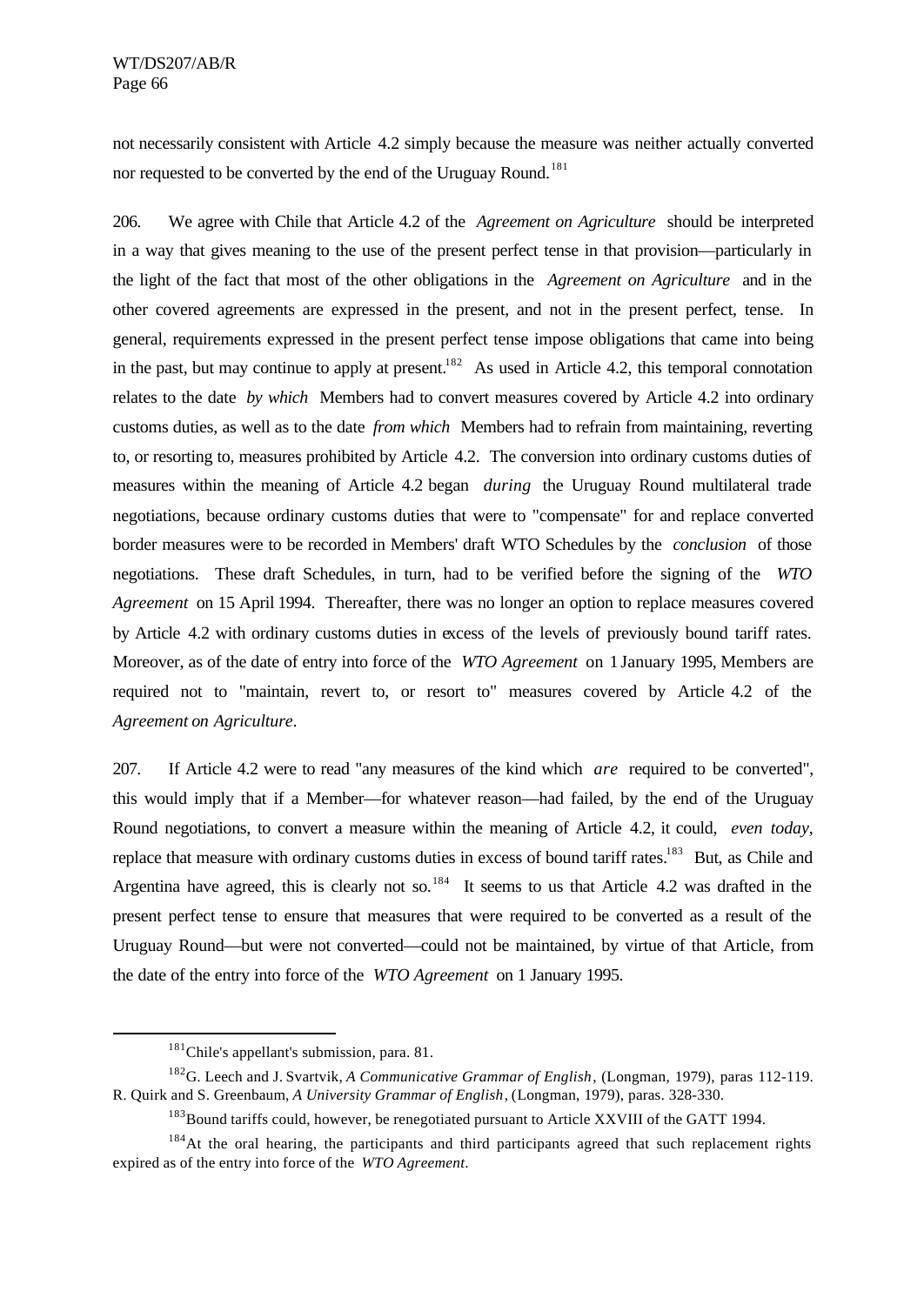not necessarily consistent with Article 4.2 simply because the measure was neither actually converted nor requested to be converted by the end of the Uruguay Round.[181]

206. We agree with Chile that Article 4.2 of the *Agreement on Agriculture* should be interpreted in a way that gives meaning to the use of the present perfect tense in that provision—particularly in the light of the fact that most of the other obligations in the *Agreement on Agriculture* and in the other covered agreements are expressed in the present, and not in the present perfect, tense. In general, requirements expressed in the present perfect tense impose obligations that came into being in the past, but may continue to apply at present.[182] As used in Article 4.2, this temporal connotation relates to the date *by which* Members had to convert measures covered by Article 4.2 into ordinary customs duties, as well as to the date *from which* Members had to refrain from maintaining, reverting to, or resorting to, measures prohibited by Article 4.2. The conversion into ordinary customs duties of measures within the meaning of Article 4.2 began *during* the Uruguay Round multilateral trade negotiations, because ordinary customs duties that were to "compensate" for and replace converted border measures were to be recorded in Members' draft WTO Schedules by the *conclusion* of those negotiations. These draft Schedules, in turn, had to be verified before the signing of the *WTO Agreement* on 15 April 1994. Thereafter, there was no longer an option to replace measures covered by Article 4.2 with ordinary customs duties in excess of the levels of previously bound tariff rates. Moreover, as of the date of entry into force of the *WTO Agreement* on 1 January 1995, Members are required not to "maintain, revert to, or resort to" measures covered by Article 4.2 of the *Agreement on Agriculture*.

207. If Article 4.2 were to read "any measures of the kind which *are* required to be converted", this would imply that if a Member—for whatever reason—had failed, by the end of the Uruguay Round negotiations, to convert a measure within the meaning of Article 4.2, it could, *even today*, replace that measure with ordinary customs duties in excess of bound tariff rates.[183] But, as Chile and Argentina have agreed, this is clearly not so.[184] It seems to us that Article 4.2 was drafted in the present perfect tense to ensure that measures that were required to be converted as a result of the Uruguay Round—but were not converted—could not be maintained, by virtue of that Article, from the date of the entry into force of the *WTO Agreement* on 1 January 1995.

---

[181] Chile's appellant's submission, para. 81.

[182] G. Leech and J. Svartvik, *A Communicative Grammar of English*, (Longman, 1979), paras 112-119. R. Quirk and S. Greenbaum, *A University Grammar of English*, (Longman, 1979), paras. 328-330.

[183] Bound tariffs could, however, be renegotiated pursuant to Article XXVIII of the GATT 1994.

[184] At the oral hearing, the participants and third participants agreed that such replacement rights expired as of the entry into force of the *WTO Agreement*.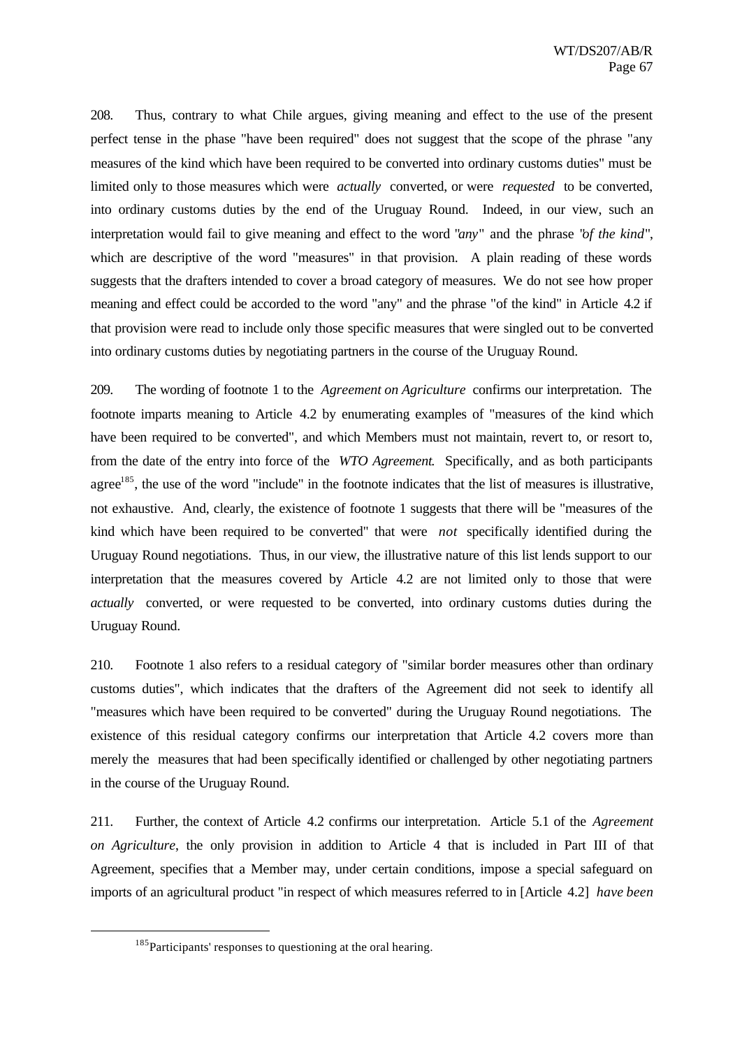208. Thus, contrary to what Chile argues, giving meaning and effect to the use of the present perfect tense in the phase "have been required" does not suggest that the scope of the phrase "any measures of the kind which have been required to be converted into ordinary customs duties" must be limited only to those measures which were *actually* converted, or were *requested* to be converted, into ordinary customs duties by the end of the Uruguay Round. Indeed, in our view, such an interpretation would fail to give meaning and effect to the word "*any*" and the phrase "*of the kind*", which are descriptive of the word "measures" in that provision. A plain reading of these words suggests that the drafters intended to cover a broad category of measures. We do not see how proper meaning and effect could be accorded to the word "any" and the phrase "of the kind" in Article 4.2 if that provision were read to include only those specific measures that were singled out to be converted into ordinary customs duties by negotiating partners in the course of the Uruguay Round.

209. The wording of footnote 1 to the *Agreement on Agriculture* confirms our interpretation. The footnote imparts meaning to Article 4.2 by enumerating examples of "measures of the kind which have been required to be converted", and which Members must not maintain, revert to, or resort to, from the date of the entry into force of the *WTO Agreement*. Specifically, and as both participants agree[185], the use of the word "include" in the footnote indicates that the list of measures is illustrative, not exhaustive. And, clearly, the existence of footnote 1 suggests that there will be "measures of the kind which have been required to be converted" that were *not* specifically identified during the Uruguay Round negotiations. Thus, in our view, the illustrative nature of this list lends support to our interpretation that the measures covered by Article 4.2 are not limited only to those that were *actually* converted, or were requested to be converted, into ordinary customs duties during the Uruguay Round.

210. Footnote 1 also refers to a residual category of "similar border measures other than ordinary customs duties", which indicates that the drafters of the Agreement did not seek to identify all "measures which have been required to be converted" during the Uruguay Round negotiations. The existence of this residual category confirms our interpretation that Article 4.2 covers more than merely the measures that had been specifically identified or challenged by other negotiating partners in the course of the Uruguay Round.

211. Further, the context of Article 4.2 confirms our interpretation. Article 5.1 of the *Agreement on Agriculture*, the only provision in addition to Article 4 that is included in Part III of that Agreement, specifies that a Member may, under certain conditions, impose a special safeguard on imports of an agricultural product "in respect of which measures referred to in [Article 4.2] *have been*

[185] Participants' responses to questioning at the oral hearing.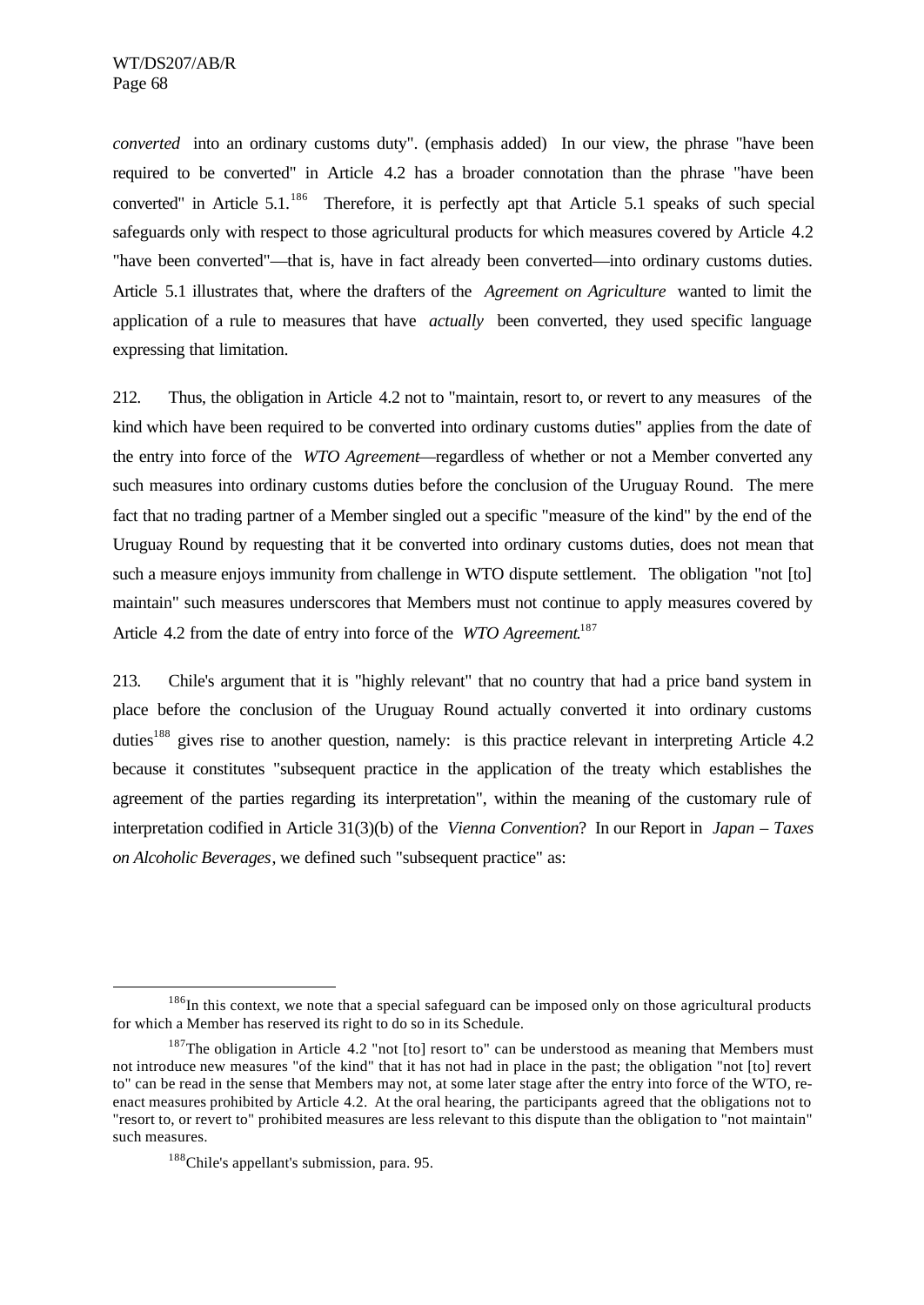*converted* into an ordinary customs duty". (emphasis added) In our view, the phrase "have been required to be converted" in Article 4.2 has a broader connotation than the phrase "have been converted" in Article 5.1.[186] Therefore, it is perfectly apt that Article 5.1 speaks of such special safeguards only with respect to those agricultural products for which measures covered by Article 4.2 "have been converted"—that is, have in fact already been converted—into ordinary customs duties. Article 5.1 illustrates that, where the drafters of the *Agreement on Agriculture* wanted to limit the application of a rule to measures that have *actually* been converted, they used specific language expressing that limitation.

212. Thus, the obligation in Article 4.2 not to "maintain, resort to, or revert to any measures of the kind which have been required to be converted into ordinary customs duties" applies from the date of the entry into force of the *WTO Agreement*—regardless of whether or not a Member converted any such measures into ordinary customs duties before the conclusion of the Uruguay Round. The mere fact that no trading partner of a Member singled out a specific "measure of the kind" by the end of the Uruguay Round by requesting that it be converted into ordinary customs duties, does not mean that such a measure enjoys immunity from challenge in WTO dispute settlement. The obligation "not [to] maintain" such measures underscores that Members must not continue to apply measures covered by Article 4.2 from the date of entry into force of the *WTO Agreement*.[187]

213. Chile's argument that it is "highly relevant" that no country that had a price band system in place before the conclusion of the Uruguay Round actually converted it into ordinary customs duties[188] gives rise to another question, namely: is this practice relevant in interpreting Article 4.2 because it constitutes "subsequent practice in the application of the treaty which establishes the agreement of the parties regarding its interpretation", within the meaning of the customary rule of interpretation codified in Article 31(3)(b) of the *Vienna Convention*? In our Report in *Japan – Taxes on Alcoholic Beverages*, we defined such "subsequent practice" as:

---

[186] In this context, we note that a special safeguard can be imposed only on those agricultural products for which a Member has reserved its right to do so in its Schedule.

[187] The obligation in Article 4.2 "not [to] resort to" can be understood as meaning that Members must not introduce new measures "of the kind" that it has not had in place in the past; the obligation "not [to] revert to" can be read in the sense that Members may not, at some later stage after the entry into force of the WTO, re-enact measures prohibited by Article 4.2. At the oral hearing, the participants agreed that the obligations not to "resort to, or revert to" prohibited measures are less relevant to this dispute than the obligation to "not maintain" such measures.

[188] Chile's appellant's submission, para. 95.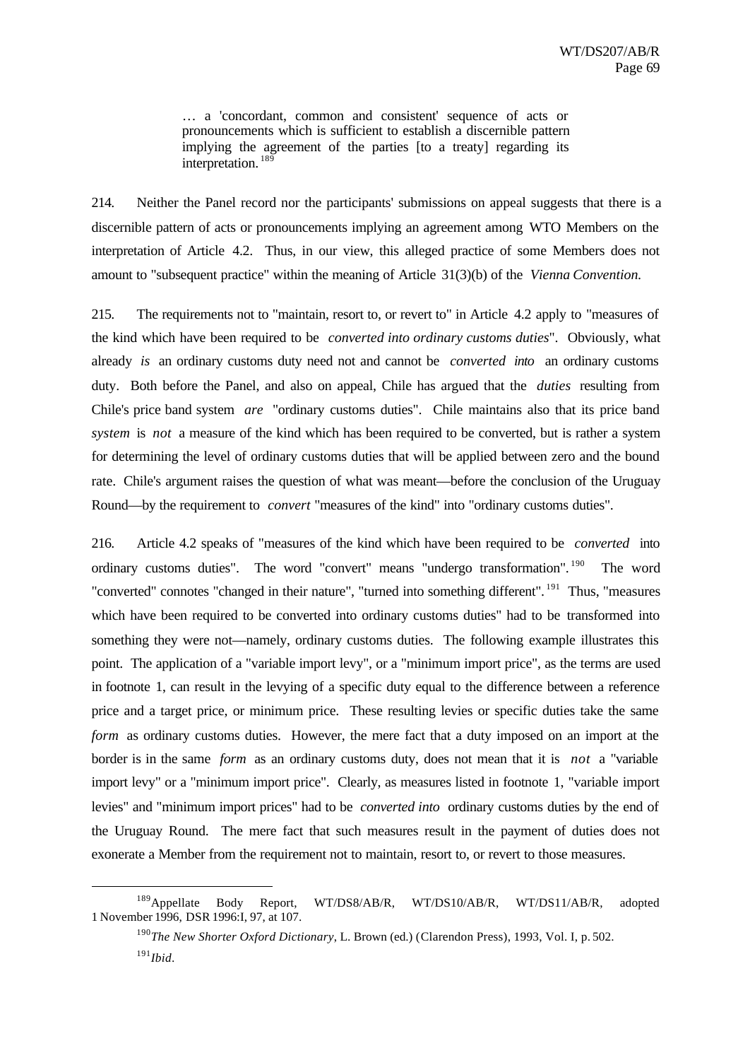> … a 'concordant, common and consistent' sequence of acts or pronouncements which is sufficient to establish a discernible pattern implying the agreement of the parties [to a treaty] regarding its interpretation.[189]

214. Neither the Panel record nor the participants' submissions on appeal suggests that there is a discernible pattern of acts or pronouncements implying an agreement among WTO Members on the interpretation of Article 4.2. Thus, in our view, this alleged practice of some Members does not amount to "subsequent practice" within the meaning of Article 31(3)(b) of the *Vienna Convention.*

215. The requirements not to "maintain, resort to, or revert to" in Article 4.2 apply to "measures of the kind which have been required to be *converted into ordinary customs duties*". Obviously, what already *is* an ordinary customs duty need not and cannot be *converted into* an ordinary customs duty. Both before the Panel, and also on appeal, Chile has argued that the *duties* resulting from Chile's price band system *are* "ordinary customs duties". Chile maintains also that its price band *system* is *not* a measure of the kind which has been required to be converted, but is rather a system for determining the level of ordinary customs duties that will be applied between zero and the bound rate. Chile's argument raises the question of what was meant—before the conclusion of the Uruguay Round—by the requirement to *convert* "measures of the kind" into "ordinary customs duties".

216. Article 4.2 speaks of "measures of the kind which have been required to be *converted* into ordinary customs duties". The word "convert" means "undergo transformation".[190] The word "converted" connotes "changed in their nature", "turned into something different".[191] Thus, "measures which have been required to be converted into ordinary customs duties" had to be transformed into something they were not—namely, ordinary customs duties. The following example illustrates this point. The application of a "variable import levy", or a "minimum import price", as the terms are used in footnote 1, can result in the levying of a specific duty equal to the difference between a reference price and a target price, or minimum price. These resulting levies or specific duties take the same *form* as ordinary customs duties. However, the mere fact that a duty imposed on an import at the border is in the same *form* as an ordinary customs duty, does not mean that it is *not* a "variable import levy" or a "minimum import price". Clearly, as measures listed in footnote 1, "variable import levies" and "minimum import prices" had to be *converted into* ordinary customs duties by the end of the Uruguay Round. The mere fact that such measures result in the payment of duties does not exonerate a Member from the requirement not to maintain, resort to, or revert to those measures.

---

[189] Appellate Body Report, WT/DS8/AB/R, WT/DS10/AB/R, WT/DS11/AB/R, adopted 1 November 1996, DSR 1996:I, 97, at 107.

[190] *The New Shorter Oxford Dictionary*, L. Brown (ed.) (Clarendon Press), 1993, Vol. I, p. 502.

[191] *Ibid*.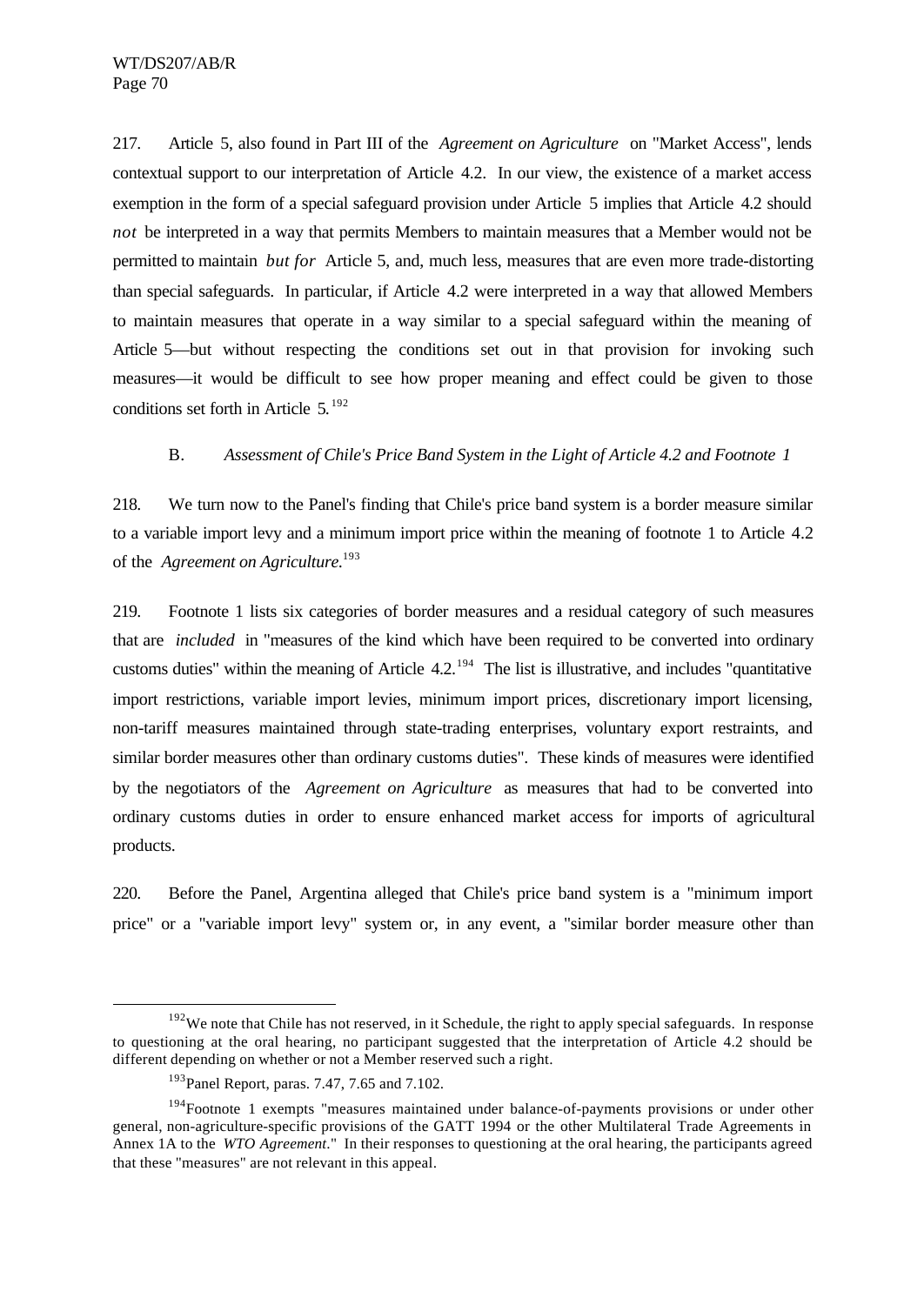217. Article 5, also found in Part III of the *Agreement on Agriculture* on "Market Access", lends contextual support to our interpretation of Article 4.2. In our view, the existence of a market access exemption in the form of a special safeguard provision under Article 5 implies that Article 4.2 should *not* be interpreted in a way that permits Members to maintain measures that a Member would not be permitted to maintain *but for* Article 5, and, much less, measures that are even more trade-distorting than special safeguards. In particular, if Article 4.2 were interpreted in a way that allowed Members to maintain measures that operate in a way similar to a special safeguard within the meaning of Article 5—but without respecting the conditions set out in that provision for invoking such measures—it would be difficult to see how proper meaning and effect could be given to those conditions set forth in Article 5.[192]

### B. *Assessment of Chile's Price Band System in the Light of Article 4.2 and Footnote 1*

218. We turn now to the Panel's finding that Chile's price band system is a border measure similar to a variable import levy and a minimum import price within the meaning of footnote 1 to Article 4.2 of the *Agreement on Agriculture*.[193]

219. Footnote 1 lists six categories of border measures and a residual category of such measures that are *included* in "measures of the kind which have been required to be converted into ordinary customs duties" within the meaning of Article 4.2.[194] The list is illustrative, and includes "quantitative import restrictions, variable import levies, minimum import prices, discretionary import licensing, non-tariff measures maintained through state-trading enterprises, voluntary export restraints, and similar border measures other than ordinary customs duties". These kinds of measures were identified by the negotiators of the *Agreement on Agriculture* as measures that had to be converted into ordinary customs duties in order to ensure enhanced market access for imports of agricultural products.

220. Before the Panel, Argentina alleged that Chile's price band system is a "minimum import price" or a "variable import levy" system or, in any event, a "similar border measure other than

---

[192] We note that Chile has not reserved, in it Schedule, the right to apply special safeguards. In response to questioning at the oral hearing, no participant suggested that the interpretation of Article 4.2 should be different depending on whether or not a Member reserved such a right.

[193] Panel Report, paras. 7.47, 7.65 and 7.102.

[194] Footnote 1 exempts "measures maintained under balance-of-payments provisions or under other general, non-agriculture-specific provisions of the GATT 1994 or the other Multilateral Trade Agreements in Annex 1A to the *WTO Agreement*." In their responses to questioning at the oral hearing, the participants agreed that these "measures" are not relevant in this appeal.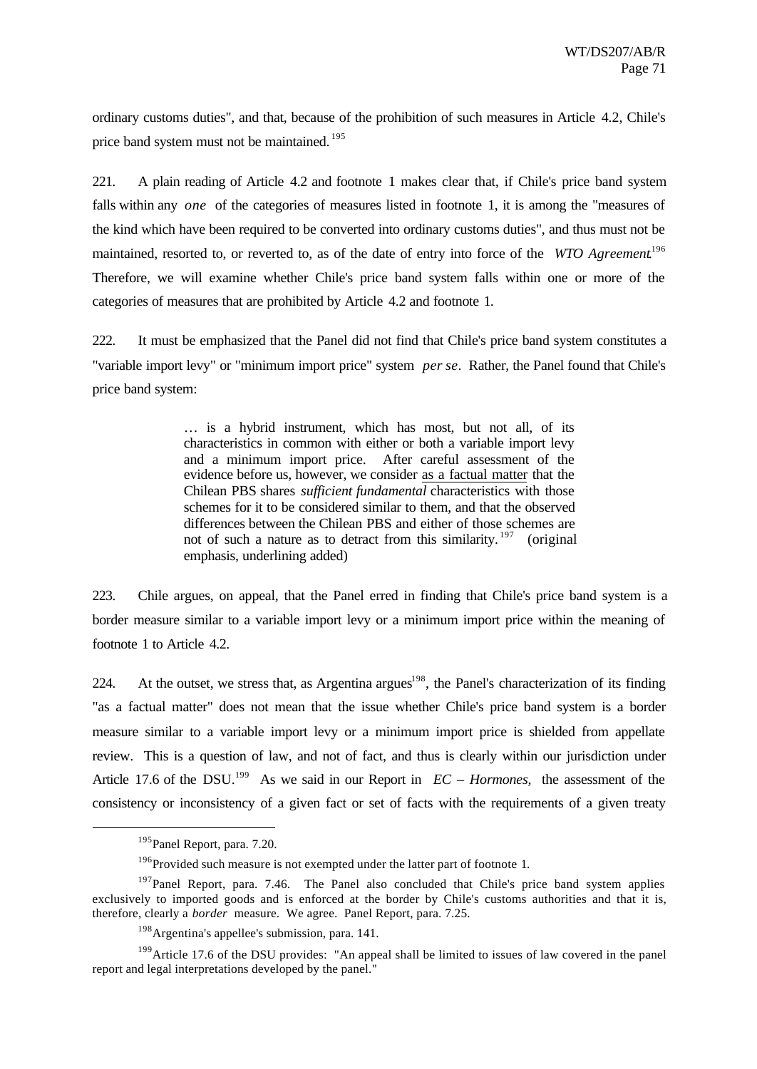ordinary customs duties", and that, because of the prohibition of such measures in Article 4.2, Chile's price band system must not be maintained.[195]

221. A plain reading of Article 4.2 and footnote 1 makes clear that, if Chile's price band system falls within any *one* of the categories of measures listed in footnote 1, it is among the "measures of the kind which have been required to be converted into ordinary customs duties", and thus must not be maintained, resorted to, or reverted to, as of the date of entry into force of the *WTO Agreement*.[196] Therefore, we will examine whether Chile's price band system falls within one or more of the categories of measures that are prohibited by Article 4.2 and footnote 1.

222. It must be emphasized that the Panel did not find that Chile's price band system constitutes a "variable import levy" or "minimum import price" system *per se*. Rather, the Panel found that Chile's price band system:

> … is a hybrid instrument, which has most, but not all, of its characteristics in common with either or both a variable import levy and a minimum import price. After careful assessment of the evidence before us, however, we consider <u>as a factual matter</u> that the Chilean PBS shares *sufficient fundamental* characteristics with those schemes for it to be considered similar to them, and that the observed differences between the Chilean PBS and either of those schemes are not of such a nature as to detract from this similarity.[197] (original emphasis, underlining added)

223. Chile argues, on appeal, that the Panel erred in finding that Chile's price band system is a border measure similar to a variable import levy or a minimum import price within the meaning of footnote 1 to Article 4.2.

224. At the outset, we stress that, as Argentina argues[198], the Panel's characterization of its finding "as a factual matter" does not mean that the issue whether Chile's price band system is a border measure similar to a variable import levy or a minimum import price is shielded from appellate review. This is a question of law, and not of fact, and thus is clearly within our jurisdiction under Article 17.6 of the DSU.[199] As we said in our Report in *EC – Hormones*, the assessment of the consistency or inconsistency of a given fact or set of facts with the requirements of a given treaty

---

[195] Panel Report, para. 7.20.

[196] Provided such measure is not exempted under the latter part of footnote 1.

[197] Panel Report, para. 7.46. The Panel also concluded that Chile's price band system applies exclusively to imported goods and is enforced at the border by Chile's customs authorities and that it is, therefore, clearly a *border* measure. We agree. Panel Report, para. 7.25.

[198] Argentina's appellee's submission, para. 141.

[199] Article 17.6 of the DSU provides: "An appeal shall be limited to issues of law covered in the panel report and legal interpretations developed by the panel."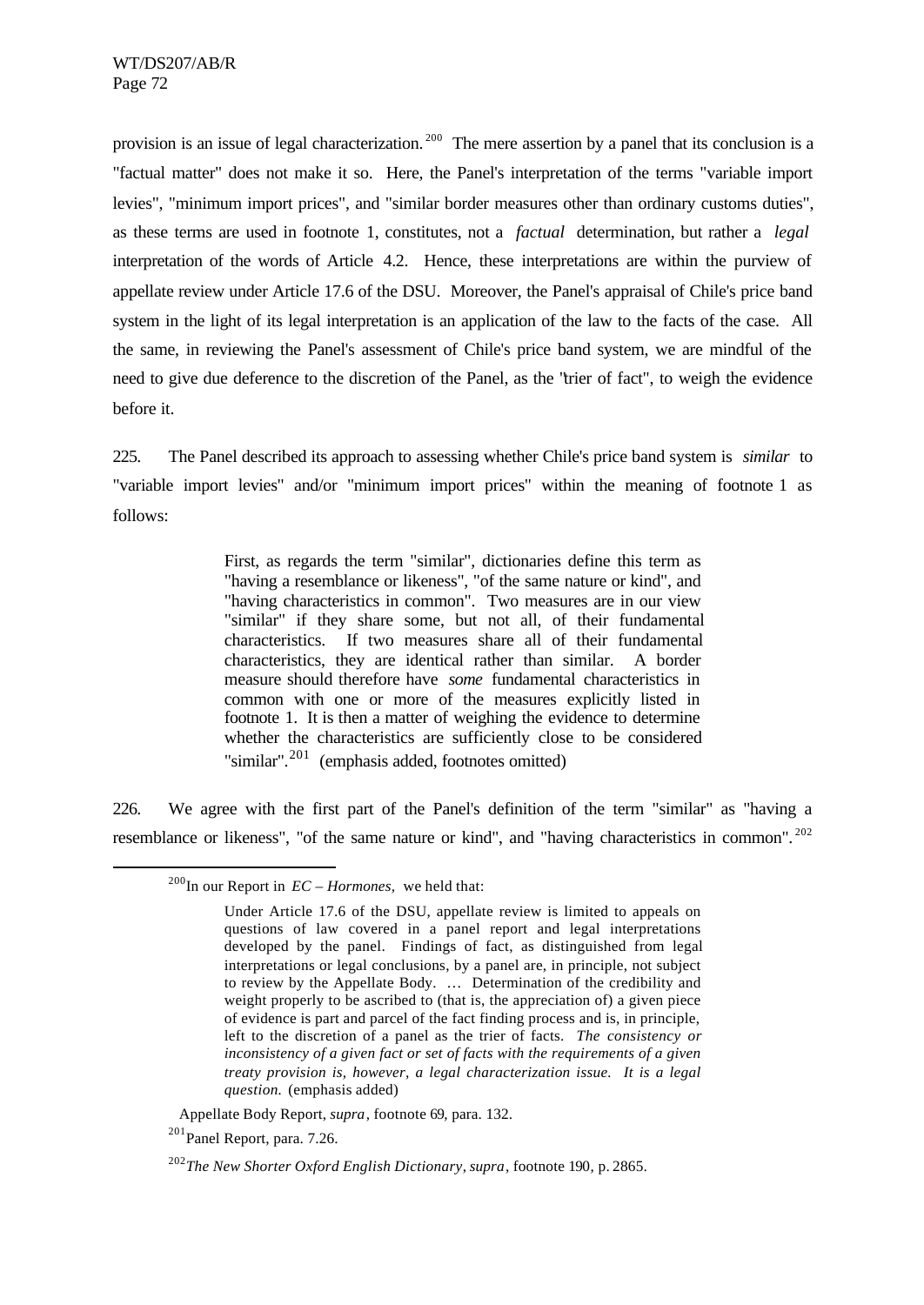provision is an issue of legal characterization.[200] The mere assertion by a panel that its conclusion is a "factual matter" does not make it so. Here, the Panel's interpretation of the terms "variable import levies", "minimum import prices", and "similar border measures other than ordinary customs duties", as these terms are used in footnote 1, constitutes, not a *factual* determination, but rather a *legal* interpretation of the words of Article 4.2. Hence, these interpretations are within the purview of appellate review under Article 17.6 of the DSU. Moreover, the Panel's appraisal of Chile's price band system in the light of its legal interpretation is an application of the law to the facts of the case. All the same, in reviewing the Panel's assessment of Chile's price band system, we are mindful of the need to give due deference to the discretion of the Panel, as the "trier of fact", to weigh the evidence before it.

225. The Panel described its approach to assessing whether Chile's price band system is *similar* to "variable import levies" and/or "minimum import prices" within the meaning of footnote 1 as follows:

> First, as regards the term "similar", dictionaries define this term as "having a resemblance or likeness", "of the same nature or kind", and "having characteristics in common". Two measures are in our view "similar" if they share some, but not all, of their fundamental characteristics. If two measures share all of their fundamental characteristics, they are identical rather than similar. A border measure should therefore have *some* fundamental characteristics in common with one or more of the measures explicitly listed in footnote 1. It is then a matter of weighing the evidence to determine whether the characteristics are sufficiently close to be considered "similar".[201] (emphasis added, footnotes omitted)

226. We agree with the first part of the Panel's definition of the term "similar" as "having a resemblance or likeness", "of the same nature or kind", and "having characteristics in common".[202]

---

[200] In our Report in *EC – Hormones*, we held that:

> Under Article 17.6 of the DSU, appellate review is limited to appeals on questions of law covered in a panel report and legal interpretations developed by the panel. Findings of fact, as distinguished from legal interpretations or legal conclusions, by a panel are, in principle, not subject to review by the Appellate Body. … Determination of the credibility and weight properly to be ascribed to (that is, the appreciation of) a given piece of evidence is part and parcel of the fact finding process and is, in principle, left to the discretion of a panel as the trier of facts. *The consistency or inconsistency of a given fact or set of facts with the requirements of a given treaty provision is, however, a legal characterization issue. It is a legal question.* (emphasis added)

Appellate Body Report, *supra*, footnote 69, para. 132.

[201] Panel Report, para. 7.26.

[202] *The New Shorter Oxford English Dictionary*, *supra*, footnote 190, p. 2865.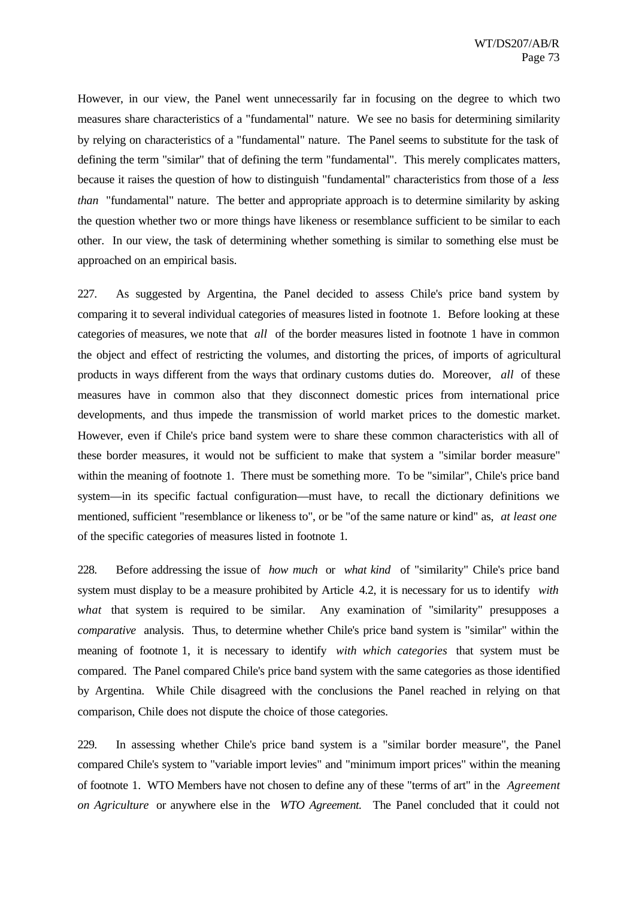However, in our view, the Panel went unnecessarily far in focusing on the degree to which two measures share characteristics of a "fundamental" nature. We see no basis for determining similarity by relying on characteristics of a "fundamental" nature. The Panel seems to substitute for the task of defining the term "similar" that of defining the term "fundamental". This merely complicates matters, because it raises the question of how to distinguish "fundamental" characteristics from those of a *less than* "fundamental" nature. The better and appropriate approach is to determine similarity by asking the question whether two or more things have likeness or resemblance sufficient to be similar to each other. In our view, the task of determining whether something is similar to something else must be approached on an empirical basis.

227. As suggested by Argentina, the Panel decided to assess Chile's price band system by comparing it to several individual categories of measures listed in footnote 1. Before looking at these categories of measures, we note that *all* of the border measures listed in footnote 1 have in common the object and effect of restricting the volumes, and distorting the prices, of imports of agricultural products in ways different from the ways that ordinary customs duties do. Moreover, *all* of these measures have in common also that they disconnect domestic prices from international price developments, and thus impede the transmission of world market prices to the domestic market. However, even if Chile's price band system were to share these common characteristics with all of these border measures, it would not be sufficient to make that system a "similar border measure" within the meaning of footnote 1. There must be something more. To be "similar", Chile's price band system—in its specific factual configuration—must have, to recall the dictionary definitions we mentioned, sufficient "resemblance or likeness to", or be "of the same nature or kind" as, *at least one* of the specific categories of measures listed in footnote 1.

228. Before addressing the issue of *how much* or *what kind* of "similarity" Chile's price band system must display to be a measure prohibited by Article 4.2, it is necessary for us to identify *with what* that system is required to be similar. Any examination of "similarity" presupposes a *comparative* analysis. Thus, to determine whether Chile's price band system is "similar" within the meaning of footnote 1, it is necessary to identify *with which categories* that system must be compared. The Panel compared Chile's price band system with the same categories as those identified by Argentina. While Chile disagreed with the conclusions the Panel reached in relying on that comparison, Chile does not dispute the choice of those categories.

229. In assessing whether Chile's price band system is a "similar border measure", the Panel compared Chile's system to "variable import levies" and "minimum import prices" within the meaning of footnote 1. WTO Members have not chosen to define any of these "terms of art" in the *Agreement on Agriculture* or anywhere else in the *WTO Agreement.* The Panel concluded that it could not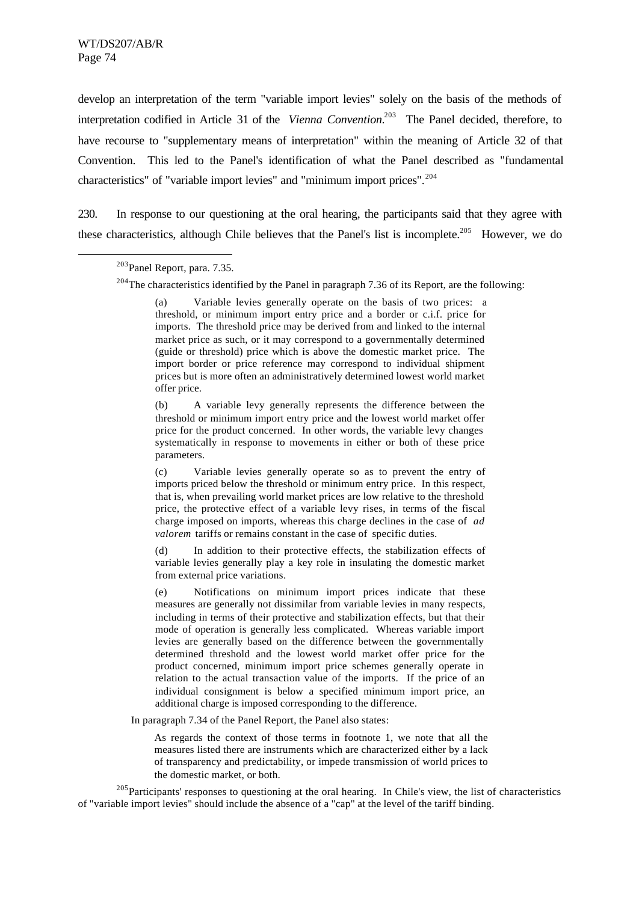develop an interpretation of the term "variable import levies" solely on the basis of the methods of interpretation codified in Article 31 of the *Vienna Convention*.[203] The Panel decided, therefore, to have recourse to "supplementary means of interpretation" within the meaning of Article 32 of that Convention. This led to the Panel's identification of what the Panel described as "fundamental characteristics" of "variable import levies" and "minimum import prices".[204]

230. In response to our questioning at the oral hearing, the participants said that they agree with these characteristics, although Chile believes that the Panel's list is incomplete.[205] However, we do

---

[203] Panel Report, para. 7.35.

[204] The characteristics identified by the Panel in paragraph 7.36 of its Report, are the following:

> (a) Variable levies generally operate on the basis of two prices: a threshold, or minimum import entry price and a border or c.i.f. price for imports. The threshold price may be derived from and linked to the internal market price as such, or it may correspond to a governmentally determined (guide or threshold) price which is above the domestic market price. The import border or price reference may correspond to individual shipment prices but is more often an administratively determined lowest world market offer price.
>
> (b) A variable levy generally represents the difference between the threshold or minimum import entry price and the lowest world market offer price for the product concerned. In other words, the variable levy changes systematically in response to movements in either or both of these price parameters.
>
> (c) Variable levies generally operate so as to prevent the entry of imports priced below the threshold or minimum entry price. In this respect, that is, when prevailing world market prices are low relative to the threshold price, the protective effect of a variable levy rises, in terms of the fiscal charge imposed on imports, whereas this charge declines in the case of *ad valorem* tariffs or remains constant in the case of specific duties.
>
> (d) In addition to their protective effects, the stabilization effects of variable levies generally play a key role in insulating the domestic market from external price variations.
>
> (e) Notifications on minimum import prices indicate that these measures are generally not dissimilar from variable levies in many respects, including in terms of their protective and stabilization effects, but that their mode of operation is generally less complicated. Whereas variable import levies are generally based on the difference between the governmentally determined threshold and the lowest world market offer price for the product concerned, minimum import price schemes generally operate in relation to the actual transaction value of the imports. If the price of an individual consignment is below a specified minimum import price, an additional charge is imposed corresponding to the difference.

In paragraph 7.34 of the Panel Report, the Panel also states:

> As regards the context of those terms in footnote 1, we note that all the measures listed there are instruments which are characterized either by a lack of transparency and predictability, or impede transmission of world prices to the domestic market, or both.

[205] Participants' responses to questioning at the oral hearing. In Chile's view, the list of characteristics of "variable import levies" should include the absence of a "cap" at the level of the tariff binding.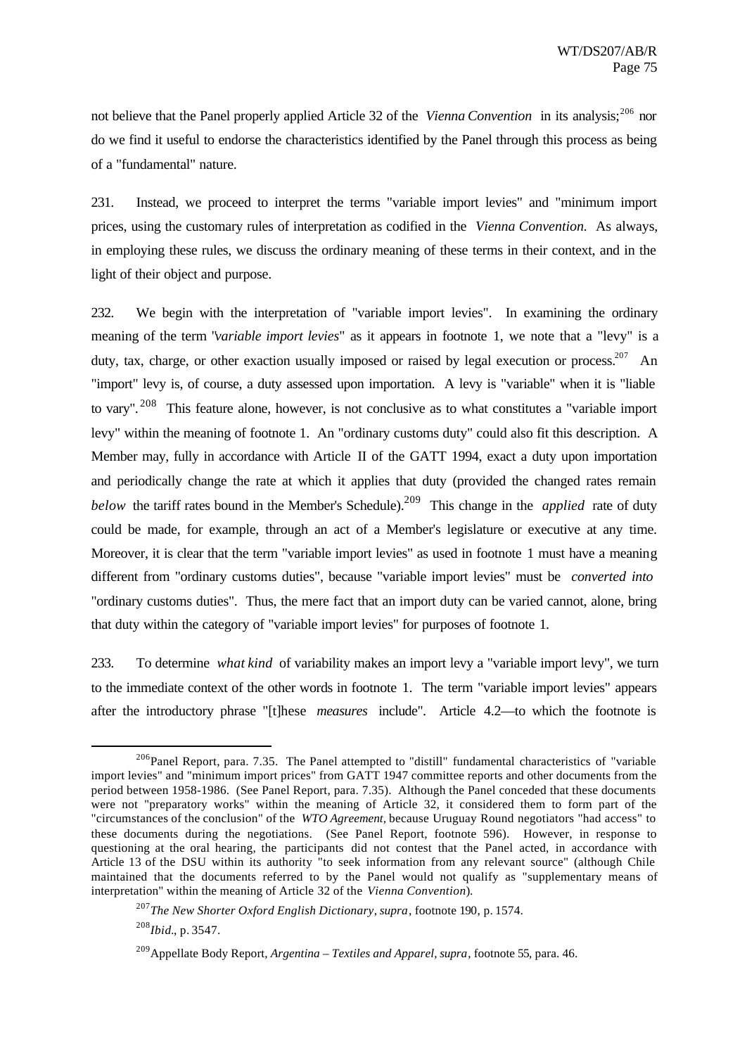not believe that the Panel properly applied Article 32 of the *Vienna Convention* in its analysis;[206] nor do we find it useful to endorse the characteristics identified by the Panel through this process as being of a "fundamental" nature.

231. Instead, we proceed to interpret the terms "variable import levies" and "minimum import prices, using the customary rules of interpretation as codified in the *Vienna Convention.* As always, in employing these rules, we discuss the ordinary meaning of these terms in their context, and in the light of their object and purpose.

232. We begin with the interpretation of "variable import levies". In examining the ordinary meaning of the term "*variable import levies*" as it appears in footnote 1, we note that a "levy" is a duty, tax, charge, or other exaction usually imposed or raised by legal execution or process.[207] An "import" levy is, of course, a duty assessed upon importation. A levy is "variable" when it is "liable to vary".[208] This feature alone, however, is not conclusive as to what constitutes a "variable import levy" within the meaning of footnote 1. An "ordinary customs duty" could also fit this description. A Member may, fully in accordance with Article II of the GATT 1994, exact a duty upon importation and periodically change the rate at which it applies that duty (provided the changed rates remain *below* the tariff rates bound in the Member's Schedule).[209] This change in the *applied* rate of duty could be made, for example, through an act of a Member's legislature or executive at any time. Moreover, it is clear that the term "variable import levies" as used in footnote 1 must have a meaning different from "ordinary customs duties", because "variable import levies" must be *converted into* "ordinary customs duties". Thus, the mere fact that an import duty can be varied cannot, alone, bring that duty within the category of "variable import levies" for purposes of footnote 1.

233. To determine *what kind* of variability makes an import levy a "variable import levy", we turn to the immediate context of the other words in footnote 1. The term "variable import levies" appears after the introductory phrase "[t]hese *measures* include". Article 4.2—to which the footnote is

---

[206] Panel Report, para. 7.35. The Panel attempted to "distill" fundamental characteristics of "variable import levies" and "minimum import prices" from GATT 1947 committee reports and other documents from the period between 1958-1986. (See Panel Report, para. 7.35). Although the Panel conceded that these documents were not "preparatory works" within the meaning of Article 32, it considered them to form part of the "circumstances of the conclusion" of the *WTO Agreement*, because Uruguay Round negotiators "had access" to these documents during the negotiations. (See Panel Report, footnote 596). However, in response to questioning at the oral hearing, the participants did not contest that the Panel acted, in accordance with Article 13 of the DSU within its authority "to seek information from any relevant source" (although Chile maintained that the documents referred to by the Panel would not qualify as "supplementary means of interpretation" within the meaning of Article 32 of the *Vienna Convention*).

[207] *The New Shorter Oxford English Dictionary*, *supra*, footnote 190, p. 1574.

[208] *Ibid.*, p. 3547.

[209] Appellate Body Report, *Argentina – Textiles and Apparel*, *supra*, footnote 55, para. 46.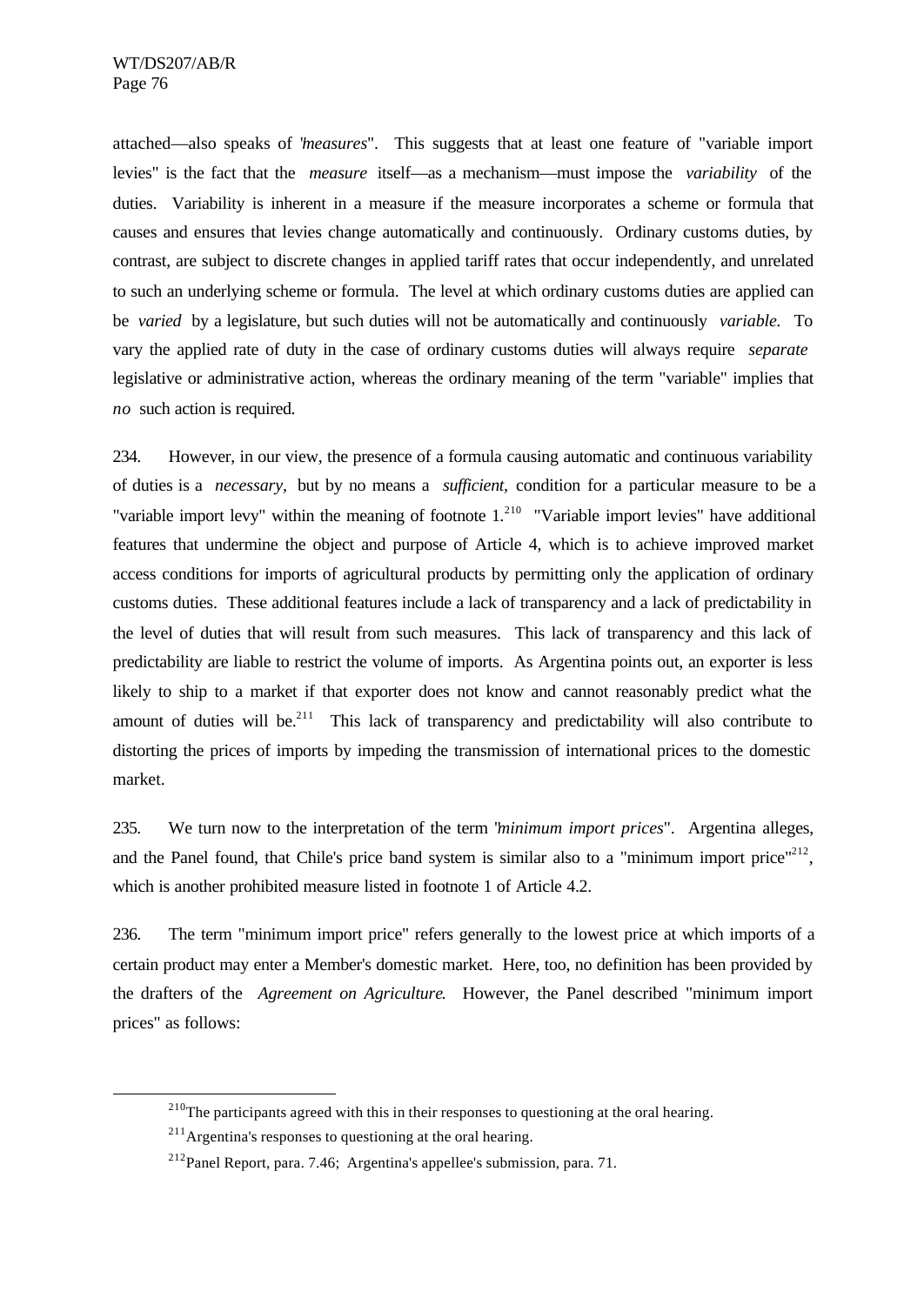attached—also speaks of "*measures*". This suggests that at least one feature of "variable import levies" is the fact that the *measure* itself—as a mechanism—must impose the *variability* of the duties. Variability is inherent in a measure if the measure incorporates a scheme or formula that causes and ensures that levies change automatically and continuously. Ordinary customs duties, by contrast, are subject to discrete changes in applied tariff rates that occur independently, and unrelated to such an underlying scheme or formula. The level at which ordinary customs duties are applied can be *varied* by a legislature, but such duties will not be automatically and continuously *variable*. To vary the applied rate of duty in the case of ordinary customs duties will always require *separate* legislative or administrative action, whereas the ordinary meaning of the term "variable" implies that *no* such action is required.

234. However, in our view, the presence of a formula causing automatic and continuous variability of duties is a *necessary*, but by no means a *sufficient*, condition for a particular measure to be a "variable import levy" within the meaning of footnote 1.[210] "Variable import levies" have additional features that undermine the object and purpose of Article 4, which is to achieve improved market access conditions for imports of agricultural products by permitting only the application of ordinary customs duties. These additional features include a lack of transparency and a lack of predictability in the level of duties that will result from such measures. This lack of transparency and this lack of predictability are liable to restrict the volume of imports. As Argentina points out, an exporter is less likely to ship to a market if that exporter does not know and cannot reasonably predict what the amount of duties will be.[211] This lack of transparency and predictability will also contribute to distorting the prices of imports by impeding the transmission of international prices to the domestic market.

235. We turn now to the interpretation of the term "*minimum import prices*". Argentina alleges, and the Panel found, that Chile's price band system is similar also to a "minimum import price"[212], which is another prohibited measure listed in footnote 1 of Article 4.2.

236. The term "minimum import price" refers generally to the lowest price at which imports of a certain product may enter a Member's domestic market. Here, too, no definition has been provided by the drafters of the *Agreement on Agriculture*. However, the Panel described "minimum import prices" as follows:

[210] The participants agreed with this in their responses to questioning at the oral hearing.

[211] Argentina's responses to questioning at the oral hearing.

[212] Panel Report, para. 7.46; Argentina's appellee's submission, para. 71.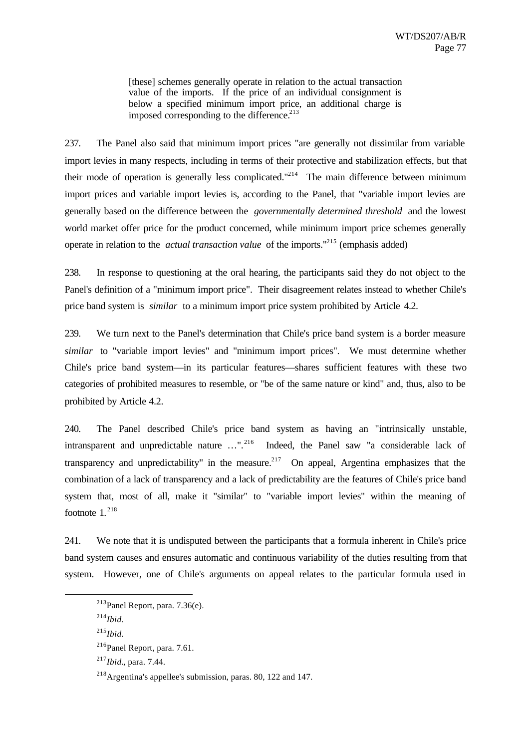> [these] schemes generally operate in relation to the actual transaction value of the imports. If the price of an individual consignment is below a specified minimum import price, an additional charge is imposed corresponding to the difference.[213]

237. The Panel also said that minimum import prices "are generally not dissimilar from variable import levies in many respects, including in terms of their protective and stabilization effects, but that their mode of operation is generally less complicated."[214] The main difference between minimum import prices and variable import levies is, according to the Panel, that "variable import levies are generally based on the difference between the *governmentally determined threshold* and the lowest world market offer price for the product concerned, while minimum import price schemes generally operate in relation to the *actual transaction value* of the imports."[215] (emphasis added)

238. In response to questioning at the oral hearing, the participants said they do not object to the Panel's definition of a "minimum import price". Their disagreement relates instead to whether Chile's price band system is *similar* to a minimum import price system prohibited by Article 4.2.

239. We turn next to the Panel's determination that Chile's price band system is a border measure *similar* to "variable import levies" and "minimum import prices". We must determine whether Chile's price band system—in its particular features—shares sufficient features with these two categories of prohibited measures to resemble, or "be of the same nature or kind" and, thus, also to be prohibited by Article 4.2.

240. The Panel described Chile's price band system as having an "intrinsically unstable, intransparent and unpredictable nature …".[216] Indeed, the Panel saw "a considerable lack of transparency and unpredictability" in the measure.[217] On appeal, Argentina emphasizes that the combination of a lack of transparency and a lack of predictability are the features of Chile's price band system that, most of all, make it "similar" to "variable import levies" within the meaning of footnote 1.[218]

241. We note that it is undisputed between the participants that a formula inherent in Chile's price band system causes and ensures automatic and continuous variability of the duties resulting from that system. However, one of Chile's arguments on appeal relates to the particular formula used in

---

[213] Panel Report, para. 7.36(e).

[214] *Ibid.*

[215] *Ibid.*

[216] Panel Report, para. 7.61.

[217] *Ibid.*, para. 7.44.

[218] Argentina's appellee's submission, paras. 80, 122 and 147.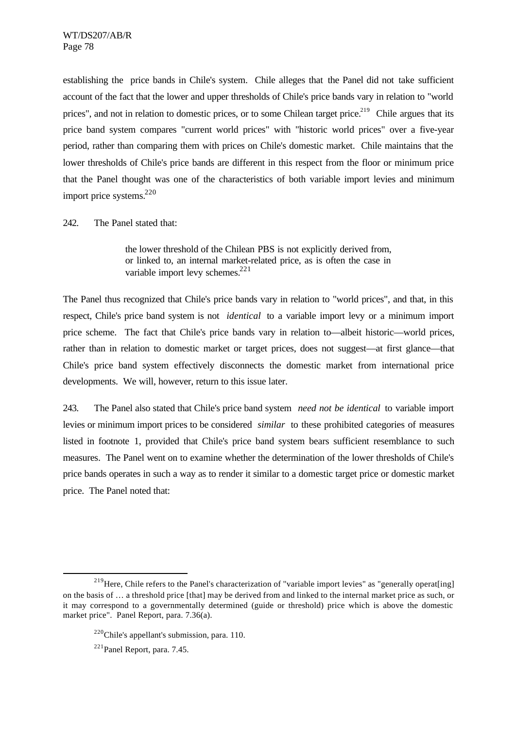establishing the price bands in Chile's system. Chile alleges that the Panel did not take sufficient account of the fact that the lower and upper thresholds of Chile's price bands vary in relation to "world prices", and not in relation to domestic prices, or to some Chilean target price.[219] Chile argues that its price band system compares "current world prices" with "historic world prices" over a five-year period, rather than comparing them with prices on Chile's domestic market. Chile maintains that the lower thresholds of Chile's price bands are different in this respect from the floor or minimum price that the Panel thought was one of the characteristics of both variable import levies and minimum import price systems.[220]

242. The Panel stated that:

> the lower threshold of the Chilean PBS is not explicitly derived from, or linked to, an internal market-related price, as is often the case in variable import levy schemes.[221]

The Panel thus recognized that Chile's price bands vary in relation to "world prices", and that, in this respect, Chile's price band system is not *identical* to a variable import levy or a minimum import price scheme. The fact that Chile's price bands vary in relation to—albeit historic—world prices, rather than in relation to domestic market or target prices, does not suggest—at first glance—that Chile's price band system effectively disconnects the domestic market from international price developments. We will, however, return to this issue later.

243. The Panel also stated that Chile's price band system *need not be identical* to variable import levies or minimum import prices to be considered *similar* to these prohibited categories of measures listed in footnote 1, provided that Chile's price band system bears sufficient resemblance to such measures. The Panel went on to examine whether the determination of the lower thresholds of Chile's price bands operates in such a way as to render it similar to a domestic target price or domestic market price. The Panel noted that:

---

[219] Here, Chile refers to the Panel's characterization of "variable import levies" as "generally operat[ing] on the basis of … a threshold price [that] may be derived from and linked to the internal market price as such, or it may correspond to a governmentally determined (guide or threshold) price which is above the domestic market price". Panel Report, para. 7.36(a).

[220] Chile's appellant's submission, para. 110.

[221] Panel Report, para. 7.45.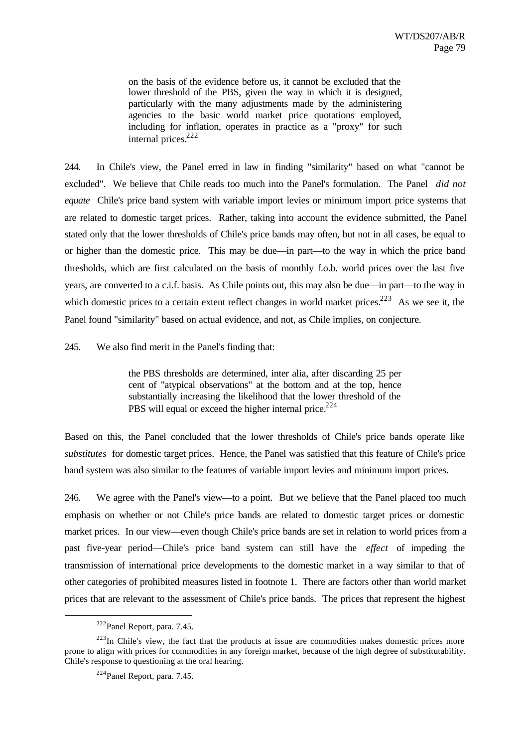> on the basis of the evidence before us, it cannot be excluded that the lower threshold of the PBS, given the way in which it is designed, particularly with the many adjustments made by the administering agencies to the basic world market price quotations employed, including for inflation, operates in practice as a "proxy" for such internal prices.[222]

244. In Chile's view, the Panel erred in law in finding "similarity" based on what "cannot be excluded". We believe that Chile reads too much into the Panel's formulation. The Panel *did not equate* Chile's price band system with variable import levies or minimum import price systems that are related to domestic target prices. Rather, taking into account the evidence submitted, the Panel stated only that the lower thresholds of Chile's price bands may often, but not in all cases, be equal to or higher than the domestic price. This may be due—in part—to the way in which the price band thresholds, which are first calculated on the basis of monthly f.o.b. world prices over the last five years, are converted to a c.i.f. basis. As Chile points out, this may also be due—in part—to the way in which domestic prices to a certain extent reflect changes in world market prices.[223] As we see it, the Panel found "similarity" based on actual evidence, and not, as Chile implies, on conjecture.

245. We also find merit in the Panel's finding that:

> the PBS thresholds are determined, inter alia, after discarding 25 per cent of "atypical observations" at the bottom and at the top, hence substantially increasing the likelihood that the lower threshold of the PBS will equal or exceed the higher internal price.[224]

Based on this, the Panel concluded that the lower thresholds of Chile's price bands operate like *substitutes* for domestic target prices. Hence, the Panel was satisfied that this feature of Chile's price band system was also similar to the features of variable import levies and minimum import prices.

246. We agree with the Panel's view—to a point. But we believe that the Panel placed too much emphasis on whether or not Chile's price bands are related to domestic target prices or domestic market prices. In our view—even though Chile's price bands are set in relation to world prices from a past five-year period—Chile's price band system can still have the *effect* of impeding the transmission of international price developments to the domestic market in a way similar to that of other categories of prohibited measures listed in footnote 1. There are factors other than world market prices that are relevant to the assessment of Chile's price bands. The prices that represent the highest

---

[222] Panel Report, para. 7.45.

[223] In Chile's view, the fact that the products at issue are commodities makes domestic prices more prone to align with prices for commodities in any foreign market, because of the high degree of substitutability. Chile's response to questioning at the oral hearing.

[224] Panel Report, para. 7.45.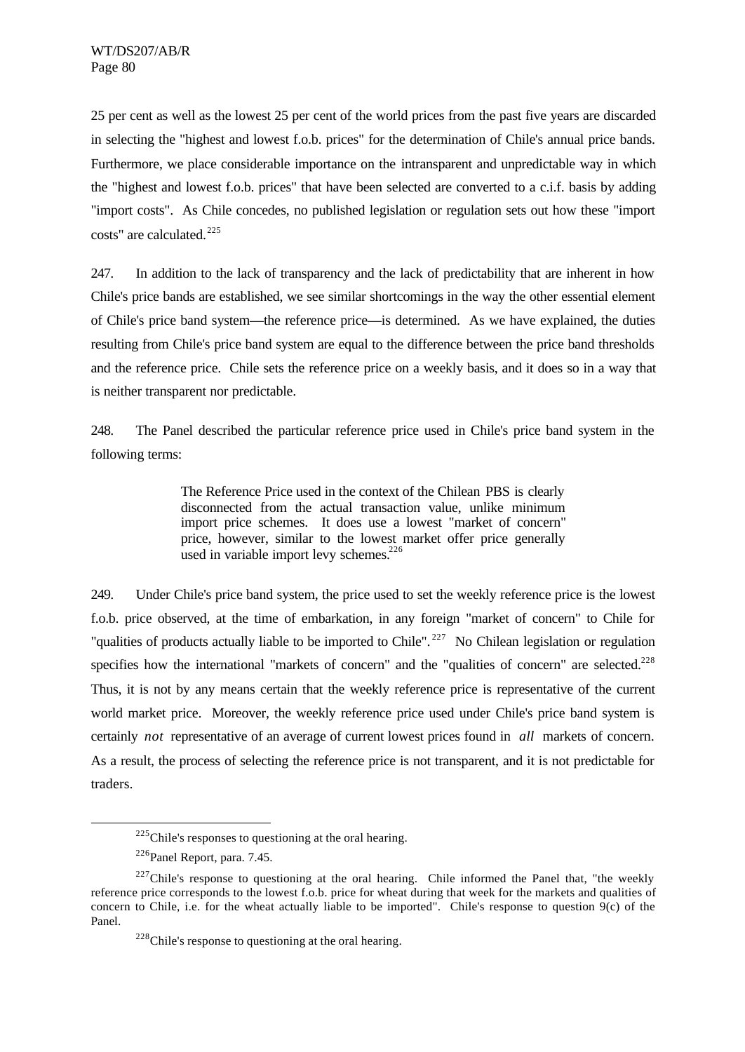25 per cent as well as the lowest 25 per cent of the world prices from the past five years are discarded in selecting the "highest and lowest f.o.b. prices" for the determination of Chile's annual price bands. Furthermore, we place considerable importance on the intransparent and unpredictable way in which the "highest and lowest f.o.b. prices" that have been selected are converted to a c.i.f. basis by adding "import costs". As Chile concedes, no published legislation or regulation sets out how these "import costs" are calculated.[225]

247. In addition to the lack of transparency and the lack of predictability that are inherent in how Chile's price bands are established, we see similar shortcomings in the way the other essential element of Chile's price band system—the reference price—is determined. As we have explained, the duties resulting from Chile's price band system are equal to the difference between the price band thresholds and the reference price. Chile sets the reference price on a weekly basis, and it does so in a way that is neither transparent nor predictable.

248. The Panel described the particular reference price used in Chile's price band system in the following terms:

> The Reference Price used in the context of the Chilean PBS is clearly disconnected from the actual transaction value, unlike minimum import price schemes. It does use a lowest "market of concern" price, however, similar to the lowest market offer price generally used in variable import levy schemes.[226]

249. Under Chile's price band system, the price used to set the weekly reference price is the lowest f.o.b. price observed, at the time of embarkation, in any foreign "market of concern" to Chile for "qualities of products actually liable to be imported to Chile".[227] No Chilean legislation or regulation specifies how the international "markets of concern" and the "qualities of concern" are selected.[228] Thus, it is not by any means certain that the weekly reference price is representative of the current world market price. Moreover, the weekly reference price used under Chile's price band system is certainly *not* representative of an average of current lowest prices found in *all* markets of concern. As a result, the process of selecting the reference price is not transparent, and it is not predictable for traders.

---

[225] Chile's responses to questioning at the oral hearing.

[226] Panel Report, para. 7.45.

[227] Chile's response to questioning at the oral hearing. Chile informed the Panel that, "the weekly reference price corresponds to the lowest f.o.b. price for wheat during that week for the markets and qualities of concern to Chile, i.e. for the wheat actually liable to be imported". Chile's response to question 9(c) of the Panel.

[228] Chile's response to questioning at the oral hearing.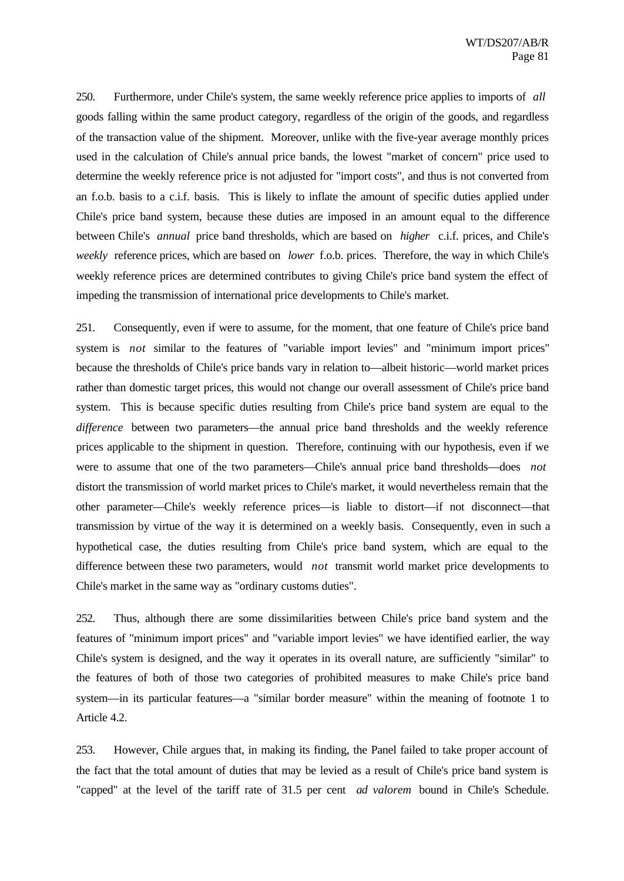250. Furthermore, under Chile's system, the same weekly reference price applies to imports of *all* goods falling within the same product category, regardless of the origin of the goods, and regardless of the transaction value of the shipment. Moreover, unlike with the five-year average monthly prices used in the calculation of Chile's annual price bands, the lowest "market of concern" price used to determine the weekly reference price is not adjusted for "import costs", and thus is not converted from an f.o.b. basis to a c.i.f. basis. This is likely to inflate the amount of specific duties applied under Chile's price band system, because these duties are imposed in an amount equal to the difference between Chile's *annual* price band thresholds, which are based on *higher* c.i.f. prices, and Chile's *weekly* reference prices, which are based on *lower* f.o.b. prices. Therefore, the way in which Chile's weekly reference prices are determined contributes to giving Chile's price band system the effect of impeding the transmission of international price developments to Chile's market.

251. Consequently, even if were to assume, for the moment, that one feature of Chile's price band system is *not* similar to the features of "variable import levies" and "minimum import prices" because the thresholds of Chile's price bands vary in relation to—albeit historic—world market prices rather than domestic target prices, this would not change our overall assessment of Chile's price band system. This is because specific duties resulting from Chile's price band system are equal to the *difference* between two parameters—the annual price band thresholds and the weekly reference prices applicable to the shipment in question. Therefore, continuing with our hypothesis, even if we were to assume that one of the two parameters—Chile's annual price band thresholds—does *not* distort the transmission of world market prices to Chile's market, it would nevertheless remain that the other parameter—Chile's weekly reference prices—is liable to distort—if not disconnect—that transmission by virtue of the way it is determined on a weekly basis. Consequently, even in such a hypothetical case, the duties resulting from Chile's price band system, which are equal to the difference between these two parameters, would *not* transmit world market price developments to Chile's market in the same way as "ordinary customs duties".

252. Thus, although there are some dissimilarities between Chile's price band system and the features of "minimum import prices" and "variable import levies" we have identified earlier, the way Chile's system is designed, and the way it operates in its overall nature, are sufficiently "similar" to the features of both of those two categories of prohibited measures to make Chile's price band system—in its particular features—a "similar border measure" within the meaning of footnote 1 to Article 4.2.

253. However, Chile argues that, in making its finding, the Panel failed to take proper account of the fact that the total amount of duties that may be levied as a result of Chile's price band system is "capped" at the level of the tariff rate of 31.5 per cent *ad valorem* bound in Chile's Schedule.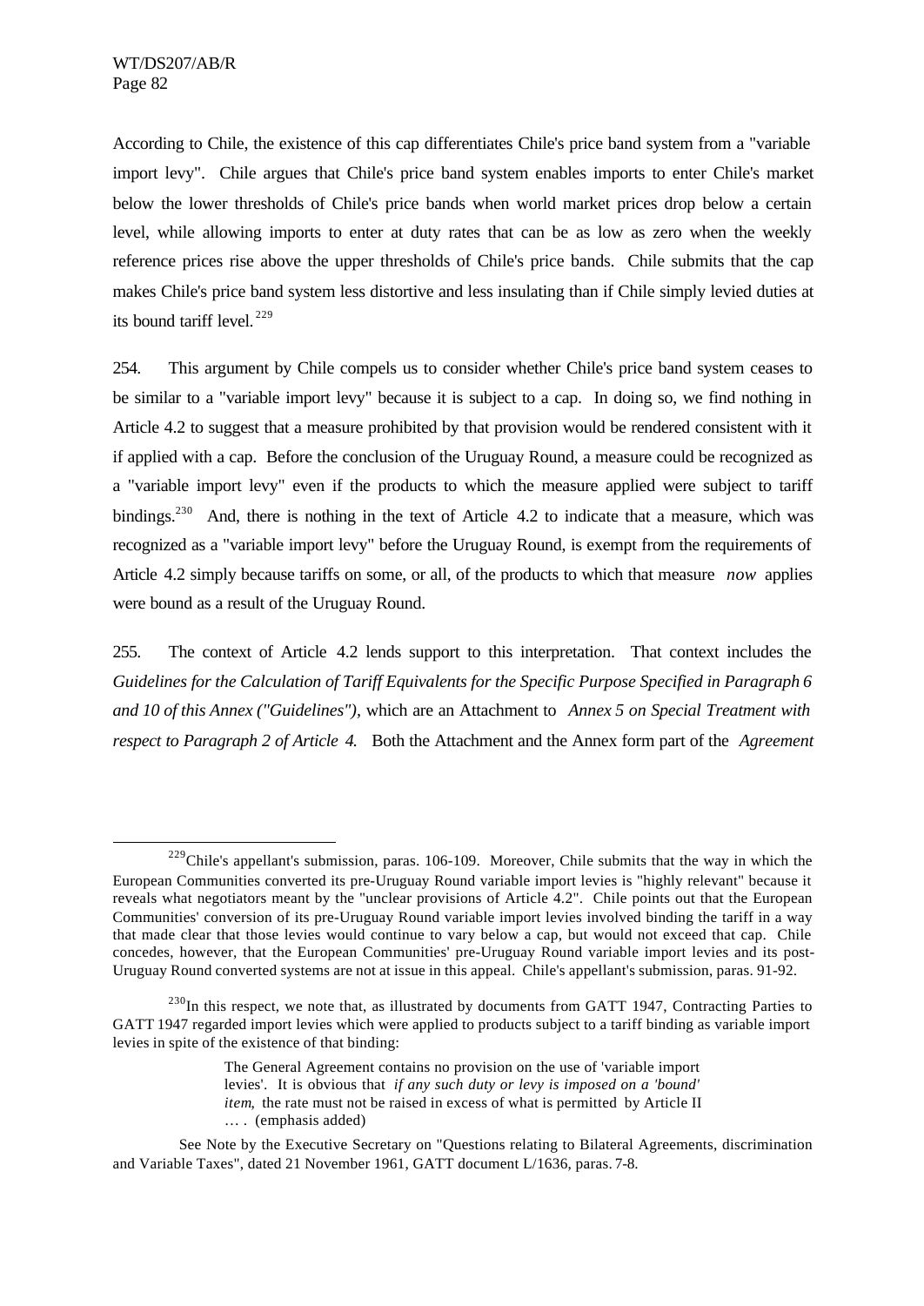According to Chile, the existence of this cap differentiates Chile's price band system from a "variable import levy". Chile argues that Chile's price band system enables imports to enter Chile's market below the lower thresholds of Chile's price bands when world market prices drop below a certain level, while allowing imports to enter at duty rates that can be as low as zero when the weekly reference prices rise above the upper thresholds of Chile's price bands. Chile submits that the cap makes Chile's price band system less distortive and less insulating than if Chile simply levied duties at its bound tariff level.[229]

254. This argument by Chile compels us to consider whether Chile's price band system ceases to be similar to a "variable import levy" because it is subject to a cap. In doing so, we find nothing in Article 4.2 to suggest that a measure prohibited by that provision would be rendered consistent with it if applied with a cap. Before the conclusion of the Uruguay Round, a measure could be recognized as a "variable import levy" even if the products to which the measure applied were subject to tariff bindings.[230] And, there is nothing in the text of Article 4.2 to indicate that a measure, which was recognized as a "variable import levy" before the Uruguay Round, is exempt from the requirements of Article 4.2 simply because tariffs on some, or all, of the products to which that measure *now* applies were bound as a result of the Uruguay Round.

255. The context of Article 4.2 lends support to this interpretation. That context includes the *Guidelines for the Calculation of Tariff Equivalents for the Specific Purpose Specified in Paragraph 6 and 10 of this Annex ("Guidelines")*, which are an Attachment to *Annex 5 on Special Treatment with respect to Paragraph 2 of Article 4*. Both the Attachment and the Annex form part of the *Agreement*

---

[229] Chile's appellant's submission, paras. 106-109. Moreover, Chile submits that the way in which the European Communities converted its pre-Uruguay Round variable import levies is "highly relevant" because it reveals what negotiators meant by the "unclear provisions of Article 4.2". Chile points out that the European Communities' conversion of its pre-Uruguay Round variable import levies involved binding the tariff in a way that made clear that those levies would continue to vary below a cap, but would not exceed that cap. Chile concedes, however, that the European Communities' pre-Uruguay Round variable import levies and its post-Uruguay Round converted systems are not at issue in this appeal. Chile's appellant's submission, paras. 91-92.

[230] In this respect, we note that, as illustrated by documents from GATT 1947, Contracting Parties to GATT 1947 regarded import levies which were applied to products subject to a tariff binding as variable import levies in spite of the existence of that binding:

> The General Agreement contains no provision on the use of 'variable import levies'. It is obvious that *if any such duty or levy is imposed on a 'bound' item*, the rate must not be raised in excess of what is permitted by Article II … . (emphasis added)

See Note by the Executive Secretary on "Questions relating to Bilateral Agreements, discrimination and Variable Taxes", dated 21 November 1961, GATT document L/1636, paras. 7-8.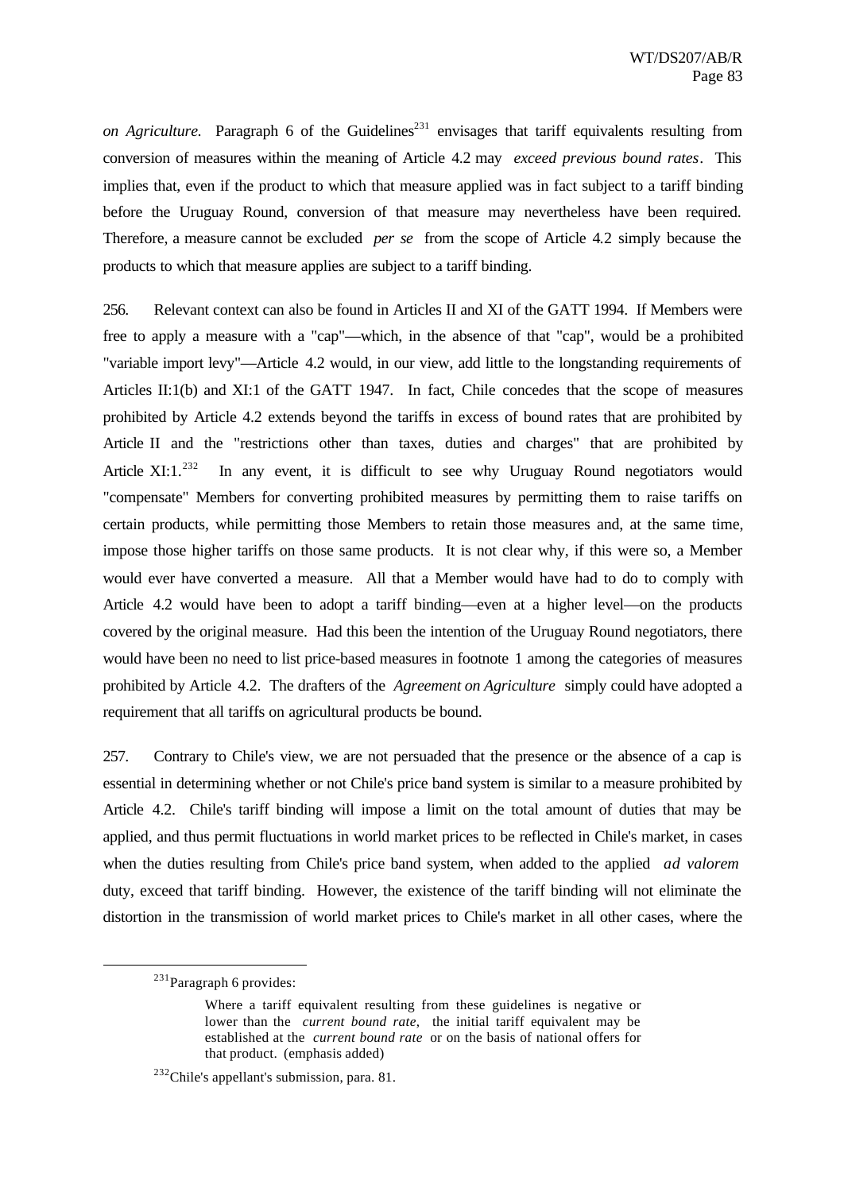*on Agriculture*. Paragraph 6 of the Guidelines[231] envisages that tariff equivalents resulting from conversion of measures within the meaning of Article 4.2 may *exceed previous bound rates*. This implies that, even if the product to which that measure applied was in fact subject to a tariff binding before the Uruguay Round, conversion of that measure may nevertheless have been required. Therefore, a measure cannot be excluded *per se* from the scope of Article 4.2 simply because the products to which that measure applies are subject to a tariff binding.

256. Relevant context can also be found in Articles II and XI of the GATT 1994. If Members were free to apply a measure with a "cap"—which, in the absence of that "cap", would be a prohibited "variable import levy"—Article 4.2 would, in our view, add little to the longstanding requirements of Articles II:1(b) and XI:1 of the GATT 1947. In fact, Chile concedes that the scope of measures prohibited by Article 4.2 extends beyond the tariffs in excess of bound rates that are prohibited by Article II and the "restrictions other than taxes, duties and charges" that are prohibited by Article XI:1.[232] In any event, it is difficult to see why Uruguay Round negotiators would "compensate" Members for converting prohibited measures by permitting them to raise tariffs on certain products, while permitting those Members to retain those measures and, at the same time, impose those higher tariffs on those same products. It is not clear why, if this were so, a Member would ever have converted a measure. All that a Member would have had to do to comply with Article 4.2 would have been to adopt a tariff binding—even at a higher level—on the products covered by the original measure. Had this been the intention of the Uruguay Round negotiators, there would have been no need to list price-based measures in footnote 1 among the categories of measures prohibited by Article 4.2. The drafters of the *Agreement on Agriculture* simply could have adopted a requirement that all tariffs on agricultural products be bound.

257. Contrary to Chile's view, we are not persuaded that the presence or the absence of a cap is essential in determining whether or not Chile's price band system is similar to a measure prohibited by Article 4.2. Chile's tariff binding will impose a limit on the total amount of duties that may be applied, and thus permit fluctuations in world market prices to be reflected in Chile's market, in cases when the duties resulting from Chile's price band system, when added to the applied *ad valorem* duty, exceed that tariff binding. However, the existence of the tariff binding will not eliminate the distortion in the transmission of world market prices to Chile's market in all other cases, where the

---

[231] Paragraph 6 provides:

> Where a tariff equivalent resulting from these guidelines is negative or lower than the *current bound rate*, the initial tariff equivalent may be established at the *current bound rate* or on the basis of national offers for that product. (emphasis added)

[232] Chile's appellant's submission, para. 81.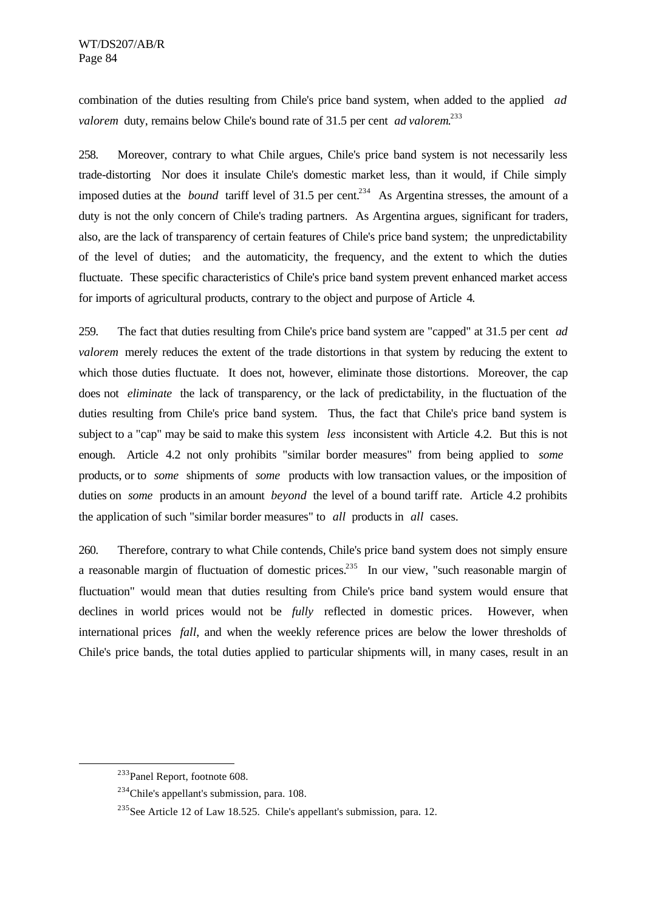combination of the duties resulting from Chile's price band system, when added to the applied *ad valorem* duty, remains below Chile's bound rate of 31.5 per cent *ad valorem*.[233]

258. Moreover, contrary to what Chile argues, Chile's price band system is not necessarily less trade-distorting Nor does it insulate Chile's domestic market less, than it would, if Chile simply imposed duties at the *bound* tariff level of 31.5 per cent.[234] As Argentina stresses, the amount of a duty is not the only concern of Chile's trading partners. As Argentina argues, significant for traders, also, are the lack of transparency of certain features of Chile's price band system; the unpredictability of the level of duties; and the automaticity, the frequency, and the extent to which the duties fluctuate. These specific characteristics of Chile's price band system prevent enhanced market access for imports of agricultural products, contrary to the object and purpose of Article 4.

259. The fact that duties resulting from Chile's price band system are "capped" at 31.5 per cent *ad valorem* merely reduces the extent of the trade distortions in that system by reducing the extent to which those duties fluctuate. It does not, however, eliminate those distortions. Moreover, the cap does not *eliminate* the lack of transparency, or the lack of predictability, in the fluctuation of the duties resulting from Chile's price band system. Thus, the fact that Chile's price band system is subject to a "cap" may be said to make this system *less* inconsistent with Article 4.2. But this is not enough. Article 4.2 not only prohibits "similar border measures" from being applied to *some* products, or to *some* shipments of *some* products with low transaction values, or the imposition of duties on *some* products in an amount *beyond* the level of a bound tariff rate. Article 4.2 prohibits the application of such "similar border measures" to *all* products in *all* cases.

260. Therefore, contrary to what Chile contends, Chile's price band system does not simply ensure a reasonable margin of fluctuation of domestic prices.[235] In our view, "such reasonable margin of fluctuation" would mean that duties resulting from Chile's price band system would ensure that declines in world prices would not be *fully* reflected in domestic prices. However, when international prices *fall*, and when the weekly reference prices are below the lower thresholds of Chile's price bands, the total duties applied to particular shipments will, in many cases, result in an

---

[233] Panel Report, footnote 608.

[234] Chile's appellant's submission, para. 108.

[235] See Article 12 of Law 18.525. Chile's appellant's submission, para. 12.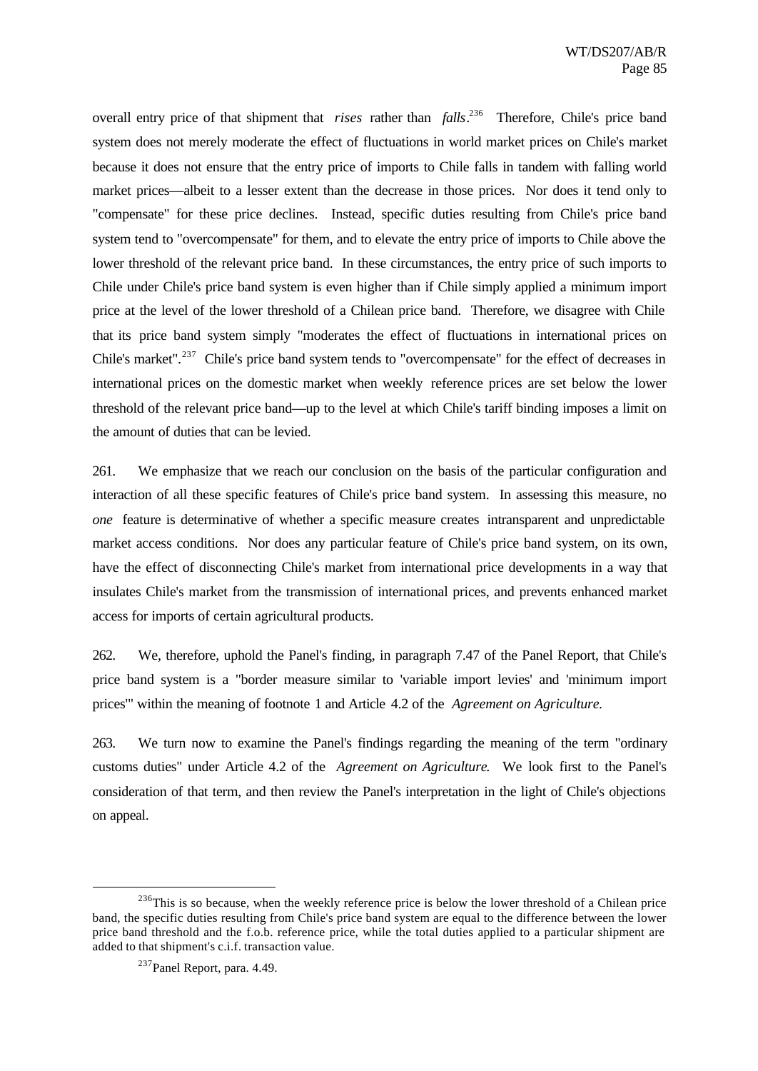overall entry price of that shipment that *rises* rather than *falls*.[236] Therefore, Chile's price band system does not merely moderate the effect of fluctuations in world market prices on Chile's market because it does not ensure that the entry price of imports to Chile falls in tandem with falling world market prices—albeit to a lesser extent than the decrease in those prices. Nor does it tend only to "compensate" for these price declines. Instead, specific duties resulting from Chile's price band system tend to "overcompensate" for them, and to elevate the entry price of imports to Chile above the lower threshold of the relevant price band. In these circumstances, the entry price of such imports to Chile under Chile's price band system is even higher than if Chile simply applied a minimum import price at the level of the lower threshold of a Chilean price band. Therefore, we disagree with Chile that its price band system simply "moderates the effect of fluctuations in international prices on Chile's market".[237] Chile's price band system tends to "overcompensate" for the effect of decreases in international prices on the domestic market when weekly reference prices are set below the lower threshold of the relevant price band—up to the level at which Chile's tariff binding imposes a limit on the amount of duties that can be levied.

261. We emphasize that we reach our conclusion on the basis of the particular configuration and interaction of all these specific features of Chile's price band system. In assessing this measure, no *one* feature is determinative of whether a specific measure creates intransparent and unpredictable market access conditions. Nor does any particular feature of Chile's price band system, on its own, have the effect of disconnecting Chile's market from international price developments in a way that insulates Chile's market from the transmission of international prices, and prevents enhanced market access for imports of certain agricultural products.

262. We, therefore, uphold the Panel's finding, in paragraph 7.47 of the Panel Report, that Chile's price band system is a "border measure similar to 'variable import levies' and 'minimum import prices'" within the meaning of footnote 1 and Article 4.2 of the *Agreement on Agriculture*.

263. We turn now to examine the Panel's findings regarding the meaning of the term "ordinary customs duties" under Article 4.2 of the *Agreement on Agriculture*. We look first to the Panel's consideration of that term, and then review the Panel's interpretation in the light of Chile's objections on appeal.

---

[236] This is so because, when the weekly reference price is below the lower threshold of a Chilean price band, the specific duties resulting from Chile's price band system are equal to the difference between the lower price band threshold and the f.o.b. reference price, while the total duties applied to a particular shipment are added to that shipment's c.i.f. transaction value.

[237] Panel Report, para. 4.49.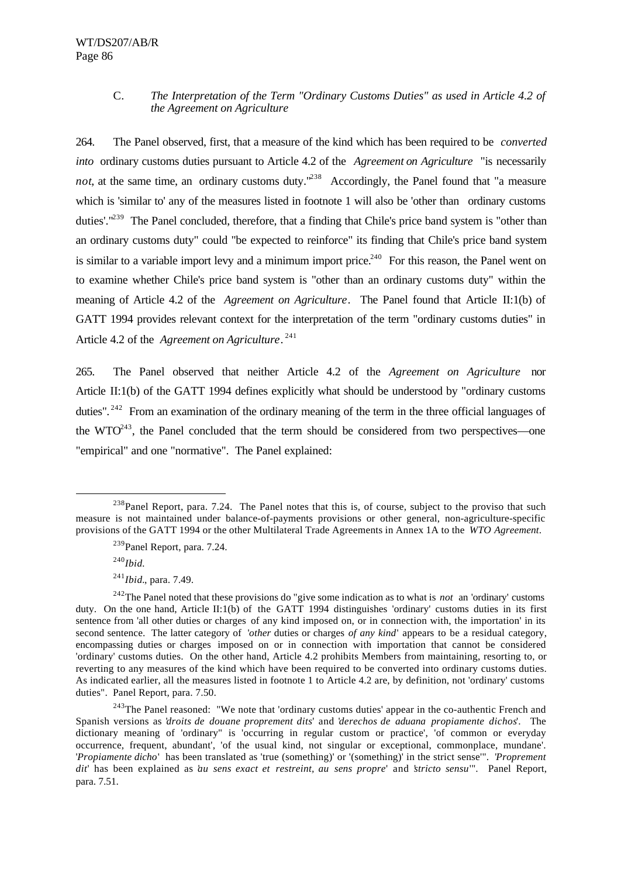### C. *The Interpretation of the Term "Ordinary Customs Duties" as used in Article 4.2 of the Agreement on Agriculture*

264. The Panel observed, first, that a measure of the kind which has been required to be *converted into* ordinary customs duties pursuant to Article 4.2 of the *Agreement on Agriculture* "is necessarily *not*, at the same time, an ordinary customs duty."[238] Accordingly, the Panel found that "a measure which is 'similar to' any of the measures listed in footnote 1 will also be 'other than ordinary customs duties'."[239] The Panel concluded, therefore, that a finding that Chile's price band system is "other than an ordinary customs duty" could "be expected to reinforce" its finding that Chile's price band system is similar to a variable import levy and a minimum import price.[240] For this reason, the Panel went on to examine whether Chile's price band system is "other than an ordinary customs duty" within the meaning of Article 4.2 of the *Agreement on Agriculture*. The Panel found that Article II:1(b) of GATT 1994 provides relevant context for the interpretation of the term "ordinary customs duties" in Article 4.2 of the *Agreement on Agriculture*.[241]

265. The Panel observed that neither Article 4.2 of the *Agreement on Agriculture* nor Article II:1(b) of the GATT 1994 defines explicitly what should be understood by "ordinary customs duties".[242] From an examination of the ordinary meaning of the term in the three official languages of the WTO[243], the Panel concluded that the term should be considered from two perspectives—one "empirical" and one "normative". The Panel explained:

---

[238] Panel Report, para. 7.24. The Panel notes that this is, of course, subject to the proviso that such measure is not maintained under balance-of-payments provisions or other general, non-agriculture-specific provisions of the GATT 1994 or the other Multilateral Trade Agreements in Annex 1A to the *WTO Agreement*.

[239] Panel Report, para. 7.24.

[240] *Ibid.*

[241] *Ibid.*, para. 7.49.

[242] The Panel noted that these provisions do "give some indication as to what is *not* an 'ordinary' customs duty. On the one hand, Article II:1(b) of the GATT 1994 distinguishes 'ordinary' customs duties in its first sentence from 'all other duties or charges of any kind imposed on, or in connection with, the importation' in its second sentence. The latter category of '*other* duties or charges *of any kind*' appears to be a residual category, encompassing duties or charges imposed on or in connection with importation that cannot be considered 'ordinary' customs duties. On the other hand, Article 4.2 prohibits Members from maintaining, resorting to, or reverting to any measures of the kind which have been required to be converted into ordinary customs duties. As indicated earlier, all the measures listed in footnote 1 to Article 4.2 are, by definition, not 'ordinary' customs duties". Panel Report, para. 7.50.

[243] The Panel reasoned: "We note that 'ordinary customs duties' appear in the co-authentic French and Spanish versions as '*droits de douane proprement dits*' and '*derechos de aduana propiamente dichos*'. The dictionary meaning of 'ordinary" is 'occurring in regular custom or practice', 'of common or everyday occurrence, frequent, abundant', 'of the usual kind, not singular or exceptional, commonplace, mundane'. '*Propiamente dicho*' has been translated as 'true (something)' or '(something)' in the strict sense'". '*Proprement dit*' has been explained as '*au sens exact et restreint, au sens propre*' and '*stricto sensu*'". Panel Report, para. 7.51.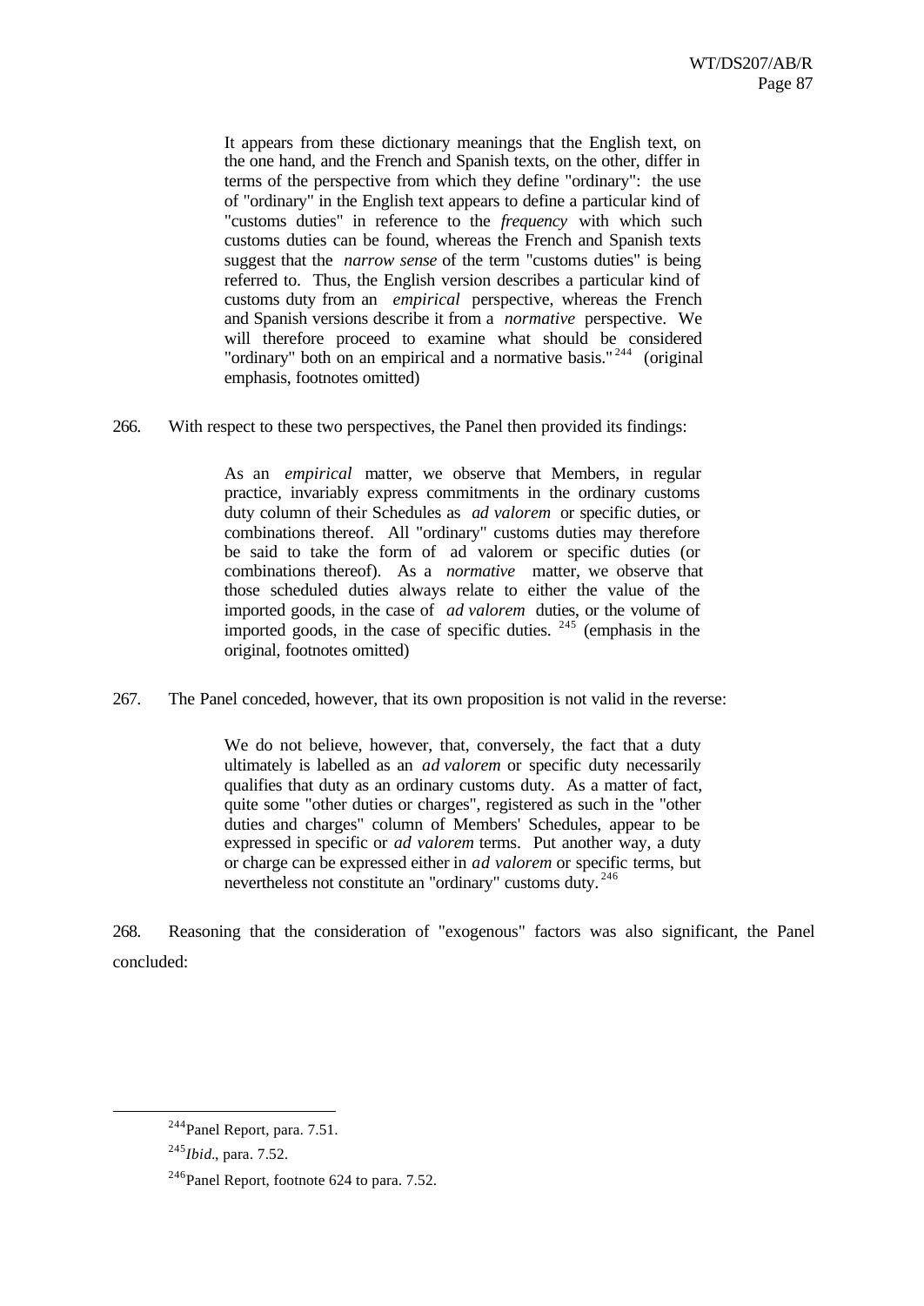> It appears from these dictionary meanings that the English text, on the one hand, and the French and Spanish texts, on the other, differ in terms of the perspective from which they define "ordinary": the use of "ordinary" in the English text appears to define a particular kind of "customs duties" in reference to the *frequency* with which such customs duties can be found, whereas the French and Spanish texts suggest that the *narrow sense* of the term "customs duties" is being referred to. Thus, the English version describes a particular kind of customs duty from an *empirical* perspective, whereas the French and Spanish versions describe it from a *normative* perspective. We will therefore proceed to examine what should be considered "ordinary" both on an empirical and a normative basis."[244] (original emphasis, footnotes omitted)

266. With respect to these two perspectives, the Panel then provided its findings:

> As an *empirical* matter, we observe that Members, in regular practice, invariably express commitments in the ordinary customs duty column of their Schedules as *ad valorem* or specific duties, or combinations thereof. All "ordinary" customs duties may therefore be said to take the form of ad valorem or specific duties (or combinations thereof). As a *normative* matter, we observe that those scheduled duties always relate to either the value of the imported goods, in the case of *ad valorem* duties, or the volume of imported goods, in the case of specific duties. [245] (emphasis in the original, footnotes omitted)

267. The Panel conceded, however, that its own proposition is not valid in the reverse:

> We do not believe, however, that, conversely, the fact that a duty ultimately is labelled as an *ad valorem* or specific duty necessarily qualifies that duty as an ordinary customs duty. As a matter of fact, quite some "other duties or charges", registered as such in the "other duties and charges" column of Members' Schedules, appear to be expressed in specific or *ad valorem* terms. Put another way, a duty or charge can be expressed either in *ad valorem* or specific terms, but nevertheless not constitute an "ordinary" customs duty.[246]

268. Reasoning that the consideration of "exogenous" factors was also significant, the Panel concluded:

---

[244] Panel Report, para. 7.51.

[245] *Ibid*., para. 7.52.

[246] Panel Report, footnote 624 to para. 7.52.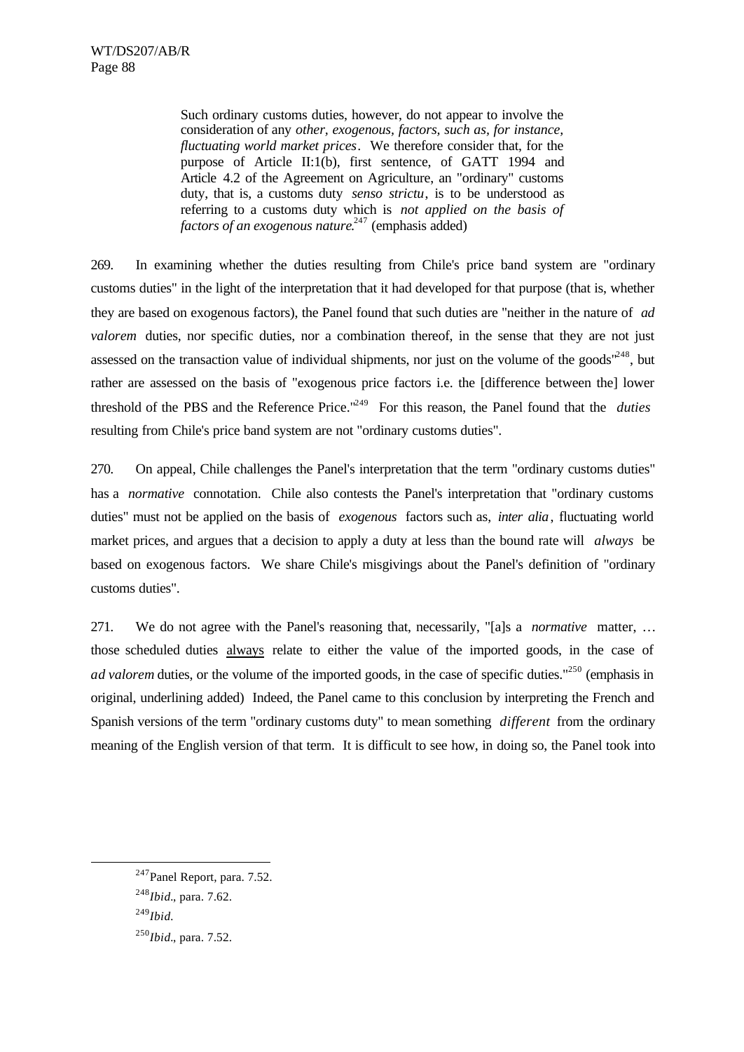> Such ordinary customs duties, however, do not appear to involve the consideration of any *other, exogenous, factors, such as, for instance, fluctuating world market prices*. We therefore consider that, for the purpose of Article II:1(b), first sentence, of GATT 1994 and Article 4.2 of the Agreement on Agriculture, an "ordinary" customs duty, that is, a customs duty *senso strictu*, is to be understood as referring to a customs duty which is *not applied on the basis of factors of an exogenous nature*.[247] (emphasis added)

269. In examining whether the duties resulting from Chile's price band system are "ordinary customs duties" in the light of the interpretation that it had developed for that purpose (that is, whether they are based on exogenous factors), the Panel found that such duties are "neither in the nature of *ad valorem* duties, nor specific duties, nor a combination thereof, in the sense that they are not just assessed on the transaction value of individual shipments, nor just on the volume of the goods"[248], but rather are assessed on the basis of "exogenous price factors i.e. the [difference between the] lower threshold of the PBS and the Reference Price."[249] For this reason, the Panel found that the *duties* resulting from Chile's price band system are not "ordinary customs duties".

270. On appeal, Chile challenges the Panel's interpretation that the term "ordinary customs duties" has a *normative* connotation. Chile also contests the Panel's interpretation that "ordinary customs duties" must not be applied on the basis of *exogenous* factors such as, *inter alia*, fluctuating world market prices, and argues that a decision to apply a duty at less than the bound rate will *always* be based on exogenous factors. We share Chile's misgivings about the Panel's definition of "ordinary customs duties".

271. We do not agree with the Panel's reasoning that, necessarily, "[a]s a *normative* matter, … those scheduled duties <u>always</u> relate to either the value of the imported goods, in the case of *ad valorem* duties, or the volume of the imported goods, in the case of specific duties."[250] (emphasis in original, underlining added) Indeed, the Panel came to this conclusion by interpreting the French and Spanish versions of the term "ordinary customs duty" to mean something *different* from the ordinary meaning of the English version of that term. It is difficult to see how, in doing so, the Panel took into

---

[247] Panel Report, para. 7.52.

[248] *Ibid*., para. 7.62.

[249] *Ibid*.

[250] *Ibid*., para. 7.52.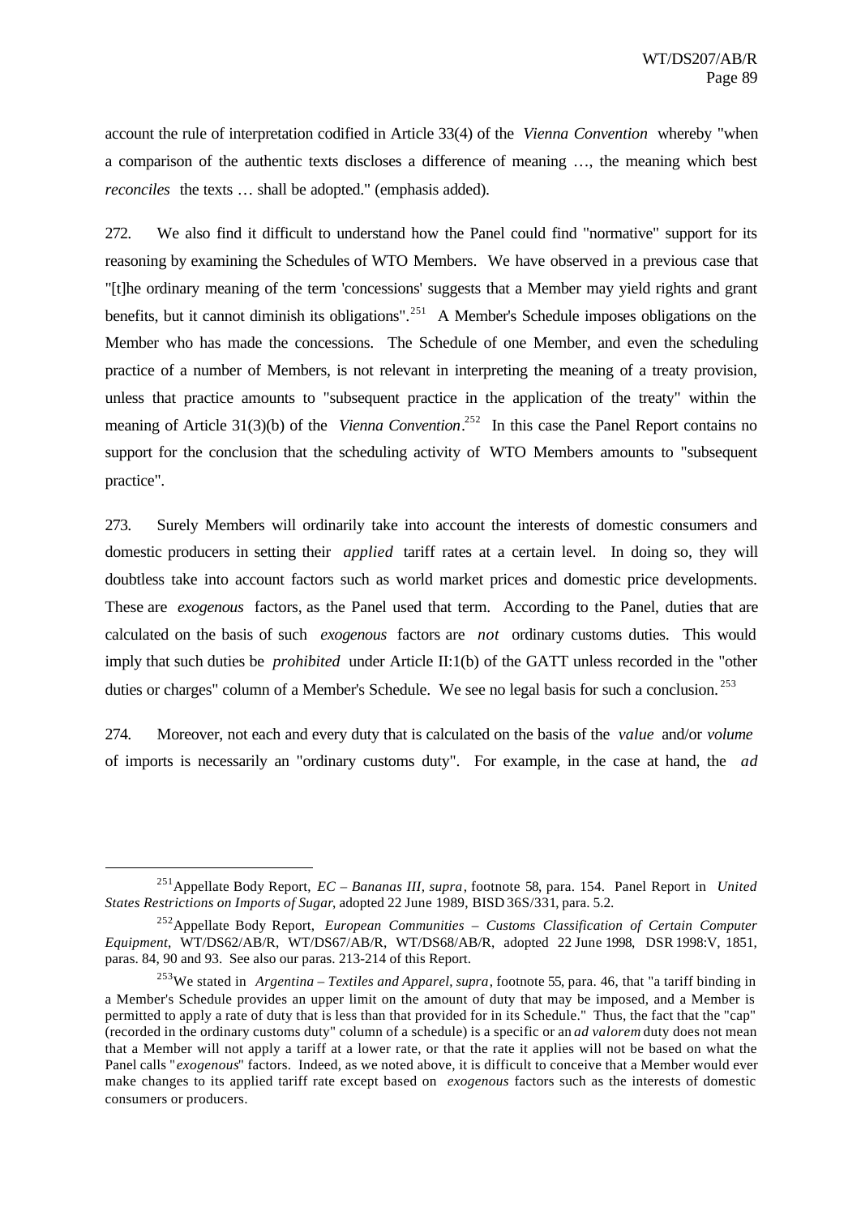account the rule of interpretation codified in Article 33(4) of the *Vienna Convention* whereby "when a comparison of the authentic texts discloses a difference of meaning …, the meaning which best *reconciles* the texts … shall be adopted." (emphasis added).

272. We also find it difficult to understand how the Panel could find "normative" support for its reasoning by examining the Schedules of WTO Members. We have observed in a previous case that "[t]he ordinary meaning of the term 'concessions' suggests that a Member may yield rights and grant benefits, but it cannot diminish its obligations".[251] A Member's Schedule imposes obligations on the Member who has made the concessions. The Schedule of one Member, and even the scheduling practice of a number of Members, is not relevant in interpreting the meaning of a treaty provision, unless that practice amounts to "subsequent practice in the application of the treaty" within the meaning of Article 31(3)(b) of the *Vienna Convention*.[252] In this case the Panel Report contains no support for the conclusion that the scheduling activity of WTO Members amounts to "subsequent practice".

273. Surely Members will ordinarily take into account the interests of domestic consumers and domestic producers in setting their *applied* tariff rates at a certain level. In doing so, they will doubtless take into account factors such as world market prices and domestic price developments. These are *exogenous* factors, as the Panel used that term. According to the Panel, duties that are calculated on the basis of such *exogenous* factors are *not* ordinary customs duties. This would imply that such duties be *prohibited* under Article II:1(b) of the GATT unless recorded in the "other duties or charges" column of a Member's Schedule. We see no legal basis for such a conclusion.[253]

274. Moreover, not each and every duty that is calculated on the basis of the *value* and/or *volume* of imports is necessarily an "ordinary customs duty". For example, in the case at hand, the *ad*

---

[251] Appellate Body Report, *EC – Bananas III*, *supra*, footnote 58, para. 154. Panel Report in *United States Restrictions on Imports of Sugar*, adopted 22 June 1989, BISD 36S/331, para. 5.2.

[252] Appellate Body Report, *European Communities – Customs Classification of Certain Computer Equipment*, WT/DS62/AB/R, WT/DS67/AB/R, WT/DS68/AB/R, adopted 22 June 1998, DSR 1998:V, 1851, paras. 84, 90 and 93. See also our paras. 213-214 of this Report.

[253] We stated in *Argentina – Textiles and Apparel*, *supra*, footnote 55, para. 46, that "a tariff binding in a Member's Schedule provides an upper limit on the amount of duty that may be imposed, and a Member is permitted to apply a rate of duty that is less than that provided for in its Schedule." Thus, the fact that the "cap" (recorded in the ordinary customs duty" column of a schedule) is a specific or an *ad valorem* duty does not mean that a Member will not apply a tariff at a lower rate, or that the rate it applies will not be based on what the Panel calls "*exogenous*" factors. Indeed, as we noted above, it is difficult to conceive that a Member would ever make changes to its applied tariff rate except based on *exogenous* factors such as the interests of domestic consumers or producers.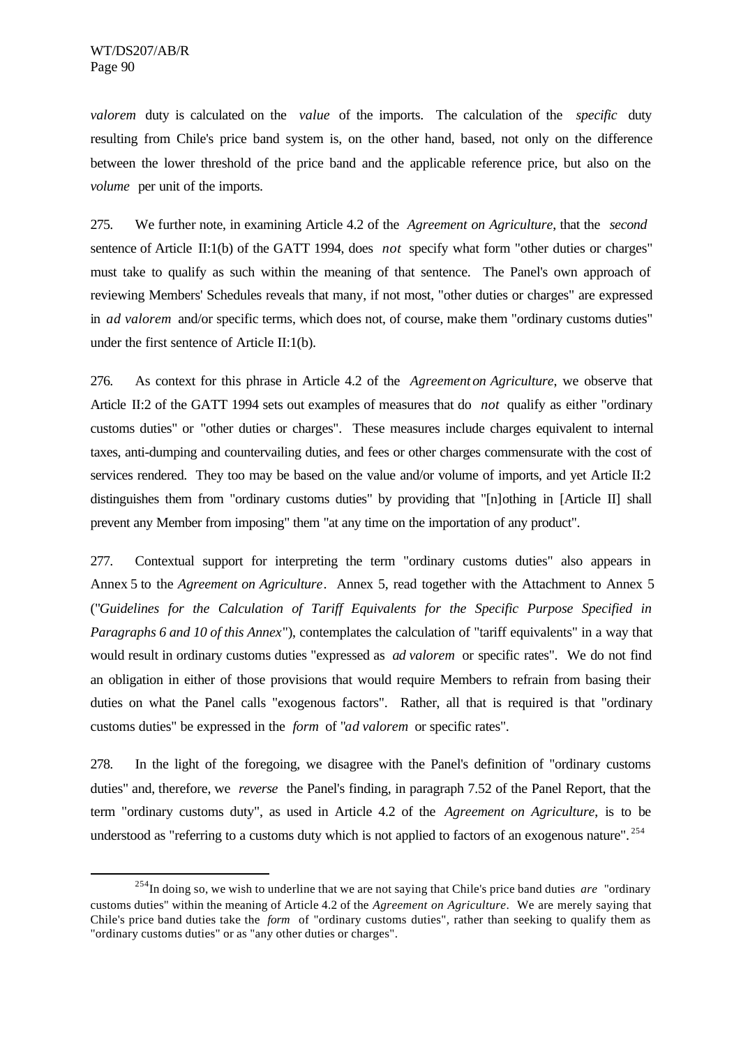*valorem* duty is calculated on the *value* of the imports. The calculation of the *specific* duty resulting from Chile's price band system is, on the other hand, based, not only on the difference between the lower threshold of the price band and the applicable reference price, but also on the *volume* per unit of the imports.

275. We further note, in examining Article 4.2 of the *Agreement on Agriculture*, that the *second* sentence of Article II:1(b) of the GATT 1994, does *not* specify what form "other duties or charges" must take to qualify as such within the meaning of that sentence. The Panel's own approach of reviewing Members' Schedules reveals that many, if not most, "other duties or charges" are expressed in *ad valorem* and/or specific terms, which does not, of course, make them "ordinary customs duties" under the first sentence of Article II:1(b).

276. As context for this phrase in Article 4.2 of the *Agreement on Agriculture*, we observe that Article II:2 of the GATT 1994 sets out examples of measures that do *not* qualify as either "ordinary customs duties" or "other duties or charges". These measures include charges equivalent to internal taxes, anti-dumping and countervailing duties, and fees or other charges commensurate with the cost of services rendered. They too may be based on the value and/or volume of imports, and yet Article II:2 distinguishes them from "ordinary customs duties" by providing that "[n]othing in [Article II] shall prevent any Member from imposing" them "at any time on the importation of any product".

277. Contextual support for interpreting the term "ordinary customs duties" also appears in Annex 5 to the *Agreement on Agriculture*. Annex 5, read together with the Attachment to Annex 5 ("*Guidelines for the Calculation of Tariff Equivalents for the Specific Purpose Specified in Paragraphs 6 and 10 of this Annex*"), contemplates the calculation of "tariff equivalents" in a way that would result in ordinary customs duties "expressed as *ad valorem* or specific rates". We do not find an obligation in either of those provisions that would require Members to refrain from basing their duties on what the Panel calls "exogenous factors". Rather, all that is required is that "ordinary customs duties" be expressed in the *form* of "*ad valorem* or specific rates".

278. In the light of the foregoing, we disagree with the Panel's definition of "ordinary customs duties" and, therefore, we *reverse* the Panel's finding, in paragraph 7.52 of the Panel Report, that the term "ordinary customs duty", as used in Article 4.2 of the *Agreement on Agriculture*, is to be understood as "referring to a customs duty which is not applied to factors of an exogenous nature".[254]

[254] In doing so, we wish to underline that we are not saying that Chile's price band duties *are* "ordinary customs duties" within the meaning of Article 4.2 of the *Agreement on Agriculture*. We are merely saying that Chile's price band duties take the *form* of "ordinary customs duties", rather than seeking to qualify them as "ordinary customs duties" or as "any other duties or charges".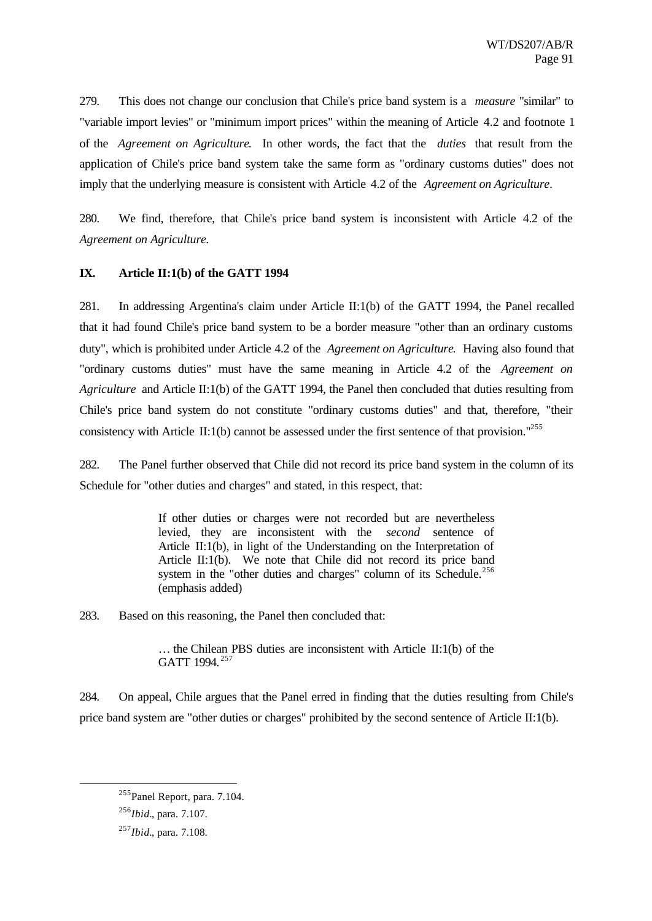279. This does not change our conclusion that Chile's price band system is a *measure* "similar" to "variable import levies" or "minimum import prices" within the meaning of Article 4.2 and footnote 1 of the *Agreement on Agriculture*. In other words, the fact that the *duties* that result from the application of Chile's price band system take the same form as "ordinary customs duties" does not imply that the underlying measure is consistent with Article 4.2 of the *Agreement on Agriculture*.

280. We find, therefore, that Chile's price band system is inconsistent with Article 4.2 of the *Agreement on Agriculture*.

## IX. Article II:1(b) of the GATT 1994

281. In addressing Argentina's claim under Article II:1(b) of the GATT 1994, the Panel recalled that it had found Chile's price band system to be a border measure "other than an ordinary customs duty", which is prohibited under Article 4.2 of the *Agreement on Agriculture*. Having also found that "ordinary customs duties" must have the same meaning in Article 4.2 of the *Agreement on Agriculture* and Article II:1(b) of the GATT 1994, the Panel then concluded that duties resulting from Chile's price band system do not constitute "ordinary customs duties" and that, therefore, "their consistency with Article II:1(b) cannot be assessed under the first sentence of that provision."[255]

282. The Panel further observed that Chile did not record its price band system in the column of its Schedule for "other duties and charges" and stated, in this respect, that:

> If other duties or charges were not recorded but are nevertheless levied, they are inconsistent with the *second* sentence of Article II:1(b), in light of the Understanding on the Interpretation of Article II:1(b). We note that Chile did not record its price band system in the "other duties and charges" column of its Schedule.[256] (emphasis added)

283. Based on this reasoning, the Panel then concluded that:

> … the Chilean PBS duties are inconsistent with Article II:1(b) of the GATT 1994.[257]

284. On appeal, Chile argues that the Panel erred in finding that the duties resulting from Chile's price band system are "other duties or charges" prohibited by the second sentence of Article II:1(b).

---

[255] Panel Report, para. 7.104.

[256] *Ibid.*, para. 7.107.

[257] *Ibid.*, para. 7.108.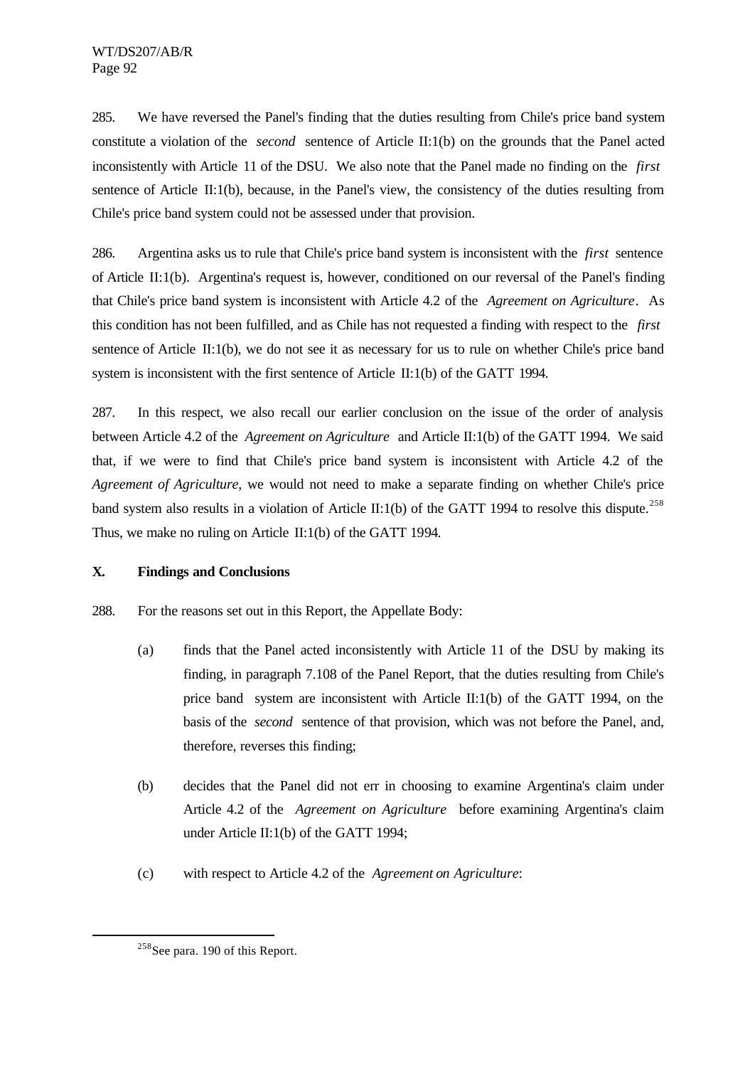285. We have reversed the Panel's finding that the duties resulting from Chile's price band system constitute a violation of the *second* sentence of Article II:1(b) on the grounds that the Panel acted inconsistently with Article 11 of the DSU. We also note that the Panel made no finding on the *first* sentence of Article II:1(b), because, in the Panel's view, the consistency of the duties resulting from Chile's price band system could not be assessed under that provision.

286. Argentina asks us to rule that Chile's price band system is inconsistent with the *first* sentence of Article II:1(b). Argentina's request is, however, conditioned on our reversal of the Panel's finding that Chile's price band system is inconsistent with Article 4.2 of the *Agreement on Agriculture*. As this condition has not been fulfilled, and as Chile has not requested a finding with respect to the *first* sentence of Article II:1(b), we do not see it as necessary for us to rule on whether Chile's price band system is inconsistent with the first sentence of Article II:1(b) of the GATT 1994.

287. In this respect, we also recall our earlier conclusion on the issue of the order of analysis between Article 4.2 of the *Agreement on Agriculture* and Article II:1(b) of the GATT 1994. We said that, if we were to find that Chile's price band system is inconsistent with Article 4.2 of the *Agreement of Agriculture*, we would not need to make a separate finding on whether Chile's price band system also results in a violation of Article II:1(b) of the GATT 1994 to resolve this dispute.[258] Thus, we make no ruling on Article II:1(b) of the GATT 1994.

## X. Findings and Conclusions

288. For the reasons set out in this Report, the Appellate Body:

(a) finds that the Panel acted inconsistently with Article 11 of the DSU by making its finding, in paragraph 7.108 of the Panel Report, that the duties resulting from Chile's price band system are inconsistent with Article II:1(b) of the GATT 1994, on the basis of the *second* sentence of that provision, which was not before the Panel, and, therefore, reverses this finding;

(b) decides that the Panel did not err in choosing to examine Argentina's claim under Article 4.2 of the *Agreement on Agriculture* before examining Argentina's claim under Article II:1(b) of the GATT 1994;

(c) with respect to Article 4.2 of the *Agreement on Agriculture*:

[258] See para. 190 of this Report.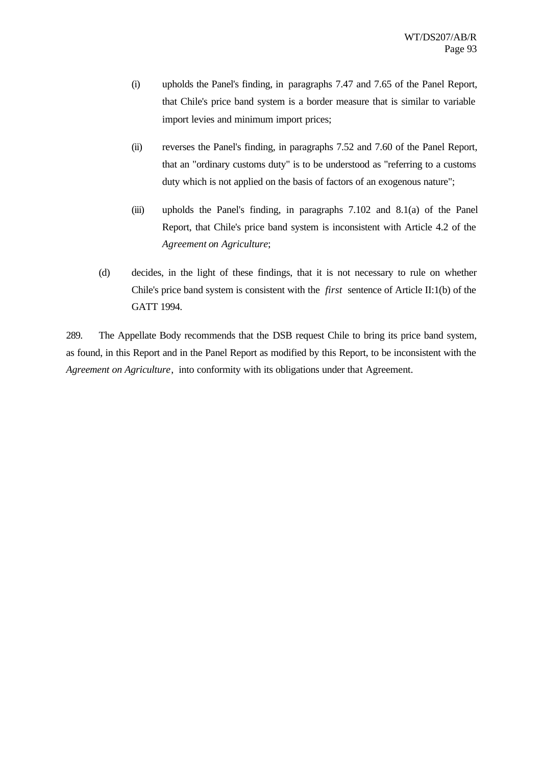(i) upholds the Panel's finding, in paragraphs 7.47 and 7.65 of the Panel Report, that Chile's price band system is a border measure that is similar to variable import levies and minimum import prices;

(ii) reverses the Panel's finding, in paragraphs 7.52 and 7.60 of the Panel Report, that an "ordinary customs duty" is to be understood as "referring to a customs duty which is not applied on the basis of factors of an exogenous nature";

(iii) upholds the Panel's finding, in paragraphs 7.102 and 8.1(a) of the Panel Report, that Chile's price band system is inconsistent with Article 4.2 of the *Agreement on Agriculture*;

(d) decides, in the light of these findings, that it is not necessary to rule on whether Chile's price band system is consistent with the *first* sentence of Article II:1(b) of the GATT 1994.

289. The Appellate Body recommends that the DSB request Chile to bring its price band system, as found, in this Report and in the Panel Report as modified by this Report, to be inconsistent with the *Agreement on Agriculture*, into conformity with its obligations under that Agreement.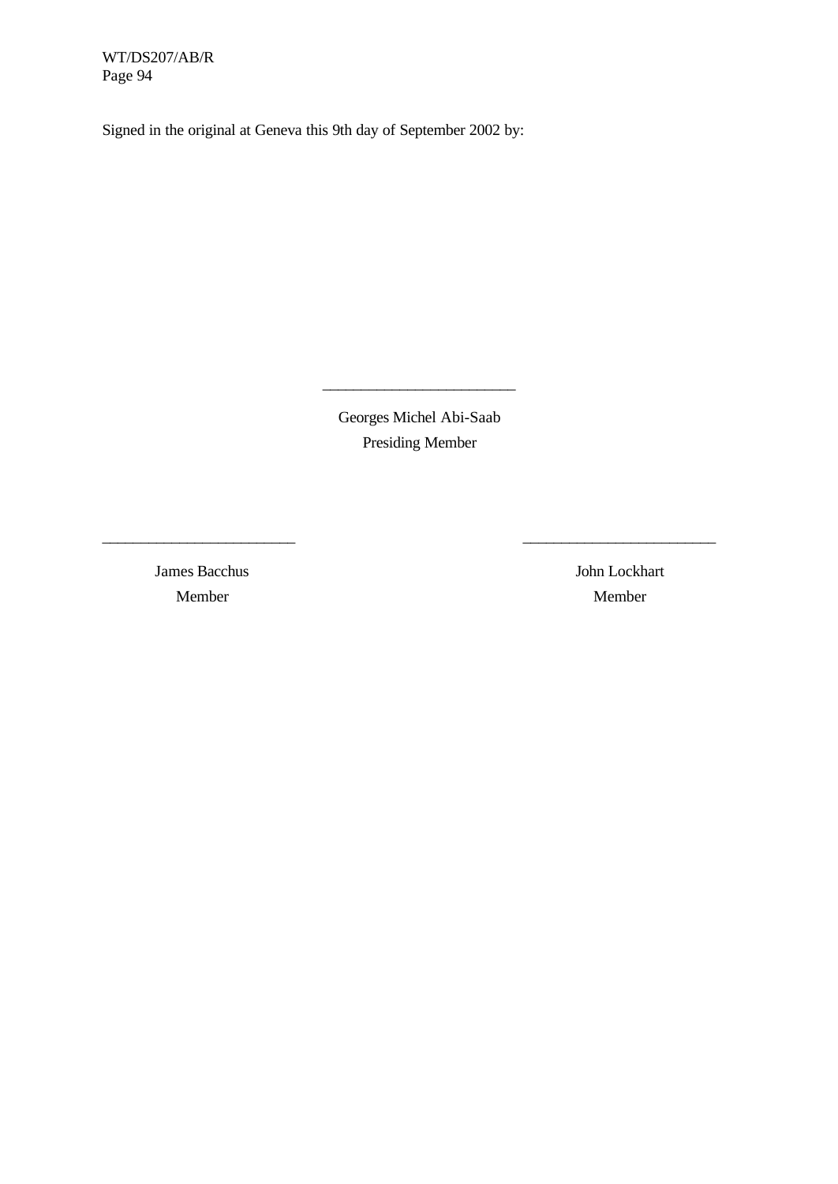Signed in the original at Geneva this 9th day of September 2002 by:

_________________________

Georges Michel Abi-Saab
Presiding Member

_________________________

James Bacchus
Member

_________________________

John Lockhart
Member